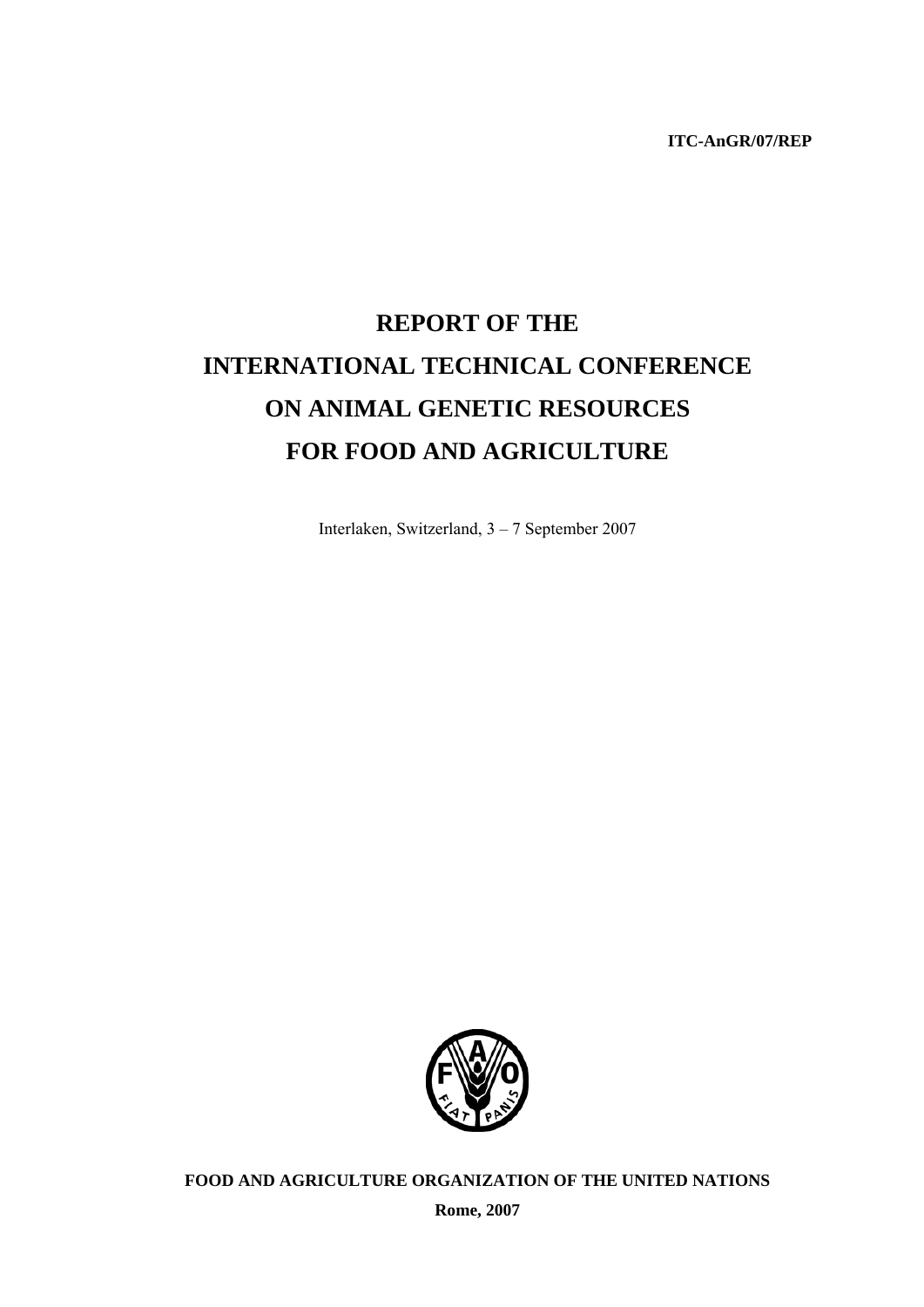**ITC-AnGR/07/REP**

# REPORT OF THE INTERNATIONAL TECHNICAL CONFERENCE ON ANIMAL GENETIC RESOURCES FOR FOOD AND AGRICULTURE

Interlaken, Switzerland, 3 – 7 September 2007

**FOOD AND AGRICULTURE ORGANIZATION OF THE UNITED NATIONS**

**Rome, 2007**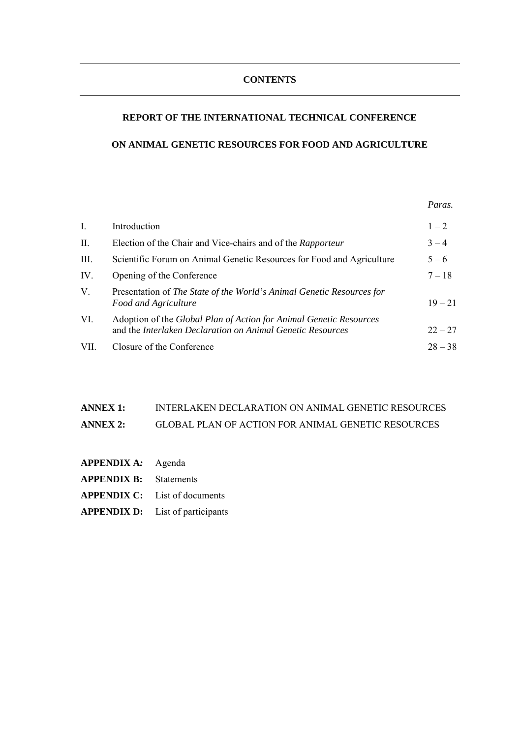# CONTENTS

## REPORT OF THE INTERNATIONAL TECHNICAL CONFERENCE ON ANIMAL GENETIC RESOURCES FOR FOOD AND AGRICULTURE

| | | *Paras.* |
|---|---|---|
| I. | Introduction | 1 – 2 |
| II. | Election of the Chair and Vice-chairs and of the *Rapporteur* | 3 – 4 |
| III. | Scientific Forum on Animal Genetic Resources for Food and Agriculture | 5 – 6 |
| IV. | Opening of the Conference | 7 – 18 |
| V. | Presentation of *The State of the World's Animal Genetic Resources for Food and Agriculture* | 19 – 21 |
| VI. | Adoption of the *Global Plan of Action for Animal Genetic Resources* and the *Interlaken Declaration on Animal Genetic Resources* | 22 – 27 |
| VII. | Closure of the Conference | 28 – 38 |

**ANNEX 1:** INTERLAKEN DECLARATION ON ANIMAL GENETIC RESOURCES

**ANNEX 2:** GLOBAL PLAN OF ACTION FOR ANIMAL GENETIC RESOURCES

**APPENDIX A:** Agenda

**APPENDIX B:** Statements

**APPENDIX C:** List of documents

**APPENDIX D:** List of participants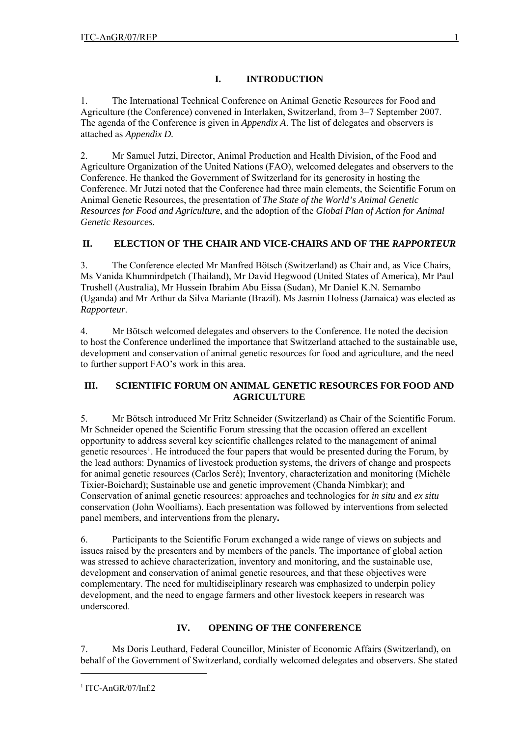## I. INTRODUCTION

1. The International Technical Conference on Animal Genetic Resources for Food and Agriculture (the Conference) convened in Interlaken, Switzerland, from 3–7 September 2007. The agenda of the Conference is given in *Appendix A*. The list of delegates and observers is attached as *Appendix D.*

2. Mr Samuel Jutzi, Director, Animal Production and Health Division, of the Food and Agriculture Organization of the United Nations (FAO), welcomed delegates and observers to the Conference. He thanked the Government of Switzerland for its generosity in hosting the Conference. Mr Jutzi noted that the Conference had three main elements, the Scientific Forum on Animal Genetic Resources, the presentation of *The State of the World's Animal Genetic Resources for Food and Agriculture*, and the adoption of the *Global Plan of Action for Animal Genetic Resources*.

## II. ELECTION OF THE CHAIR AND VICE-CHAIRS AND OF THE *RAPPORTEUR*

3. The Conference elected Mr Manfred Bötsch (Switzerland) as Chair and, as Vice Chairs, Ms Vanida Khumnirdpetch (Thailand), Mr David Hegwood (United States of America), Mr Paul Trushell (Australia), Mr Hussein Ibrahim Abu Eissa (Sudan), Mr Daniel K.N. Semambo (Uganda) and Mr Arthur da Silva Mariante (Brazil). Ms Jasmin Holness (Jamaica) was elected as *Rapporteur*.

4. Mr Bötsch welcomed delegates and observers to the Conference. He noted the decision to host the Conference underlined the importance that Switzerland attached to the sustainable use, development and conservation of animal genetic resources for food and agriculture, and the need to further support FAO's work in this area.

## III. SCIENTIFIC FORUM ON ANIMAL GENETIC RESOURCES FOR FOOD AND AGRICULTURE

5. Mr Bötsch introduced Mr Fritz Schneider (Switzerland) as Chair of the Scientific Forum. Mr Schneider opened the Scientific Forum stressing that the occasion offered an excellent opportunity to address several key scientific challenges related to the management of animal genetic resources[1]. He introduced the four papers that would be presented during the Forum, by the lead authors: Dynamics of livestock production systems, the drivers of change and prospects for animal genetic resources (Carlos Seré); Inventory, characterization and monitoring (Michèle Tixier-Boichard); Sustainable use and genetic improvement (Chanda Nimbkar); and Conservation of animal genetic resources: approaches and technologies for *in situ* and *ex situ* conservation (John Woolliams). Each presentation was followed by interventions from selected panel members, and interventions from the plenary**.**

6. Participants to the Scientific Forum exchanged a wide range of views on subjects and issues raised by the presenters and by members of the panels. The importance of global action was stressed to achieve characterization, inventory and monitoring, and the sustainable use, development and conservation of animal genetic resources, and that these objectives were complementary. The need for multidisciplinary research was emphasized to underpin policy development, and the need to engage farmers and other livestock keepers in research was underscored.

## IV. OPENING OF THE CONFERENCE

7. Ms Doris Leuthard, Federal Councillor, Minister of Economic Affairs (Switzerland), on behalf of the Government of Switzerland, cordially welcomed delegates and observers. She stated

[1] ITC-AnGR/07/Inf.2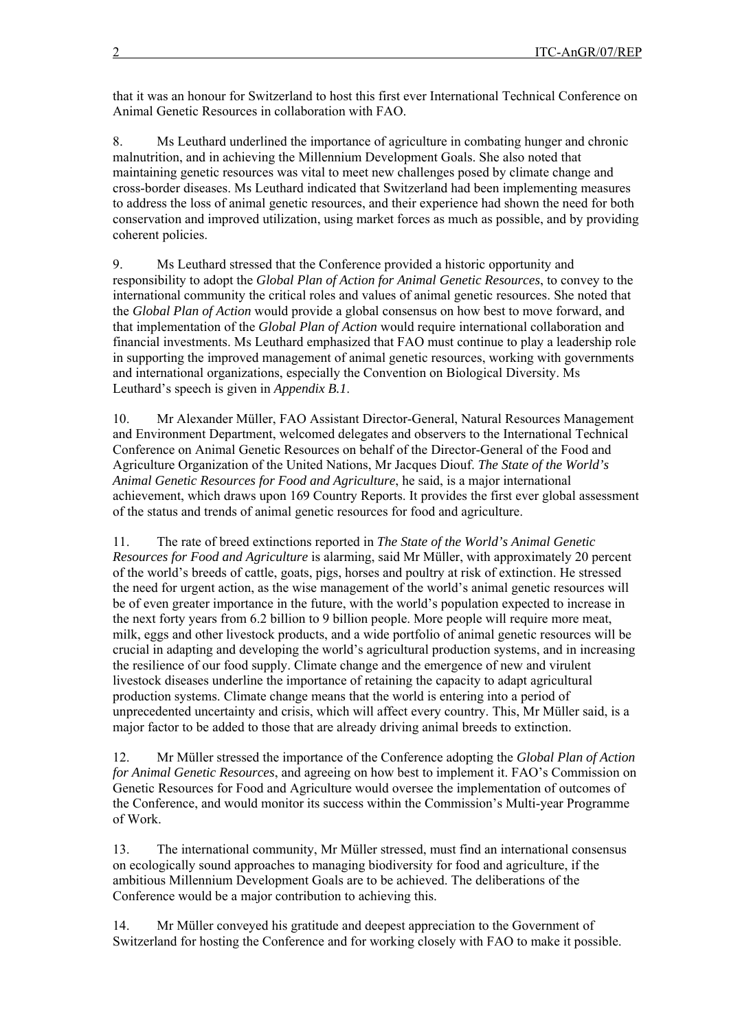that it was an honour for Switzerland to host this first ever International Technical Conference on Animal Genetic Resources in collaboration with FAO.

8. Ms Leuthard underlined the importance of agriculture in combating hunger and chronic malnutrition, and in achieving the Millennium Development Goals. She also noted that maintaining genetic resources was vital to meet new challenges posed by climate change and cross-border diseases. Ms Leuthard indicated that Switzerland had been implementing measures to address the loss of animal genetic resources, and their experience had shown the need for both conservation and improved utilization, using market forces as much as possible, and by providing coherent policies.

9. Ms Leuthard stressed that the Conference provided a historic opportunity and responsibility to adopt the *Global Plan of Action for Animal Genetic Resources*, to convey to the international community the critical roles and values of animal genetic resources. She noted that the *Global Plan of Action* would provide a global consensus on how best to move forward, and that implementation of the *Global Plan of Action* would require international collaboration and financial investments. Ms Leuthard emphasized that FAO must continue to play a leadership role in supporting the improved management of animal genetic resources, working with governments and international organizations, especially the Convention on Biological Diversity. Ms Leuthard's speech is given in *Appendix B.1*.

10. Mr Alexander Müller, FAO Assistant Director-General, Natural Resources Management and Environment Department, welcomed delegates and observers to the International Technical Conference on Animal Genetic Resources on behalf of the Director-General of the Food and Agriculture Organization of the United Nations, Mr Jacques Diouf. *The State of the World's Animal Genetic Resources for Food and Agriculture*, he said, is a major international achievement, which draws upon 169 Country Reports. It provides the first ever global assessment of the status and trends of animal genetic resources for food and agriculture.

11. The rate of breed extinctions reported in *The State of the World's Animal Genetic Resources for Food and Agriculture* is alarming, said Mr Müller, with approximately 20 percent of the world's breeds of cattle, goats, pigs, horses and poultry at risk of extinction. He stressed the need for urgent action, as the wise management of the world's animal genetic resources will be of even greater importance in the future, with the world's population expected to increase in the next forty years from 6.2 billion to 9 billion people. More people will require more meat, milk, eggs and other livestock products, and a wide portfolio of animal genetic resources will be crucial in adapting and developing the world's agricultural production systems, and in increasing the resilience of our food supply. Climate change and the emergence of new and virulent livestock diseases underline the importance of retaining the capacity to adapt agricultural production systems. Climate change means that the world is entering into a period of unprecedented uncertainty and crisis, which will affect every country. This, Mr Müller said, is a major factor to be added to those that are already driving animal breeds to extinction.

12. Mr Müller stressed the importance of the Conference adopting the *Global Plan of Action for Animal Genetic Resources*, and agreeing on how best to implement it. FAO's Commission on Genetic Resources for Food and Agriculture would oversee the implementation of outcomes of the Conference, and would monitor its success within the Commission's Multi-year Programme of Work.

13. The international community, Mr Müller stressed, must find an international consensus on ecologically sound approaches to managing biodiversity for food and agriculture, if the ambitious Millennium Development Goals are to be achieved. The deliberations of the Conference would be a major contribution to achieving this.

14. Mr Müller conveyed his gratitude and deepest appreciation to the Government of Switzerland for hosting the Conference and for working closely with FAO to make it possible.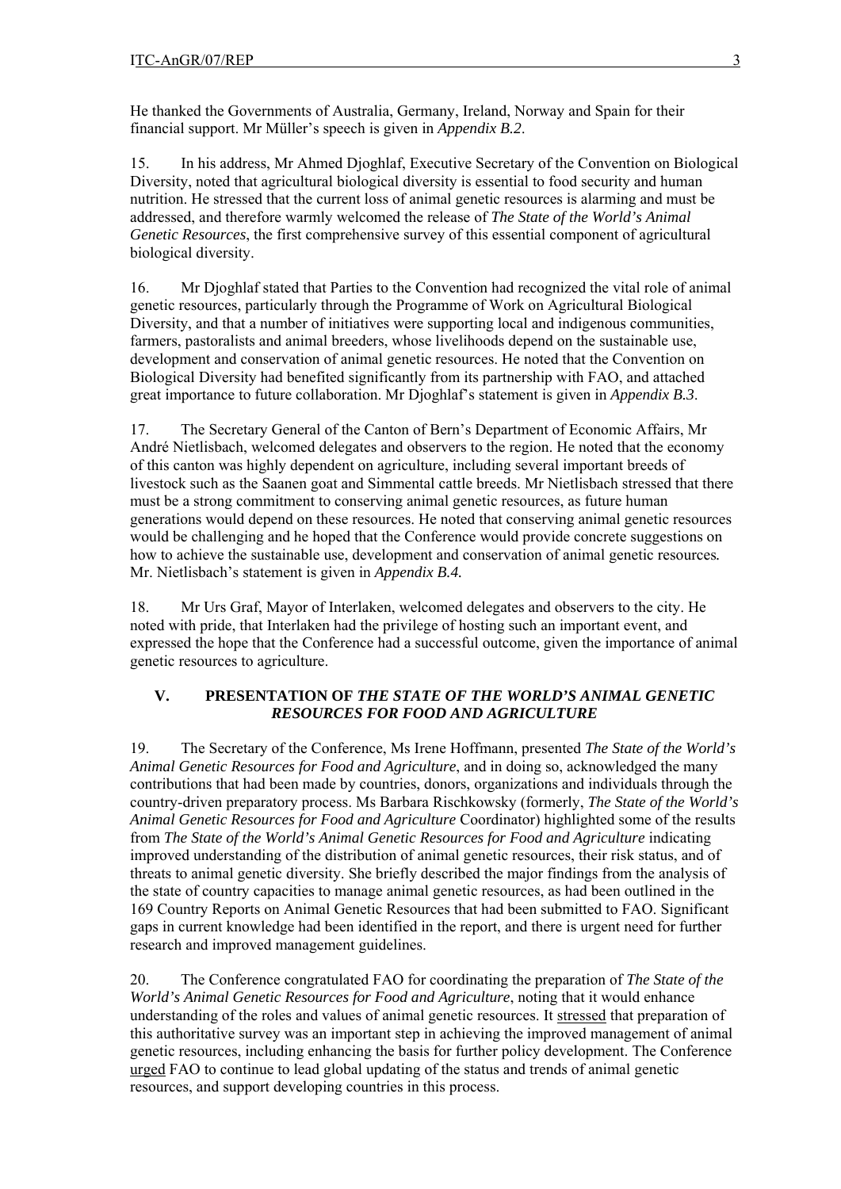He thanked the Governments of Australia, Germany, Ireland, Norway and Spain for their financial support. Mr Müller's speech is given in *Appendix B.2*.

15. In his address, Mr Ahmed Djoghlaf, Executive Secretary of the Convention on Biological Diversity, noted that agricultural biological diversity is essential to food security and human nutrition. He stressed that the current loss of animal genetic resources is alarming and must be addressed, and therefore warmly welcomed the release of *The State of the World's Animal Genetic Resources*, the first comprehensive survey of this essential component of agricultural biological diversity.

16. Mr Djoghlaf stated that Parties to the Convention had recognized the vital role of animal genetic resources, particularly through the Programme of Work on Agricultural Biological Diversity, and that a number of initiatives were supporting local and indigenous communities, farmers, pastoralists and animal breeders, whose livelihoods depend on the sustainable use, development and conservation of animal genetic resources. He noted that the Convention on Biological Diversity had benefited significantly from its partnership with FAO, and attached great importance to future collaboration. Mr Djoghlaf's statement is given in *Appendix B.3*.

17. The Secretary General of the Canton of Bern's Department of Economic Affairs, Mr André Nietlisbach, welcomed delegates and observers to the region. He noted that the economy of this canton was highly dependent on agriculture, including several important breeds of livestock such as the Saanen goat and Simmental cattle breeds. Mr Nietlisbach stressed that there must be a strong commitment to conserving animal genetic resources, as future human generations would depend on these resources. He noted that conserving animal genetic resources would be challenging and he hoped that the Conference would provide concrete suggestions on how to achieve the sustainable use, development and conservation of animal genetic resources. Mr. Nietlisbach's statement is given in *Appendix B.4.*

18. Mr Urs Graf, Mayor of Interlaken, welcomed delegates and observers to the city. He noted with pride, that Interlaken had the privilege of hosting such an important event, and expressed the hope that the Conference had a successful outcome, given the importance of animal genetic resources to agriculture.

## V. PRESENTATION OF *THE STATE OF THE WORLD'S ANIMAL GENETIC RESOURCES FOR FOOD AND AGRICULTURE*

19. The Secretary of the Conference, Ms Irene Hoffmann, presented *The State of the World's Animal Genetic Resources for Food and Agriculture*, and in doing so, acknowledged the many contributions that had been made by countries, donors, organizations and individuals through the country-driven preparatory process. Ms Barbara Rischkowsky (formerly, *The State of the World's Animal Genetic Resources for Food and Agriculture* Coordinator) highlighted some of the results from *The State of the World's Animal Genetic Resources for Food and Agriculture* indicating improved understanding of the distribution of animal genetic resources, their risk status, and of threats to animal genetic diversity. She briefly described the major findings from the analysis of the state of country capacities to manage animal genetic resources, as had been outlined in the 169 Country Reports on Animal Genetic Resources that had been submitted to FAO. Significant gaps in current knowledge had been identified in the report, and there is urgent need for further research and improved management guidelines.

20. The Conference congratulated FAO for coordinating the preparation of *The State of the World's Animal Genetic Resources for Food and Agriculture*, noting that it would enhance understanding of the roles and values of animal genetic resources. It stressed that preparation of this authoritative survey was an important step in achieving the improved management of animal genetic resources, including enhancing the basis for further policy development. The Conference urged FAO to continue to lead global updating of the status and trends of animal genetic resources, and support developing countries in this process.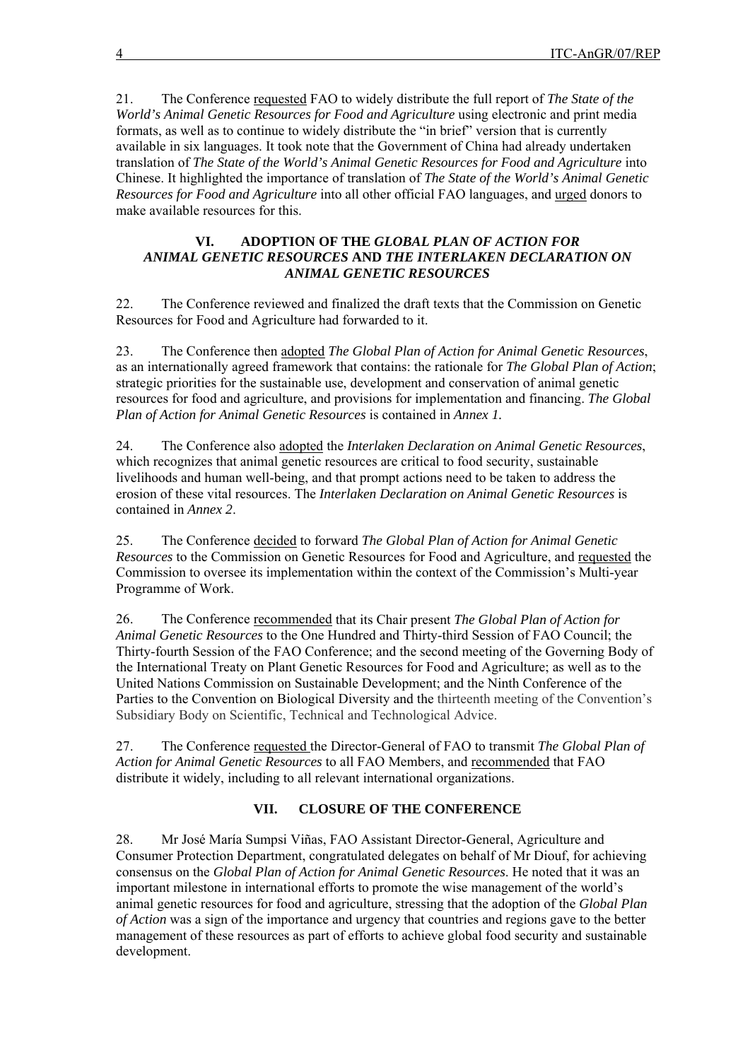21. The Conference requested FAO to widely distribute the full report of *The State of the World's Animal Genetic Resources for Food and Agriculture* using electronic and print media formats, as well as to continue to widely distribute the "in brief" version that is currently available in six languages. It took note that the Government of China had already undertaken translation of *The State of the World's Animal Genetic Resources for Food and Agriculture* into Chinese. It highlighted the importance of translation of *The State of the World's Animal Genetic Resources for Food and Agriculture* into all other official FAO languages, and urged donors to make available resources for this.

## VI. ADOPTION OF THE *GLOBAL PLAN OF ACTION FOR ANIMAL GENETIC RESOURCES* AND *THE INTERLAKEN DECLARATION ON ANIMAL GENETIC RESOURCES*

22. The Conference reviewed and finalized the draft texts that the Commission on Genetic Resources for Food and Agriculture had forwarded to it.

23. The Conference then adopted *The Global Plan of Action for Animal Genetic Resources*, as an internationally agreed framework that contains: the rationale for *The Global Plan of Action*; strategic priorities for the sustainable use, development and conservation of animal genetic resources for food and agriculture, and provisions for implementation and financing. *The Global Plan of Action for Animal Genetic Resources* is contained in *Annex 1.*

24. The Conference also adopted the *Interlaken Declaration on Animal Genetic Resources*, which recognizes that animal genetic resources are critical to food security, sustainable livelihoods and human well-being, and that prompt actions need to be taken to address the erosion of these vital resources. The *Interlaken Declaration on Animal Genetic Resources* is contained in *Annex 2*.

25. The Conference decided to forward *The Global Plan of Action for Animal Genetic Resources* to the Commission on Genetic Resources for Food and Agriculture, and requested the Commission to oversee its implementation within the context of the Commission's Multi-year Programme of Work.

26. The Conference recommended that its Chair present *The Global Plan of Action for Animal Genetic Resources* to the One Hundred and Thirty-third Session of FAO Council; the Thirty-fourth Session of the FAO Conference; and the second meeting of the Governing Body of the International Treaty on Plant Genetic Resources for Food and Agriculture; as well as to the United Nations Commission on Sustainable Development; and the Ninth Conference of the Parties to the Convention on Biological Diversity and the thirteenth meeting of the Convention's Subsidiary Body on Scientific, Technical and Technological Advice.

27. The Conference requested the Director-General of FAO to transmit *The Global Plan of Action for Animal Genetic Resources* to all FAO Members, and recommended that FAO distribute it widely, including to all relevant international organizations.

## VII. CLOSURE OF THE CONFERENCE

28. Mr José María Sumpsi Viñas, FAO Assistant Director-General, Agriculture and Consumer Protection Department, congratulated delegates on behalf of Mr Diouf, for achieving consensus on the *Global Plan of Action for Animal Genetic Resources*. He noted that it was an important milestone in international efforts to promote the wise management of the world's animal genetic resources for food and agriculture, stressing that the adoption of the *Global Plan of Action* was a sign of the importance and urgency that countries and regions gave to the better management of these resources as part of efforts to achieve global food security and sustainable development.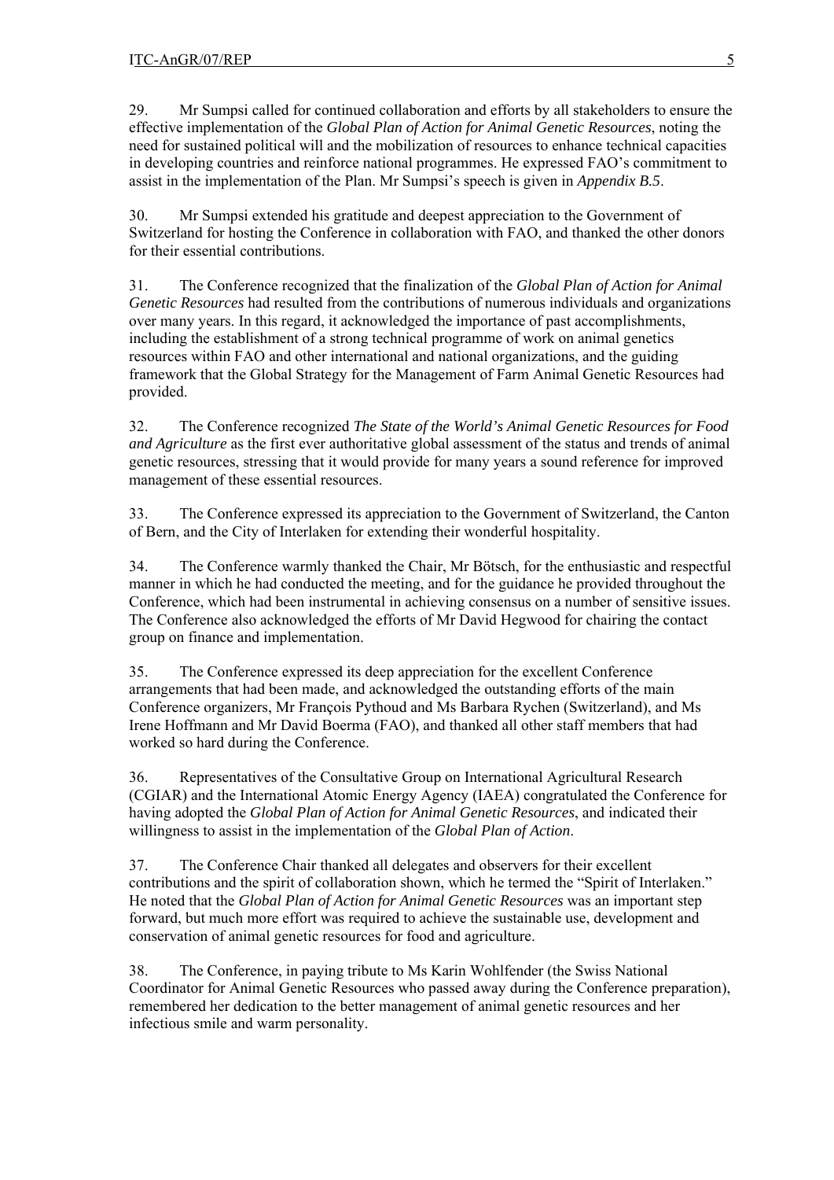29. Mr Sumpsi called for continued collaboration and efforts by all stakeholders to ensure the effective implementation of the *Global Plan of Action for Animal Genetic Resources*, noting the need for sustained political will and the mobilization of resources to enhance technical capacities in developing countries and reinforce national programmes. He expressed FAO's commitment to assist in the implementation of the Plan. Mr Sumpsi's speech is given in *Appendix B.5*.

30. Mr Sumpsi extended his gratitude and deepest appreciation to the Government of Switzerland for hosting the Conference in collaboration with FAO, and thanked the other donors for their essential contributions.

31. The Conference recognized that the finalization of the *Global Plan of Action for Animal Genetic Resources* had resulted from the contributions of numerous individuals and organizations over many years. In this regard, it acknowledged the importance of past accomplishments, including the establishment of a strong technical programme of work on animal genetics resources within FAO and other international and national organizations, and the guiding framework that the Global Strategy for the Management of Farm Animal Genetic Resources had provided.

32. The Conference recognized *The State of the World's Animal Genetic Resources for Food and Agriculture* as the first ever authoritative global assessment of the status and trends of animal genetic resources, stressing that it would provide for many years a sound reference for improved management of these essential resources.

33. The Conference expressed its appreciation to the Government of Switzerland, the Canton of Bern, and the City of Interlaken for extending their wonderful hospitality.

34. The Conference warmly thanked the Chair, Mr Bötsch, for the enthusiastic and respectful manner in which he had conducted the meeting, and for the guidance he provided throughout the Conference, which had been instrumental in achieving consensus on a number of sensitive issues. The Conference also acknowledged the efforts of Mr David Hegwood for chairing the contact group on finance and implementation.

35. The Conference expressed its deep appreciation for the excellent Conference arrangements that had been made, and acknowledged the outstanding efforts of the main Conference organizers, Mr François Pythoud and Ms Barbara Rychen (Switzerland), and Ms Irene Hoffmann and Mr David Boerma (FAO), and thanked all other staff members that had worked so hard during the Conference.

36. Representatives of the Consultative Group on International Agricultural Research (CGIAR) and the International Atomic Energy Agency (IAEA) congratulated the Conference for having adopted the *Global Plan of Action for Animal Genetic Resources*, and indicated their willingness to assist in the implementation of the *Global Plan of Action*.

37. The Conference Chair thanked all delegates and observers for their excellent contributions and the spirit of collaboration shown, which he termed the "Spirit of Interlaken." He noted that the *Global Plan of Action for Animal Genetic Resources* was an important step forward, but much more effort was required to achieve the sustainable use, development and conservation of animal genetic resources for food and agriculture.

38. The Conference, in paying tribute to Ms Karin Wohlfender (the Swiss National Coordinator for Animal Genetic Resources who passed away during the Conference preparation), remembered her dedication to the better management of animal genetic resources and her infectious smile and warm personality.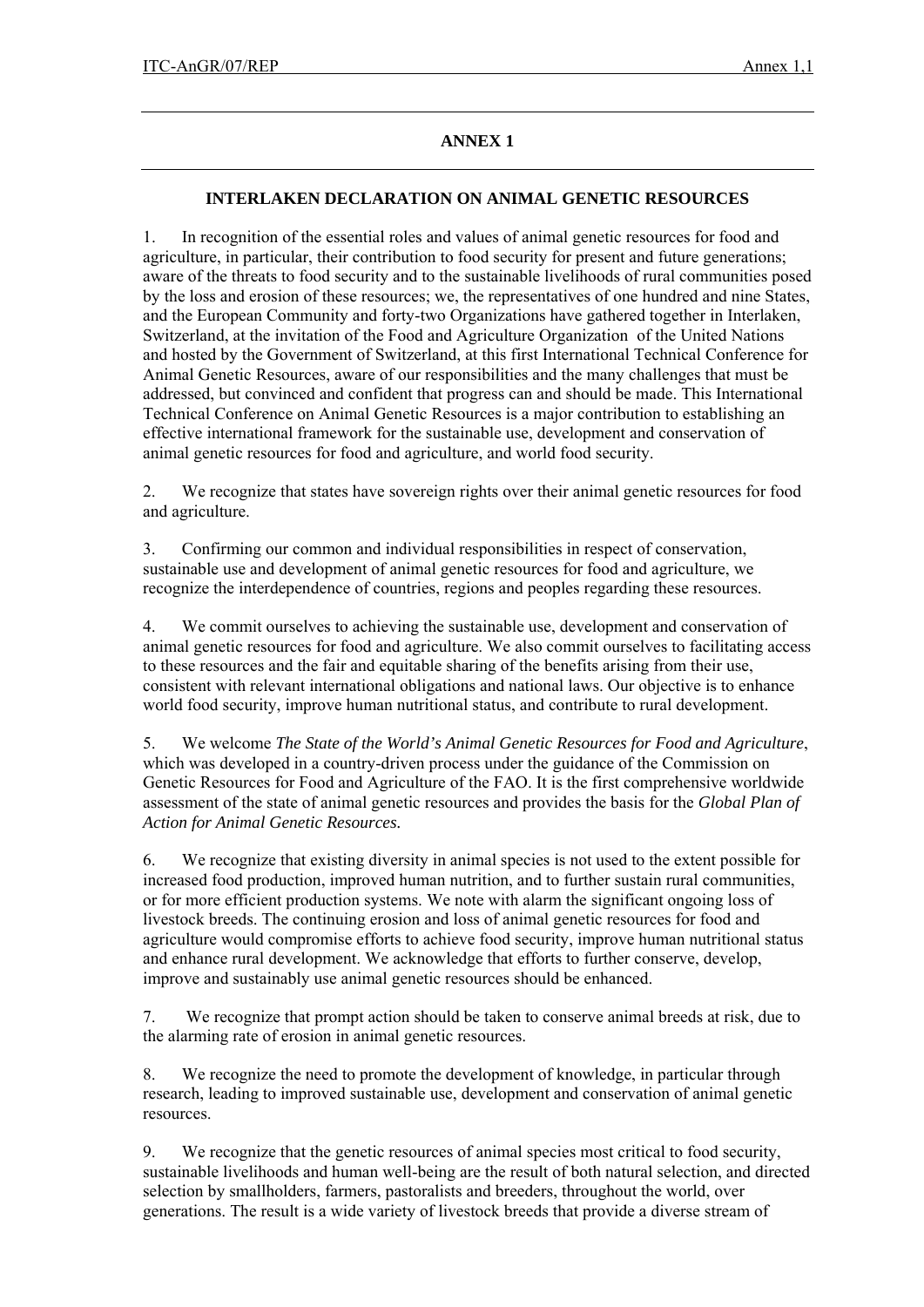# ANNEX 1

## INTERLAKEN DECLARATION ON ANIMAL GENETIC RESOURCES

1. In recognition of the essential roles and values of animal genetic resources for food and agriculture, in particular, their contribution to food security for present and future generations; aware of the threats to food security and to the sustainable livelihoods of rural communities posed by the loss and erosion of these resources; we, the representatives of one hundred and nine States, and the European Community and forty-two Organizations have gathered together in Interlaken, Switzerland, at the invitation of the Food and Agriculture Organization of the United Nations and hosted by the Government of Switzerland, at this first International Technical Conference for Animal Genetic Resources, aware of our responsibilities and the many challenges that must be addressed, but convinced and confident that progress can and should be made. This International Technical Conference on Animal Genetic Resources is a major contribution to establishing an effective international framework for the sustainable use, development and conservation of animal genetic resources for food and agriculture, and world food security.

2. We recognize that states have sovereign rights over their animal genetic resources for food and agriculture.

3. Confirming our common and individual responsibilities in respect of conservation, sustainable use and development of animal genetic resources for food and agriculture, we recognize the interdependence of countries, regions and peoples regarding these resources.

4. We commit ourselves to achieving the sustainable use, development and conservation of animal genetic resources for food and agriculture. We also commit ourselves to facilitating access to these resources and the fair and equitable sharing of the benefits arising from their use, consistent with relevant international obligations and national laws. Our objective is to enhance world food security, improve human nutritional status, and contribute to rural development.

5. We welcome *The State of the World's Animal Genetic Resources for Food and Agriculture*, which was developed in a country-driven process under the guidance of the Commission on Genetic Resources for Food and Agriculture of the FAO. It is the first comprehensive worldwide assessment of the state of animal genetic resources and provides the basis for the *Global Plan of Action for Animal Genetic Resources.*

6. We recognize that existing diversity in animal species is not used to the extent possible for increased food production, improved human nutrition, and to further sustain rural communities, or for more efficient production systems. We note with alarm the significant ongoing loss of livestock breeds. The continuing erosion and loss of animal genetic resources for food and agriculture would compromise efforts to achieve food security, improve human nutritional status and enhance rural development. We acknowledge that efforts to further conserve, develop, improve and sustainably use animal genetic resources should be enhanced.

7. We recognize that prompt action should be taken to conserve animal breeds at risk, due to the alarming rate of erosion in animal genetic resources.

8. We recognize the need to promote the development of knowledge, in particular through research, leading to improved sustainable use, development and conservation of animal genetic resources.

9. We recognize that the genetic resources of animal species most critical to food security, sustainable livelihoods and human well-being are the result of both natural selection, and directed selection by smallholders, farmers, pastoralists and breeders, throughout the world, over generations. The result is a wide variety of livestock breeds that provide a diverse stream of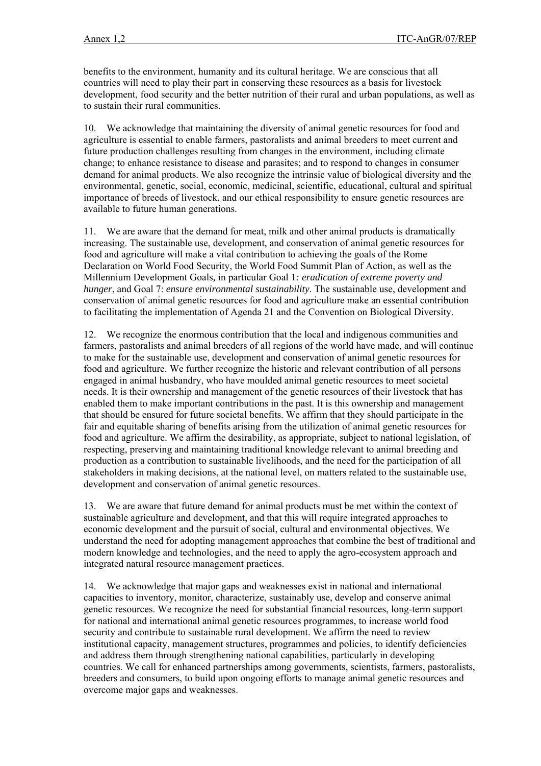benefits to the environment, humanity and its cultural heritage. We are conscious that all countries will need to play their part in conserving these resources as a basis for livestock development, food security and the better nutrition of their rural and urban populations, as well as to sustain their rural communities.

10. We acknowledge that maintaining the diversity of animal genetic resources for food and agriculture is essential to enable farmers, pastoralists and animal breeders to meet current and future production challenges resulting from changes in the environment, including climate change; to enhance resistance to disease and parasites; and to respond to changes in consumer demand for animal products. We also recognize the intrinsic value of biological diversity and the environmental, genetic, social, economic, medicinal, scientific, educational, cultural and spiritual importance of breeds of livestock, and our ethical responsibility to ensure genetic resources are available to future human generations.

11. We are aware that the demand for meat, milk and other animal products is dramatically increasing. The sustainable use, development, and conservation of animal genetic resources for food and agriculture will make a vital contribution to achieving the goals of the Rome Declaration on World Food Security, the World Food Summit Plan of Action, as well as the Millennium Development Goals, in particular Goal 1: *eradication of extreme poverty and hunger*, and Goal 7: *ensure environmental sustainability*. The sustainable use, development and conservation of animal genetic resources for food and agriculture make an essential contribution to facilitating the implementation of Agenda 21 and the Convention on Biological Diversity.

12. We recognize the enormous contribution that the local and indigenous communities and farmers, pastoralists and animal breeders of all regions of the world have made, and will continue to make for the sustainable use, development and conservation of animal genetic resources for food and agriculture. We further recognize the historic and relevant contribution of all persons engaged in animal husbandry, who have moulded animal genetic resources to meet societal needs. It is their ownership and management of the genetic resources of their livestock that has enabled them to make important contributions in the past. It is this ownership and management that should be ensured for future societal benefits. We affirm that they should participate in the fair and equitable sharing of benefits arising from the utilization of animal genetic resources for food and agriculture. We affirm the desirability, as appropriate, subject to national legislation, of respecting, preserving and maintaining traditional knowledge relevant to animal breeding and production as a contribution to sustainable livelihoods, and the need for the participation of all stakeholders in making decisions, at the national level, on matters related to the sustainable use, development and conservation of animal genetic resources.

13. We are aware that future demand for animal products must be met within the context of sustainable agriculture and development, and that this will require integrated approaches to economic development and the pursuit of social, cultural and environmental objectives. We understand the need for adopting management approaches that combine the best of traditional and modern knowledge and technologies, and the need to apply the agro-ecosystem approach and integrated natural resource management practices.

14. We acknowledge that major gaps and weaknesses exist in national and international capacities to inventory, monitor, characterize, sustainably use, develop and conserve animal genetic resources. We recognize the need for substantial financial resources, long-term support for national and international animal genetic resources programmes, to increase world food security and contribute to sustainable rural development. We affirm the need to review institutional capacity, management structures, programmes and policies, to identify deficiencies and address them through strengthening national capabilities, particularly in developing countries. We call for enhanced partnerships among governments, scientists, farmers, pastoralists, breeders and consumers, to build upon ongoing efforts to manage animal genetic resources and overcome major gaps and weaknesses.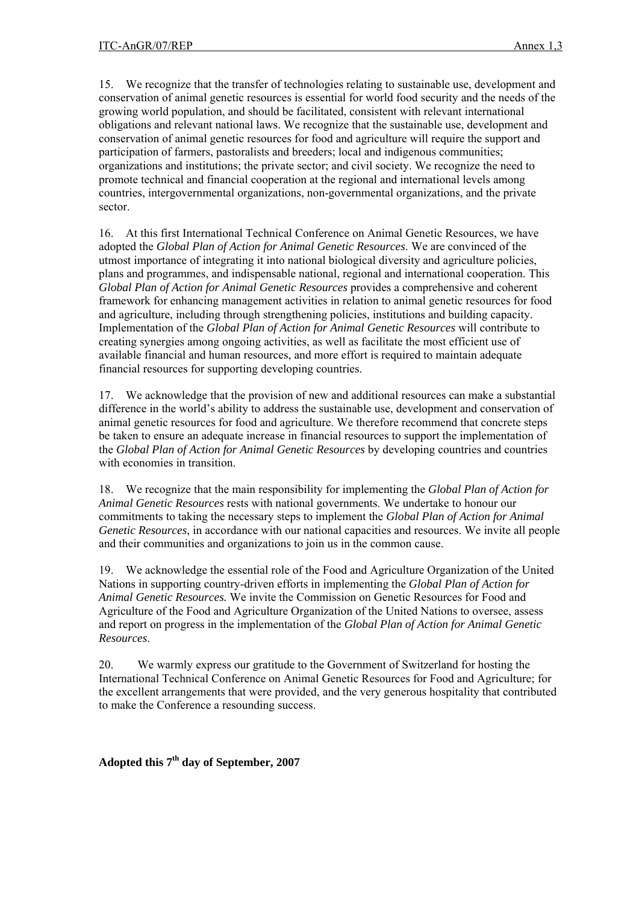15. We recognize that the transfer of technologies relating to sustainable use, development and conservation of animal genetic resources is essential for world food security and the needs of the growing world population, and should be facilitated, consistent with relevant international obligations and relevant national laws. We recognize that the sustainable use, development and conservation of animal genetic resources for food and agriculture will require the support and participation of farmers, pastoralists and breeders; local and indigenous communities; organizations and institutions; the private sector; and civil society. We recognize the need to promote technical and financial cooperation at the regional and international levels among countries, intergovernmental organizations, non-governmental organizations, and the private sector.

16. At this first International Technical Conference on Animal Genetic Resources, we have adopted the *Global Plan of Action for Animal Genetic Resources*. We are convinced of the utmost importance of integrating it into national biological diversity and agriculture policies, plans and programmes, and indispensable national, regional and international cooperation. This *Global Plan of Action for Animal Genetic Resources* provides a comprehensive and coherent framework for enhancing management activities in relation to animal genetic resources for food and agriculture, including through strengthening policies, institutions and building capacity. Implementation of the *Global Plan of Action for Animal Genetic Resources* will contribute to creating synergies among ongoing activities, as well as facilitate the most efficient use of available financial and human resources, and more effort is required to maintain adequate financial resources for supporting developing countries.

17. We acknowledge that the provision of new and additional resources can make a substantial difference in the world's ability to address the sustainable use, development and conservation of animal genetic resources for food and agriculture. We therefore recommend that concrete steps be taken to ensure an adequate increase in financial resources to support the implementation of the *Global Plan of Action for Animal Genetic Resources* by developing countries and countries with economies in transition.

18. We recognize that the main responsibility for implementing the *Global Plan of Action for Animal Genetic Resources* rests with national governments. We undertake to honour our commitments to taking the necessary steps to implement the *Global Plan of Action for Animal Genetic Resources*, in accordance with our national capacities and resources. We invite all people and their communities and organizations to join us in the common cause.

19. We acknowledge the essential role of the Food and Agriculture Organization of the United Nations in supporting country-driven efforts in implementing the *Global Plan of Action for Animal Genetic Resources.* We invite the Commission on Genetic Resources for Food and Agriculture of the Food and Agriculture Organization of the United Nations to oversee, assess and report on progress in the implementation of the *Global Plan of Action for Animal Genetic Resources*.

20. We warmly express our gratitude to the Government of Switzerland for hosting the International Technical Conference on Animal Genetic Resources for Food and Agriculture; for the excellent arrangements that were provided, and the very generous hospitality that contributed to make the Conference a resounding success.

**Adopted this 7th day of September, 2007**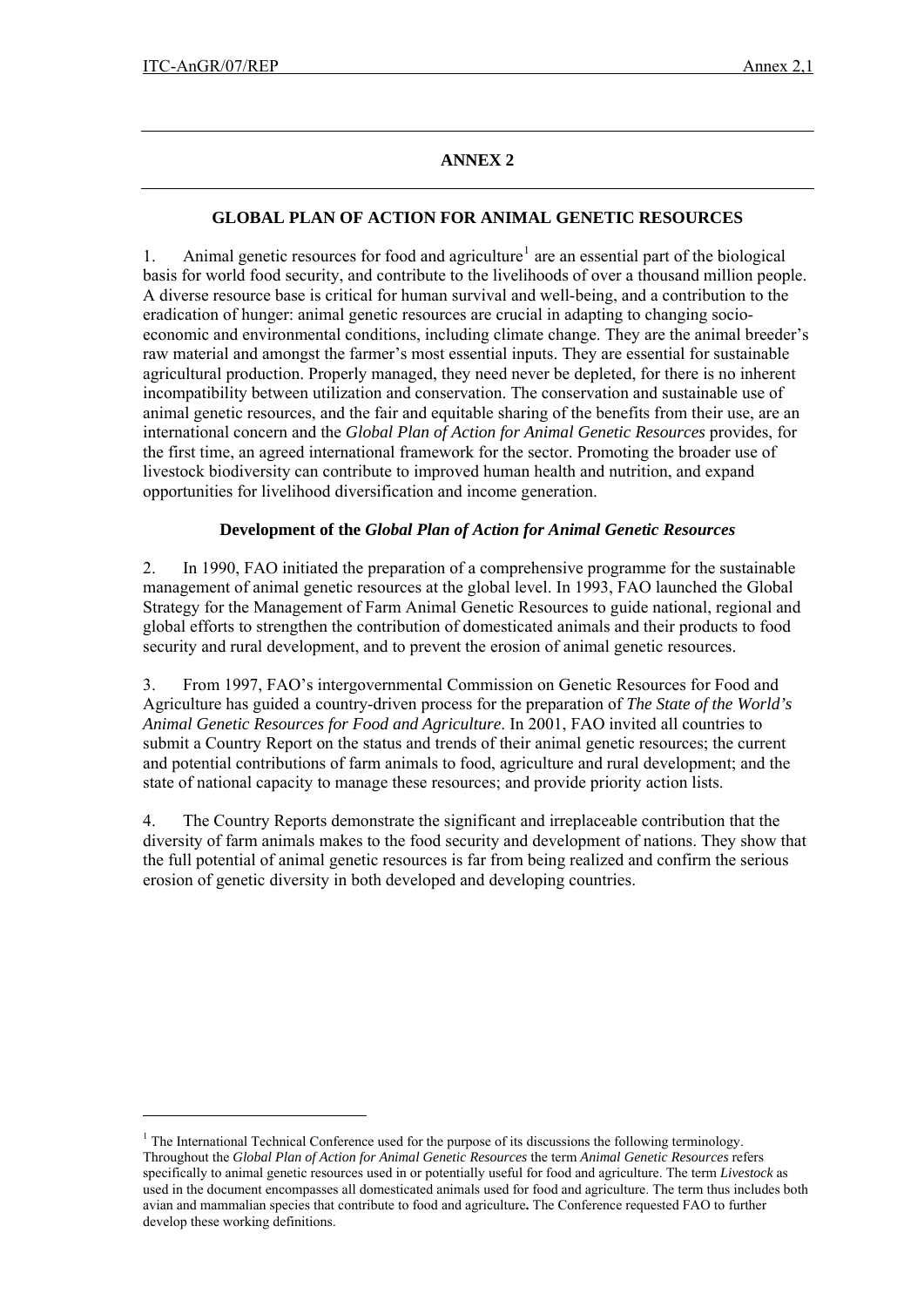# ANNEX 2

## GLOBAL PLAN OF ACTION FOR ANIMAL GENETIC RESOURCES

1. Animal genetic resources for food and agriculture[1] are an essential part of the biological basis for world food security, and contribute to the livelihoods of over a thousand million people. A diverse resource base is critical for human survival and well-being, and a contribution to the eradication of hunger: animal genetic resources are crucial in adapting to changing socio-economic and environmental conditions, including climate change. They are the animal breeder's raw material and amongst the farmer's most essential inputs. They are essential for sustainable agricultural production. Properly managed, they need never be depleted, for there is no inherent incompatibility between utilization and conservation. The conservation and sustainable use of animal genetic resources, and the fair and equitable sharing of the benefits from their use, are an international concern and the *Global Plan of Action for Animal Genetic Resources* provides, for the first time, an agreed international framework for the sector. Promoting the broader use of livestock biodiversity can contribute to improved human health and nutrition, and expand opportunities for livelihood diversification and income generation.

### Development of the *Global Plan of Action for Animal Genetic Resources*

2. In 1990, FAO initiated the preparation of a comprehensive programme for the sustainable management of animal genetic resources at the global level. In 1993, FAO launched the Global Strategy for the Management of Farm Animal Genetic Resources to guide national, regional and global efforts to strengthen the contribution of domesticated animals and their products to food security and rural development, and to prevent the erosion of animal genetic resources.

3. From 1997, FAO's intergovernmental Commission on Genetic Resources for Food and Agriculture has guided a country-driven process for the preparation of *The State of the World's Animal Genetic Resources for Food and Agriculture*. In 2001, FAO invited all countries to submit a Country Report on the status and trends of their animal genetic resources; the current and potential contributions of farm animals to food, agriculture and rural development; and the state of national capacity to manage these resources; and provide priority action lists.

4. The Country Reports demonstrate the significant and irreplaceable contribution that the diversity of farm animals makes to the food security and development of nations. They show that the full potential of animal genetic resources is far from being realized and confirm the serious erosion of genetic diversity in both developed and developing countries.

---

[1] The International Technical Conference used for the purpose of its discussions the following terminology. Throughout the *Global Plan of Action for Animal Genetic Resources* the term *Animal Genetic Resources* refers specifically to animal genetic resources used in or potentially useful for food and agriculture. The term *Livestock* as used in the document encompasses all domesticated animals used for food and agriculture. The term thus includes both avian and mammalian species that contribute to food and agriculture**.** The Conference requested FAO to further develop these working definitions.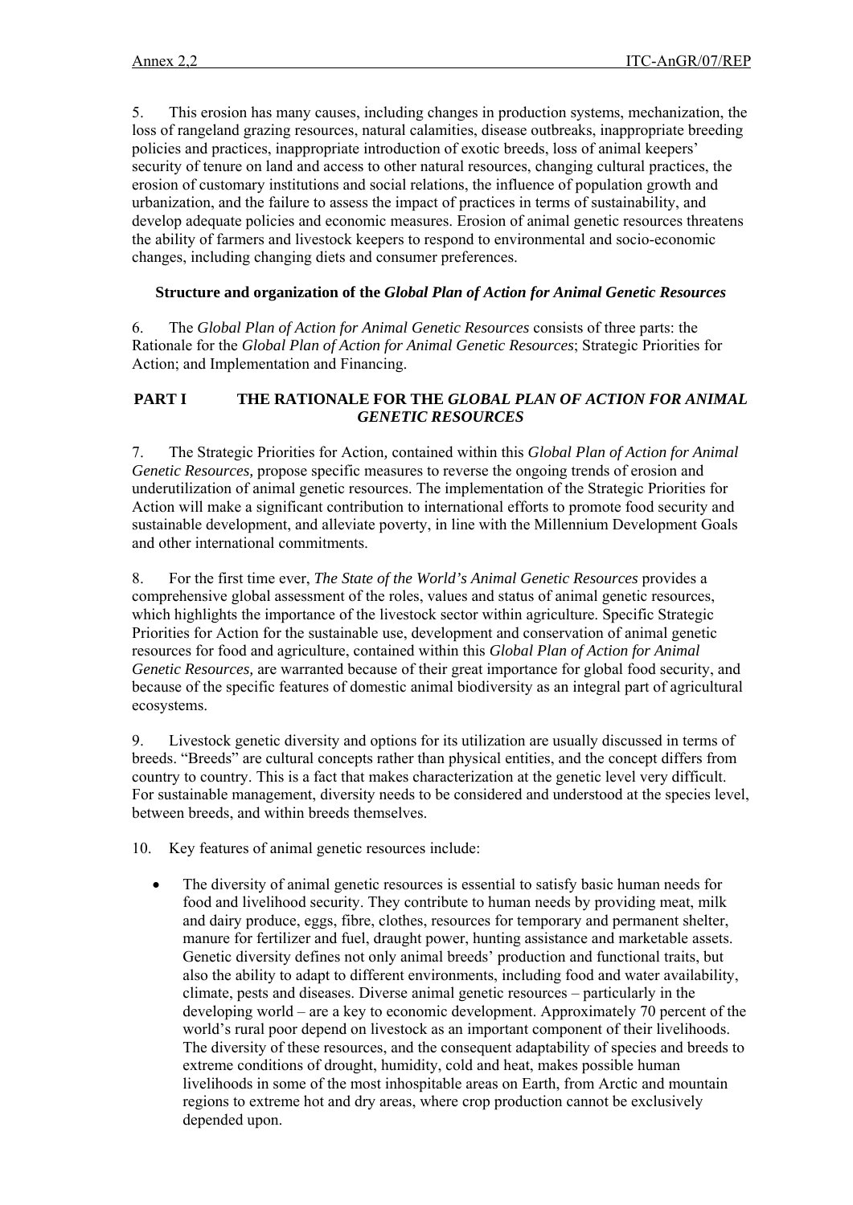5. This erosion has many causes, including changes in production systems, mechanization, the loss of rangeland grazing resources, natural calamities, disease outbreaks, inappropriate breeding policies and practices, inappropriate introduction of exotic breeds, loss of animal keepers' security of tenure on land and access to other natural resources, changing cultural practices, the erosion of customary institutions and social relations, the influence of population growth and urbanization, and the failure to assess the impact of practices in terms of sustainability, and develop adequate policies and economic measures. Erosion of animal genetic resources threatens the ability of farmers and livestock keepers to respond to environmental and socio-economic changes, including changing diets and consumer preferences.

### Structure and organization of the *Global Plan of Action for Animal Genetic Resources*

6. The *Global Plan of Action for Animal Genetic Resources* consists of three parts: the Rationale for the *Global Plan of Action for Animal Genetic Resources*; Strategic Priorities for Action; and Implementation and Financing.

## PART I THE RATIONALE FOR THE *GLOBAL PLAN OF ACTION FOR ANIMAL GENETIC RESOURCES*

7. The Strategic Priorities for Action, contained within this *Global Plan of Action for Animal Genetic Resources,* propose specific measures to reverse the ongoing trends of erosion and underutilization of animal genetic resources. The implementation of the Strategic Priorities for Action will make a significant contribution to international efforts to promote food security and sustainable development, and alleviate poverty, in line with the Millennium Development Goals and other international commitments.

8. For the first time ever, *The State of the World's Animal Genetic Resources* provides a comprehensive global assessment of the roles, values and status of animal genetic resources, which highlights the importance of the livestock sector within agriculture. Specific Strategic Priorities for Action for the sustainable use, development and conservation of animal genetic resources for food and agriculture, contained within this *Global Plan of Action for Animal Genetic Resources,* are warranted because of their great importance for global food security, and because of the specific features of domestic animal biodiversity as an integral part of agricultural ecosystems.

9. Livestock genetic diversity and options for its utilization are usually discussed in terms of breeds. "Breeds" are cultural concepts rather than physical entities, and the concept differs from country to country. This is a fact that makes characterization at the genetic level very difficult. For sustainable management, diversity needs to be considered and understood at the species level, between breeds, and within breeds themselves.

10. Key features of animal genetic resources include:

- The diversity of animal genetic resources is essential to satisfy basic human needs for food and livelihood security. They contribute to human needs by providing meat, milk and dairy produce, eggs, fibre, clothes, resources for temporary and permanent shelter, manure for fertilizer and fuel, draught power, hunting assistance and marketable assets. Genetic diversity defines not only animal breeds' production and functional traits, but also the ability to adapt to different environments, including food and water availability, climate, pests and diseases. Diverse animal genetic resources – particularly in the developing world – are a key to economic development. Approximately 70 percent of the world's rural poor depend on livestock as an important component of their livelihoods. The diversity of these resources, and the consequent adaptability of species and breeds to extreme conditions of drought, humidity, cold and heat, makes possible human livelihoods in some of the most inhospitable areas on Earth, from Arctic and mountain regions to extreme hot and dry areas, where crop production cannot be exclusively depended upon.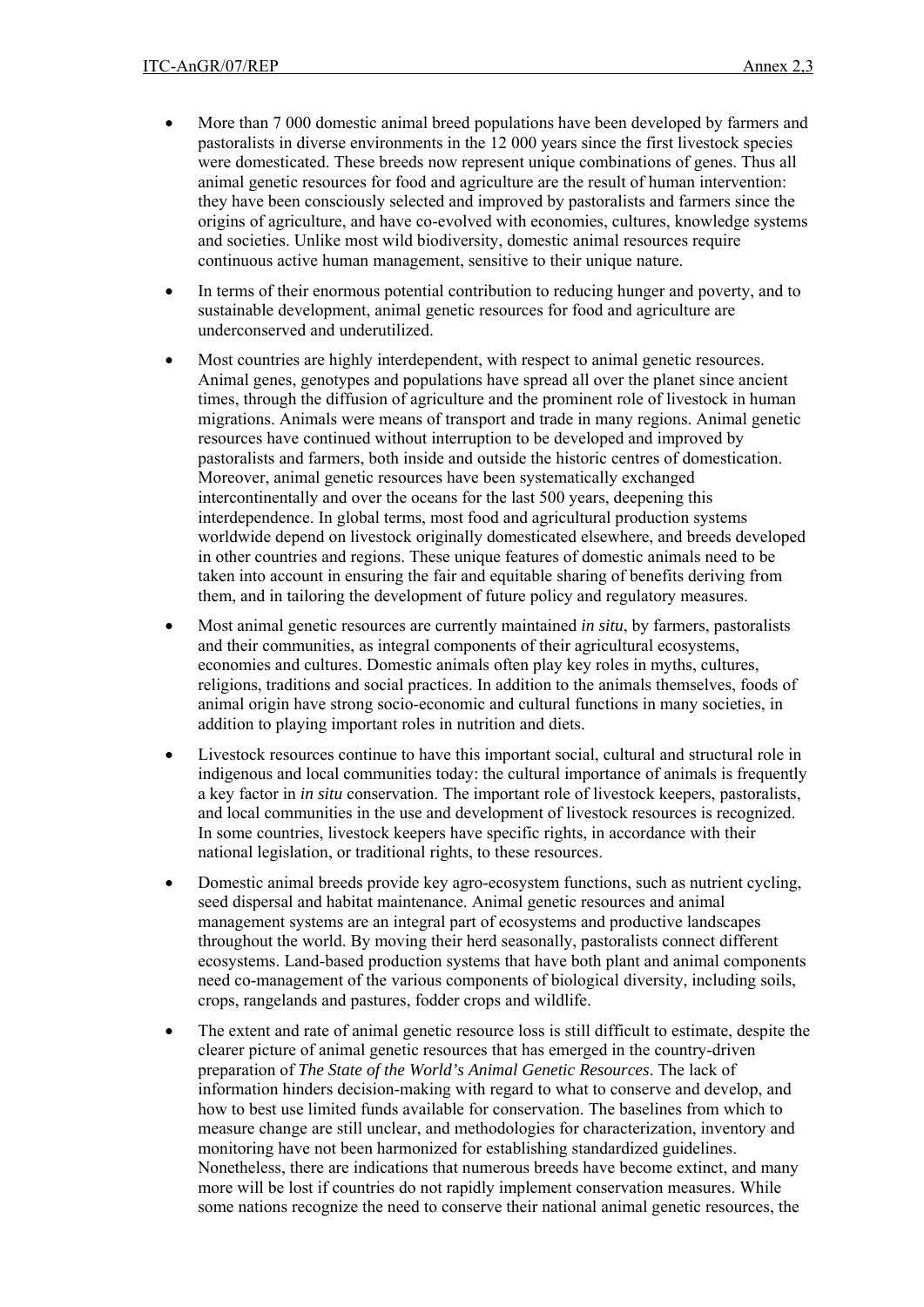- More than 7 000 domestic animal breed populations have been developed by farmers and pastoralists in diverse environments in the 12 000 years since the first livestock species were domesticated. These breeds now represent unique combinations of genes. Thus all animal genetic resources for food and agriculture are the result of human intervention: they have been consciously selected and improved by pastoralists and farmers since the origins of agriculture, and have co-evolved with economies, cultures, knowledge systems and societies. Unlike most wild biodiversity, domestic animal resources require continuous active human management, sensitive to their unique nature.

- In terms of their enormous potential contribution to reducing hunger and poverty, and to sustainable development, animal genetic resources for food and agriculture are underconserved and underutilized.

- Most countries are highly interdependent, with respect to animal genetic resources. Animal genes, genotypes and populations have spread all over the planet since ancient times, through the diffusion of agriculture and the prominent role of livestock in human migrations. Animals were means of transport and trade in many regions. Animal genetic resources have continued without interruption to be developed and improved by pastoralists and farmers, both inside and outside the historic centres of domestication. Moreover, animal genetic resources have been systematically exchanged intercontinentally and over the oceans for the last 500 years, deepening this interdependence. In global terms, most food and agricultural production systems worldwide depend on livestock originally domesticated elsewhere, and breeds developed in other countries and regions. These unique features of domestic animals need to be taken into account in ensuring the fair and equitable sharing of benefits deriving from them, and in tailoring the development of future policy and regulatory measures.

- Most animal genetic resources are currently maintained *in situ*, by farmers, pastoralists and their communities, as integral components of their agricultural ecosystems, economies and cultures. Domestic animals often play key roles in myths, cultures, religions, traditions and social practices. In addition to the animals themselves, foods of animal origin have strong socio-economic and cultural functions in many societies, in addition to playing important roles in nutrition and diets.

- Livestock resources continue to have this important social, cultural and structural role in indigenous and local communities today: the cultural importance of animals is frequently a key factor in *in situ* conservation. The important role of livestock keepers, pastoralists, and local communities in the use and development of livestock resources is recognized. In some countries, livestock keepers have specific rights, in accordance with their national legislation, or traditional rights, to these resources.

- Domestic animal breeds provide key agro-ecosystem functions, such as nutrient cycling, seed dispersal and habitat maintenance. Animal genetic resources and animal management systems are an integral part of ecosystems and productive landscapes throughout the world. By moving their herd seasonally, pastoralists connect different ecosystems. Land-based production systems that have both plant and animal components need co-management of the various components of biological diversity, including soils, crops, rangelands and pastures, fodder crops and wildlife.

- The extent and rate of animal genetic resource loss is still difficult to estimate, despite the clearer picture of animal genetic resources that has emerged in the country-driven preparation of *The State of the World's Animal Genetic Resources*. The lack of information hinders decision-making with regard to what to conserve and develop, and how to best use limited funds available for conservation. The baselines from which to measure change are still unclear, and methodologies for characterization, inventory and monitoring have not been harmonized for establishing standardized guidelines. Nonetheless, there are indications that numerous breeds have become extinct, and many more will be lost if countries do not rapidly implement conservation measures. While some nations recognize the need to conserve their national animal genetic resources, the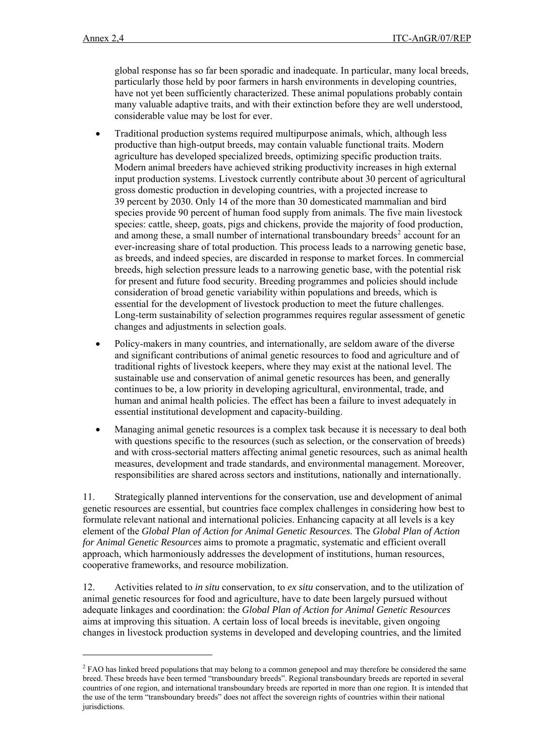global response has so far been sporadic and inadequate. In particular, many local breeds, particularly those held by poor farmers in harsh environments in developing countries, have not yet been sufficiently characterized. These animal populations probably contain many valuable adaptive traits, and with their extinction before they are well understood, considerable value may be lost for ever.

- Traditional production systems required multipurpose animals, which, although less productive than high-output breeds, may contain valuable functional traits. Modern agriculture has developed specialized breeds, optimizing specific production traits. Modern animal breeders have achieved striking productivity increases in high external input production systems. Livestock currently contribute about 30 percent of agricultural gross domestic production in developing countries, with a projected increase to 39 percent by 2030. Only 14 of the more than 30 domesticated mammalian and bird species provide 90 percent of human food supply from animals. The five main livestock species: cattle, sheep, goats, pigs and chickens, provide the majority of food production, and among these, a small number of international transboundary breeds[2] account for an ever-increasing share of total production. This process leads to a narrowing genetic base, as breeds, and indeed species, are discarded in response to market forces. In commercial breeds, high selection pressure leads to a narrowing genetic base, with the potential risk for present and future food security. Breeding programmes and policies should include consideration of broad genetic variability within populations and breeds, which is essential for the development of livestock production to meet the future challenges. Long-term sustainability of selection programmes requires regular assessment of genetic changes and adjustments in selection goals.
- Policy-makers in many countries, and internationally, are seldom aware of the diverse and significant contributions of animal genetic resources to food and agriculture and of traditional rights of livestock keepers, where they may exist at the national level. The sustainable use and conservation of animal genetic resources has been, and generally continues to be, a low priority in developing agricultural, environmental, trade, and human and animal health policies. The effect has been a failure to invest adequately in essential institutional development and capacity-building.
- Managing animal genetic resources is a complex task because it is necessary to deal both with questions specific to the resources (such as selection, or the conservation of breeds) and with cross-sectorial matters affecting animal genetic resources, such as animal health measures, development and trade standards, and environmental management. Moreover, responsibilities are shared across sectors and institutions, nationally and internationally.

11. Strategically planned interventions for the conservation, use and development of animal genetic resources are essential, but countries face complex challenges in considering how best to formulate relevant national and international policies. Enhancing capacity at all levels is a key element of the *Global Plan of Action for Animal Genetic Resources*. The *Global Plan of Action for Animal Genetic Resources* aims to promote a pragmatic, systematic and efficient overall approach, which harmoniously addresses the development of institutions, human resources, cooperative frameworks, and resource mobilization.

12. Activities related to *in situ* conservation, to *ex situ* conservation, and to the utilization of animal genetic resources for food and agriculture, have to date been largely pursued without adequate linkages and coordination: the *Global Plan of Action for Animal Genetic Resources* aims at improving this situation. A certain loss of local breeds is inevitable, given ongoing changes in livestock production systems in developed and developing countries, and the limited

[2] FAO has linked breed populations that may belong to a common genepool and may therefore be considered the same breed. These breeds have been termed "transboundary breeds". Regional transboundary breeds are reported in several countries of one region, and international transboundary breeds are reported in more than one region. It is intended that the use of the term "transboundary breeds" does not affect the sovereign rights of countries within their national jurisdictions.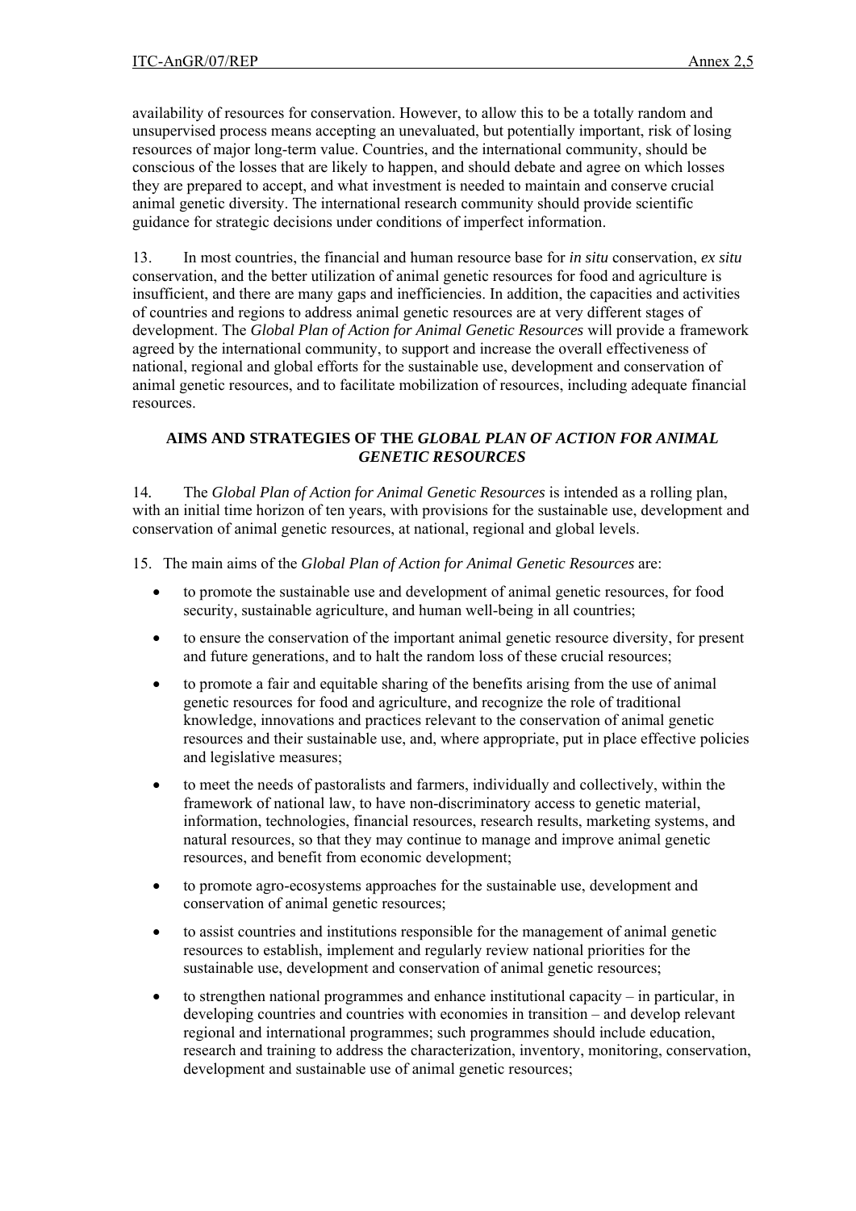availability of resources for conservation. However, to allow this to be a totally random and unsupervised process means accepting an unevaluated, but potentially important, risk of losing resources of major long-term value. Countries, and the international community, should be conscious of the losses that are likely to happen, and should debate and agree on which losses they are prepared to accept, and what investment is needed to maintain and conserve crucial animal genetic diversity. The international research community should provide scientific guidance for strategic decisions under conditions of imperfect information.

13. In most countries, the financial and human resource base for *in situ* conservation, *ex situ* conservation, and the better utilization of animal genetic resources for food and agriculture is insufficient, and there are many gaps and inefficiencies. In addition, the capacities and activities of countries and regions to address animal genetic resources are at very different stages of development. The *Global Plan of Action for Animal Genetic Resources* will provide a framework agreed by the international community, to support and increase the overall effectiveness of national, regional and global efforts for the sustainable use, development and conservation of animal genetic resources, and to facilitate mobilization of resources, including adequate financial resources.

## AIMS AND STRATEGIES OF THE *GLOBAL PLAN OF ACTION FOR ANIMAL GENETIC RESOURCES*

14. The *Global Plan of Action for Animal Genetic Resources* is intended as a rolling plan, with an initial time horizon of ten years, with provisions for the sustainable use, development and conservation of animal genetic resources, at national, regional and global levels.

15. The main aims of the *Global Plan of Action for Animal Genetic Resources* are:

- to promote the sustainable use and development of animal genetic resources, for food security, sustainable agriculture, and human well-being in all countries;
- to ensure the conservation of the important animal genetic resource diversity, for present and future generations, and to halt the random loss of these crucial resources;
- to promote a fair and equitable sharing of the benefits arising from the use of animal genetic resources for food and agriculture, and recognize the role of traditional knowledge, innovations and practices relevant to the conservation of animal genetic resources and their sustainable use, and, where appropriate, put in place effective policies and legislative measures;
- to meet the needs of pastoralists and farmers, individually and collectively, within the framework of national law, to have non-discriminatory access to genetic material, information, technologies, financial resources, research results, marketing systems, and natural resources, so that they may continue to manage and improve animal genetic resources, and benefit from economic development;
- to promote agro-ecosystems approaches for the sustainable use, development and conservation of animal genetic resources;
- to assist countries and institutions responsible for the management of animal genetic resources to establish, implement and regularly review national priorities for the sustainable use, development and conservation of animal genetic resources;
- to strengthen national programmes and enhance institutional capacity – in particular, in developing countries and countries with economies in transition – and develop relevant regional and international programmes; such programmes should include education, research and training to address the characterization, inventory, monitoring, conservation, development and sustainable use of animal genetic resources;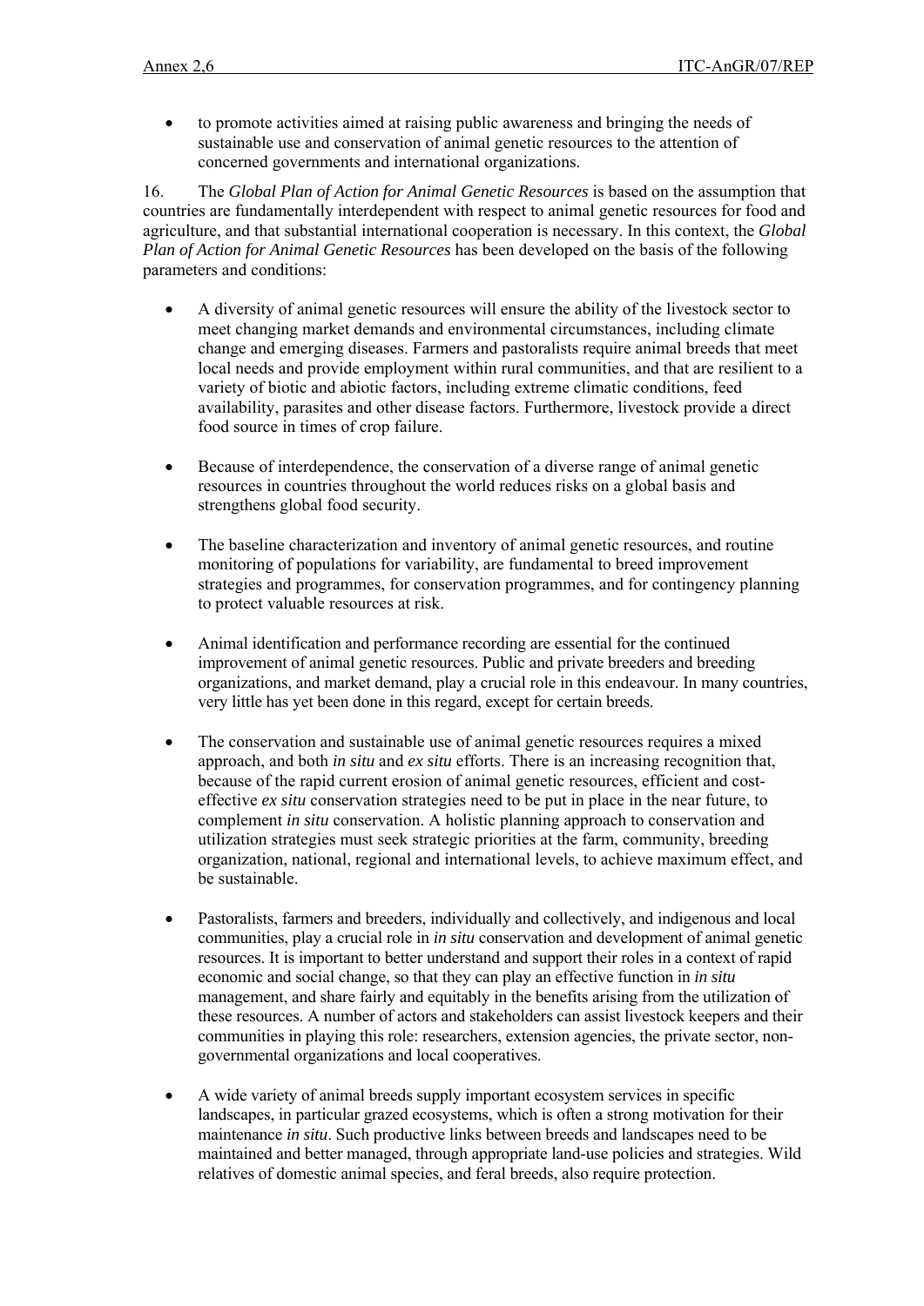- to promote activities aimed at raising public awareness and bringing the needs of sustainable use and conservation of animal genetic resources to the attention of concerned governments and international organizations.

16. The *Global Plan of Action for Animal Genetic Resources* is based on the assumption that countries are fundamentally interdependent with respect to animal genetic resources for food and agriculture, and that substantial international cooperation is necessary. In this context, the *Global Plan of Action for Animal Genetic Resources* has been developed on the basis of the following parameters and conditions:

- A diversity of animal genetic resources will ensure the ability of the livestock sector to meet changing market demands and environmental circumstances, including climate change and emerging diseases. Farmers and pastoralists require animal breeds that meet local needs and provide employment within rural communities, and that are resilient to a variety of biotic and abiotic factors, including extreme climatic conditions, feed availability, parasites and other disease factors. Furthermore, livestock provide a direct food source in times of crop failure.

- Because of interdependence, the conservation of a diverse range of animal genetic resources in countries throughout the world reduces risks on a global basis and strengthens global food security.

- The baseline characterization and inventory of animal genetic resources, and routine monitoring of populations for variability, are fundamental to breed improvement strategies and programmes, for conservation programmes, and for contingency planning to protect valuable resources at risk.

- Animal identification and performance recording are essential for the continued improvement of animal genetic resources. Public and private breeders and breeding organizations, and market demand, play a crucial role in this endeavour. In many countries, very little has yet been done in this regard, except for certain breeds.

- The conservation and sustainable use of animal genetic resources requires a mixed approach, and both *in situ* and *ex situ* efforts. There is an increasing recognition that, because of the rapid current erosion of animal genetic resources, efficient and cost-effective *ex situ* conservation strategies need to be put in place in the near future, to complement *in situ* conservation. A holistic planning approach to conservation and utilization strategies must seek strategic priorities at the farm, community, breeding organization, national, regional and international levels, to achieve maximum effect, and be sustainable.

- Pastoralists, farmers and breeders, individually and collectively, and indigenous and local communities, play a crucial role in *in situ* conservation and development of animal genetic resources. It is important to better understand and support their roles in a context of rapid economic and social change, so that they can play an effective function in *in situ* management, and share fairly and equitably in the benefits arising from the utilization of these resources. A number of actors and stakeholders can assist livestock keepers and their communities in playing this role: researchers, extension agencies, the private sector, non-governmental organizations and local cooperatives.

- A wide variety of animal breeds supply important ecosystem services in specific landscapes, in particular grazed ecosystems, which is often a strong motivation for their maintenance *in situ*. Such productive links between breeds and landscapes need to be maintained and better managed, through appropriate land-use policies and strategies. Wild relatives of domestic animal species, and feral breeds, also require protection.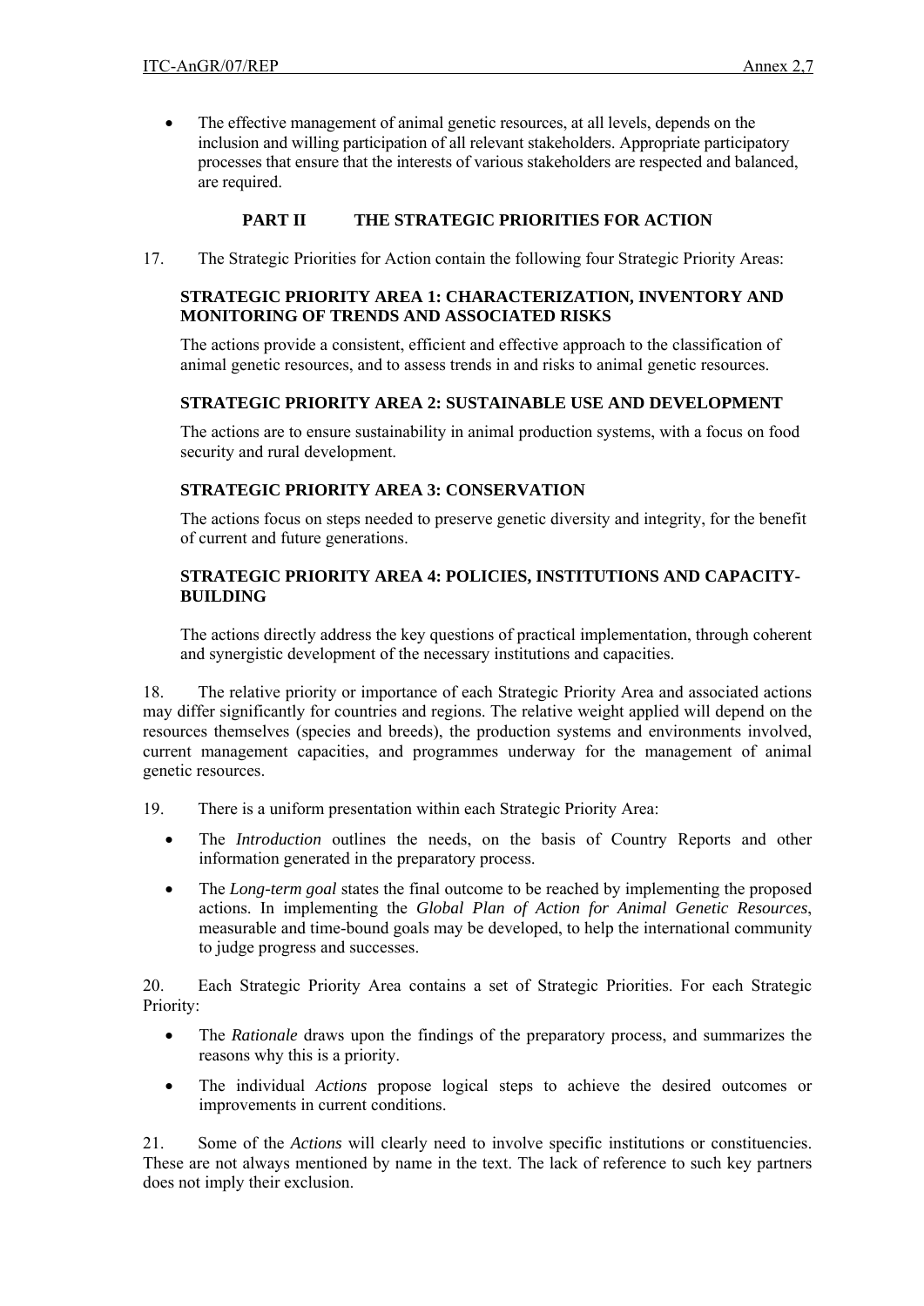- The effective management of animal genetic resources, at all levels, depends on the inclusion and willing participation of all relevant stakeholders. Appropriate participatory processes that ensure that the interests of various stakeholders are respected and balanced, are required.

## PART II THE STRATEGIC PRIORITIES FOR ACTION

17. The Strategic Priorities for Action contain the following four Strategic Priority Areas:

**STRATEGIC PRIORITY AREA 1: CHARACTERIZATION, INVENTORY AND MONITORING OF TRENDS AND ASSOCIATED RISKS**

The actions provide a consistent, efficient and effective approach to the classification of animal genetic resources, and to assess trends in and risks to animal genetic resources.

**STRATEGIC PRIORITY AREA 2: SUSTAINABLE USE AND DEVELOPMENT**

The actions are to ensure sustainability in animal production systems, with a focus on food security and rural development.

**STRATEGIC PRIORITY AREA 3: CONSERVATION**

The actions focus on steps needed to preserve genetic diversity and integrity, for the benefit of current and future generations.

**STRATEGIC PRIORITY AREA 4: POLICIES, INSTITUTIONS AND CAPACITY-BUILDING**

The actions directly address the key questions of practical implementation, through coherent and synergistic development of the necessary institutions and capacities.

18. The relative priority or importance of each Strategic Priority Area and associated actions may differ significantly for countries and regions. The relative weight applied will depend on the resources themselves (species and breeds), the production systems and environments involved, current management capacities, and programmes underway for the management of animal genetic resources.

19. There is a uniform presentation within each Strategic Priority Area:

- The *Introduction* outlines the needs, on the basis of Country Reports and other information generated in the preparatory process.
- The *Long-term goal* states the final outcome to be reached by implementing the proposed actions. In implementing the *Global Plan of Action for Animal Genetic Resources*, measurable and time-bound goals may be developed, to help the international community to judge progress and successes.

20. Each Strategic Priority Area contains a set of Strategic Priorities. For each Strategic Priority:

- The *Rationale* draws upon the findings of the preparatory process, and summarizes the reasons why this is a priority.
- The individual *Actions* propose logical steps to achieve the desired outcomes or improvements in current conditions.

21. Some of the *Actions* will clearly need to involve specific institutions or constituencies. These are not always mentioned by name in the text. The lack of reference to such key partners does not imply their exclusion.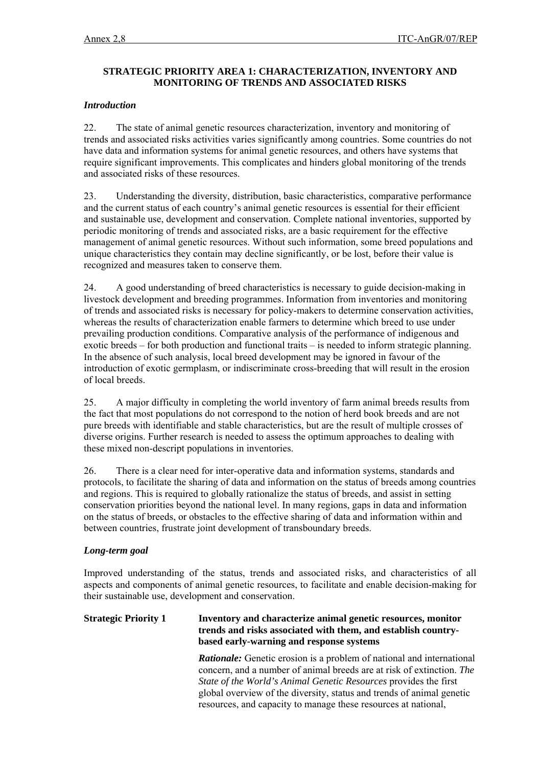## STRATEGIC PRIORITY AREA 1: CHARACTERIZATION, INVENTORY AND MONITORING OF TRENDS AND ASSOCIATED RISKS

### *Introduction*

22. The state of animal genetic resources characterization, inventory and monitoring of trends and associated risks activities varies significantly among countries. Some countries do not have data and information systems for animal genetic resources, and others have systems that require significant improvements. This complicates and hinders global monitoring of the trends and associated risks of these resources.

23. Understanding the diversity, distribution, basic characteristics, comparative performance and the current status of each country's animal genetic resources is essential for their efficient and sustainable use, development and conservation. Complete national inventories, supported by periodic monitoring of trends and associated risks, are a basic requirement for the effective management of animal genetic resources. Without such information, some breed populations and unique characteristics they contain may decline significantly, or be lost, before their value is recognized and measures taken to conserve them.

24. A good understanding of breed characteristics is necessary to guide decision-making in livestock development and breeding programmes. Information from inventories and monitoring of trends and associated risks is necessary for policy-makers to determine conservation activities, whereas the results of characterization enable farmers to determine which breed to use under prevailing production conditions. Comparative analysis of the performance of indigenous and exotic breeds – for both production and functional traits – is needed to inform strategic planning. In the absence of such analysis, local breed development may be ignored in favour of the introduction of exotic germplasm, or indiscriminate cross-breeding that will result in the erosion of local breeds.

25. A major difficulty in completing the world inventory of farm animal breeds results from the fact that most populations do not correspond to the notion of herd book breeds and are not pure breeds with identifiable and stable characteristics, but are the result of multiple crosses of diverse origins. Further research is needed to assess the optimum approaches to dealing with these mixed non-descript populations in inventories.

26. There is a clear need for inter-operative data and information systems, standards and protocols, to facilitate the sharing of data and information on the status of breeds among countries and regions. This is required to globally rationalize the status of breeds, and assist in setting conservation priorities beyond the national level. In many regions, gaps in data and information on the status of breeds, or obstacles to the effective sharing of data and information within and between countries, frustrate joint development of transboundary breeds.

### *Long-term goal*

Improved understanding of the status, trends and associated risks, and characteristics of all aspects and components of animal genetic resources, to facilitate and enable decision-making for their sustainable use, development and conservation.

**Strategic Priority 1** **Inventory and characterize animal genetic resources, monitor trends and risks associated with them, and establish country-based early-warning and response systems**

***Rationale:*** Genetic erosion is a problem of national and international concern, and a number of animal breeds are at risk of extinction. *The State of the World's Animal Genetic Resources* provides the first global overview of the diversity, status and trends of animal genetic resources, and capacity to manage these resources at national,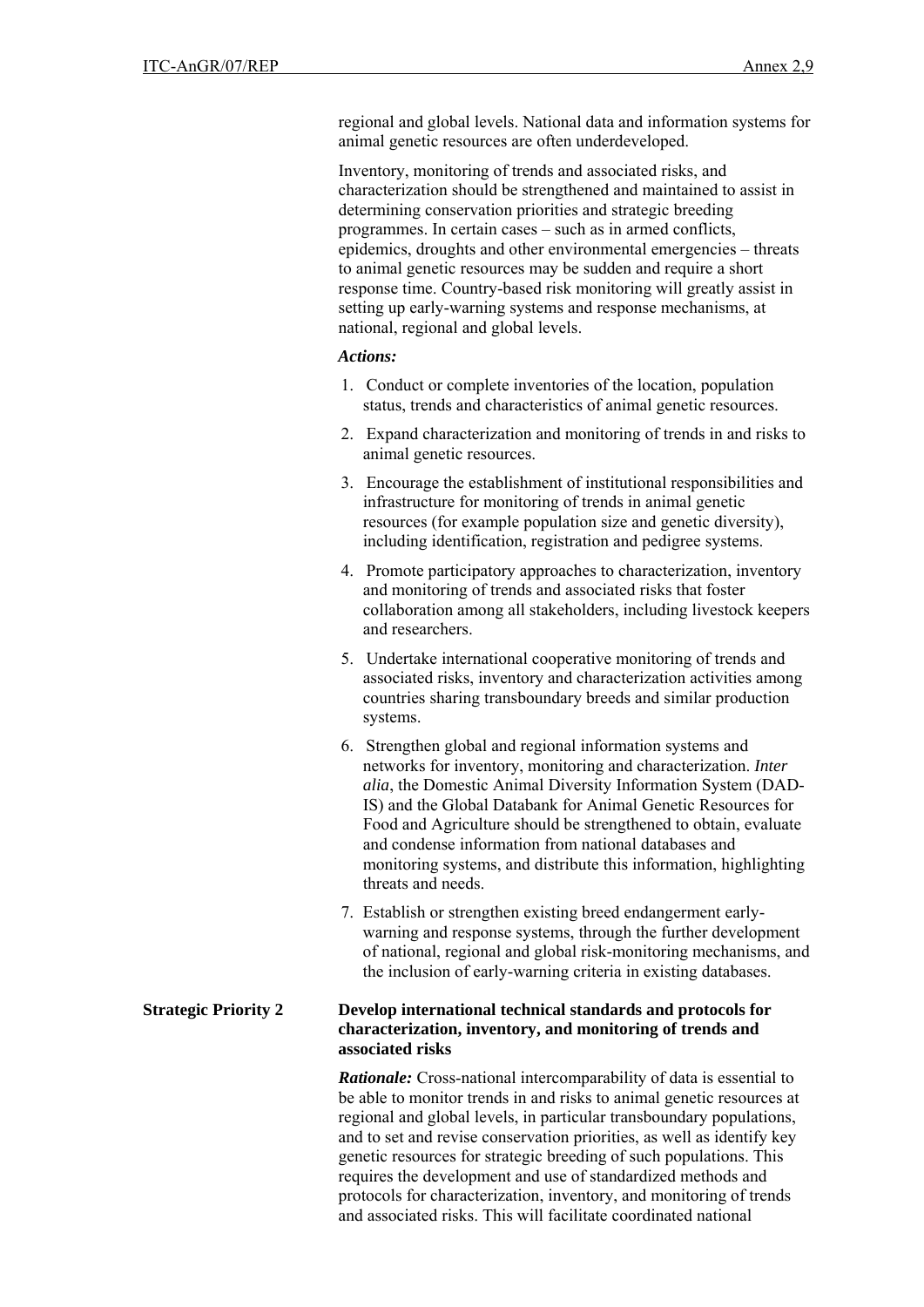regional and global levels. National data and information systems for animal genetic resources are often underdeveloped.

Inventory, monitoring of trends and associated risks, and characterization should be strengthened and maintained to assist in determining conservation priorities and strategic breeding programmes. In certain cases – such as in armed conflicts, epidemics, droughts and other environmental emergencies – threats to animal genetic resources may be sudden and require a short response time. Country-based risk monitoring will greatly assist in setting up early-warning systems and response mechanisms, at national, regional and global levels.

***Actions:***

1. Conduct or complete inventories of the location, population status, trends and characteristics of animal genetic resources.
2. Expand characterization and monitoring of trends in and risks to animal genetic resources.
3. Encourage the establishment of institutional responsibilities and infrastructure for monitoring of trends in animal genetic resources (for example population size and genetic diversity), including identification, registration and pedigree systems.
4. Promote participatory approaches to characterization, inventory and monitoring of trends and associated risks that foster collaboration among all stakeholders, including livestock keepers and researchers.
5. Undertake international cooperative monitoring of trends and associated risks, inventory and characterization activities among countries sharing transboundary breeds and similar production systems.
6. Strengthen global and regional information systems and networks for inventory, monitoring and characterization. *Inter alia*, the Domestic Animal Diversity Information System (DAD-IS) and the Global Databank for Animal Genetic Resources for Food and Agriculture should be strengthened to obtain, evaluate and condense information from national databases and monitoring systems, and distribute this information, highlighting threats and needs.
7. Establish or strengthen existing breed endangerment early-warning and response systems, through the further development of national, regional and global risk-monitoring mechanisms, and the inclusion of early-warning criteria in existing databases.

**Strategic Priority 2** **Develop international technical standards and protocols for characterization, inventory, and monitoring of trends and associated risks**

***Rationale:*** Cross-national intercomparability of data is essential to be able to monitor trends in and risks to animal genetic resources at regional and global levels, in particular transboundary populations, and to set and revise conservation priorities, as well as identify key genetic resources for strategic breeding of such populations. This requires the development and use of standardized methods and protocols for characterization, inventory, and monitoring of trends and associated risks. This will facilitate coordinated national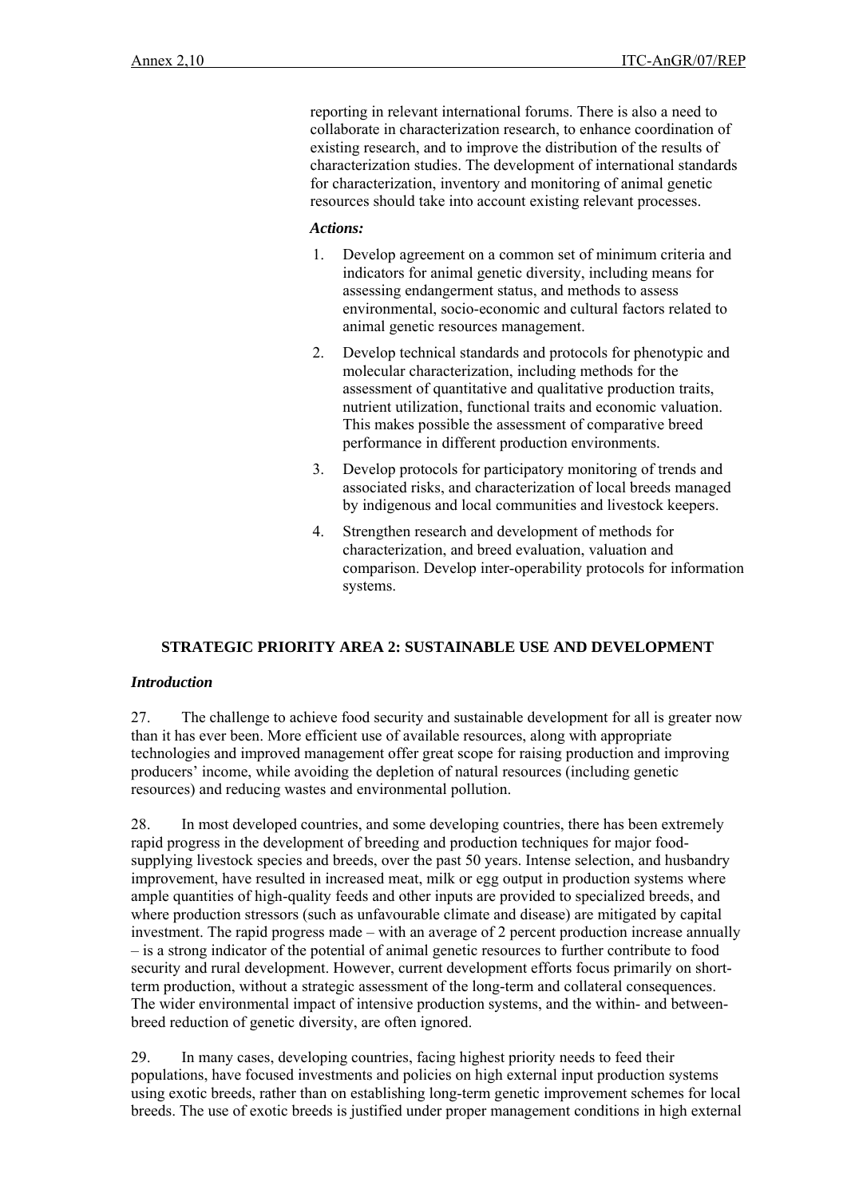reporting in relevant international forums. There is also a need to collaborate in characterization research, to enhance coordination of existing research, and to improve the distribution of the results of characterization studies. The development of international standards for characterization, inventory and monitoring of animal genetic resources should take into account existing relevant processes.

***Actions:***

1. Develop agreement on a common set of minimum criteria and indicators for animal genetic diversity, including means for assessing endangerment status, and methods to assess environmental, socio-economic and cultural factors related to animal genetic resources management.
2. Develop technical standards and protocols for phenotypic and molecular characterization, including methods for the assessment of quantitative and qualitative production traits, nutrient utilization, functional traits and economic valuation. This makes possible the assessment of comparative breed performance in different production environments.
3. Develop protocols for participatory monitoring of trends and associated risks, and characterization of local breeds managed by indigenous and local communities and livestock keepers.
4. Strengthen research and development of methods for characterization, and breed evaluation, valuation and comparison. Develop inter-operability protocols for information systems.

## STRATEGIC PRIORITY AREA 2: SUSTAINABLE USE AND DEVELOPMENT

***Introduction***

27. The challenge to achieve food security and sustainable development for all is greater now than it has ever been. More efficient use of available resources, along with appropriate technologies and improved management offer great scope for raising production and improving producers' income, while avoiding the depletion of natural resources (including genetic resources) and reducing wastes and environmental pollution.

28. In most developed countries, and some developing countries, there has been extremely rapid progress in the development of breeding and production techniques for major food-supplying livestock species and breeds, over the past 50 years. Intense selection, and husbandry improvement, have resulted in increased meat, milk or egg output in production systems where ample quantities of high-quality feeds and other inputs are provided to specialized breeds, and where production stressors (such as unfavourable climate and disease) are mitigated by capital investment. The rapid progress made – with an average of 2 percent production increase annually – is a strong indicator of the potential of animal genetic resources to further contribute to food security and rural development. However, current development efforts focus primarily on short-term production, without a strategic assessment of the long-term and collateral consequences. The wider environmental impact of intensive production systems, and the within- and between-breed reduction of genetic diversity, are often ignored.

29. In many cases, developing countries, facing highest priority needs to feed their populations, have focused investments and policies on high external input production systems using exotic breeds, rather than on establishing long-term genetic improvement schemes for local breeds. The use of exotic breeds is justified under proper management conditions in high external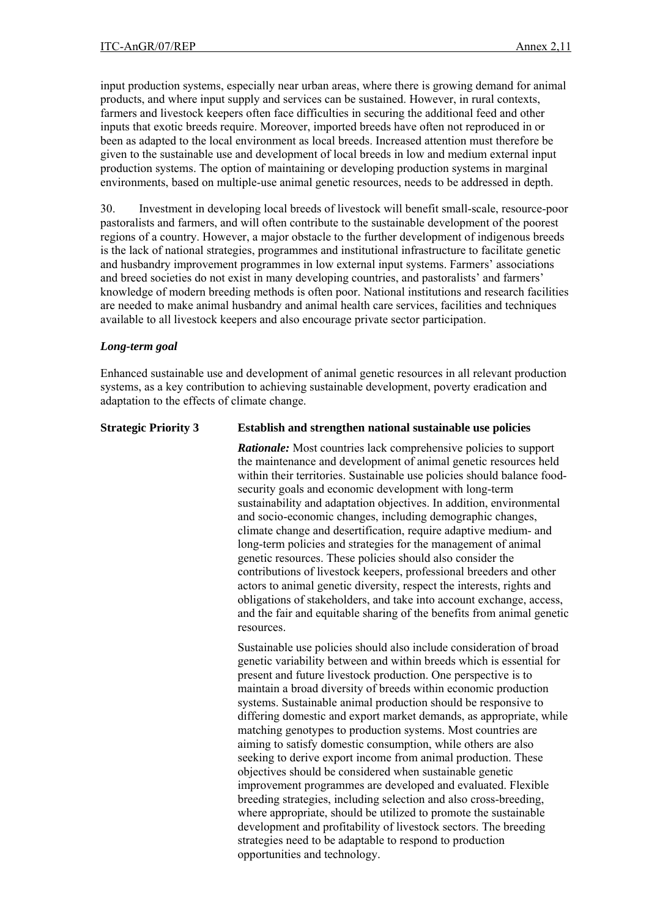input production systems, especially near urban areas, where there is growing demand for animal products, and where input supply and services can be sustained. However, in rural contexts, farmers and livestock keepers often face difficulties in securing the additional feed and other inputs that exotic breeds require. Moreover, imported breeds have often not reproduced in or been as adapted to the local environment as local breeds. Increased attention must therefore be given to the sustainable use and development of local breeds in low and medium external input production systems. The option of maintaining or developing production systems in marginal environments, based on multiple-use animal genetic resources, needs to be addressed in depth.

30. Investment in developing local breeds of livestock will benefit small-scale, resource-poor pastoralists and farmers, and will often contribute to the sustainable development of the poorest regions of a country. However, a major obstacle to the further development of indigenous breeds is the lack of national strategies, programmes and institutional infrastructure to facilitate genetic and husbandry improvement programmes in low external input systems. Farmers' associations and breed societies do not exist in many developing countries, and pastoralists' and farmers' knowledge of modern breeding methods is often poor. National institutions and research facilities are needed to make animal husbandry and animal health care services, facilities and techniques available to all livestock keepers and also encourage private sector participation.

***Long-term goal***

Enhanced sustainable use and development of animal genetic resources in all relevant production systems, as a key contribution to achieving sustainable development, poverty eradication and adaptation to the effects of climate change.

**Strategic Priority 3 Establish and strengthen national sustainable use policies**

***Rationale:*** Most countries lack comprehensive policies to support the maintenance and development of animal genetic resources held within their territories. Sustainable use policies should balance food-security goals and economic development with long-term sustainability and adaptation objectives. In addition, environmental and socio-economic changes, including demographic changes, climate change and desertification, require adaptive medium- and long-term policies and strategies for the management of animal genetic resources. These policies should also consider the contributions of livestock keepers, professional breeders and other actors to animal genetic diversity, respect the interests, rights and obligations of stakeholders, and take into account exchange, access, and the fair and equitable sharing of the benefits from animal genetic resources.

Sustainable use policies should also include consideration of broad genetic variability between and within breeds which is essential for present and future livestock production. One perspective is to maintain a broad diversity of breeds within economic production systems. Sustainable animal production should be responsive to differing domestic and export market demands, as appropriate, while matching genotypes to production systems. Most countries are aiming to satisfy domestic consumption, while others are also seeking to derive export income from animal production. These objectives should be considered when sustainable genetic improvement programmes are developed and evaluated. Flexible breeding strategies, including selection and also cross-breeding, where appropriate, should be utilized to promote the sustainable development and profitability of livestock sectors. The breeding strategies need to be adaptable to respond to production opportunities and technology.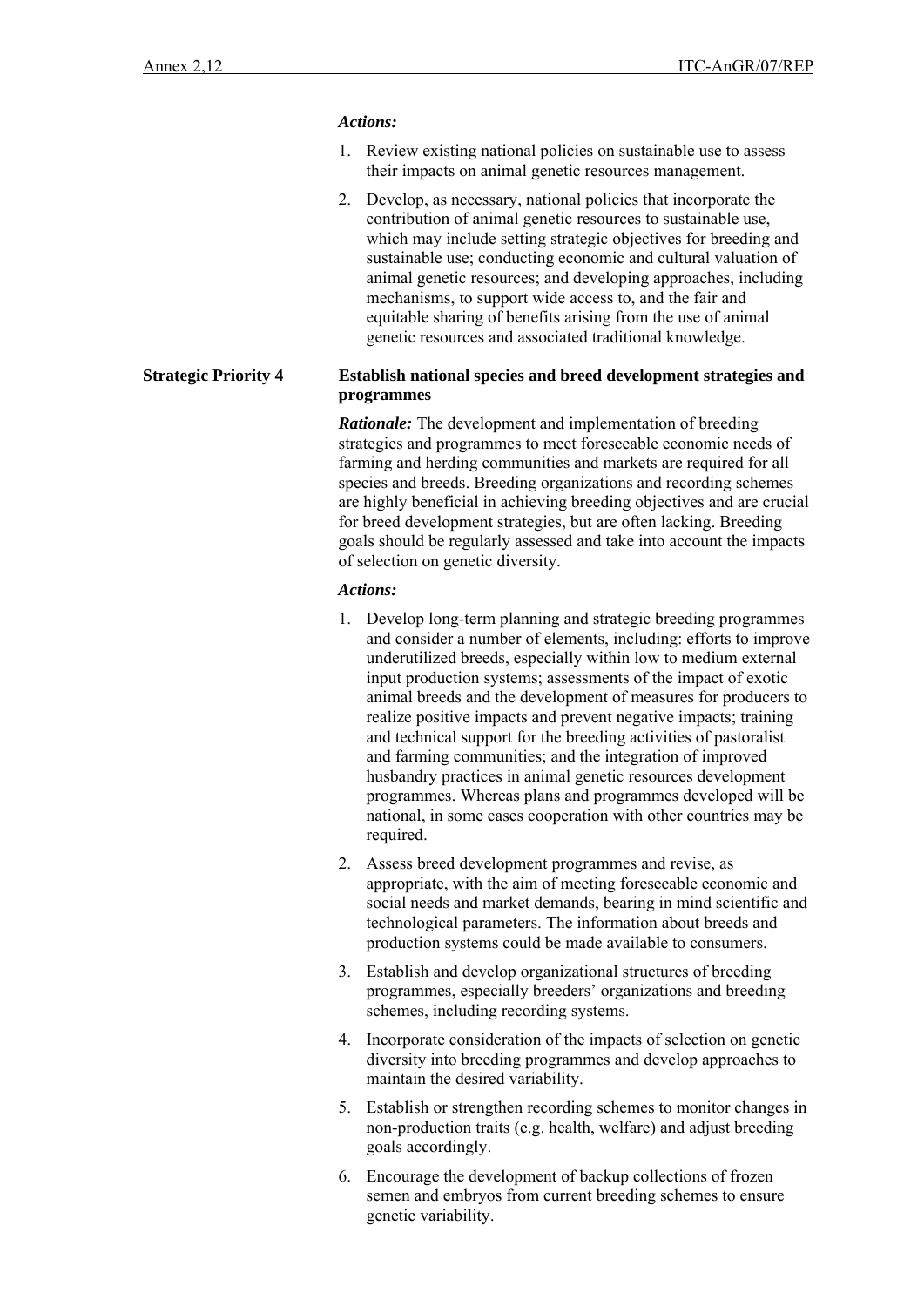***Actions:***

1. Review existing national policies on sustainable use to assess their impacts on animal genetic resources management.
2. Develop, as necessary, national policies that incorporate the contribution of animal genetic resources to sustainable use, which may include setting strategic objectives for breeding and sustainable use; conducting economic and cultural valuation of animal genetic resources; and developing approaches, including mechanisms, to support wide access to, and the fair and equitable sharing of benefits arising from the use of animal genetic resources and associated traditional knowledge.

## Strategic Priority 4 — Establish national species and breed development strategies and programmes

***Rationale:*** The development and implementation of breeding strategies and programmes to meet foreseeable economic needs of farming and herding communities and markets are required for all species and breeds. Breeding organizations and recording schemes are highly beneficial in achieving breeding objectives and are crucial for breed development strategies, but are often lacking. Breeding goals should be regularly assessed and take into account the impacts of selection on genetic diversity.

***Actions:***

1. Develop long-term planning and strategic breeding programmes and consider a number of elements, including: efforts to improve underutilized breeds, especially within low to medium external input production systems; assessments of the impact of exotic animal breeds and the development of measures for producers to realize positive impacts and prevent negative impacts; training and technical support for the breeding activities of pastoralist and farming communities; and the integration of improved husbandry practices in animal genetic resources development programmes. Whereas plans and programmes developed will be national, in some cases cooperation with other countries may be required.
2. Assess breed development programmes and revise, as appropriate, with the aim of meeting foreseeable economic and social needs and market demands, bearing in mind scientific and technological parameters. The information about breeds and production systems could be made available to consumers.
3. Establish and develop organizational structures of breeding programmes, especially breeders' organizations and breeding schemes, including recording systems.
4. Incorporate consideration of the impacts of selection on genetic diversity into breeding programmes and develop approaches to maintain the desired variability.
5. Establish or strengthen recording schemes to monitor changes in non-production traits (e.g. health, welfare) and adjust breeding goals accordingly.
6. Encourage the development of backup collections of frozen semen and embryos from current breeding schemes to ensure genetic variability.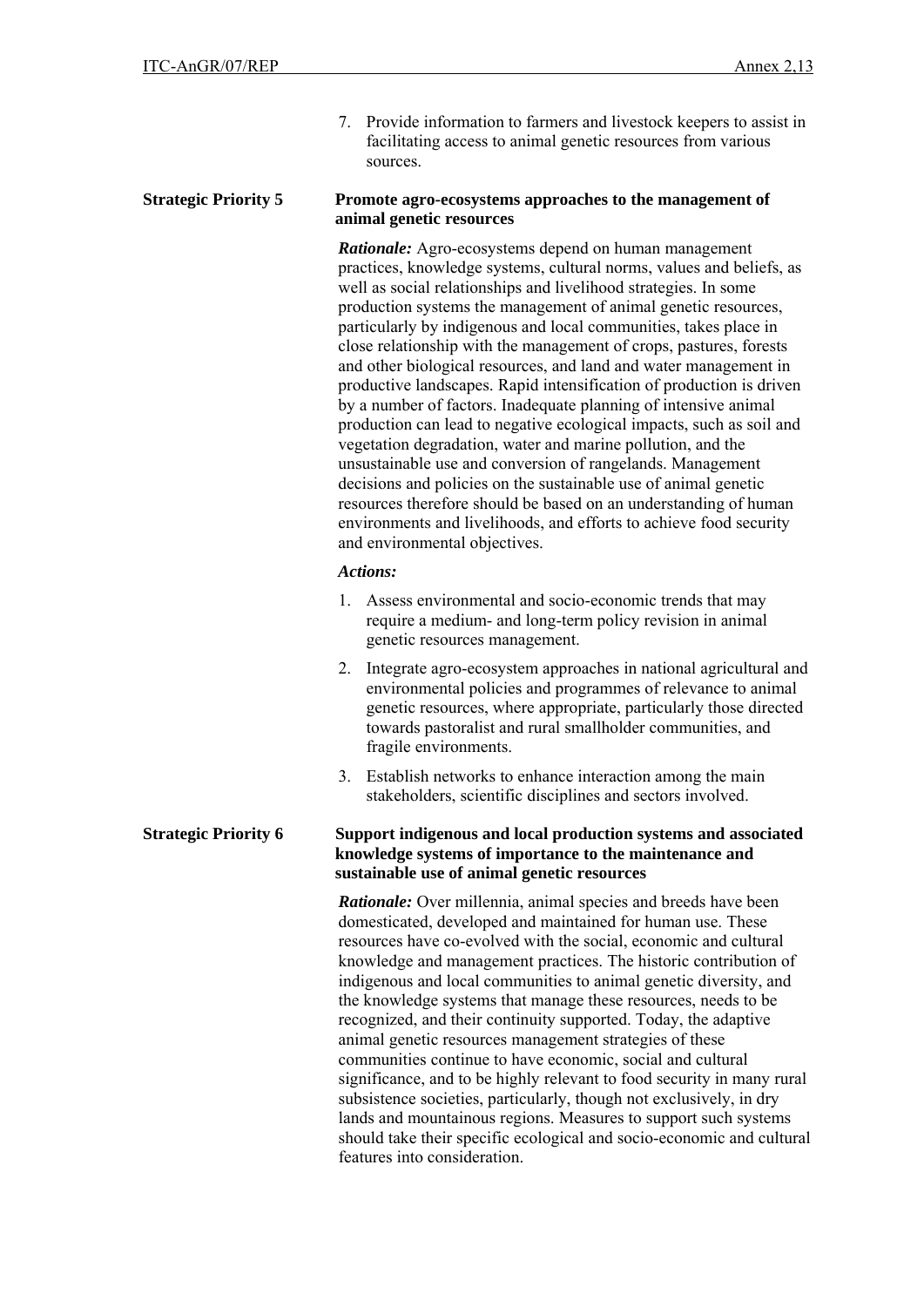7. Provide information to farmers and livestock keepers to assist in facilitating access to animal genetic resources from various sources.

**Strategic Priority 5** **Promote agro-ecosystems approaches to the management of animal genetic resources**

***Rationale:*** Agro-ecosystems depend on human management practices, knowledge systems, cultural norms, values and beliefs, as well as social relationships and livelihood strategies. In some production systems the management of animal genetic resources, particularly by indigenous and local communities, takes place in close relationship with the management of crops, pastures, forests and other biological resources, and land and water management in productive landscapes. Rapid intensification of production is driven by a number of factors. Inadequate planning of intensive animal production can lead to negative ecological impacts, such as soil and vegetation degradation, water and marine pollution, and the unsustainable use and conversion of rangelands. Management decisions and policies on the sustainable use of animal genetic resources therefore should be based on an understanding of human environments and livelihoods, and efforts to achieve food security and environmental objectives.

***Actions:***

1. Assess environmental and socio-economic trends that may require a medium- and long-term policy revision in animal genetic resources management.
2. Integrate agro-ecosystem approaches in national agricultural and environmental policies and programmes of relevance to animal genetic resources, where appropriate, particularly those directed towards pastoralist and rural smallholder communities, and fragile environments.
3. Establish networks to enhance interaction among the main stakeholders, scientific disciplines and sectors involved.

**Strategic Priority 6** **Support indigenous and local production systems and associated knowledge systems of importance to the maintenance and sustainable use of animal genetic resources**

***Rationale:*** Over millennia, animal species and breeds have been domesticated, developed and maintained for human use. These resources have co-evolved with the social, economic and cultural knowledge and management practices. The historic contribution of indigenous and local communities to animal genetic diversity, and the knowledge systems that manage these resources, needs to be recognized, and their continuity supported. Today, the adaptive animal genetic resources management strategies of these communities continue to have economic, social and cultural significance, and to be highly relevant to food security in many rural subsistence societies, particularly, though not exclusively, in dry lands and mountainous regions. Measures to support such systems should take their specific ecological and socio-economic and cultural features into consideration.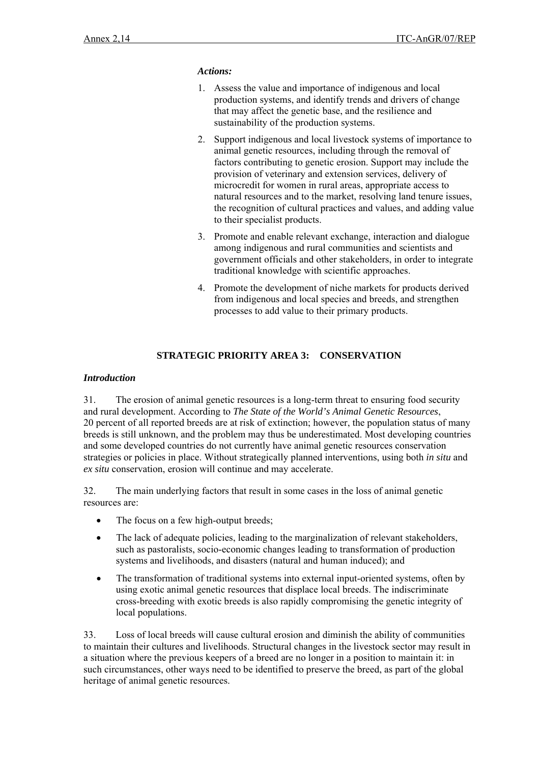***Actions:***

1. Assess the value and importance of indigenous and local production systems, and identify trends and drivers of change that may affect the genetic base, and the resilience and sustainability of the production systems.
2. Support indigenous and local livestock systems of importance to animal genetic resources, including through the removal of factors contributing to genetic erosion. Support may include the provision of veterinary and extension services, delivery of microcredit for women in rural areas, appropriate access to natural resources and to the market, resolving land tenure issues, the recognition of cultural practices and values, and adding value to their specialist products.
3. Promote and enable relevant exchange, interaction and dialogue among indigenous and rural communities and scientists and government officials and other stakeholders, in order to integrate traditional knowledge with scientific approaches.
4. Promote the development of niche markets for products derived from indigenous and local species and breeds, and strengthen processes to add value to their primary products.

## STRATEGIC PRIORITY AREA 3: CONSERVATION

***Introduction***

31. The erosion of animal genetic resources is a long-term threat to ensuring food security and rural development. According to *The State of the World's Animal Genetic Resources*, 20 percent of all reported breeds are at risk of extinction; however, the population status of many breeds is still unknown, and the problem may thus be underestimated. Most developing countries and some developed countries do not currently have animal genetic resources conservation strategies or policies in place. Without strategically planned interventions, using both *in situ* and *ex situ* conservation, erosion will continue and may accelerate.

32. The main underlying factors that result in some cases in the loss of animal genetic resources are:

- The focus on a few high-output breeds;
- The lack of adequate policies, leading to the marginalization of relevant stakeholders, such as pastoralists, socio-economic changes leading to transformation of production systems and livelihoods, and disasters (natural and human induced); and
- The transformation of traditional systems into external input-oriented systems, often by using exotic animal genetic resources that displace local breeds. The indiscriminate cross-breeding with exotic breeds is also rapidly compromising the genetic integrity of local populations.

33. Loss of local breeds will cause cultural erosion and diminish the ability of communities to maintain their cultures and livelihoods. Structural changes in the livestock sector may result in a situation where the previous keepers of a breed are no longer in a position to maintain it: in such circumstances, other ways need to be identified to preserve the breed, as part of the global heritage of animal genetic resources.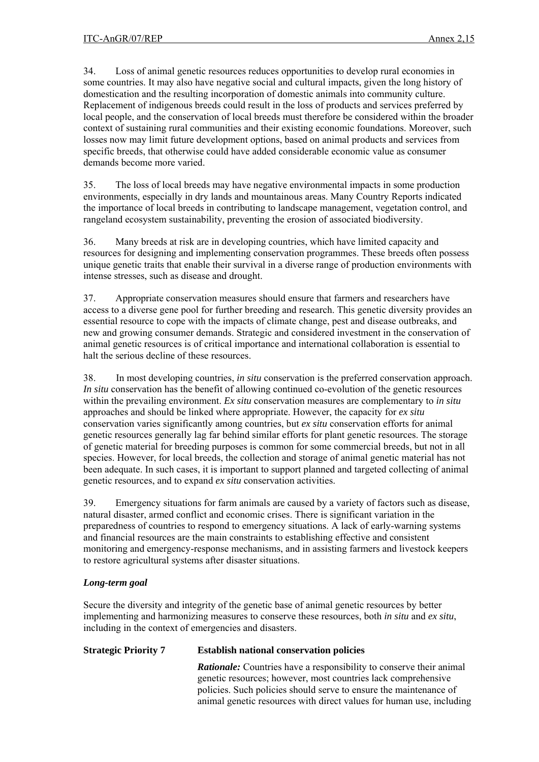34. Loss of animal genetic resources reduces opportunities to develop rural economies in some countries. It may also have negative social and cultural impacts, given the long history of domestication and the resulting incorporation of domestic animals into community culture. Replacement of indigenous breeds could result in the loss of products and services preferred by local people, and the conservation of local breeds must therefore be considered within the broader context of sustaining rural communities and their existing economic foundations. Moreover, such losses now may limit future development options, based on animal products and services from specific breeds, that otherwise could have added considerable economic value as consumer demands become more varied.

35. The loss of local breeds may have negative environmental impacts in some production environments, especially in dry lands and mountainous areas. Many Country Reports indicated the importance of local breeds in contributing to landscape management, vegetation control, and rangeland ecosystem sustainability, preventing the erosion of associated biodiversity.

36. Many breeds at risk are in developing countries, which have limited capacity and resources for designing and implementing conservation programmes. These breeds often possess unique genetic traits that enable their survival in a diverse range of production environments with intense stresses, such as disease and drought.

37. Appropriate conservation measures should ensure that farmers and researchers have access to a diverse gene pool for further breeding and research. This genetic diversity provides an essential resource to cope with the impacts of climate change, pest and disease outbreaks, and new and growing consumer demands. Strategic and considered investment in the conservation of animal genetic resources is of critical importance and international collaboration is essential to halt the serious decline of these resources.

38. In most developing countries, *in situ* conservation is the preferred conservation approach. *In situ* conservation has the benefit of allowing continued co-evolution of the genetic resources within the prevailing environment. *Ex situ* conservation measures are complementary to *in situ* approaches and should be linked where appropriate. However, the capacity for *ex situ* conservation varies significantly among countries, but *ex situ* conservation efforts for animal genetic resources generally lag far behind similar efforts for plant genetic resources. The storage of genetic material for breeding purposes is common for some commercial breeds, but not in all species. However, for local breeds, the collection and storage of animal genetic material has not been adequate. In such cases, it is important to support planned and targeted collecting of animal genetic resources, and to expand *ex situ* conservation activities.

39. Emergency situations for farm animals are caused by a variety of factors such as disease, natural disaster, armed conflict and economic crises. There is significant variation in the preparedness of countries to respond to emergency situations. A lack of early-warning systems and financial resources are the main constraints to establishing effective and consistent monitoring and emergency-response mechanisms, and in assisting farmers and livestock keepers to restore agricultural systems after disaster situations.

***Long-term goal***

Secure the diversity and integrity of the genetic base of animal genetic resources by better implementing and harmonizing measures to conserve these resources, both *in situ* and *ex situ*, including in the context of emergencies and disasters.

**Strategic Priority 7 Establish national conservation policies**

***Rationale:*** Countries have a responsibility to conserve their animal genetic resources; however, most countries lack comprehensive policies. Such policies should serve to ensure the maintenance of animal genetic resources with direct values for human use, including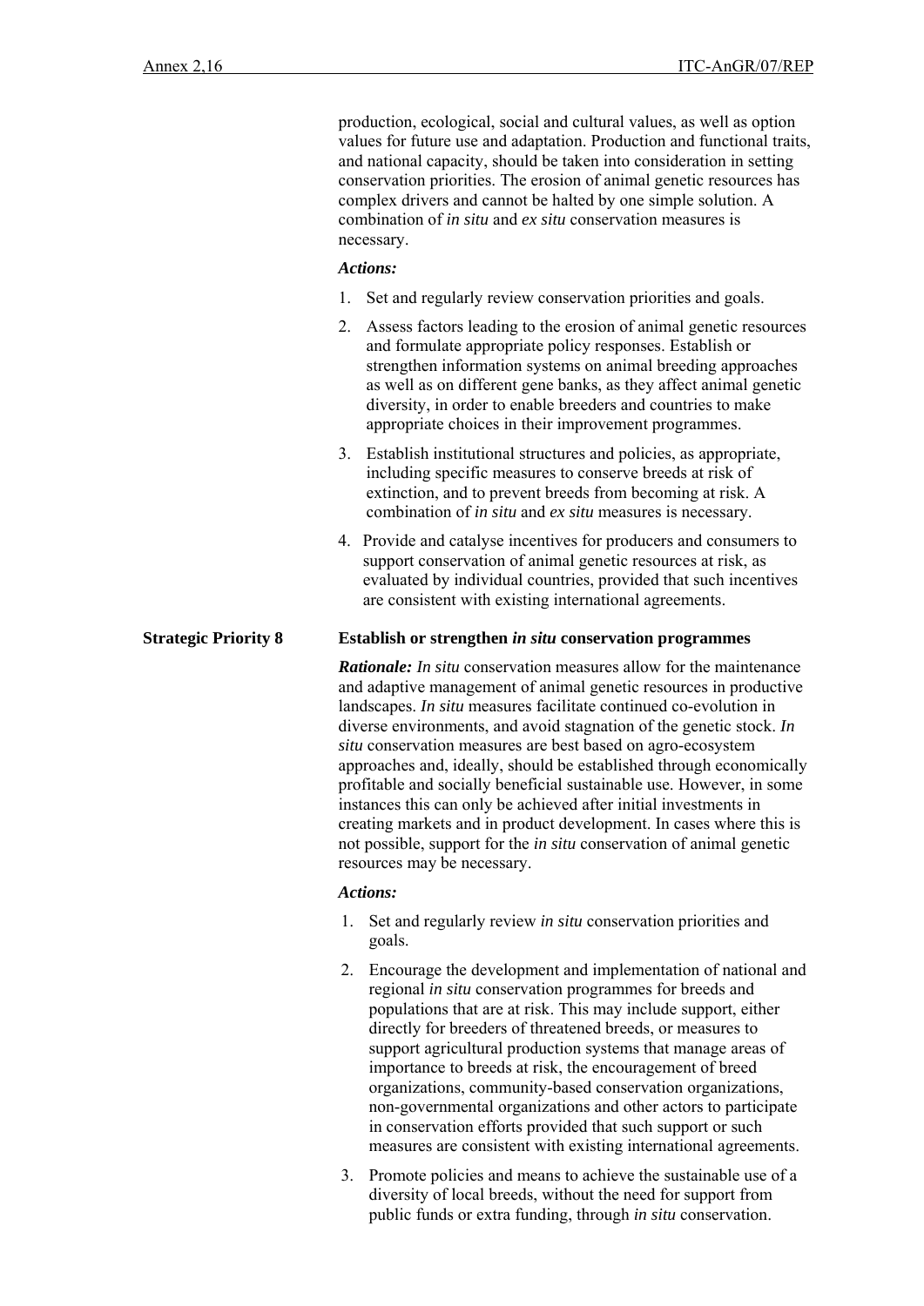production, ecological, social and cultural values, as well as option values for future use and adaptation. Production and functional traits, and national capacity, should be taken into consideration in setting conservation priorities. The erosion of animal genetic resources has complex drivers and cannot be halted by one simple solution. A combination of *in situ* and *ex situ* conservation measures is necessary.

***Actions:***

1. Set and regularly review conservation priorities and goals.
2. Assess factors leading to the erosion of animal genetic resources and formulate appropriate policy responses. Establish or strengthen information systems on animal breeding approaches as well as on different gene banks, as they affect animal genetic diversity, in order to enable breeders and countries to make appropriate choices in their improvement programmes.
3. Establish institutional structures and policies, as appropriate, including specific measures to conserve breeds at risk of extinction, and to prevent breeds from becoming at risk. A combination of *in situ* and *ex situ* measures is necessary.
4. Provide and catalyse incentives for producers and consumers to support conservation of animal genetic resources at risk, as evaluated by individual countries, provided that such incentives are consistent with existing international agreements.

## Strategic Priority 8 — Establish or strengthen *in situ* conservation programmes

***Rationale:*** *In situ* conservation measures allow for the maintenance and adaptive management of animal genetic resources in productive landscapes. *In situ* measures facilitate continued co-evolution in diverse environments, and avoid stagnation of the genetic stock. *In situ* conservation measures are best based on agro-ecosystem approaches and, ideally, should be established through economically profitable and socially beneficial sustainable use. However, in some instances this can only be achieved after initial investments in creating markets and in product development. In cases where this is not possible, support for the *in situ* conservation of animal genetic resources may be necessary.

***Actions:***

1. Set and regularly review *in situ* conservation priorities and goals.
2. Encourage the development and implementation of national and regional *in situ* conservation programmes for breeds and populations that are at risk. This may include support, either directly for breeders of threatened breeds, or measures to support agricultural production systems that manage areas of importance to breeds at risk, the encouragement of breed organizations, community-based conservation organizations, non-governmental organizations and other actors to participate in conservation efforts provided that such support or such measures are consistent with existing international agreements.
3. Promote policies and means to achieve the sustainable use of a diversity of local breeds, without the need for support from public funds or extra funding, through *in situ* conservation.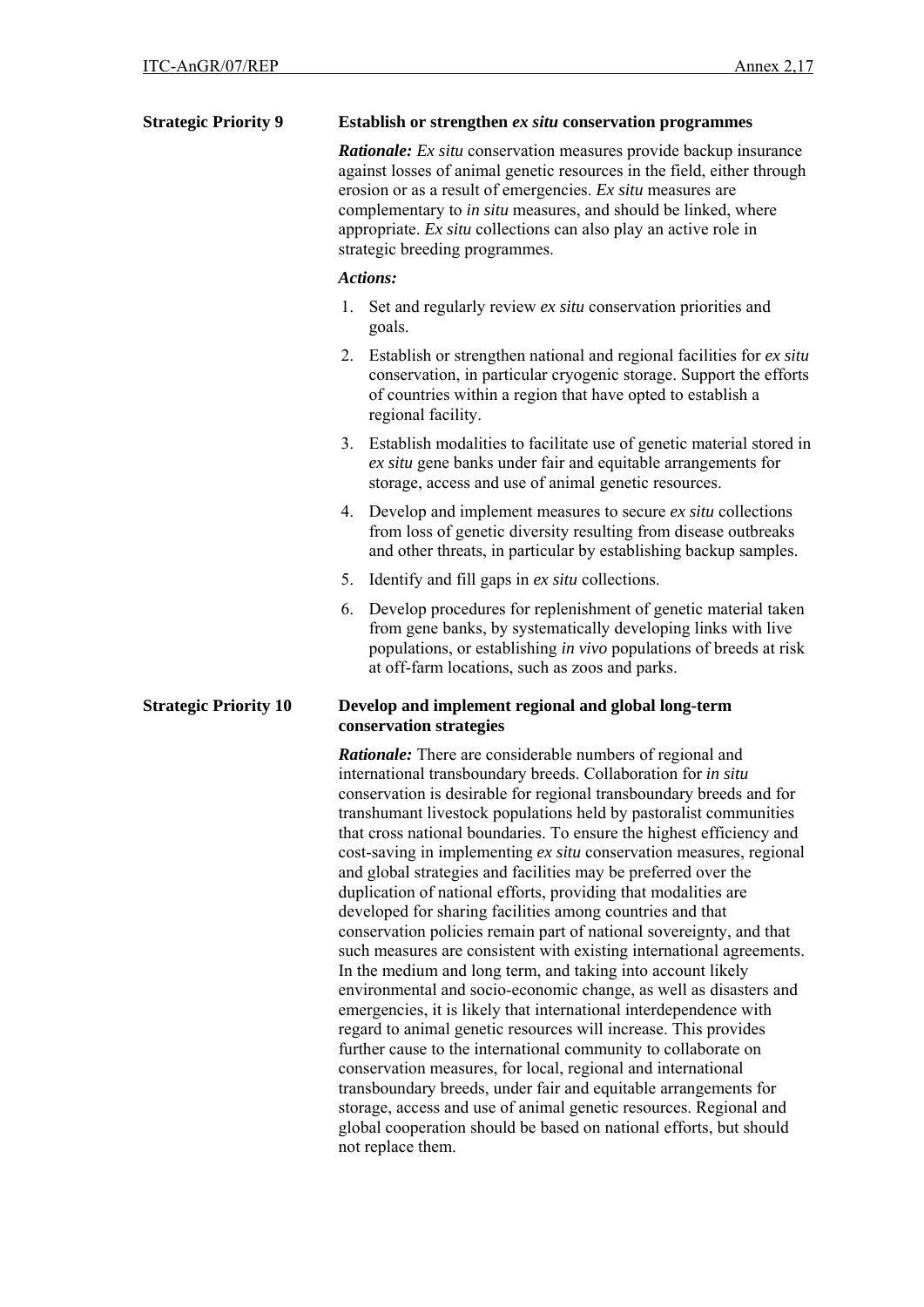**Strategic Priority 9** **Establish or strengthen *ex situ* conservation programmes**

***Rationale:*** *Ex situ* conservation measures provide backup insurance against losses of animal genetic resources in the field, either through erosion or as a result of emergencies. *Ex situ* measures are complementary to *in situ* measures, and should be linked, where appropriate. *Ex situ* collections can also play an active role in strategic breeding programmes.

***Actions:***

1. Set and regularly review *ex situ* conservation priorities and goals.
2. Establish or strengthen national and regional facilities for *ex situ* conservation, in particular cryogenic storage. Support the efforts of countries within a region that have opted to establish a regional facility.
3. Establish modalities to facilitate use of genetic material stored in *ex situ* gene banks under fair and equitable arrangements for storage, access and use of animal genetic resources.
4. Develop and implement measures to secure *ex situ* collections from loss of genetic diversity resulting from disease outbreaks and other threats, in particular by establishing backup samples.
5. Identify and fill gaps in *ex situ* collections.
6. Develop procedures for replenishment of genetic material taken from gene banks, by systematically developing links with live populations, or establishing *in vivo* populations of breeds at risk at off-farm locations, such as zoos and parks.

**Strategic Priority 10** **Develop and implement regional and global long-term conservation strategies**

***Rationale:*** There are considerable numbers of regional and international transboundary breeds. Collaboration for *in situ* conservation is desirable for regional transboundary breeds and for transhumant livestock populations held by pastoralist communities that cross national boundaries. To ensure the highest efficiency and cost-saving in implementing *ex situ* conservation measures, regional and global strategies and facilities may be preferred over the duplication of national efforts, providing that modalities are developed for sharing facilities among countries and that conservation policies remain part of national sovereignty, and that such measures are consistent with existing international agreements. In the medium and long term, and taking into account likely environmental and socio-economic change, as well as disasters and emergencies, it is likely that international interdependence with regard to animal genetic resources will increase. This provides further cause to the international community to collaborate on conservation measures, for local, regional and international transboundary breeds, under fair and equitable arrangements for storage, access and use of animal genetic resources. Regional and global cooperation should be based on national efforts, but should not replace them.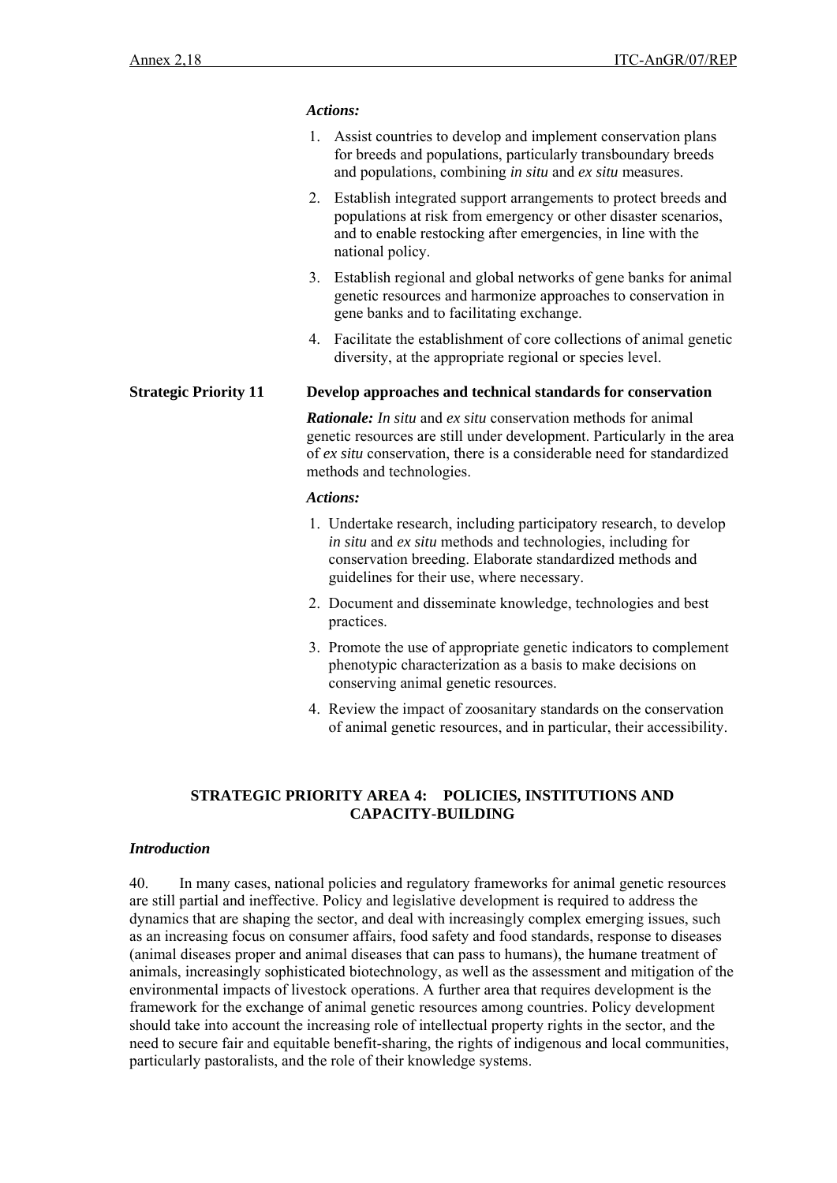***Actions:***

1. Assist countries to develop and implement conservation plans for breeds and populations, particularly transboundary breeds and populations, combining *in situ* and *ex situ* measures.
2. Establish integrated support arrangements to protect breeds and populations at risk from emergency or other disaster scenarios, and to enable restocking after emergencies, in line with the national policy.
3. Establish regional and global networks of gene banks for animal genetic resources and harmonize approaches to conservation in gene banks and to facilitating exchange.
4. Facilitate the establishment of core collections of animal genetic diversity, at the appropriate regional or species level.

**Strategic Priority 11** **Develop approaches and technical standards for conservation**

***Rationale:*** *In situ* and *ex situ* conservation methods for animal genetic resources are still under development. Particularly in the area of *ex situ* conservation, there is a considerable need for standardized methods and technologies.

***Actions:***

1. Undertake research, including participatory research, to develop *in situ* and *ex situ* methods and technologies, including for conservation breeding. Elaborate standardized methods and guidelines for their use, where necessary.
2. Document and disseminate knowledge, technologies and best practices.
3. Promote the use of appropriate genetic indicators to complement phenotypic characterization as a basis to make decisions on conserving animal genetic resources.
4. Review the impact of zoosanitary standards on the conservation of animal genetic resources, and in particular, their accessibility.

## STRATEGIC PRIORITY AREA 4: POLICIES, INSTITUTIONS AND CAPACITY-BUILDING

***Introduction***

40. In many cases, national policies and regulatory frameworks for animal genetic resources are still partial and ineffective. Policy and legislative development is required to address the dynamics that are shaping the sector, and deal with increasingly complex emerging issues, such as an increasing focus on consumer affairs, food safety and food standards, response to diseases (animal diseases proper and animal diseases that can pass to humans), the humane treatment of animals, increasingly sophisticated biotechnology, as well as the assessment and mitigation of the environmental impacts of livestock operations. A further area that requires development is the framework for the exchange of animal genetic resources among countries. Policy development should take into account the increasing role of intellectual property rights in the sector, and the need to secure fair and equitable benefit-sharing, the rights of indigenous and local communities, particularly pastoralists, and the role of their knowledge systems.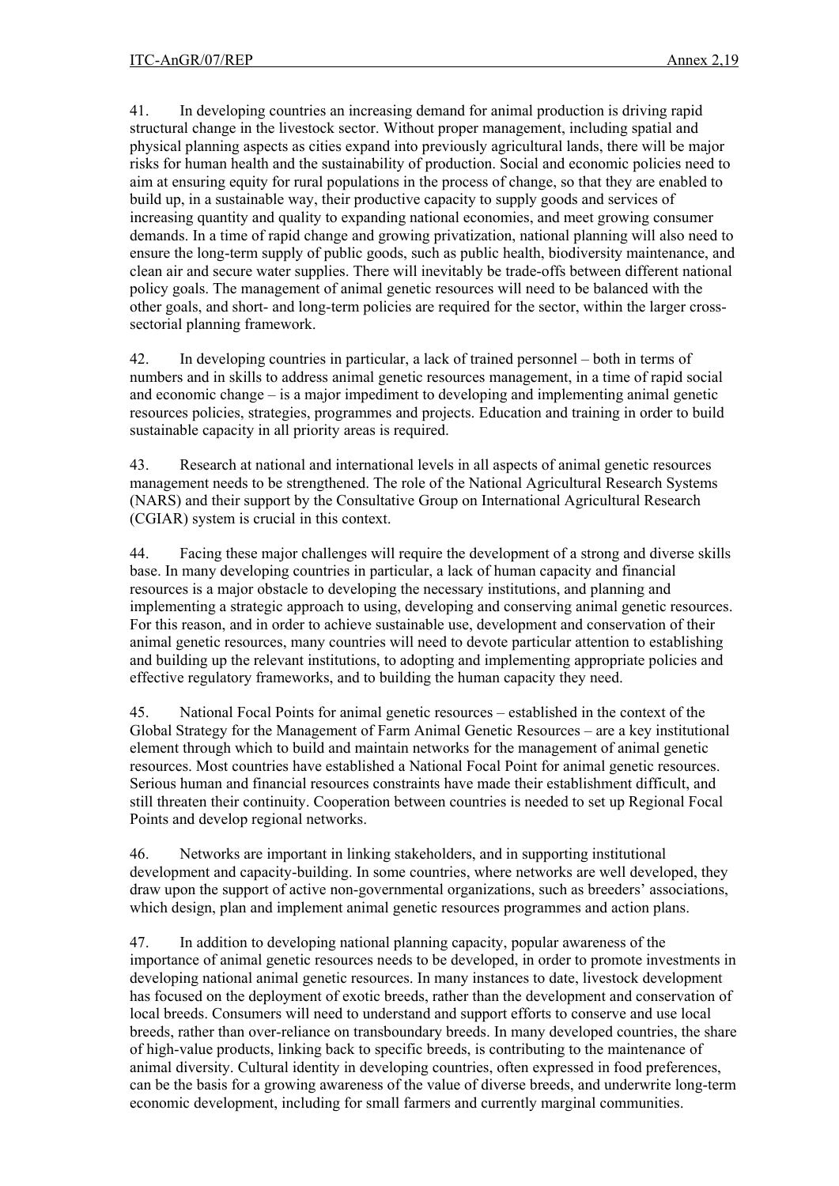41. In developing countries an increasing demand for animal production is driving rapid structural change in the livestock sector. Without proper management, including spatial and physical planning aspects as cities expand into previously agricultural lands, there will be major risks for human health and the sustainability of production. Social and economic policies need to aim at ensuring equity for rural populations in the process of change, so that they are enabled to build up, in a sustainable way, their productive capacity to supply goods and services of increasing quantity and quality to expanding national economies, and meet growing consumer demands. In a time of rapid change and growing privatization, national planning will also need to ensure the long-term supply of public goods, such as public health, biodiversity maintenance, and clean air and secure water supplies. There will inevitably be trade-offs between different national policy goals. The management of animal genetic resources will need to be balanced with the other goals, and short- and long-term policies are required for the sector, within the larger cross-sectorial planning framework.

42. In developing countries in particular, a lack of trained personnel – both in terms of numbers and in skills to address animal genetic resources management, in a time of rapid social and economic change – is a major impediment to developing and implementing animal genetic resources policies, strategies, programmes and projects. Education and training in order to build sustainable capacity in all priority areas is required.

43. Research at national and international levels in all aspects of animal genetic resources management needs to be strengthened. The role of the National Agricultural Research Systems (NARS) and their support by the Consultative Group on International Agricultural Research (CGIAR) system is crucial in this context.

44. Facing these major challenges will require the development of a strong and diverse skills base. In many developing countries in particular, a lack of human capacity and financial resources is a major obstacle to developing the necessary institutions, and planning and implementing a strategic approach to using, developing and conserving animal genetic resources. For this reason, and in order to achieve sustainable use, development and conservation of their animal genetic resources, many countries will need to devote particular attention to establishing and building up the relevant institutions, to adopting and implementing appropriate policies and effective regulatory frameworks, and to building the human capacity they need.

45. National Focal Points for animal genetic resources – established in the context of the Global Strategy for the Management of Farm Animal Genetic Resources – are a key institutional element through which to build and maintain networks for the management of animal genetic resources. Most countries have established a National Focal Point for animal genetic resources. Serious human and financial resources constraints have made their establishment difficult, and still threaten their continuity. Cooperation between countries is needed to set up Regional Focal Points and develop regional networks.

46. Networks are important in linking stakeholders, and in supporting institutional development and capacity-building. In some countries, where networks are well developed, they draw upon the support of active non-governmental organizations, such as breeders' associations, which design, plan and implement animal genetic resources programmes and action plans.

47. In addition to developing national planning capacity, popular awareness of the importance of animal genetic resources needs to be developed, in order to promote investments in developing national animal genetic resources. In many instances to date, livestock development has focused on the deployment of exotic breeds, rather than the development and conservation of local breeds. Consumers will need to understand and support efforts to conserve and use local breeds, rather than over-reliance on transboundary breeds. In many developed countries, the share of high-value products, linking back to specific breeds, is contributing to the maintenance of animal diversity. Cultural identity in developing countries, often expressed in food preferences, can be the basis for a growing awareness of the value of diverse breeds, and underwrite long-term economic development, including for small farmers and currently marginal communities.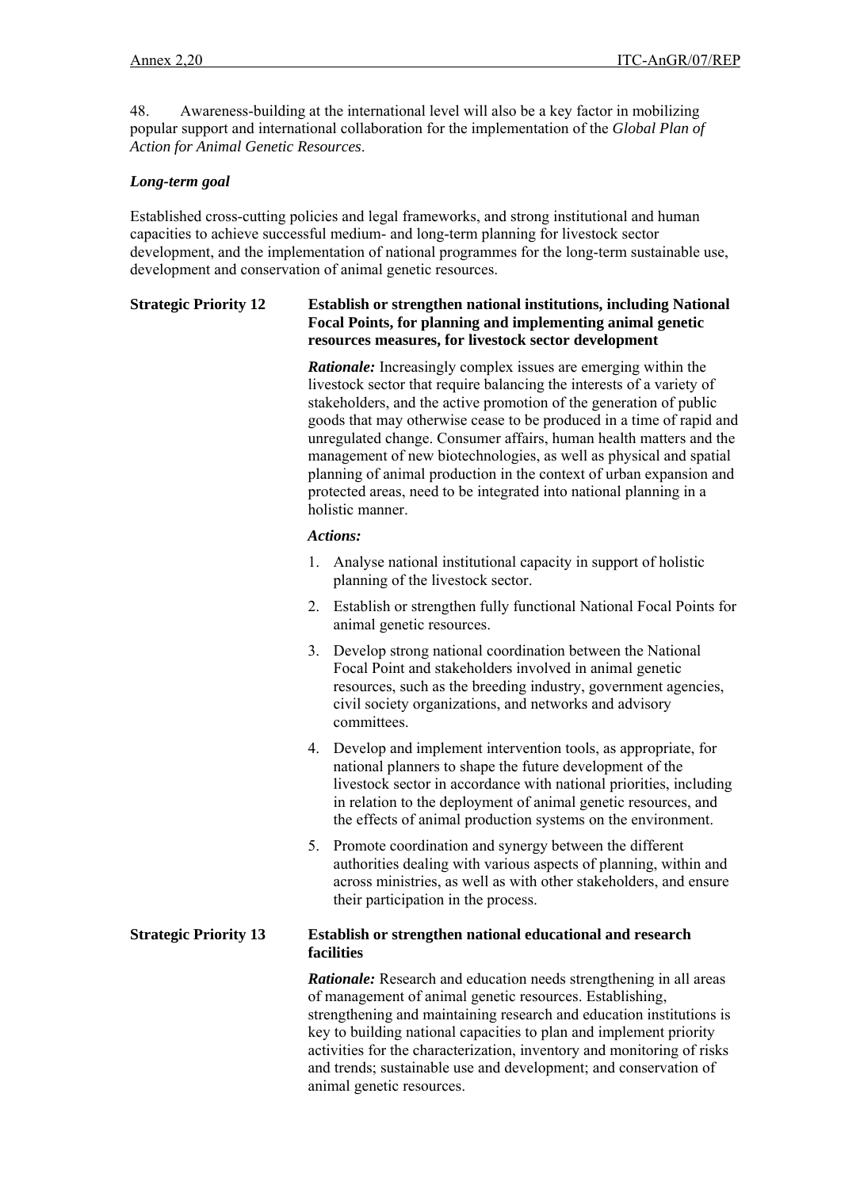48. Awareness-building at the international level will also be a key factor in mobilizing popular support and international collaboration for the implementation of the *Global Plan of Action for Animal Genetic Resources*.

***Long-term goal***

Established cross-cutting policies and legal frameworks, and strong institutional and human capacities to achieve successful medium- and long-term planning for livestock sector development, and the implementation of national programmes for the long-term sustainable use, development and conservation of animal genetic resources.

**Strategic Priority 12** **Establish or strengthen national institutions, including National Focal Points, for planning and implementing animal genetic resources measures, for livestock sector development**

***Rationale:*** Increasingly complex issues are emerging within the livestock sector that require balancing the interests of a variety of stakeholders, and the active promotion of the generation of public goods that may otherwise cease to be produced in a time of rapid and unregulated change. Consumer affairs, human health matters and the management of new biotechnologies, as well as physical and spatial planning of animal production in the context of urban expansion and protected areas, need to be integrated into national planning in a holistic manner.

***Actions:***

1. Analyse national institutional capacity in support of holistic planning of the livestock sector.
2. Establish or strengthen fully functional National Focal Points for animal genetic resources.
3. Develop strong national coordination between the National Focal Point and stakeholders involved in animal genetic resources, such as the breeding industry, government agencies, civil society organizations, and networks and advisory committees.
4. Develop and implement intervention tools, as appropriate, for national planners to shape the future development of the livestock sector in accordance with national priorities, including in relation to the deployment of animal genetic resources, and the effects of animal production systems on the environment.
5. Promote coordination and synergy between the different authorities dealing with various aspects of planning, within and across ministries, as well as with other stakeholders, and ensure their participation in the process.

**Strategic Priority 13** **Establish or strengthen national educational and research facilities**

***Rationale:*** Research and education needs strengthening in all areas of management of animal genetic resources. Establishing, strengthening and maintaining research and education institutions is key to building national capacities to plan and implement priority activities for the characterization, inventory and monitoring of risks and trends; sustainable use and development; and conservation of animal genetic resources.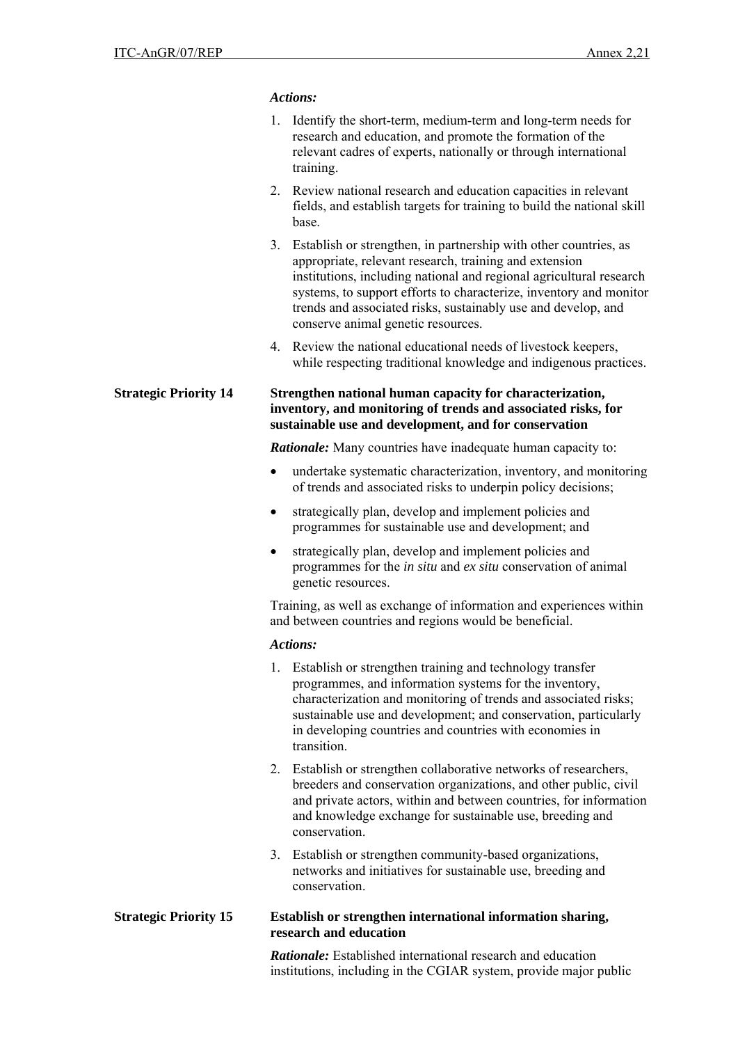***Actions:***

1. Identify the short-term, medium-term and long-term needs for research and education, and promote the formation of the relevant cadres of experts, nationally or through international training.
2. Review national research and education capacities in relevant fields, and establish targets for training to build the national skill base.
3. Establish or strengthen, in partnership with other countries, as appropriate, relevant research, training and extension institutions, including national and regional agricultural research systems, to support efforts to characterize, inventory and monitor trends and associated risks, sustainably use and develop, and conserve animal genetic resources.
4. Review the national educational needs of livestock keepers, while respecting traditional knowledge and indigenous practices.

**Strategic Priority 14** **Strengthen national human capacity for characterization, inventory, and monitoring of trends and associated risks, for sustainable use and development, and for conservation**

***Rationale:*** Many countries have inadequate human capacity to:

- undertake systematic characterization, inventory, and monitoring of trends and associated risks to underpin policy decisions;
- strategically plan, develop and implement policies and programmes for sustainable use and development; and
- strategically plan, develop and implement policies and programmes for the *in situ* and *ex situ* conservation of animal genetic resources.

Training, as well as exchange of information and experiences within and between countries and regions would be beneficial.

***Actions:***

1. Establish or strengthen training and technology transfer programmes, and information systems for the inventory, characterization and monitoring of trends and associated risks; sustainable use and development; and conservation, particularly in developing countries and countries with economies in transition.
2. Establish or strengthen collaborative networks of researchers, breeders and conservation organizations, and other public, civil and private actors, within and between countries, for information and knowledge exchange for sustainable use, breeding and conservation.
3. Establish or strengthen community-based organizations, networks and initiatives for sustainable use, breeding and conservation.

**Strategic Priority 15** **Establish or strengthen international information sharing, research and education**

***Rationale:*** Established international research and education institutions, including in the CGIAR system, provide major public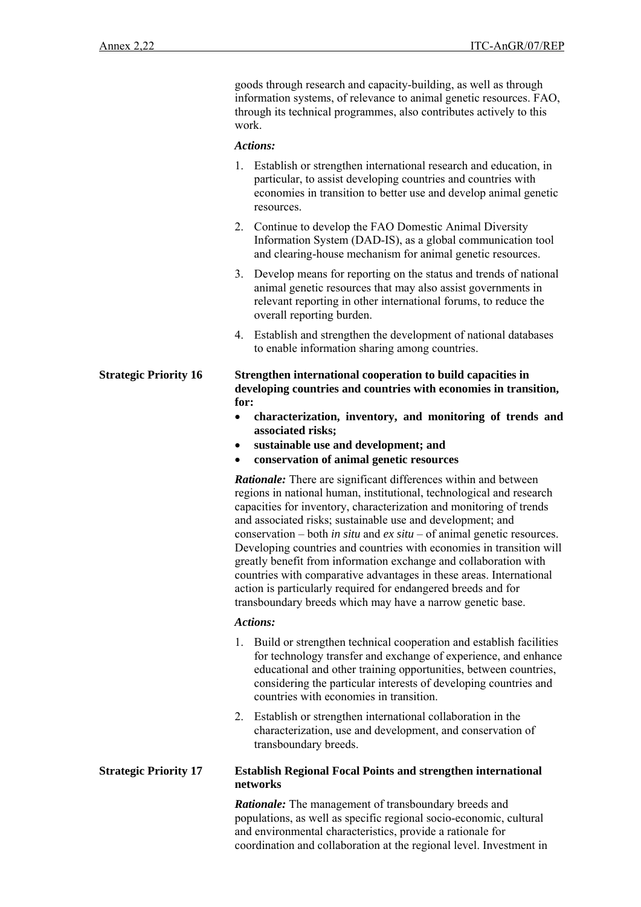goods through research and capacity-building, as well as through information systems, of relevance to animal genetic resources. FAO, through its technical programmes, also contributes actively to this work.

***Actions:***

1. Establish or strengthen international research and education, in particular, to assist developing countries and countries with economies in transition to better use and develop animal genetic resources.
2. Continue to develop the FAO Domestic Animal Diversity Information System (DAD-IS), as a global communication tool and clearing-house mechanism for animal genetic resources.
3. Develop means for reporting on the status and trends of national animal genetic resources that may also assist governments in relevant reporting in other international forums, to reduce the overall reporting burden.
4. Establish and strengthen the development of national databases to enable information sharing among countries.

**Strategic Priority 16** **Strengthen international cooperation to build capacities in developing countries and countries with economies in transition, for:**

- **characterization, inventory, and monitoring of trends and associated risks;**
- **sustainable use and development; and**
- **conservation of animal genetic resources**

***Rationale:*** There are significant differences within and between regions in national human, institutional, technological and research capacities for inventory, characterization and monitoring of trends and associated risks; sustainable use and development; and conservation – both *in situ* and *ex situ* – of animal genetic resources. Developing countries and countries with economies in transition will greatly benefit from information exchange and collaboration with countries with comparative advantages in these areas. International action is particularly required for endangered breeds and for transboundary breeds which may have a narrow genetic base.

***Actions:***

1. Build or strengthen technical cooperation and establish facilities for technology transfer and exchange of experience, and enhance educational and other training opportunities, between countries, considering the particular interests of developing countries and countries with economies in transition.
2. Establish or strengthen international collaboration in the characterization, use and development, and conservation of transboundary breeds.

**Strategic Priority 17** **Establish Regional Focal Points and strengthen international networks**

***Rationale:*** The management of transboundary breeds and populations, as well as specific regional socio-economic, cultural and environmental characteristics, provide a rationale for coordination and collaboration at the regional level. Investment in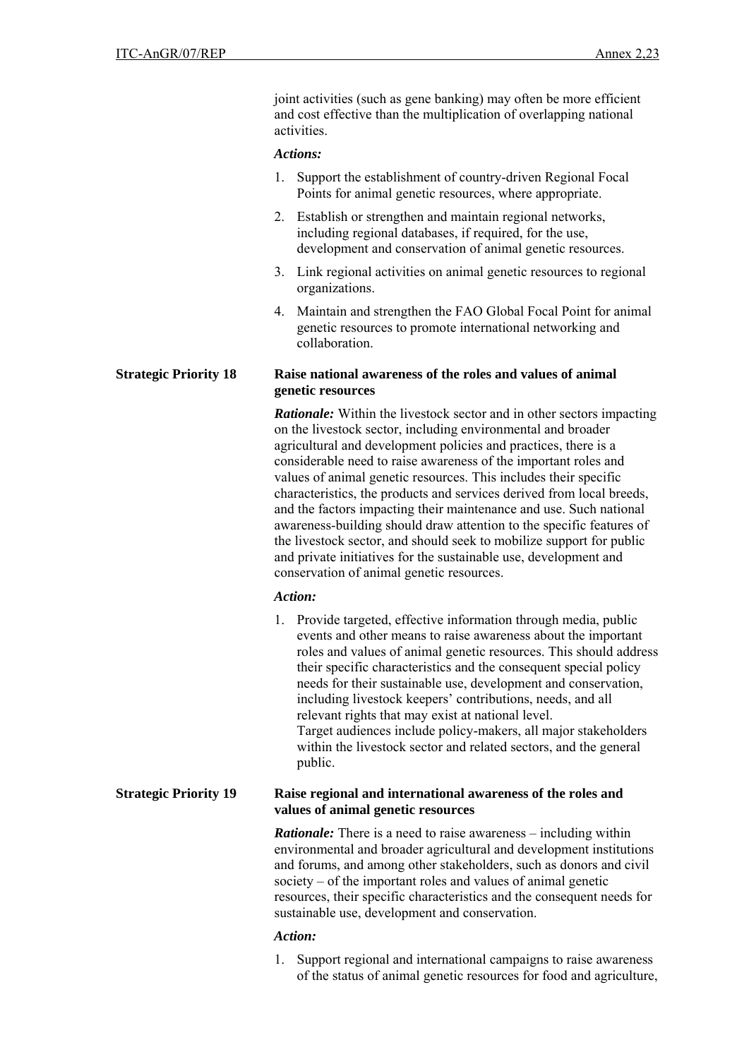joint activities (such as gene banking) may often be more efficient and cost effective than the multiplication of overlapping national activities.

***Actions:***

1. Support the establishment of country-driven Regional Focal Points for animal genetic resources, where appropriate.
2. Establish or strengthen and maintain regional networks, including regional databases, if required, for the use, development and conservation of animal genetic resources.
3. Link regional activities on animal genetic resources to regional organizations.
4. Maintain and strengthen the FAO Global Focal Point for animal genetic resources to promote international networking and collaboration.

**Strategic Priority 18** **Raise national awareness of the roles and values of animal genetic resources**

***Rationale:*** Within the livestock sector and in other sectors impacting on the livestock sector, including environmental and broader agricultural and development policies and practices, there is a considerable need to raise awareness of the important roles and values of animal genetic resources. This includes their specific characteristics, the products and services derived from local breeds, and the factors impacting their maintenance and use. Such national awareness-building should draw attention to the specific features of the livestock sector, and should seek to mobilize support for public and private initiatives for the sustainable use, development and conservation of animal genetic resources.

***Action:***

1. Provide targeted, effective information through media, public events and other means to raise awareness about the important roles and values of animal genetic resources. This should address their specific characteristics and the consequent special policy needs for their sustainable use, development and conservation, including livestock keepers' contributions, needs, and all relevant rights that may exist at national level.
   Target audiences include policy-makers, all major stakeholders within the livestock sector and related sectors, and the general public.

**Strategic Priority 19** **Raise regional and international awareness of the roles and values of animal genetic resources**

***Rationale:*** There is a need to raise awareness – including within environmental and broader agricultural and development institutions and forums, and among other stakeholders, such as donors and civil society – of the important roles and values of animal genetic resources, their specific characteristics and the consequent needs for sustainable use, development and conservation.

***Action:***

1. Support regional and international campaigns to raise awareness of the status of animal genetic resources for food and agriculture,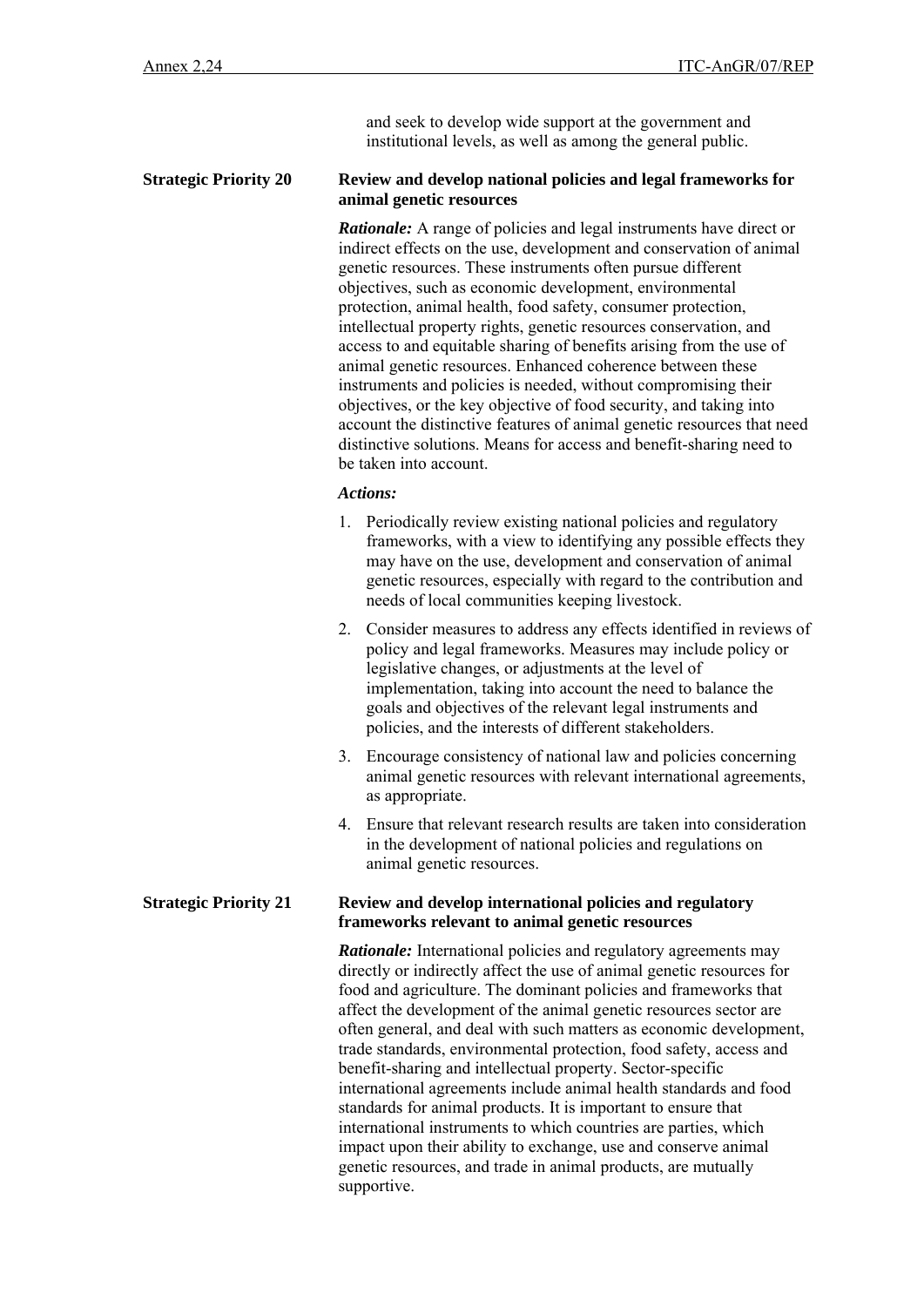and seek to develop wide support at the government and institutional levels, as well as among the general public.

**Strategic Priority 20** **Review and develop national policies and legal frameworks for animal genetic resources**

***Rationale:*** A range of policies and legal instruments have direct or indirect effects on the use, development and conservation of animal genetic resources. These instruments often pursue different objectives, such as economic development, environmental protection, animal health, food safety, consumer protection, intellectual property rights, genetic resources conservation, and access to and equitable sharing of benefits arising from the use of animal genetic resources. Enhanced coherence between these instruments and policies is needed, without compromising their objectives, or the key objective of food security, and taking into account the distinctive features of animal genetic resources that need distinctive solutions. Means for access and benefit-sharing need to be taken into account.

***Actions:***

1. Periodically review existing national policies and regulatory frameworks, with a view to identifying any possible effects they may have on the use, development and conservation of animal genetic resources, especially with regard to the contribution and needs of local communities keeping livestock.
2. Consider measures to address any effects identified in reviews of policy and legal frameworks. Measures may include policy or legislative changes, or adjustments at the level of implementation, taking into account the need to balance the goals and objectives of the relevant legal instruments and policies, and the interests of different stakeholders.
3. Encourage consistency of national law and policies concerning animal genetic resources with relevant international agreements, as appropriate.
4. Ensure that relevant research results are taken into consideration in the development of national policies and regulations on animal genetic resources.

**Strategic Priority 21** **Review and develop international policies and regulatory frameworks relevant to animal genetic resources**

***Rationale:*** International policies and regulatory agreements may directly or indirectly affect the use of animal genetic resources for food and agriculture. The dominant policies and frameworks that affect the development of the animal genetic resources sector are often general, and deal with such matters as economic development, trade standards, environmental protection, food safety, access and benefit-sharing and intellectual property. Sector-specific international agreements include animal health standards and food standards for animal products. It is important to ensure that international instruments to which countries are parties, which impact upon their ability to exchange, use and conserve animal genetic resources, and trade in animal products, are mutually supportive.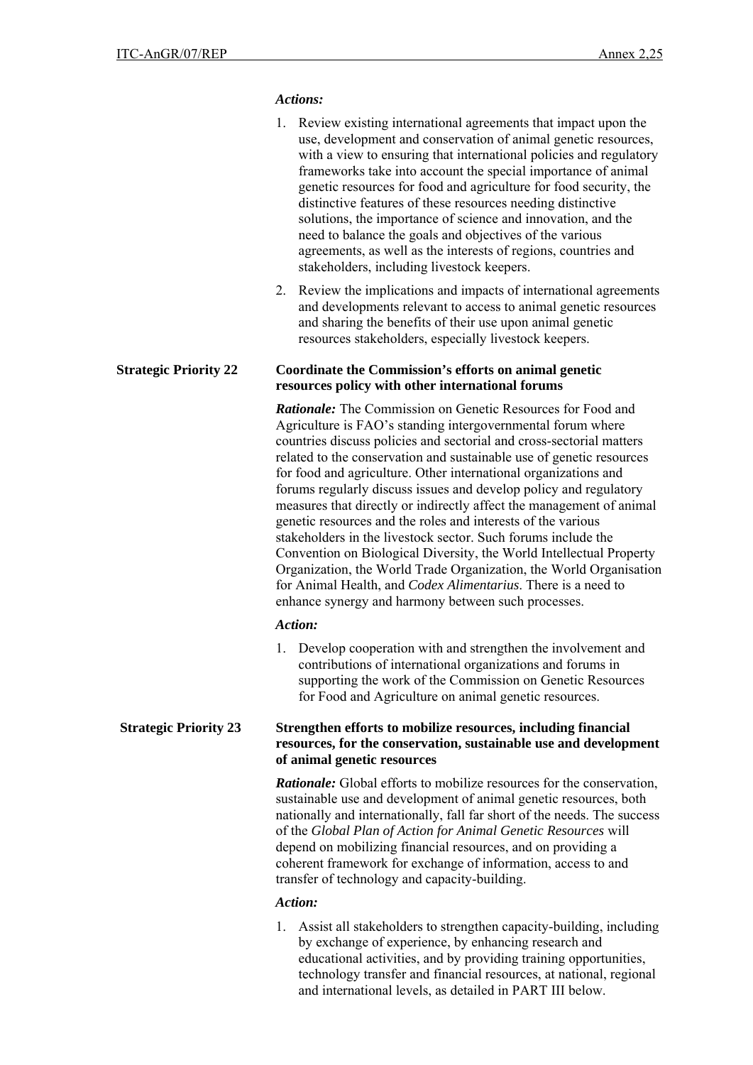*Actions:*

1. Review existing international agreements that impact upon the use, development and conservation of animal genetic resources, with a view to ensuring that international policies and regulatory frameworks take into account the special importance of animal genetic resources for food and agriculture for food security, the distinctive features of these resources needing distinctive solutions, the importance of science and innovation, and the need to balance the goals and objectives of the various agreements, as well as the interests of regions, countries and stakeholders, including livestock keepers.
2. Review the implications and impacts of international agreements and developments relevant to access to animal genetic resources and sharing the benefits of their use upon animal genetic resources stakeholders, especially livestock keepers.

**Strategic Priority 22** **Coordinate the Commission's efforts on animal genetic resources policy with other international forums**

***Rationale:*** The Commission on Genetic Resources for Food and Agriculture is FAO's standing intergovernmental forum where countries discuss policies and sectorial and cross-sectorial matters related to the conservation and sustainable use of genetic resources for food and agriculture. Other international organizations and forums regularly discuss issues and develop policy and regulatory measures that directly or indirectly affect the management of animal genetic resources and the roles and interests of the various stakeholders in the livestock sector. Such forums include the Convention on Biological Diversity, the World Intellectual Property Organization, the World Trade Organization, the World Organisation for Animal Health, and *Codex Alimentarius*. There is a need to enhance synergy and harmony between such processes.

*Action:*

1. Develop cooperation with and strengthen the involvement and contributions of international organizations and forums in supporting the work of the Commission on Genetic Resources for Food and Agriculture on animal genetic resources.

**Strategic Priority 23** **Strengthen efforts to mobilize resources, including financial resources, for the conservation, sustainable use and development of animal genetic resources**

***Rationale:*** Global efforts to mobilize resources for the conservation, sustainable use and development of animal genetic resources, both nationally and internationally, fall far short of the needs. The success of the *Global Plan of Action for Animal Genetic Resources* will depend on mobilizing financial resources, and on providing a coherent framework for exchange of information, access to and transfer of technology and capacity-building.

*Action:*

1. Assist all stakeholders to strengthen capacity-building, including by exchange of experience, by enhancing research and educational activities, and by providing training opportunities, technology transfer and financial resources, at national, regional and international levels, as detailed in PART III below.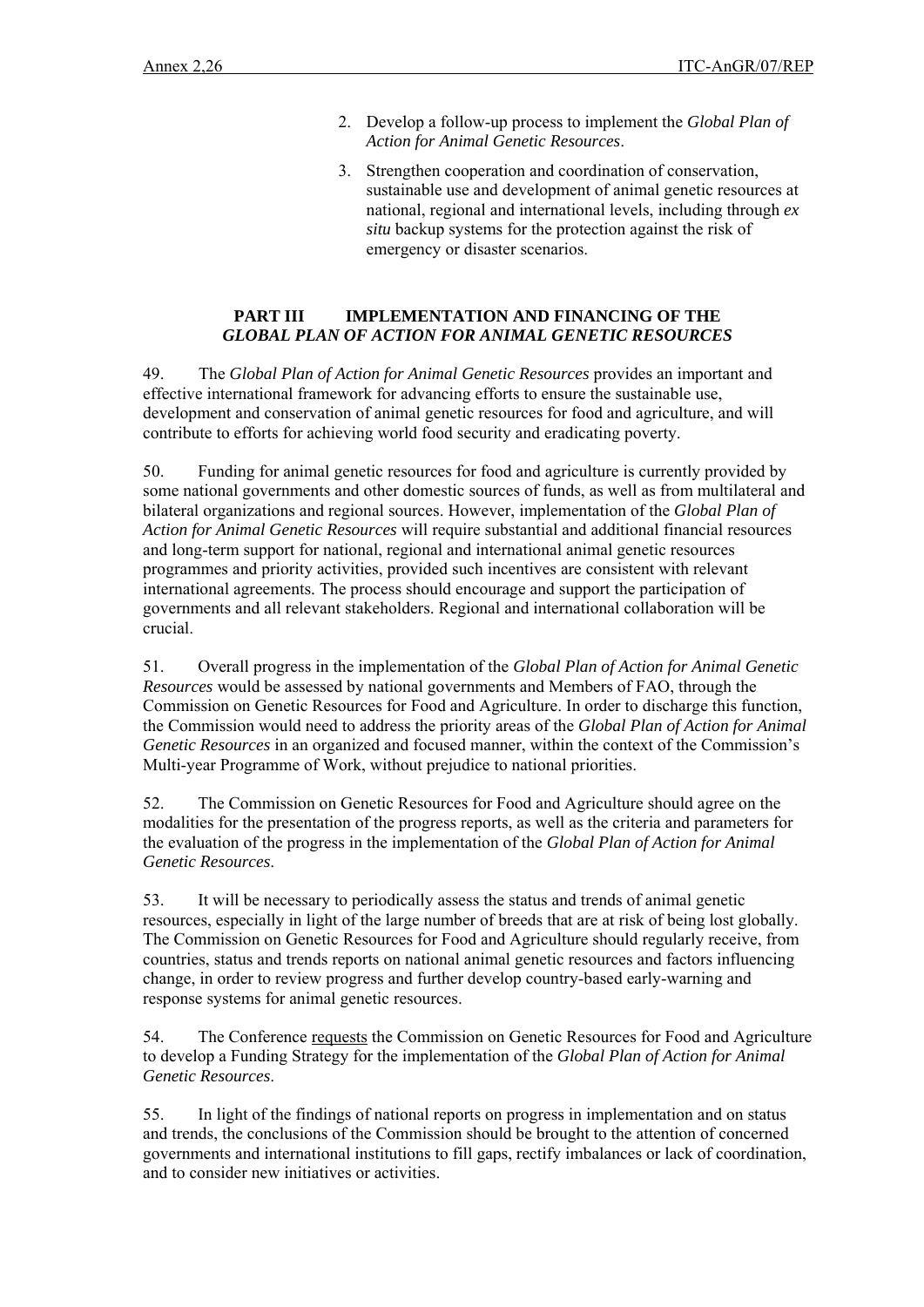2. Develop a follow-up process to implement the *Global Plan of Action for Animal Genetic Resources*.
3. Strengthen cooperation and coordination of conservation, sustainable use and development of animal genetic resources at national, regional and international levels, including through *ex situ* backup systems for the protection against the risk of emergency or disaster scenarios.

## PART III IMPLEMENTATION AND FINANCING OF THE *GLOBAL PLAN OF ACTION FOR ANIMAL GENETIC RESOURCES*

49. The *Global Plan of Action for Animal Genetic Resources* provides an important and effective international framework for advancing efforts to ensure the sustainable use, development and conservation of animal genetic resources for food and agriculture, and will contribute to efforts for achieving world food security and eradicating poverty.

50. Funding for animal genetic resources for food and agriculture is currently provided by some national governments and other domestic sources of funds, as well as from multilateral and bilateral organizations and regional sources. However, implementation of the *Global Plan of Action for Animal Genetic Resources* will require substantial and additional financial resources and long-term support for national, regional and international animal genetic resources programmes and priority activities, provided such incentives are consistent with relevant international agreements. The process should encourage and support the participation of governments and all relevant stakeholders. Regional and international collaboration will be crucial.

51. Overall progress in the implementation of the *Global Plan of Action for Animal Genetic Resources* would be assessed by national governments and Members of FAO, through the Commission on Genetic Resources for Food and Agriculture. In order to discharge this function, the Commission would need to address the priority areas of the *Global Plan of Action for Animal Genetic Resources* in an organized and focused manner, within the context of the Commission's Multi-year Programme of Work, without prejudice to national priorities.

52. The Commission on Genetic Resources for Food and Agriculture should agree on the modalities for the presentation of the progress reports, as well as the criteria and parameters for the evaluation of the progress in the implementation of the *Global Plan of Action for Animal Genetic Resources*.

53. It will be necessary to periodically assess the status and trends of animal genetic resources, especially in light of the large number of breeds that are at risk of being lost globally. The Commission on Genetic Resources for Food and Agriculture should regularly receive, from countries, status and trends reports on national animal genetic resources and factors influencing change, in order to review progress and further develop country-based early-warning and response systems for animal genetic resources.

54. The Conference requests the Commission on Genetic Resources for Food and Agriculture to develop a Funding Strategy for the implementation of the *Global Plan of Action for Animal Genetic Resources*.

55. In light of the findings of national reports on progress in implementation and on status and trends, the conclusions of the Commission should be brought to the attention of concerned governments and international institutions to fill gaps, rectify imbalances or lack of coordination, and to consider new initiatives or activities.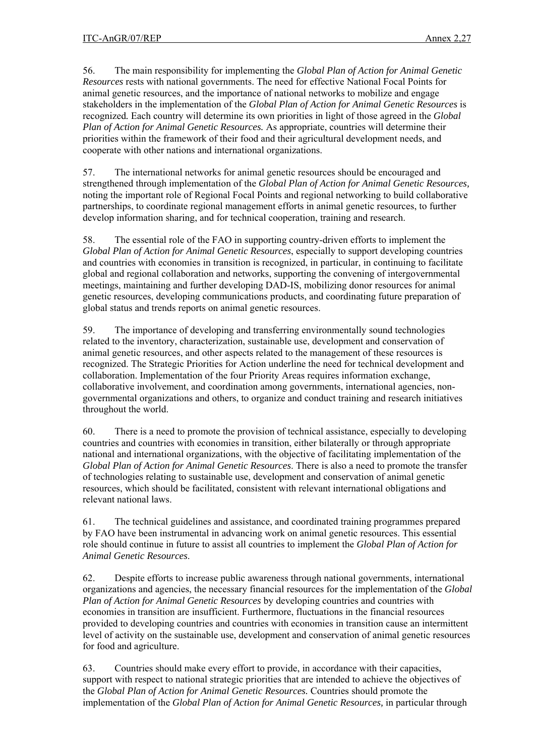56. The main responsibility for implementing the *Global Plan of Action for Animal Genetic Resources* rests with national governments. The need for effective National Focal Points for animal genetic resources, and the importance of national networks to mobilize and engage stakeholders in the implementation of the *Global Plan of Action for Animal Genetic Resources* is recognized*.* Each country will determine its own priorities in light of those agreed in the *Global Plan of Action for Animal Genetic Resources.* As appropriate, countries will determine their priorities within the framework of their food and their agricultural development needs, and cooperate with other nations and international organizations.

57. The international networks for animal genetic resources should be encouraged and strengthened through implementation of the *Global Plan of Action for Animal Genetic Resources,* noting the important role of Regional Focal Points and regional networking to build collaborative partnerships, to coordinate regional management efforts in animal genetic resources, to further develop information sharing, and for technical cooperation, training and research.

58. The essential role of the FAO in supporting country-driven efforts to implement the *Global Plan of Action for Animal Genetic Resources*, especially to support developing countries and countries with economies in transition is recognized, in particular, in continuing to facilitate global and regional collaboration and networks, supporting the convening of intergovernmental meetings, maintaining and further developing DAD-IS, mobilizing donor resources for animal genetic resources, developing communications products, and coordinating future preparation of global status and trends reports on animal genetic resources.

59. The importance of developing and transferring environmentally sound technologies related to the inventory, characterization, sustainable use, development and conservation of animal genetic resources, and other aspects related to the management of these resources is recognized. The Strategic Priorities for Action underline the need for technical development and collaboration. Implementation of the four Priority Areas requires information exchange, collaborative involvement, and coordination among governments, international agencies, non-governmental organizations and others, to organize and conduct training and research initiatives throughout the world.

60. There is a need to promote the provision of technical assistance, especially to developing countries and countries with economies in transition, either bilaterally or through appropriate national and international organizations, with the objective of facilitating implementation of the *Global Plan of Action for Animal Genetic Resources*. There is also a need to promote the transfer of technologies relating to sustainable use, development and conservation of animal genetic resources, which should be facilitated, consistent with relevant international obligations and relevant national laws.

61. The technical guidelines and assistance, and coordinated training programmes prepared by FAO have been instrumental in advancing work on animal genetic resources. This essential role should continue in future to assist all countries to implement the *Global Plan of Action for Animal Genetic Resources*.

62. Despite efforts to increase public awareness through national governments, international organizations and agencies, the necessary financial resources for the implementation of the *Global Plan of Action for Animal Genetic Resources* by developing countries and countries with economies in transition are insufficient. Furthermore, fluctuations in the financial resources provided to developing countries and countries with economies in transition cause an intermittent level of activity on the sustainable use, development and conservation of animal genetic resources for food and agriculture.

63. Countries should make every effort to provide, in accordance with their capacities, support with respect to national strategic priorities that are intended to achieve the objectives of the *Global Plan of Action for Animal Genetic Resources.* Countries should promote the implementation of the *Global Plan of Action for Animal Genetic Resources,* in particular through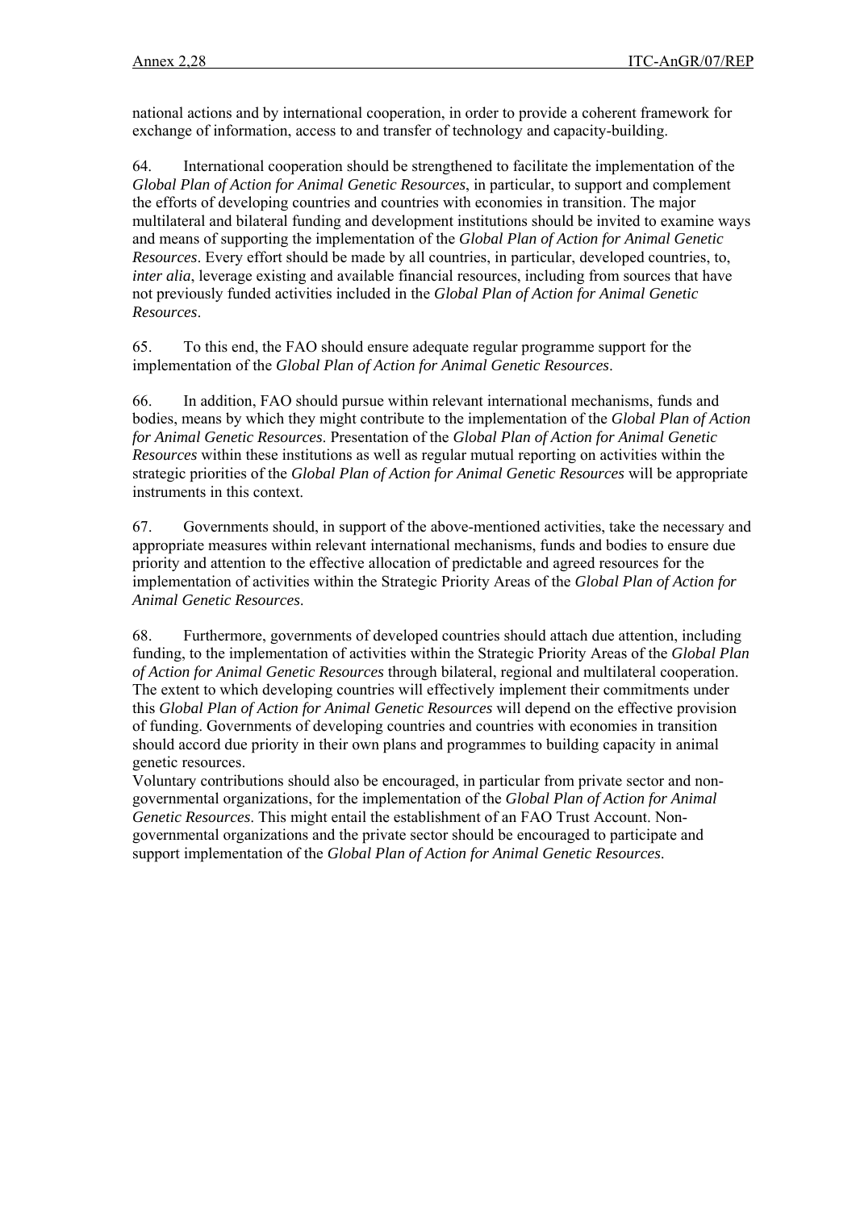national actions and by international cooperation, in order to provide a coherent framework for exchange of information, access to and transfer of technology and capacity-building.

64. International cooperation should be strengthened to facilitate the implementation of the *Global Plan of Action for Animal Genetic Resources*, in particular, to support and complement the efforts of developing countries and countries with economies in transition. The major multilateral and bilateral funding and development institutions should be invited to examine ways and means of supporting the implementation of the *Global Plan of Action for Animal Genetic Resources*. Every effort should be made by all countries, in particular, developed countries, to, *inter alia*, leverage existing and available financial resources, including from sources that have not previously funded activities included in the *Global Plan of Action for Animal Genetic Resources*.

65. To this end, the FAO should ensure adequate regular programme support for the implementation of the *Global Plan of Action for Animal Genetic Resources*.

66. In addition, FAO should pursue within relevant international mechanisms, funds and bodies, means by which they might contribute to the implementation of the *Global Plan of Action for Animal Genetic Resources*. Presentation of the *Global Plan of Action for Animal Genetic Resources* within these institutions as well as regular mutual reporting on activities within the strategic priorities of the *Global Plan of Action for Animal Genetic Resources* will be appropriate instruments in this context.

67. Governments should, in support of the above-mentioned activities, take the necessary and appropriate measures within relevant international mechanisms, funds and bodies to ensure due priority and attention to the effective allocation of predictable and agreed resources for the implementation of activities within the Strategic Priority Areas of the *Global Plan of Action for Animal Genetic Resources*.

68. Furthermore, governments of developed countries should attach due attention, including funding, to the implementation of activities within the Strategic Priority Areas of the *Global Plan of Action for Animal Genetic Resources* through bilateral, regional and multilateral cooperation. The extent to which developing countries will effectively implement their commitments under this *Global Plan of Action for Animal Genetic Resources* will depend on the effective provision of funding. Governments of developing countries and countries with economies in transition should accord due priority in their own plans and programmes to building capacity in animal genetic resources.
Voluntary contributions should also be encouraged, in particular from private sector and non-governmental organizations, for the implementation of the *Global Plan of Action for Animal Genetic Resources*. This might entail the establishment of an FAO Trust Account. Non-governmental organizations and the private sector should be encouraged to participate and support implementation of the *Global Plan of Action for Animal Genetic Resources*.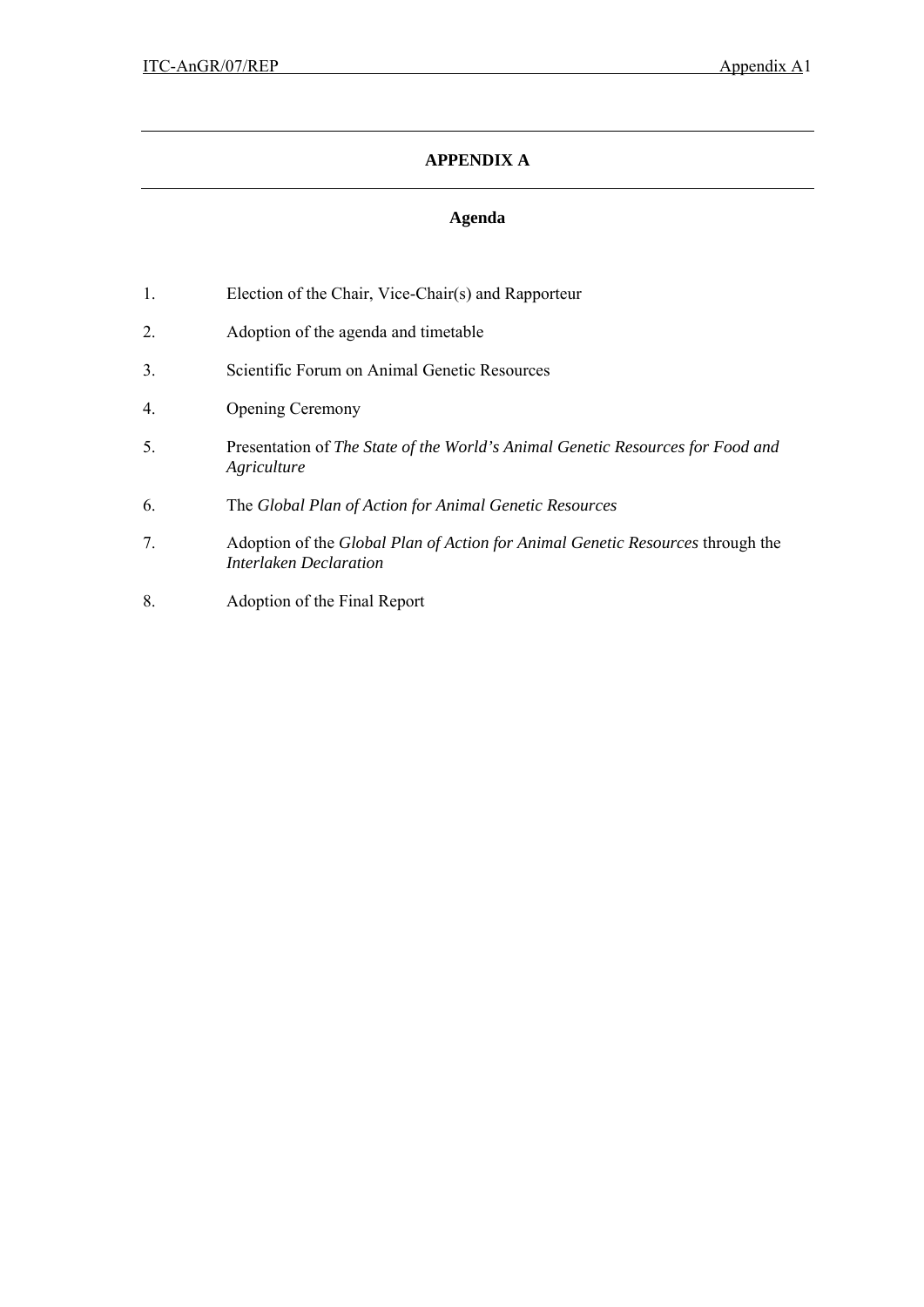# APPENDIX A

## Agenda

1. Election of the Chair, Vice-Chair(s) and Rapporteur
2. Adoption of the agenda and timetable
3. Scientific Forum on Animal Genetic Resources
4. Opening Ceremony
5. Presentation of *The State of the World's Animal Genetic Resources for Food and Agriculture*
6. The *Global Plan of Action for Animal Genetic Resources*
7. Adoption of the *Global Plan of Action for Animal Genetic Resources* through the *Interlaken Declaration*
8. Adoption of the Final Report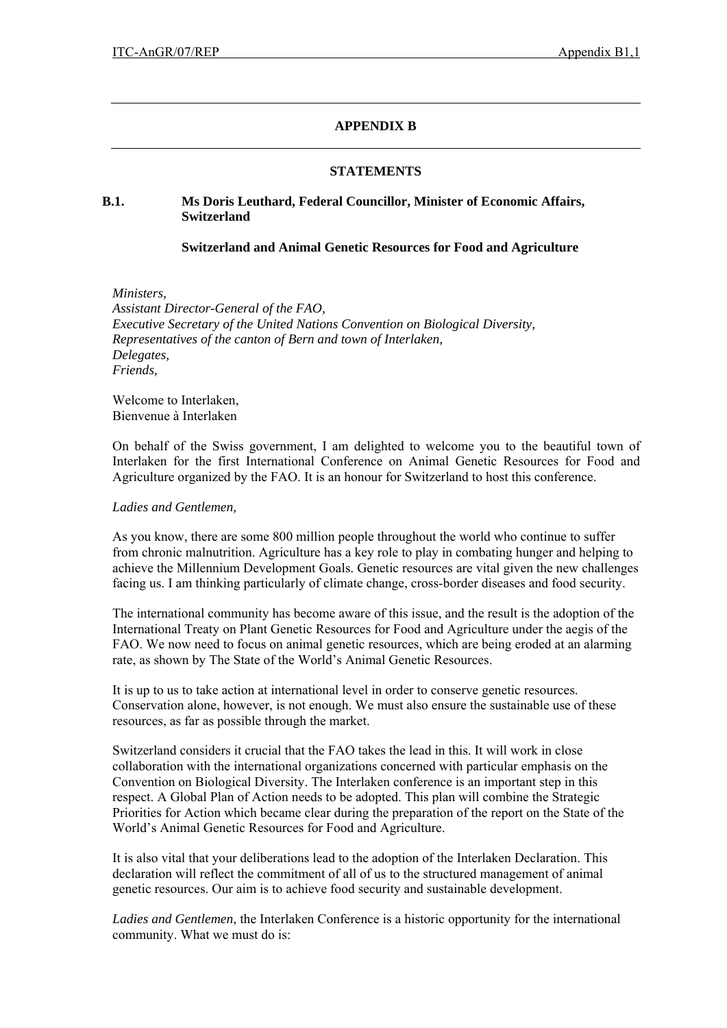# APPENDIX B

## STATEMENTS

### B.1. Ms Doris Leuthard, Federal Councillor, Minister of Economic Affairs, Switzerland

**Switzerland and Animal Genetic Resources for Food and Agriculture**

*Ministers,*
*Assistant Director-General of the FAO,*
*Executive Secretary of the United Nations Convention on Biological Diversity,*
*Representatives of the canton of Bern and town of Interlaken,*
*Delegates,*
*Friends,*

Welcome to Interlaken,
Bienvenue à Interlaken

On behalf of the Swiss government, I am delighted to welcome you to the beautiful town of Interlaken for the first International Conference on Animal Genetic Resources for Food and Agriculture organized by the FAO. It is an honour for Switzerland to host this conference.

*Ladies and Gentlemen,*

As you know, there are some 800 million people throughout the world who continue to suffer from chronic malnutrition. Agriculture has a key role to play in combating hunger and helping to achieve the Millennium Development Goals. Genetic resources are vital given the new challenges facing us. I am thinking particularly of climate change, cross-border diseases and food security.

The international community has become aware of this issue, and the result is the adoption of the International Treaty on Plant Genetic Resources for Food and Agriculture under the aegis of the FAO. We now need to focus on animal genetic resources, which are being eroded at an alarming rate, as shown by The State of the World's Animal Genetic Resources.

It is up to us to take action at international level in order to conserve genetic resources. Conservation alone, however, is not enough. We must also ensure the sustainable use of these resources, as far as possible through the market.

Switzerland considers it crucial that the FAO takes the lead in this. It will work in close collaboration with the international organizations concerned with particular emphasis on the Convention on Biological Diversity. The Interlaken conference is an important step in this respect. A Global Plan of Action needs to be adopted. This plan will combine the Strategic Priorities for Action which became clear during the preparation of the report on the State of the World's Animal Genetic Resources for Food and Agriculture.

It is also vital that your deliberations lead to the adoption of the Interlaken Declaration. This declaration will reflect the commitment of all of us to the structured management of animal genetic resources. Our aim is to achieve food security and sustainable development.

*Ladies and Gentlemen*, the Interlaken Conference is a historic opportunity for the international community. What we must do is: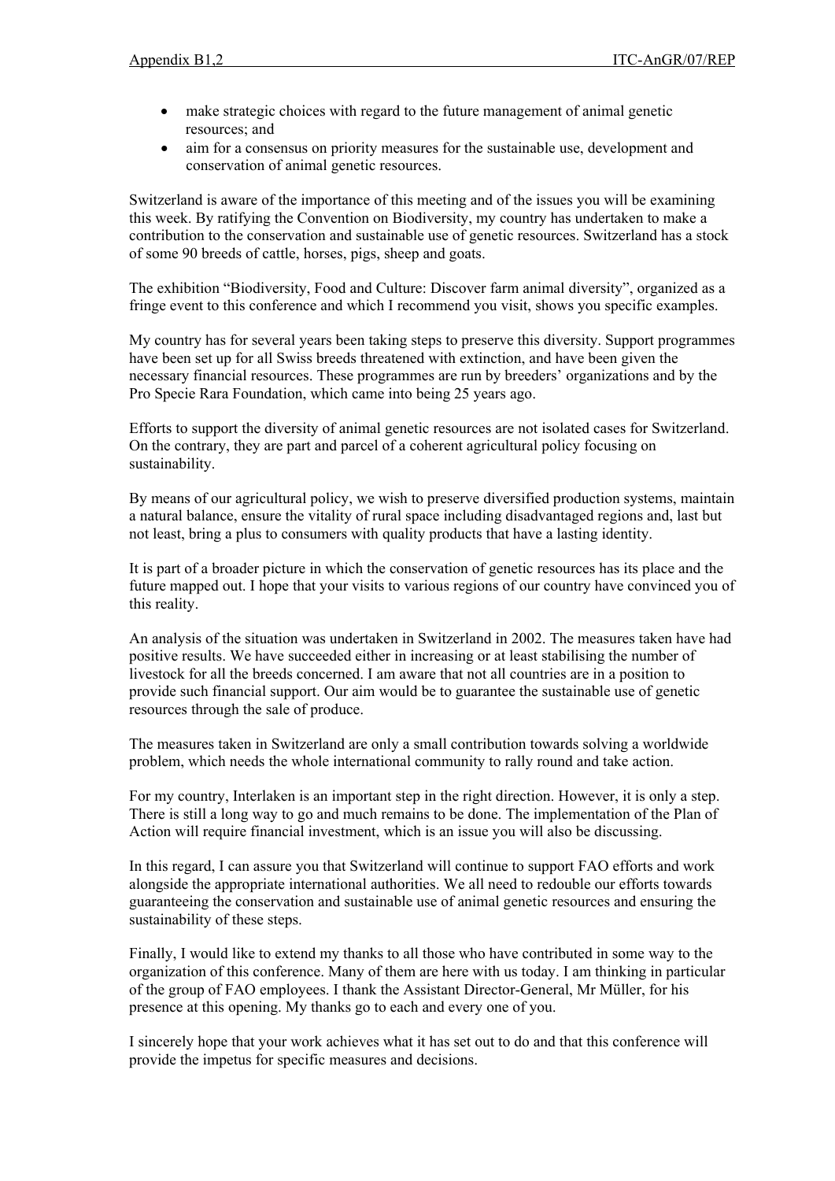- make strategic choices with regard to the future management of animal genetic resources; and
- aim for a consensus on priority measures for the sustainable use, development and conservation of animal genetic resources.

Switzerland is aware of the importance of this meeting and of the issues you will be examining this week. By ratifying the Convention on Biodiversity, my country has undertaken to make a contribution to the conservation and sustainable use of genetic resources. Switzerland has a stock of some 90 breeds of cattle, horses, pigs, sheep and goats.

The exhibition "Biodiversity, Food and Culture: Discover farm animal diversity", organized as a fringe event to this conference and which I recommend you visit, shows you specific examples.

My country has for several years been taking steps to preserve this diversity. Support programmes have been set up for all Swiss breeds threatened with extinction, and have been given the necessary financial resources. These programmes are run by breeders' organizations and by the Pro Specie Rara Foundation, which came into being 25 years ago.

Efforts to support the diversity of animal genetic resources are not isolated cases for Switzerland. On the contrary, they are part and parcel of a coherent agricultural policy focusing on sustainability.

By means of our agricultural policy, we wish to preserve diversified production systems, maintain a natural balance, ensure the vitality of rural space including disadvantaged regions and, last but not least, bring a plus to consumers with quality products that have a lasting identity.

It is part of a broader picture in which the conservation of genetic resources has its place and the future mapped out. I hope that your visits to various regions of our country have convinced you of this reality.

An analysis of the situation was undertaken in Switzerland in 2002. The measures taken have had positive results. We have succeeded either in increasing or at least stabilising the number of livestock for all the breeds concerned. I am aware that not all countries are in a position to provide such financial support. Our aim would be to guarantee the sustainable use of genetic resources through the sale of produce.

The measures taken in Switzerland are only a small contribution towards solving a worldwide problem, which needs the whole international community to rally round and take action.

For my country, Interlaken is an important step in the right direction. However, it is only a step. There is still a long way to go and much remains to be done. The implementation of the Plan of Action will require financial investment, which is an issue you will also be discussing.

In this regard, I can assure you that Switzerland will continue to support FAO efforts and work alongside the appropriate international authorities. We all need to redouble our efforts towards guaranteeing the conservation and sustainable use of animal genetic resources and ensuring the sustainability of these steps.

Finally, I would like to extend my thanks to all those who have contributed in some way to the organization of this conference. Many of them are here with us today. I am thinking in particular of the group of FAO employees. I thank the Assistant Director-General, Mr Müller, for his presence at this opening. My thanks go to each and every one of you.

I sincerely hope that your work achieves what it has set out to do and that this conference will provide the impetus for specific measures and decisions.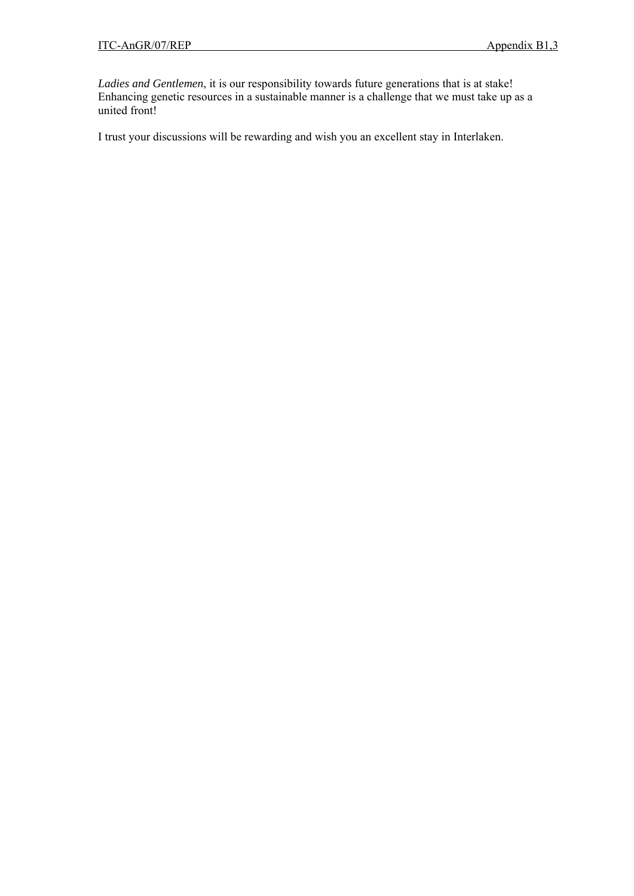*Ladies and Gentlemen*, it is our responsibility towards future generations that is at stake! Enhancing genetic resources in a sustainable manner is a challenge that we must take up as a united front!

I trust your discussions will be rewarding and wish you an excellent stay in Interlaken.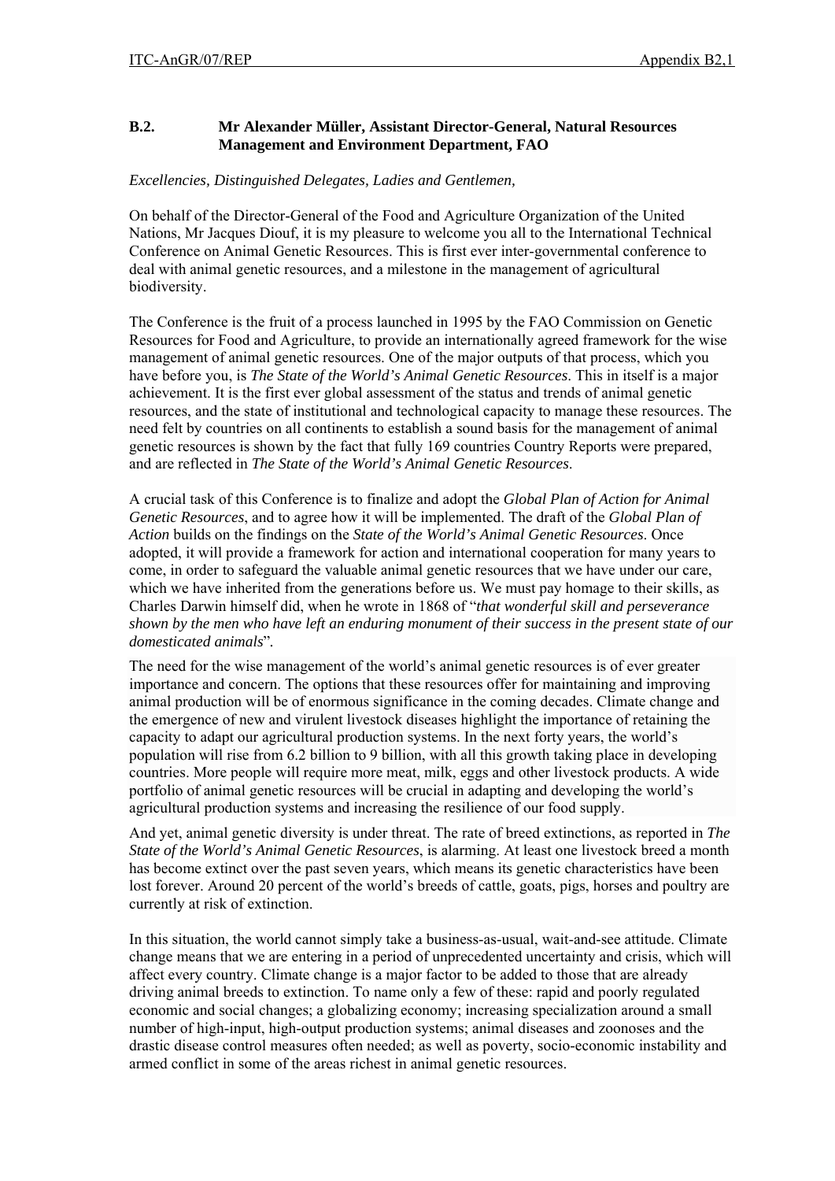**B.2. Mr Alexander Müller, Assistant Director-General, Natural Resources Management and Environment Department, FAO**

*Excellencies, Distinguished Delegates, Ladies and Gentlemen,*

On behalf of the Director-General of the Food and Agriculture Organization of the United Nations, Mr Jacques Diouf, it is my pleasure to welcome you all to the International Technical Conference on Animal Genetic Resources. This is first ever inter-governmental conference to deal with animal genetic resources, and a milestone in the management of agricultural biodiversity.

The Conference is the fruit of a process launched in 1995 by the FAO Commission on Genetic Resources for Food and Agriculture, to provide an internationally agreed framework for the wise management of animal genetic resources. One of the major outputs of that process, which you have before you, is *The State of the World's Animal Genetic Resources*. This in itself is a major achievement. It is the first ever global assessment of the status and trends of animal genetic resources, and the state of institutional and technological capacity to manage these resources. The need felt by countries on all continents to establish a sound basis for the management of animal genetic resources is shown by the fact that fully 169 countries Country Reports were prepared, and are reflected in *The State of the World's Animal Genetic Resources*.

A crucial task of this Conference is to finalize and adopt the *Global Plan of Action for Animal Genetic Resources*, and to agree how it will be implemented. The draft of the *Global Plan of Action* builds on the findings on the *State of the World's Animal Genetic Resources*. Once adopted, it will provide a framework for action and international cooperation for many years to come, in order to safeguard the valuable animal genetic resources that we have under our care, which we have inherited from the generations before us. We must pay homage to their skills, as Charles Darwin himself did, when he wrote in 1868 of "*that wonderful skill and perseverance shown by the men who have left an enduring monument of their success in the present state of our domesticated animals*".

The need for the wise management of the world's animal genetic resources is of ever greater importance and concern. The options that these resources offer for maintaining and improving animal production will be of enormous significance in the coming decades. Climate change and the emergence of new and virulent livestock diseases highlight the importance of retaining the capacity to adapt our agricultural production systems. In the next forty years, the world's population will rise from 6.2 billion to 9 billion, with all this growth taking place in developing countries. More people will require more meat, milk, eggs and other livestock products. A wide portfolio of animal genetic resources will be crucial in adapting and developing the world's agricultural production systems and increasing the resilience of our food supply.

And yet, animal genetic diversity is under threat. The rate of breed extinctions, as reported in *The State of the World's Animal Genetic Resources*, is alarming. At least one livestock breed a month has become extinct over the past seven years, which means its genetic characteristics have been lost forever. Around 20 percent of the world's breeds of cattle, goats, pigs, horses and poultry are currently at risk of extinction.

In this situation, the world cannot simply take a business-as-usual, wait-and-see attitude. Climate change means that we are entering in a period of unprecedented uncertainty and crisis, which will affect every country. Climate change is a major factor to be added to those that are already driving animal breeds to extinction. To name only a few of these: rapid and poorly regulated economic and social changes; a globalizing economy; increasing specialization around a small number of high-input, high-output production systems; animal diseases and zoonoses and the drastic disease control measures often needed; as well as poverty, socio-economic instability and armed conflict in some of the areas richest in animal genetic resources.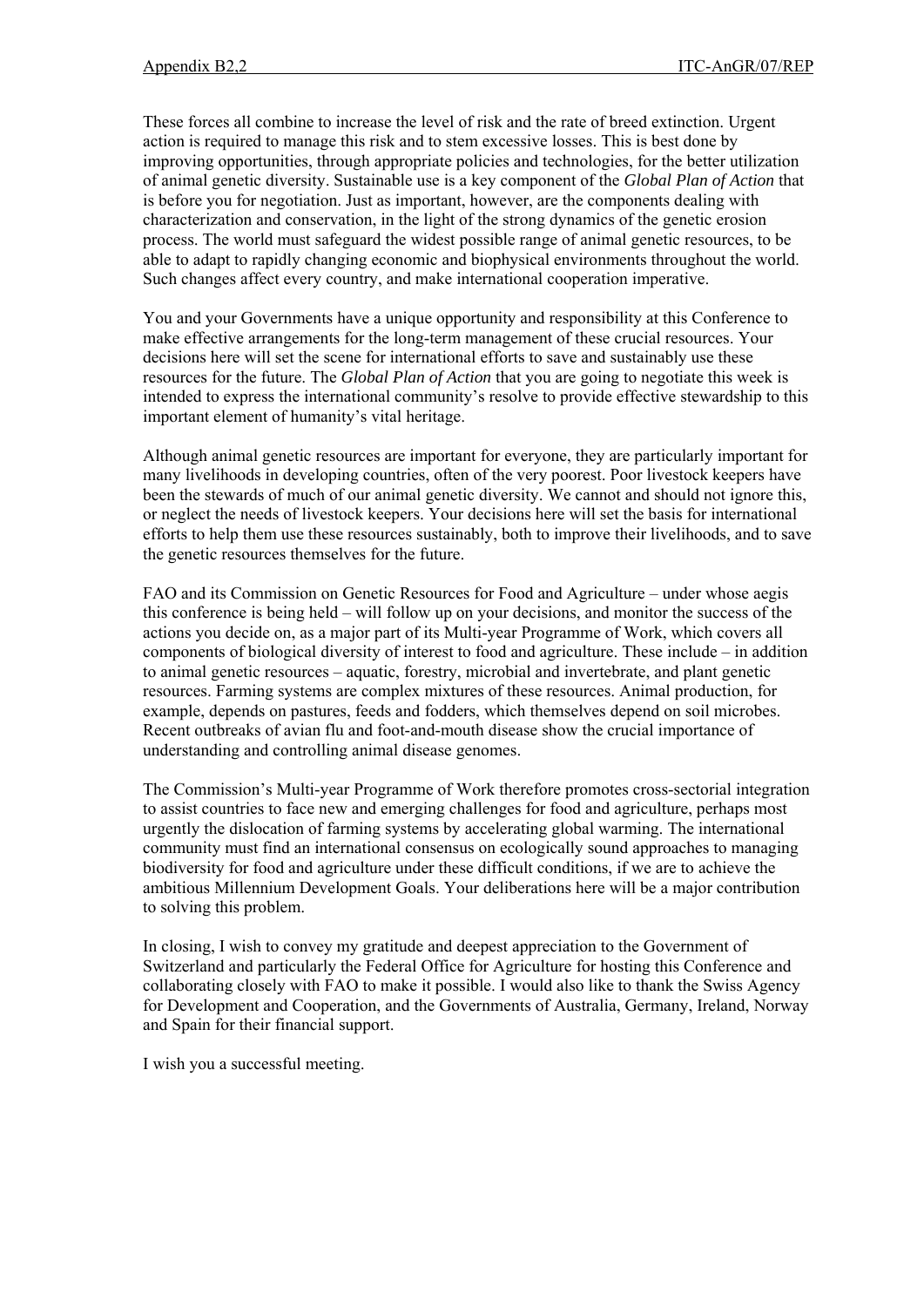These forces all combine to increase the level of risk and the rate of breed extinction. Urgent action is required to manage this risk and to stem excessive losses. This is best done by improving opportunities, through appropriate policies and technologies, for the better utilization of animal genetic diversity. Sustainable use is a key component of the *Global Plan of Action* that is before you for negotiation. Just as important, however, are the components dealing with characterization and conservation, in the light of the strong dynamics of the genetic erosion process. The world must safeguard the widest possible range of animal genetic resources, to be able to adapt to rapidly changing economic and biophysical environments throughout the world. Such changes affect every country, and make international cooperation imperative.

You and your Governments have a unique opportunity and responsibility at this Conference to make effective arrangements for the long-term management of these crucial resources. Your decisions here will set the scene for international efforts to save and sustainably use these resources for the future. The *Global Plan of Action* that you are going to negotiate this week is intended to express the international community's resolve to provide effective stewardship to this important element of humanity's vital heritage.

Although animal genetic resources are important for everyone, they are particularly important for many livelihoods in developing countries, often of the very poorest. Poor livestock keepers have been the stewards of much of our animal genetic diversity. We cannot and should not ignore this, or neglect the needs of livestock keepers. Your decisions here will set the basis for international efforts to help them use these resources sustainably, both to improve their livelihoods, and to save the genetic resources themselves for the future.

FAO and its Commission on Genetic Resources for Food and Agriculture – under whose aegis this conference is being held – will follow up on your decisions, and monitor the success of the actions you decide on, as a major part of its Multi-year Programme of Work, which covers all components of biological diversity of interest to food and agriculture. These include – in addition to animal genetic resources – aquatic, forestry, microbial and invertebrate, and plant genetic resources. Farming systems are complex mixtures of these resources. Animal production, for example, depends on pastures, feeds and fodders, which themselves depend on soil microbes. Recent outbreaks of avian flu and foot-and-mouth disease show the crucial importance of understanding and controlling animal disease genomes.

The Commission's Multi-year Programme of Work therefore promotes cross-sectorial integration to assist countries to face new and emerging challenges for food and agriculture, perhaps most urgently the dislocation of farming systems by accelerating global warming. The international community must find an international consensus on ecologically sound approaches to managing biodiversity for food and agriculture under these difficult conditions, if we are to achieve the ambitious Millennium Development Goals. Your deliberations here will be a major contribution to solving this problem.

In closing, I wish to convey my gratitude and deepest appreciation to the Government of Switzerland and particularly the Federal Office for Agriculture for hosting this Conference and collaborating closely with FAO to make it possible. I would also like to thank the Swiss Agency for Development and Cooperation, and the Governments of Australia, Germany, Ireland, Norway and Spain for their financial support.

I wish you a successful meeting.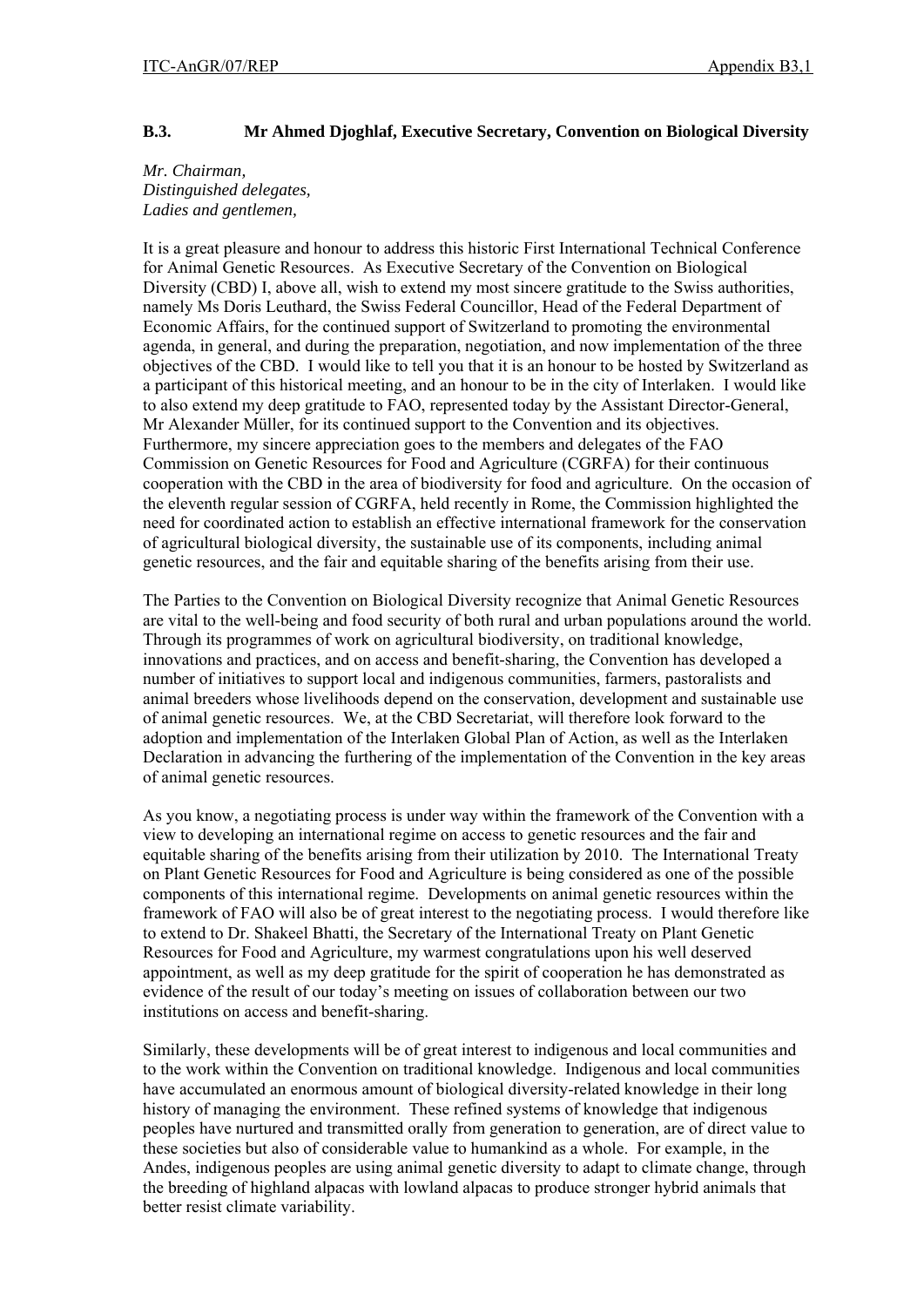### B.3. Mr Ahmed Djoghlaf, Executive Secretary, Convention on Biological Diversity

*Mr. Chairman,*
*Distinguished delegates,*
*Ladies and gentlemen,*

It is a great pleasure and honour to address this historic First International Technical Conference for Animal Genetic Resources. As Executive Secretary of the Convention on Biological Diversity (CBD) I, above all, wish to extend my most sincere gratitude to the Swiss authorities, namely Ms Doris Leuthard, the Swiss Federal Councillor, Head of the Federal Department of Economic Affairs, for the continued support of Switzerland to promoting the environmental agenda, in general, and during the preparation, negotiation, and now implementation of the three objectives of the CBD. I would like to tell you that it is an honour to be hosted by Switzerland as a participant of this historical meeting, and an honour to be in the city of Interlaken. I would like to also extend my deep gratitude to FAO, represented today by the Assistant Director-General, Mr Alexander Müller, for its continued support to the Convention and its objectives. Furthermore, my sincere appreciation goes to the members and delegates of the FAO Commission on Genetic Resources for Food and Agriculture (CGRFA) for their continuous cooperation with the CBD in the area of biodiversity for food and agriculture. On the occasion of the eleventh regular session of CGRFA, held recently in Rome, the Commission highlighted the need for coordinated action to establish an effective international framework for the conservation of agricultural biological diversity, the sustainable use of its components, including animal genetic resources, and the fair and equitable sharing of the benefits arising from their use.

The Parties to the Convention on Biological Diversity recognize that Animal Genetic Resources are vital to the well-being and food security of both rural and urban populations around the world. Through its programmes of work on agricultural biodiversity, on traditional knowledge, innovations and practices, and on access and benefit-sharing, the Convention has developed a number of initiatives to support local and indigenous communities, farmers, pastoralists and animal breeders whose livelihoods depend on the conservation, development and sustainable use of animal genetic resources. We, at the CBD Secretariat, will therefore look forward to the adoption and implementation of the Interlaken Global Plan of Action, as well as the Interlaken Declaration in advancing the furthering of the implementation of the Convention in the key areas of animal genetic resources.

As you know, a negotiating process is under way within the framework of the Convention with a view to developing an international regime on access to genetic resources and the fair and equitable sharing of the benefits arising from their utilization by 2010. The International Treaty on Plant Genetic Resources for Food and Agriculture is being considered as one of the possible components of this international regime. Developments on animal genetic resources within the framework of FAO will also be of great interest to the negotiating process. I would therefore like to extend to Dr. Shakeel Bhatti, the Secretary of the International Treaty on Plant Genetic Resources for Food and Agriculture, my warmest congratulations upon his well deserved appointment, as well as my deep gratitude for the spirit of cooperation he has demonstrated as evidence of the result of our today's meeting on issues of collaboration between our two institutions on access and benefit-sharing.

Similarly, these developments will be of great interest to indigenous and local communities and to the work within the Convention on traditional knowledge. Indigenous and local communities have accumulated an enormous amount of biological diversity-related knowledge in their long history of managing the environment. These refined systems of knowledge that indigenous peoples have nurtured and transmitted orally from generation to generation, are of direct value to these societies but also of considerable value to humankind as a whole. For example, in the Andes, indigenous peoples are using animal genetic diversity to adapt to climate change, through the breeding of highland alpacas with lowland alpacas to produce stronger hybrid animals that better resist climate variability.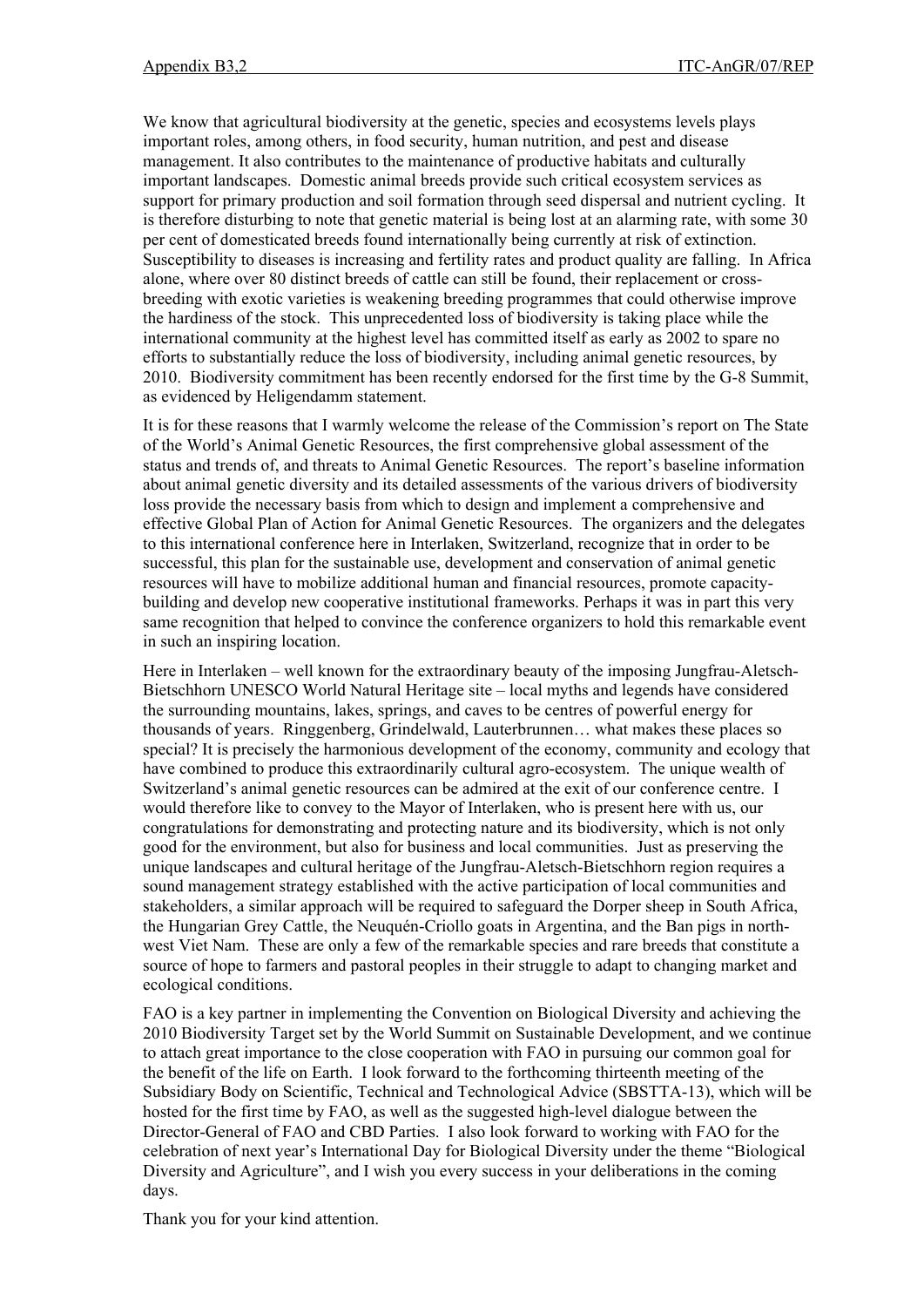We know that agricultural biodiversity at the genetic, species and ecosystems levels plays important roles, among others, in food security, human nutrition, and pest and disease management. It also contributes to the maintenance of productive habitats and culturally important landscapes. Domestic animal breeds provide such critical ecosystem services as support for primary production and soil formation through seed dispersal and nutrient cycling. It is therefore disturbing to note that genetic material is being lost at an alarming rate, with some 30 per cent of domesticated breeds found internationally being currently at risk of extinction. Susceptibility to diseases is increasing and fertility rates and product quality are falling. In Africa alone, where over 80 distinct breeds of cattle can still be found, their replacement or cross-breeding with exotic varieties is weakening breeding programmes that could otherwise improve the hardiness of the stock. This unprecedented loss of biodiversity is taking place while the international community at the highest level has committed itself as early as 2002 to spare no efforts to substantially reduce the loss of biodiversity, including animal genetic resources, by 2010. Biodiversity commitment has been recently endorsed for the first time by the G-8 Summit, as evidenced by Heligendamm statement.

It is for these reasons that I warmly welcome the release of the Commission's report on The State of the World's Animal Genetic Resources, the first comprehensive global assessment of the status and trends of, and threats to Animal Genetic Resources. The report's baseline information about animal genetic diversity and its detailed assessments of the various drivers of biodiversity loss provide the necessary basis from which to design and implement a comprehensive and effective Global Plan of Action for Animal Genetic Resources. The organizers and the delegates to this international conference here in Interlaken, Switzerland, recognize that in order to be successful, this plan for the sustainable use, development and conservation of animal genetic resources will have to mobilize additional human and financial resources, promote capacity-building and develop new cooperative institutional frameworks. Perhaps it was in part this very same recognition that helped to convince the conference organizers to hold this remarkable event in such an inspiring location.

Here in Interlaken – well known for the extraordinary beauty of the imposing Jungfrau-Aletsch-Bietschhorn UNESCO World Natural Heritage site – local myths and legends have considered the surrounding mountains, lakes, springs, and caves to be centres of powerful energy for thousands of years. Ringgenberg, Grindelwald, Lauterbrunnen… what makes these places so special? It is precisely the harmonious development of the economy, community and ecology that have combined to produce this extraordinarily cultural agro-ecosystem. The unique wealth of Switzerland's animal genetic resources can be admired at the exit of our conference centre. I would therefore like to convey to the Mayor of Interlaken, who is present here with us, our congratulations for demonstrating and protecting nature and its biodiversity, which is not only good for the environment, but also for business and local communities. Just as preserving the unique landscapes and cultural heritage of the Jungfrau-Aletsch-Bietschhorn region requires a sound management strategy established with the active participation of local communities and stakeholders, a similar approach will be required to safeguard the Dorper sheep in South Africa, the Hungarian Grey Cattle, the Neuquén-Criollo goats in Argentina, and the Ban pigs in north-west Viet Nam. These are only a few of the remarkable species and rare breeds that constitute a source of hope to farmers and pastoral peoples in their struggle to adapt to changing market and ecological conditions.

FAO is a key partner in implementing the Convention on Biological Diversity and achieving the 2010 Biodiversity Target set by the World Summit on Sustainable Development, and we continue to attach great importance to the close cooperation with FAO in pursuing our common goal for the benefit of the life on Earth. I look forward to the forthcoming thirteenth meeting of the Subsidiary Body on Scientific, Technical and Technological Advice (SBSTTA-13), which will be hosted for the first time by FAO, as well as the suggested high-level dialogue between the Director-General of FAO and CBD Parties. I also look forward to working with FAO for the celebration of next year's International Day for Biological Diversity under the theme "Biological Diversity and Agriculture", and I wish you every success in your deliberations in the coming days.

Thank you for your kind attention.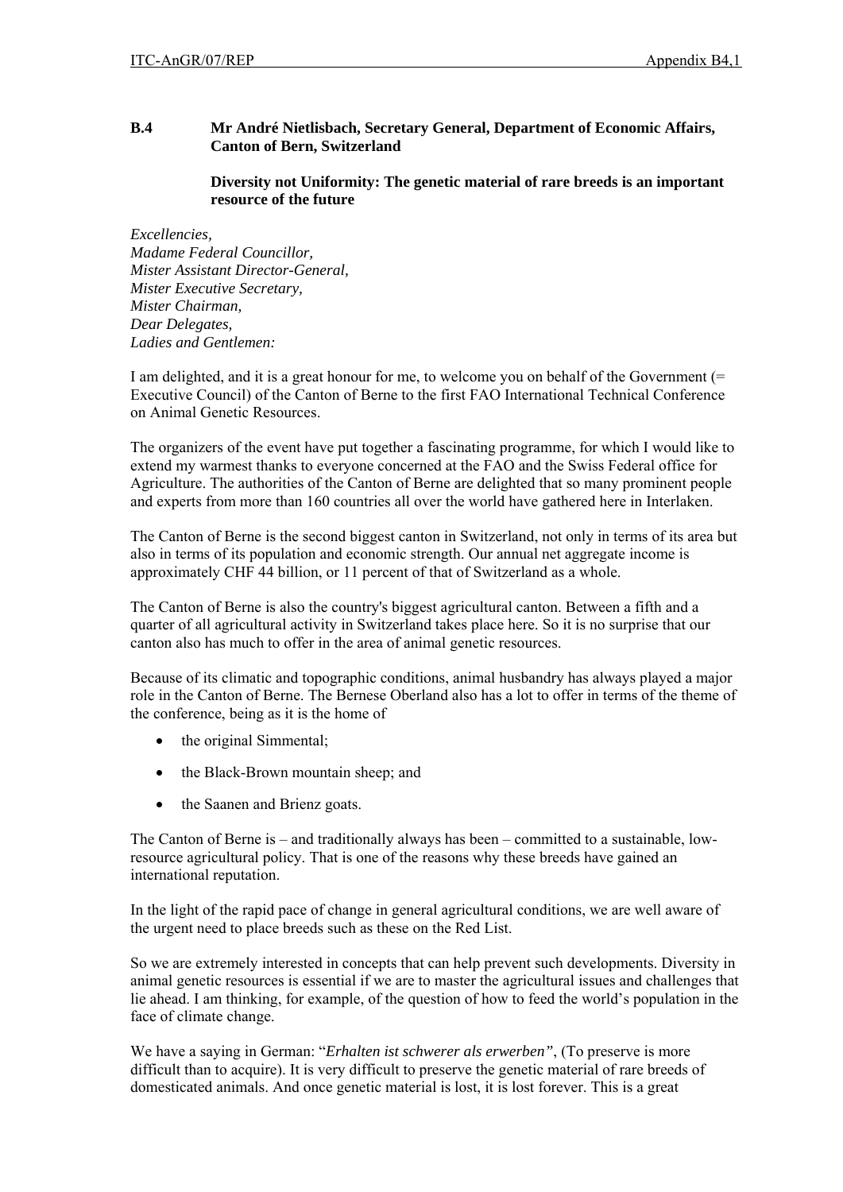**B.4 Mr André Nietlisbach, Secretary General, Department of Economic Affairs, Canton of Bern, Switzerland**

**Diversity not Uniformity: The genetic material of rare breeds is an important resource of the future**

*Excellencies,*
*Madame Federal Councillor,*
*Mister Assistant Director-General,*
*Mister Executive Secretary,*
*Mister Chairman,*
*Dear Delegates,*
*Ladies and Gentlemen:*

I am delighted, and it is a great honour for me, to welcome you on behalf of the Government (= Executive Council) of the Canton of Berne to the first FAO International Technical Conference on Animal Genetic Resources.

The organizers of the event have put together a fascinating programme, for which I would like to extend my warmest thanks to everyone concerned at the FAO and the Swiss Federal office for Agriculture. The authorities of the Canton of Berne are delighted that so many prominent people and experts from more than 160 countries all over the world have gathered here in Interlaken.

The Canton of Berne is the second biggest canton in Switzerland, not only in terms of its area but also in terms of its population and economic strength. Our annual net aggregate income is approximately CHF 44 billion, or 11 percent of that of Switzerland as a whole.

The Canton of Berne is also the country's biggest agricultural canton. Between a fifth and a quarter of all agricultural activity in Switzerland takes place here. So it is no surprise that our canton also has much to offer in the area of animal genetic resources.

Because of its climatic and topographic conditions, animal husbandry has always played a major role in the Canton of Berne. The Bernese Oberland also has a lot to offer in terms of the theme of the conference, being as it is the home of

- the original Simmental;
- the Black-Brown mountain sheep; and
- the Saanen and Brienz goats.

The Canton of Berne is – and traditionally always has been – committed to a sustainable, low-resource agricultural policy. That is one of the reasons why these breeds have gained an international reputation.

In the light of the rapid pace of change in general agricultural conditions, we are well aware of the urgent need to place breeds such as these on the Red List.

So we are extremely interested in concepts that can help prevent such developments. Diversity in animal genetic resources is essential if we are to master the agricultural issues and challenges that lie ahead. I am thinking, for example, of the question of how to feed the world's population in the face of climate change.

We have a saying in German: "*Erhalten ist schwerer als erwerben"*, (To preserve is more difficult than to acquire). It is very difficult to preserve the genetic material of rare breeds of domesticated animals. And once genetic material is lost, it is lost forever. This is a great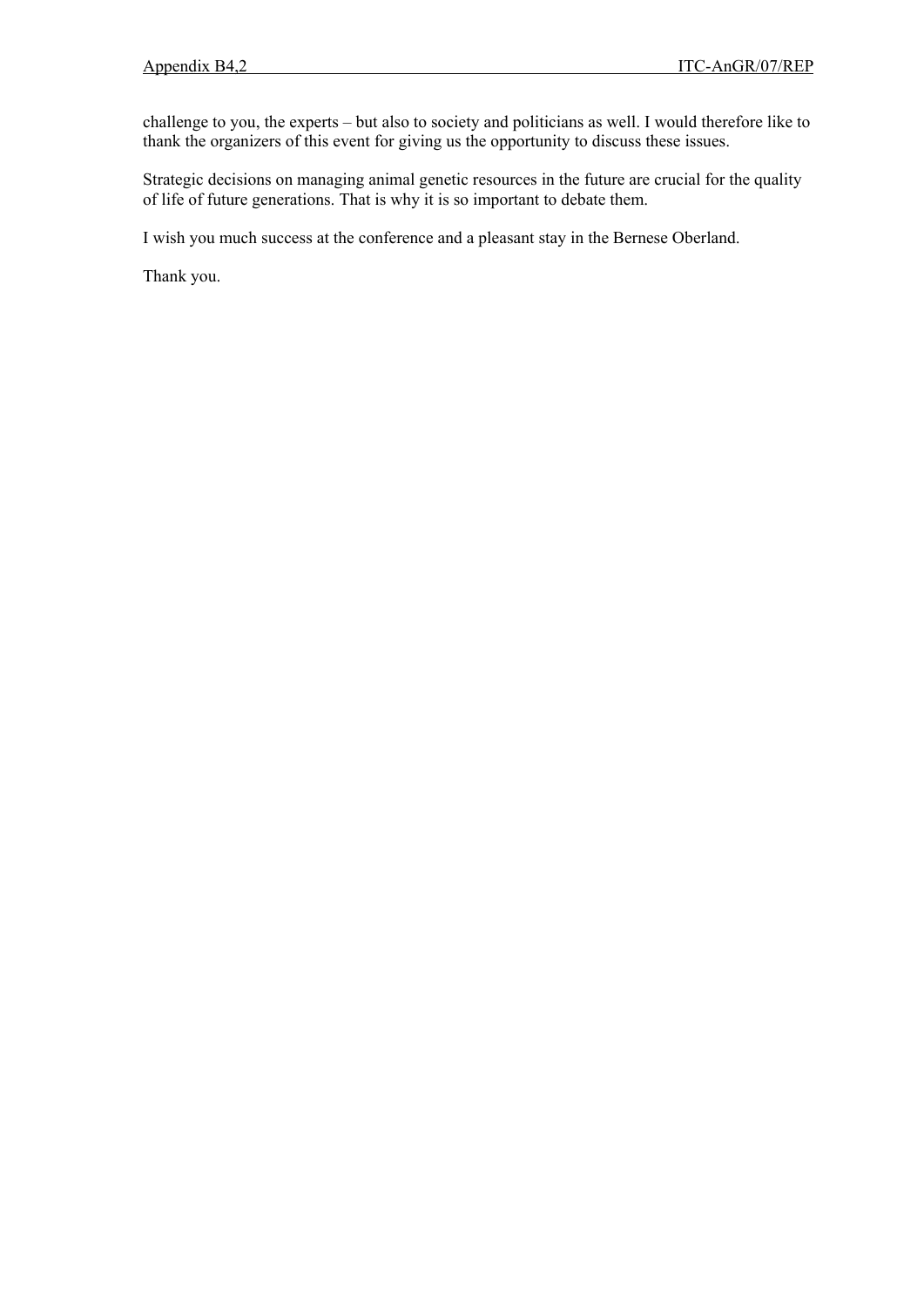challenge to you, the experts – but also to society and politicians as well. I would therefore like to thank the organizers of this event for giving us the opportunity to discuss these issues.

Strategic decisions on managing animal genetic resources in the future are crucial for the quality of life of future generations. That is why it is so important to debate them.

I wish you much success at the conference and a pleasant stay in the Bernese Oberland.

Thank you.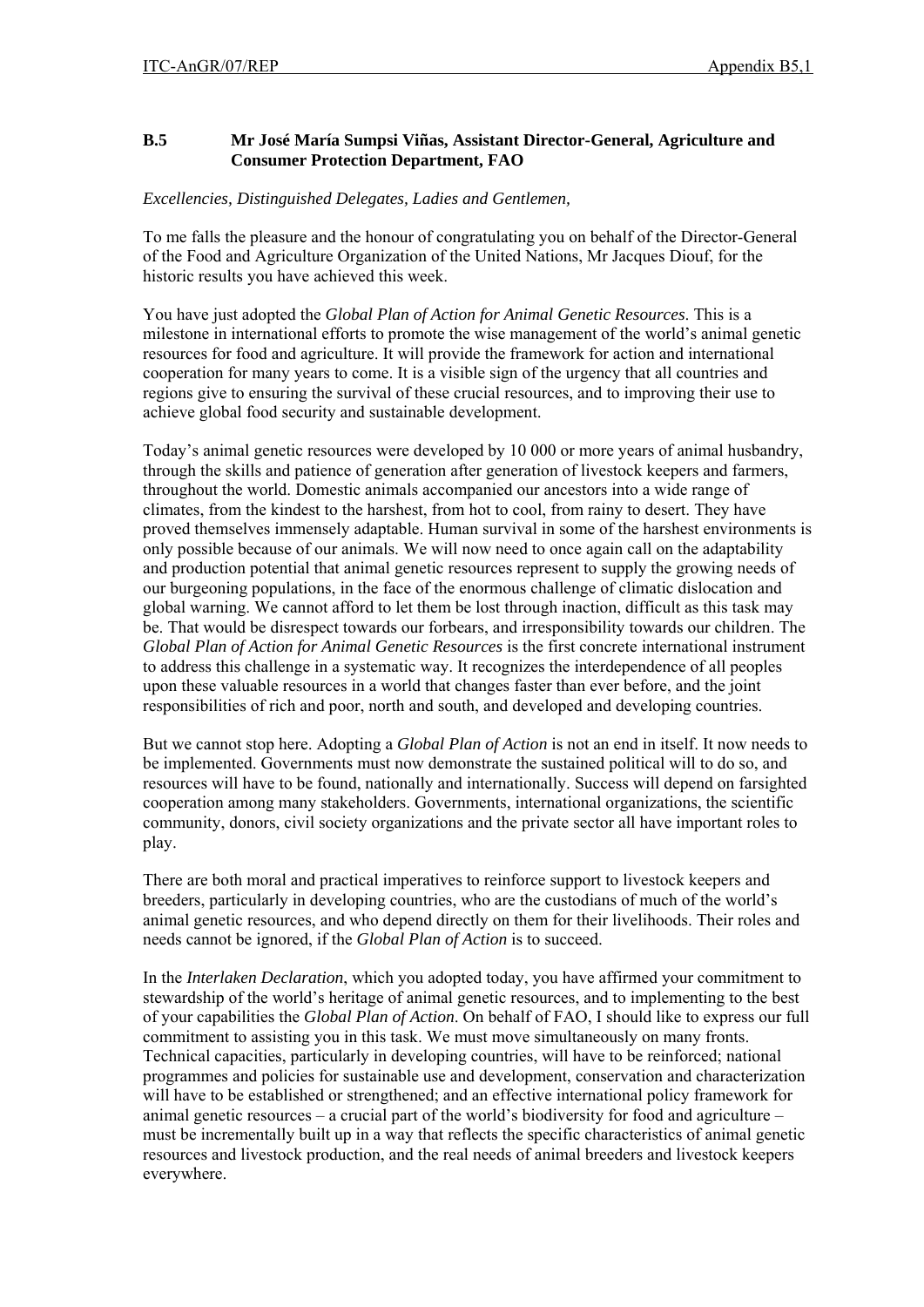**B.5 Mr José María Sumpsi Viñas, Assistant Director-General, Agriculture and Consumer Protection Department, FAO**

*Excellencies, Distinguished Delegates, Ladies and Gentlemen,*

To me falls the pleasure and the honour of congratulating you on behalf of the Director-General of the Food and Agriculture Organization of the United Nations, Mr Jacques Diouf, for the historic results you have achieved this week.

You have just adopted the *Global Plan of Action for Animal Genetic Resources*. This is a milestone in international efforts to promote the wise management of the world's animal genetic resources for food and agriculture. It will provide the framework for action and international cooperation for many years to come. It is a visible sign of the urgency that all countries and regions give to ensuring the survival of these crucial resources, and to improving their use to achieve global food security and sustainable development.

Today's animal genetic resources were developed by 10 000 or more years of animal husbandry, through the skills and patience of generation after generation of livestock keepers and farmers, throughout the world. Domestic animals accompanied our ancestors into a wide range of climates, from the kindest to the harshest, from hot to cool, from rainy to desert. They have proved themselves immensely adaptable. Human survival in some of the harshest environments is only possible because of our animals. We will now need to once again call on the adaptability and production potential that animal genetic resources represent to supply the growing needs of our burgeoning populations, in the face of the enormous challenge of climatic dislocation and global warning. We cannot afford to let them be lost through inaction, difficult as this task may be. That would be disrespect towards our forbears, and irresponsibility towards our children. The *Global Plan of Action for Animal Genetic Resources* is the first concrete international instrument to address this challenge in a systematic way. It recognizes the interdependence of all peoples upon these valuable resources in a world that changes faster than ever before, and the joint responsibilities of rich and poor, north and south, and developed and developing countries.

But we cannot stop here. Adopting a *Global Plan of Action* is not an end in itself. It now needs to be implemented. Governments must now demonstrate the sustained political will to do so, and resources will have to be found, nationally and internationally. Success will depend on farsighted cooperation among many stakeholders. Governments, international organizations, the scientific community, donors, civil society organizations and the private sector all have important roles to play.

There are both moral and practical imperatives to reinforce support to livestock keepers and breeders, particularly in developing countries, who are the custodians of much of the world's animal genetic resources, and who depend directly on them for their livelihoods. Their roles and needs cannot be ignored, if the *Global Plan of Action* is to succeed.

In the *Interlaken Declaration*, which you adopted today, you have affirmed your commitment to stewardship of the world's heritage of animal genetic resources, and to implementing to the best of your capabilities the *Global Plan of Action*. On behalf of FAO, I should like to express our full commitment to assisting you in this task. We must move simultaneously on many fronts. Technical capacities, particularly in developing countries, will have to be reinforced; national programmes and policies for sustainable use and development, conservation and characterization will have to be established or strengthened; and an effective international policy framework for animal genetic resources – a crucial part of the world's biodiversity for food and agriculture – must be incrementally built up in a way that reflects the specific characteristics of animal genetic resources and livestock production, and the real needs of animal breeders and livestock keepers everywhere.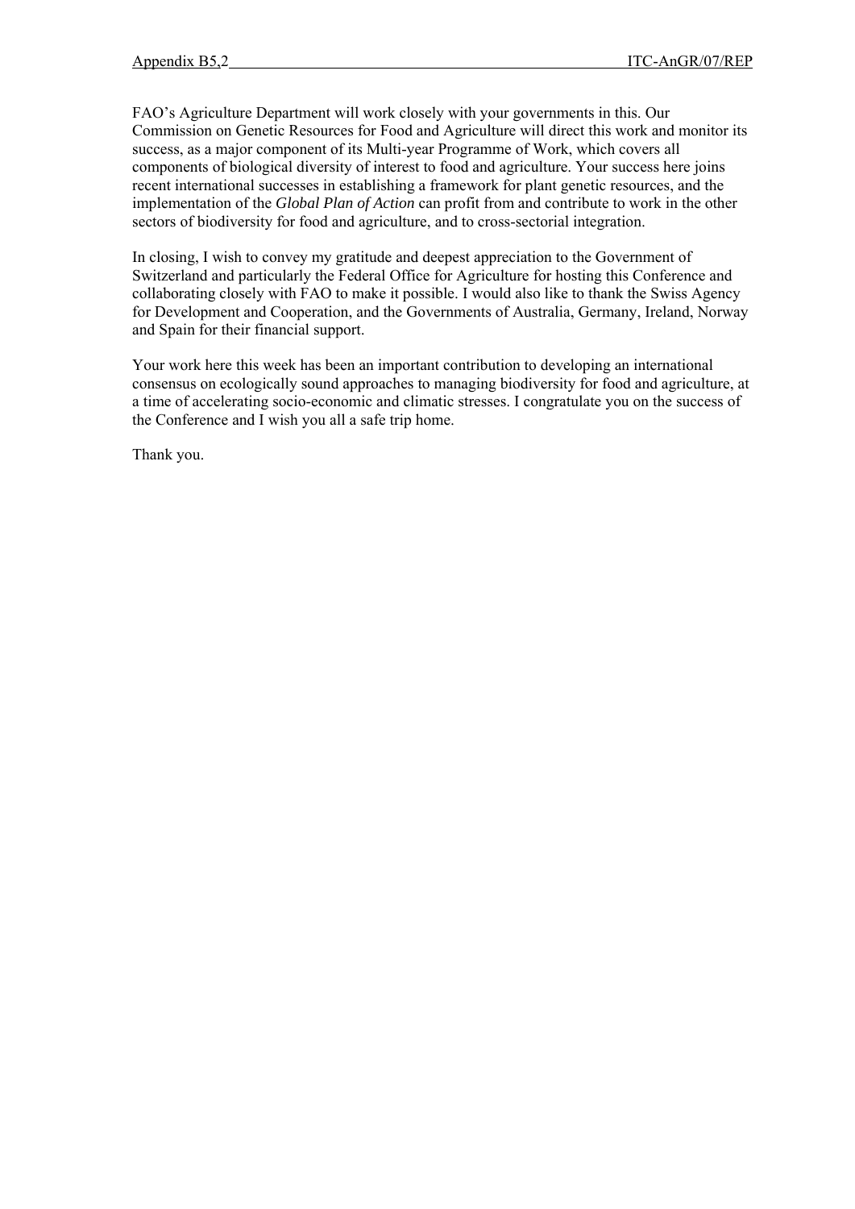FAO's Agriculture Department will work closely with your governments in this. Our Commission on Genetic Resources for Food and Agriculture will direct this work and monitor its success, as a major component of its Multi-year Programme of Work, which covers all components of biological diversity of interest to food and agriculture. Your success here joins recent international successes in establishing a framework for plant genetic resources, and the implementation of the *Global Plan of Action* can profit from and contribute to work in the other sectors of biodiversity for food and agriculture, and to cross-sectorial integration.

In closing, I wish to convey my gratitude and deepest appreciation to the Government of Switzerland and particularly the Federal Office for Agriculture for hosting this Conference and collaborating closely with FAO to make it possible. I would also like to thank the Swiss Agency for Development and Cooperation, and the Governments of Australia, Germany, Ireland, Norway and Spain for their financial support.

Your work here this week has been an important contribution to developing an international consensus on ecologically sound approaches to managing biodiversity for food and agriculture, at a time of accelerating socio-economic and climatic stresses. I congratulate you on the success of the Conference and I wish you all a safe trip home.

Thank you.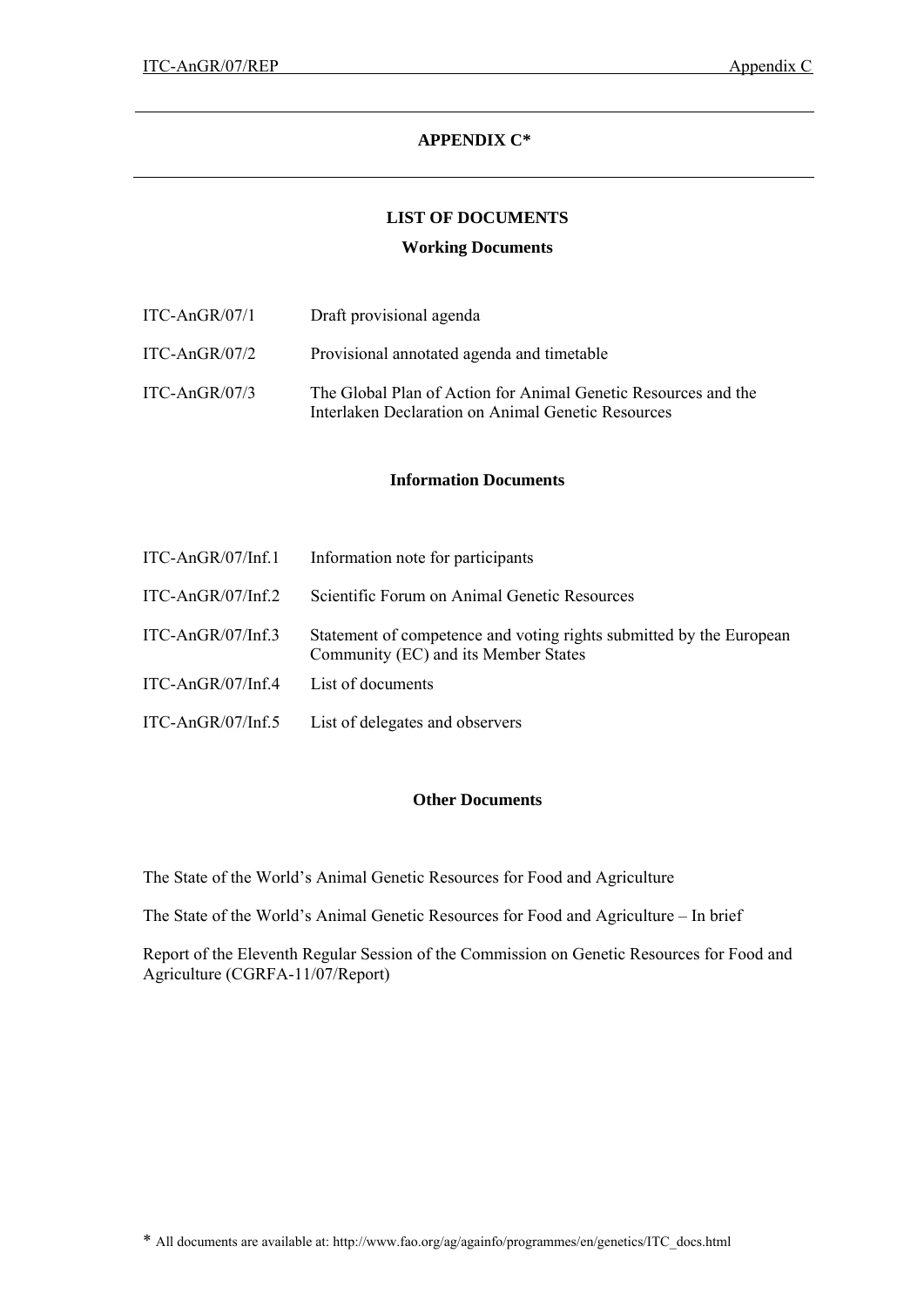# APPENDIX C*

## LIST OF DOCUMENTS

### Working Documents

| | |
|---|---|
| ITC-AnGR/07/1 | Draft provisional agenda |
| ITC-AnGR/07/2 | Provisional annotated agenda and timetable |
| ITC-AnGR/07/3 | The Global Plan of Action for Animal Genetic Resources and the Interlaken Declaration on Animal Genetic Resources |

### Information Documents

| | |
|---|---|
| ITC-AnGR/07/Inf.1 | Information note for participants |
| ITC-AnGR/07/Inf.2 | Scientific Forum on Animal Genetic Resources |
| ITC-AnGR/07/Inf.3 | Statement of competence and voting rights submitted by the European Community (EC) and its Member States |
| ITC-AnGR/07/Inf.4 | List of documents |
| ITC-AnGR/07/Inf.5 | List of delegates and observers |

### Other Documents

The State of the World's Animal Genetic Resources for Food and Agriculture

The State of the World's Animal Genetic Resources for Food and Agriculture – In brief

Report of the Eleventh Regular Session of the Commission on Genetic Resources for Food and Agriculture (CGRFA-11/07/Report)

* All documents are available at: http://www.fao.org/ag/againfo/programmes/en/genetics/ITC_docs.html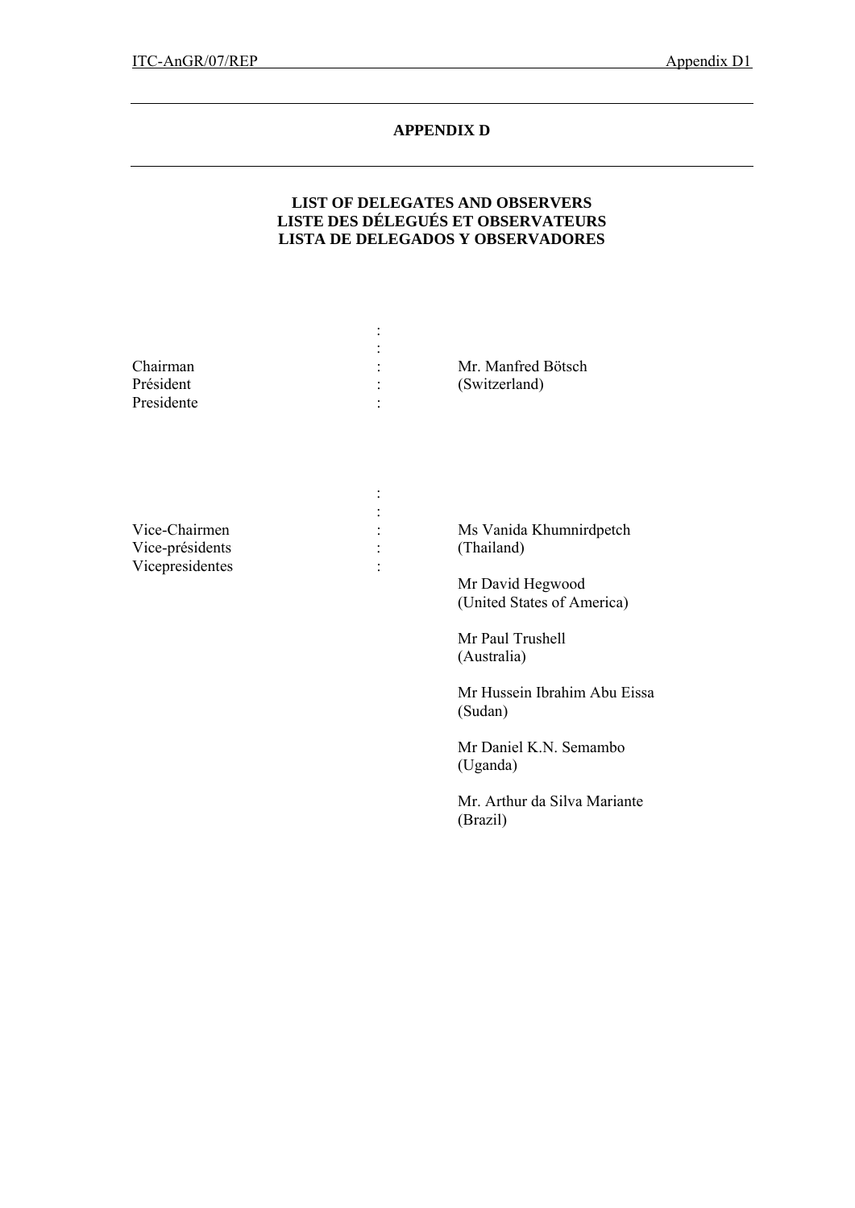## APPENDIX D

### LIST OF DELEGATES AND OBSERVERS
### LISTE DES DÉLEGUÉS ET OBSERVATEURS
### LISTA DE DELEGADOS Y OBSERVADORES

| | | |
|---|---|---|
| Chairman<br>Président<br>Presidente | : | Mr. Manfred Bötsch<br>(Switzerland) |

| | | |
|---|---|---|
| Vice-Chairmen<br>Vice-présidents<br>Vicepresidentes | : | Ms Vanida Khumnirdpetch<br>(Thailand)<br><br>Mr David Hegwood<br>(United States of America)<br><br>Mr Paul Trushell<br>(Australia)<br><br>Mr Hussein Ibrahim Abu Eissa<br>(Sudan)<br><br>Mr Daniel K.N. Semambo<br>(Uganda)<br><br>Mr. Arthur da Silva Mariante<br>(Brazil) |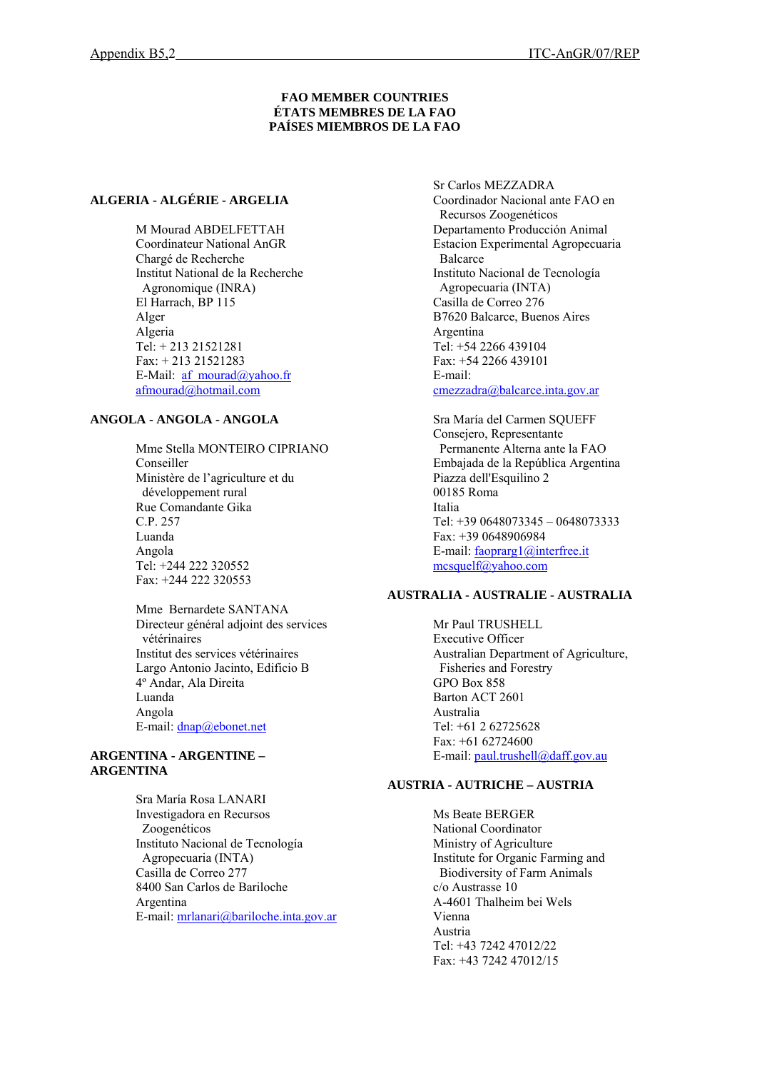**FAO MEMBER COUNTRIES**
**ÉTATS MEMBRES DE LA FAO**
**PAÍSES MIEMBROS DE LA FAO**

**ALGERIA - ALGÉRIE - ARGELIA**

M Mourad ABDELFETTAH
Coordinateur National AnGR
Chargé de Recherche
Institut National de la Recherche Agronomique (INRA)
El Harrach, BP 115
Alger
Algeria
Tel: + 213 21521281
Fax: + 213 21521283
E-Mail: af_mourad@yahoo.fr
afmourad@hotmail.com

**ANGOLA - ANGOLA - ANGOLA**

Mme Stella MONTEIRO CIPRIANO
Conseiller
Ministère de l'agriculture et du développement rural
Rue Comandante Gika
C.P. 257
Luanda
Angola
Tel: +244 222 320552
Fax: +244 222 320553

Mme Bernardete SANTANA
Directeur général adjoint des services vétérinaires
Institut des services vétérinaires
Largo Antonio Jacinto, Edificio B
4º Andar, Ala Direita
Luanda
Angola
E-mail: dnap@ebonet.net

**ARGENTINA - ARGENTINE – ARGENTINA**

Sra María Rosa LANARI
Investigadora en Recursos Zoogenéticos
Instituto Nacional de Tecnología Agropecuaria (INTA)
Casilla de Correo 277
8400 San Carlos de Bariloche
Argentina
E-mail: mrlanari@bariloche.inta.gov.ar

Sr Carlos MEZZADRA
Coordinador Nacional ante FAO en Recursos Zoogenéticos
Departamento Producción Animal
Estacion Experimental Agropecuaria Balcarce
Instituto Nacional de Tecnología Agropecuaria (INTA)
Casilla de Correo 276
B7620 Balcarce, Buenos Aires
Argentina
Tel: +54 2266 439104
Fax: +54 2266 439101
E-mail:
cmezzadra@balcarce.inta.gov.ar

Sra María del Carmen SQUEFF
Consejero, Representante Permanente Alterna ante la FAO
Embajada de la República Argentina
Piazza dell'Esquilino 2
00185 Roma
Italia
Tel: +39 0648073345 – 0648073333
Fax: +39 0648906984
E-mail: faoprarg1@interfree.it
mcsquelf@yahoo.com

**AUSTRALIA - AUSTRALIE - AUSTRALIA**

Mr Paul TRUSHELL
Executive Officer
Australian Department of Agriculture, Fisheries and Forestry
GPO Box 858
Barton ACT 2601
Australia
Tel: +61 2 62725628
Fax: +61 62724600
E-mail: paul.trushell@daff.gov.au

**AUSTRIA - AUTRICHE – AUSTRIA**

Ms Beate BERGER
National Coordinator
Ministry of Agriculture
Institute for Organic Farming and Biodiversity of Farm Animals
c/o Austrasse 10
A-4601 Thalheim bei Wels
Vienna
Austria
Tel: +43 7242 47012/22
Fax: +43 7242 47012/15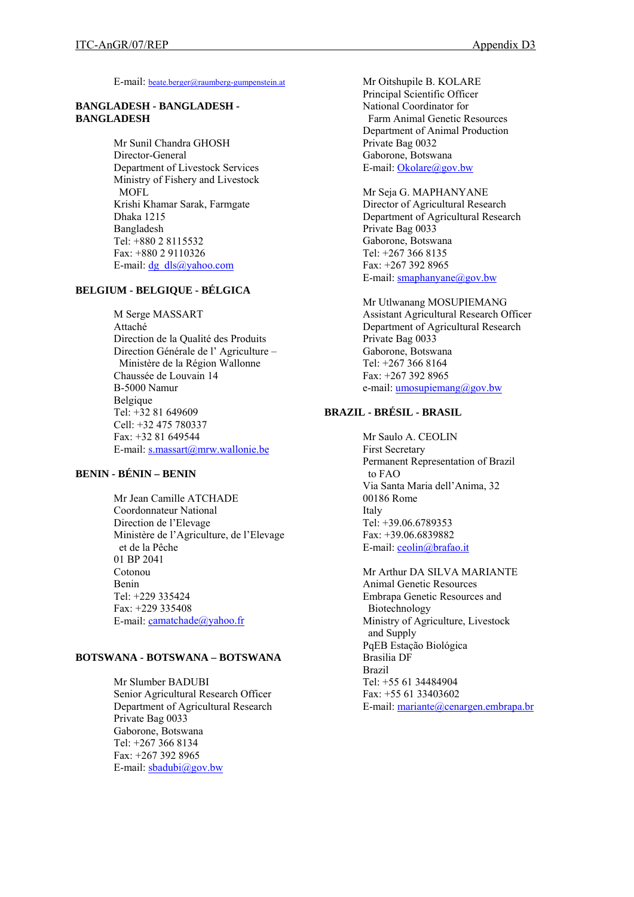E-mail: beate.berger@raumberg-gumpenstein.at

**BANGLADESH - BANGLADESH - BANGLADESH**

Mr Sunil Chandra GHOSH
Director-General
Department of Livestock Services
Ministry of Fishery and Livestock
MOFL
Krishi Khamar Sarak, Farmgate
Dhaka 1215
Bangladesh
Tel: +880 2 8115532
Fax: +880 2 9110326
E-mail: dg_dls@yahoo.com

**BELGIUM - BELGIQUE - BÉLGICA**

M Serge MASSART
Attaché
Direction de la Qualité des Produits
Direction Générale de l' Agriculture – Ministère de la Région Wallonne
Chaussée de Louvain 14
B-5000 Namur
Belgique
Tel: +32 81 649609
Cell: +32 475 780337
Fax: +32 81 649544
E-mail: s.massart@mrw.wallonie.be

**BENIN - BÉNIN – BENIN**

Mr Jean Camille ATCHADE
Coordonnateur National
Direction de l'Elevage
Ministère de l'Agriculture, de l'Elevage et de la Pêche
01 BP 2041
Cotonou
Benin
Tel: +229 335424
Fax: +229 335408
E-mail: camatchade@yahoo.fr

**BOTSWANA - BOTSWANA – BOTSWANA**

Mr Slumber BADUBI
Senior Agricultural Research Officer
Department of Agricultural Research
Private Bag 0033
Gaborone, Botswana
Tel: +267 366 8134
Fax: +267 392 8965
E-mail: sbadubi@gov.bw

Mr Oitshupile B. KOLARE
Principal Scientific Officer
National Coordinator for Farm Animal Genetic Resources
Department of Animal Production
Private Bag 0032
Gaborone, Botswana
E-mail: Okolare@gov.bw

Mr Seja G. MAPHANYANE
Director of Agricultural Research
Department of Agricultural Research
Private Bag 0033
Gaborone, Botswana
Tel: +267 366 8135
Fax: +267 392 8965
E-mail: smaphanyane@gov.bw

Mr Utlwanang MOSUPIEMANG
Assistant Agricultural Research Officer
Department of Agricultural Research
Private Bag 0033
Gaborone, Botswana
Tel: +267 366 8164
Fax: +267 392 8965
e-mail: umosupiemang@gov.bw

**BRAZIL - BRÉSIL - BRASIL**

Mr Saulo A. CEOLIN
First Secretary
Permanent Representation of Brazil to FAO
Via Santa Maria dell'Anima, 32
00186 Rome
Italy
Tel: +39.06.6789353
Fax: +39.06.6839882
E-mail: ceolin@brafao.it

Mr Arthur DA SILVA MARIANTE
Animal Genetic Resources
Embrapa Genetic Resources and Biotechnology
Ministry of Agriculture, Livestock and Supply
PqEB Estação Biológica
Brasilia DF
Brazil
Tel: +55 61 34484904
Fax: +55 61 33403602
E-mail: mariante@cenargen.embrapa.br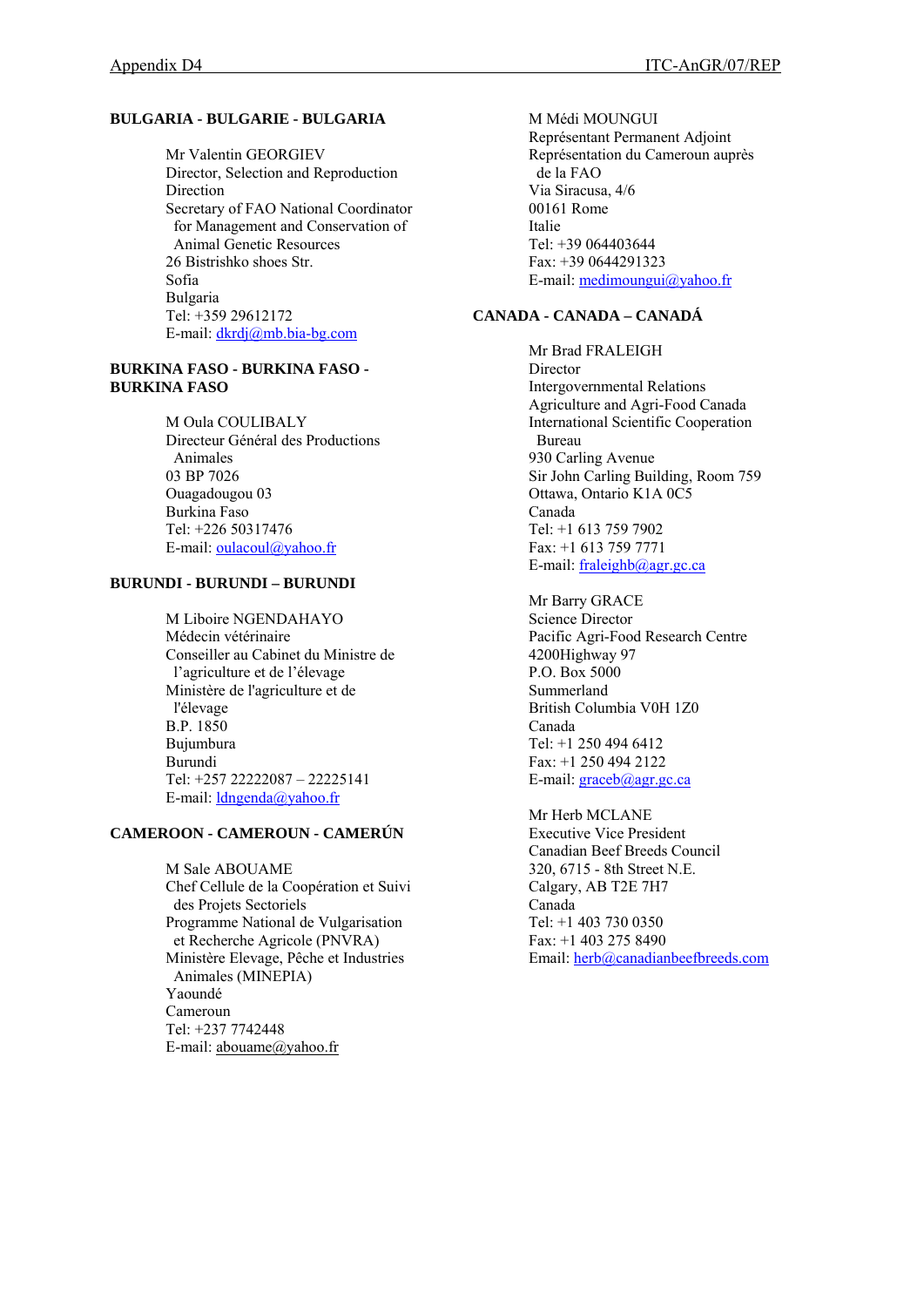**BULGARIA - BULGARIE - BULGARIA**

Mr Valentin GEORGIEV
Director, Selection and Reproduction Direction
Secretary of FAO National Coordinator for Management and Conservation of Animal Genetic Resources
26 Bistrishko shoes Str.
Sofia
Bulgaria
Tel: +359 29612172
E-mail: dkrdj@mb.bia-bg.com

**BURKINA FASO - BURKINA FASO - BURKINA FASO**

M Oula COULIBALY
Directeur Général des Productions Animales
03 BP 7026
Ouagadougou 03
Burkina Faso
Tel: +226 50317476
E-mail: oulacoul@yahoo.fr

**BURUNDI - BURUNDI – BURUNDI**

M Liboire NGENDAHAYO
Médecin vétérinaire
Conseiller au Cabinet du Ministre de l'agriculture et de l'élevage
Ministère de l'agriculture et de l'élevage
B.P. 1850
Bujumbura
Burundi
Tel: +257 22222087 – 22225141
E-mail: ldngenda@yahoo.fr

**CAMEROON - CAMEROUN - CAMERÚN**

M Sale ABOUAME
Chef Cellule de la Coopération et Suivi des Projets Sectoriels
Programme National de Vulgarisation et Recherche Agricole (PNVRA)
Ministère Elevage, Pêche et Industries Animales (MINEPIA)
Yaoundé
Cameroun
Tel: +237 7742448
E-mail: abouame@yahoo.fr

M Médi MOUNGUI
Représentant Permanent Adjoint
Représentation du Cameroun auprès de la FAO
Via Siracusa, 4/6
00161 Rome
Italie
Tel: +39 064403644
Fax: +39 0644291323
E-mail: medimoungui@yahoo.fr

**CANADA - CANADA – CANADÁ**

Mr Brad FRALEIGH
Director
Intergovernmental Relations
Agriculture and Agri-Food Canada
International Scientific Cooperation Bureau
930 Carling Avenue
Sir John Carling Building, Room 759
Ottawa, Ontario K1A 0C5
Canada
Tel: +1 613 759 7902
Fax: +1 613 759 7771
E-mail: fraleighb@agr.gc.ca

Mr Barry GRACE
Science Director
Pacific Agri-Food Research Centre
4200Highway 97
P.O. Box 5000
Summerland
British Columbia V0H 1Z0
Canada
Tel: +1 250 494 6412
Fax: +1 250 494 2122
E-mail: graceb@agr.gc.ca

Mr Herb MCLANE
Executive Vice President
Canadian Beef Breeds Council
320, 6715 - 8th Street N.E.
Calgary, AB T2E 7H7
Canada
Tel: +1 403 730 0350
Fax: +1 403 275 8490
Email: herb@canadianbeefbreeds.com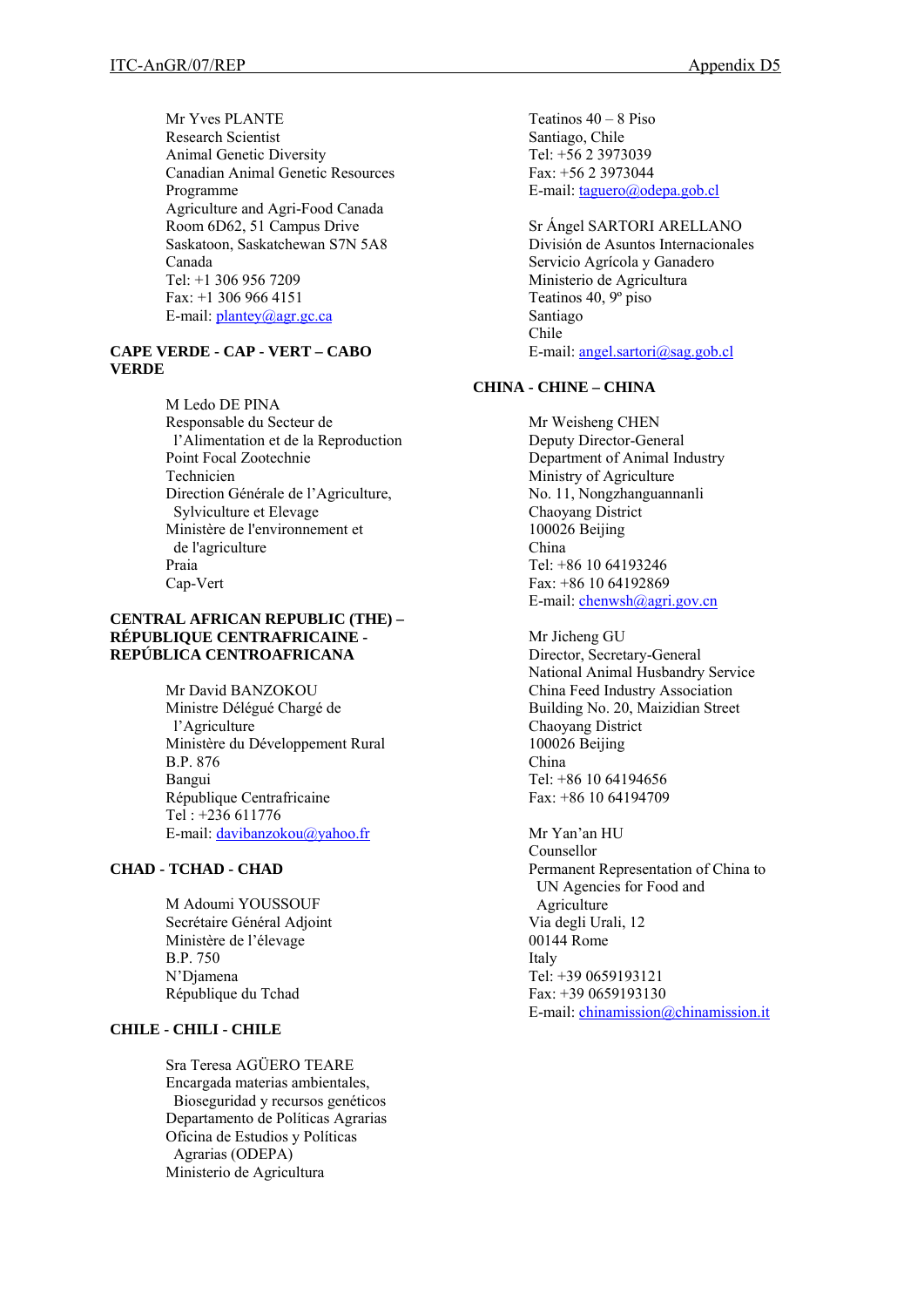Mr Yves PLANTE
Research Scientist
Animal Genetic Diversity
Canadian Animal Genetic Resources Programme
Agriculture and Agri-Food Canada
Room 6D62, 51 Campus Drive
Saskatoon, Saskatchewan S7N 5A8
Canada
Tel: +1 306 956 7209
Fax: +1 306 966 4151
E-mail: plantey@agr.gc.ca

**CAPE VERDE - CAP - VERT – CABO VERDE**

M Ledo DE PINA
Responsable du Secteur de l'Alimentation et de la Reproduction
Point Focal Zootechnie
Technicien
Direction Générale de l'Agriculture, Sylviculture et Elevage
Ministère de l'environnement et de l'agriculture
Praia
Cap-Vert

**CENTRAL AFRICAN REPUBLIC (THE) – RÉPUBLIQUE CENTRAFRICAINE - REPÚBLICA CENTROAFRICANA**

Mr David BANZOKOU
Ministre Délégué Chargé de l'Agriculture
Ministère du Développement Rural
B.P. 876
Bangui
République Centrafricaine
Tel : +236 611776
E-mail: davibanzokou@yahoo.fr

**CHAD - TCHAD - CHAD**

M Adoumi YOUSSOUF
Secrétaire Général Adjoint
Ministère de l'élevage
B.P. 750
N'Djamena
République du Tchad

**CHILE - CHILI - CHILE**

Sra Teresa AGÜERO TEARE
Encargada materias ambientales, Bioseguridad y recursos genéticos
Departamento de Políticas Agrarias
Oficina de Estudios y Políticas Agrarias (ODEPA)
Ministerio de Agricultura
Teatinos 40 – 8 Piso
Santiago, Chile
Tel: +56 2 3973039
Fax: +56 2 3973044
E-mail: taguero@odepa.gob.cl

Sr Ángel SARTORI ARELLANO
División de Asuntos Internacionales
Servicio Agrícola y Ganadero
Ministerio de Agricultura
Teatinos 40, 9º piso
Santiago
Chile
E-mail: angel.sartori@sag.gob.cl

**CHINA - CHINE – CHINA**

Mr Weisheng CHEN
Deputy Director-General
Department of Animal Industry
Ministry of Agriculture
No. 11, Nongzhanguannanli
Chaoyang District
100026 Beijing
China
Tel: +86 10 64193246
Fax: +86 10 64192869
E-mail: chenwsh@agri.gov.cn

Mr Jicheng GU
Director, Secretary-General
National Animal Husbandry Service
China Feed Industry Association
Building No. 20, Maizidian Street
Chaoyang District
100026 Beijing
China
Tel: +86 10 64194656
Fax: +86 10 64194709

Mr Yan'an HU
Counsellor
Permanent Representation of China to UN Agencies for Food and Agriculture
Via degli Urali, 12
00144 Rome
Italy
Tel: +39 0659193121
Fax: +39 0659193130
E-mail: chinamission@chinamission.it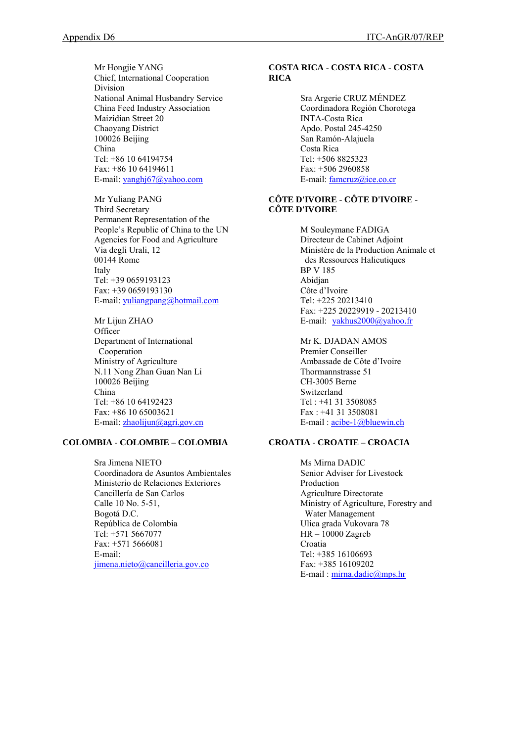Mr Hongjie YANG
Chief, International Cooperation Division
National Animal Husbandry Service
China Feed Industry Association
Maizidian Street 20
Chaoyang District
100026 Beijing
China
Tel: +86 10 64194754
Fax: +86 10 64194611
E-mail: yanghj67@yahoo.com

Mr Yuliang PANG
Third Secretary
Permanent Representation of the People's Republic of China to the UN Agencies for Food and Agriculture
Via degli Urali, 12
00144 Rome
Italy
Tel: +39 0659193123
Fax: +39 0659193130
E-mail: yuliangpang@hotmail.com

Mr Lijun ZHAO
Officer
Department of International Cooperation
Ministry of Agriculture
N.11 Nong Zhan Guan Nan Li
100026 Beijing
China
Tel: +86 10 64192423
Fax: +86 10 65003621
E-mail: zhaolijun@agri.gov.cn

**COLOMBIA - COLOMBIE – COLOMBIA**

Sra Jimena NIETO
Coordinadora de Asuntos Ambientales
Ministerio de Relaciones Exteriores
Cancillería de San Carlos
Calle 10 No. 5-51,
Bogotá D.C.
República de Colombia
Tel: +571 5667077
Fax: +571 5666081
E-mail:
jimena.nieto@cancilleria.gov.co

**COSTA RICA - COSTA RICA - COSTA RICA**

Sra Argerie CRUZ MÉNDEZ
Coordinadora Región Chorotega
INTA-Costa Rica
Apdo. Postal 245-4250
San Ramón-Alajuela
Costa Rica
Tel: +506 8825323
Fax: +506 2960858
E-mail: famcruz@ice.co.cr

**CÔTE D'IVOIRE - CÔTE D'IVOIRE - CÔTE D'IVOIRE**

M Souleymane FADIGA
Directeur de Cabinet Adjoint
Ministère de la Production Animale et des Ressources Halieutiques
BP V 185
Abidjan
Côte d'Ivoire
Tel: +225 20213410
Fax: +225 20229919 - 20213410
E-mail: yakhus2000@yahoo.fr

Mr K. DJADAN AMOS
Premier Conseiller
Ambassade de Côte d'Ivoire
Thormannstrasse 51
CH-3005 Berne
Switzerland
Tel : +41 31 3508085
Fax : +41 31 3508081
E-mail : acibe-1@bluewin.ch

**CROATIA - CROATIE – CROACIA**

Ms Mirna DADIC
Senior Adviser for Livestock Production
Agriculture Directorate
Ministry of Agriculture, Forestry and Water Management
Ulica grada Vukovara 78
HR – 10000 Zagreb
Croatia
Tel: +385 16106693
Fax: +385 16109202
E-mail : mirna.dadic@mps.hr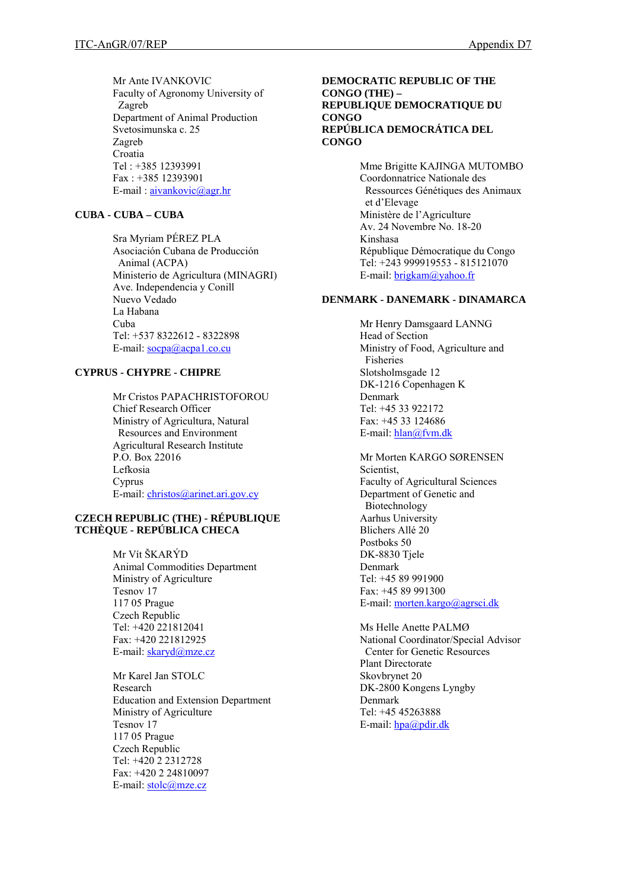Mr Ante IVANKOVIC
Faculty of Agronomy University of Zagreb
Department of Animal Production
Svetosimunska c. 25
Zagreb
Croatia
Tel : +385 12393991
Fax : +385 12393901
E-mail : aivankovic@agr.hr

**CUBA - CUBA – CUBA**

Sra Myriam PÉREZ PLA
Asociación Cubana de Producción Animal (ACPA)
Ministerio de Agricultura (MINAGRI)
Ave. Independencia y Conill
Nuevo Vedado
La Habana
Cuba
Tel: +537 8322612 - 8322898
E-mail: socpa@acpa1.co.cu

**CYPRUS - CHYPRE - CHIPRE**

Mr Cristos PAPACHRISTOFOROU
Chief Research Officer
Ministry of Agricultura, Natural Resources and Environment
Agricultural Research Institute
P.O. Box 22016
Lefkosia
Cyprus
E-mail: christos@arinet.ari.gov.cy

**CZECH REPUBLIC (THE) - RÉPUBLIQUE TCHÈQUE - REPÚBLICA CHECA**

Mr Vít ŠKARÝD
Animal Commodities Department
Ministry of Agriculture
Tesnov 17
117 05 Prague
Czech Republic
Tel: +420 221812041
Fax: +420 221812925
E-mail: skaryd@mze.cz

Mr Karel Jan STOLC
Research
Education and Extension Department
Ministry of Agriculture
Tesnov 17
117 05 Prague
Czech Republic
Tel: +420 2 2312728
Fax: +420 2 24810097
E-mail: stolc@mze.cz

**DEMOCRATIC REPUBLIC OF THE CONGO (THE) – REPUBLIQUE DEMOCRATIQUE DU CONGO REPÚBLICA DEMOCRÁTICA DEL CONGO**

Mme Brigitte KAJINGA MUTOMBO
Coordonnatrice Nationale des Ressources Génétiques des Animaux et d'Elevage
Ministère de l'Agriculture
Av. 24 Novembre No. 18-20
Kinshasa
République Démocratique du Congo
Tel: +243 999919553 - 815121070
E-mail: brigkam@yahoo.fr

**DENMARK - DANEMARK - DINAMARCA**

Mr Henry Damsgaard LANNG
Head of Section
Ministry of Food, Agriculture and Fisheries
Slotsholmsgade 12
DK-1216 Copenhagen K
Denmark
Tel: +45 33 922172
Fax: +45 33 124686
E-mail: hlan@fvm.dk

Mr Morten KARGO SØRENSEN
Scientist,
Faculty of Agricultural Sciences
Department of Genetic and Biotechnology
Aarhus University
Blichers Allé 20
Postboks 50
DK-8830 Tjele
Denmark
Tel: +45 89 991900
Fax: +45 89 991300
E-mail: morten.kargo@agrsci.dk

Ms Helle Anette PALMØ
National Coordinator/Special Advisor Center for Genetic Resources
Plant Directorate
Skovbrynet 20
DK-2800 Kongens Lyngby
Denmark
Tel: +45 45263888
E-mail: hpa@pdir.dk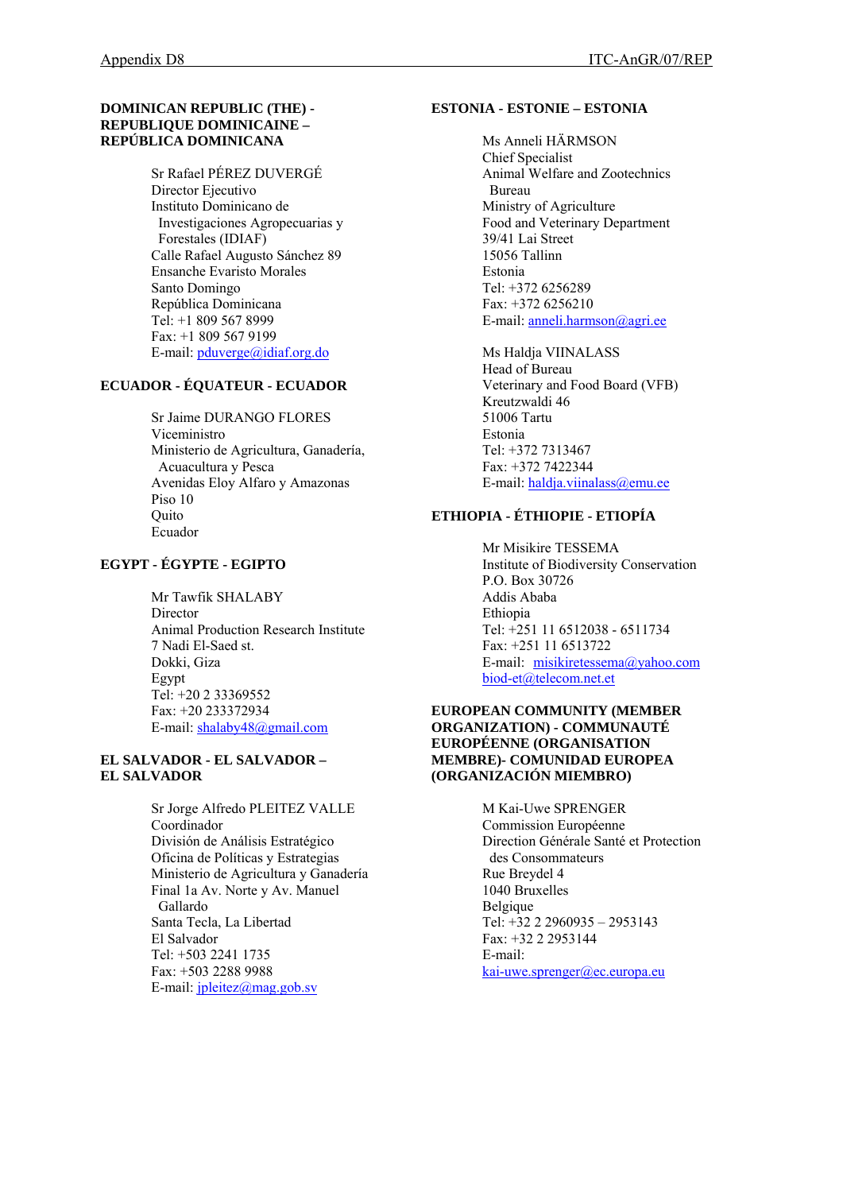**DOMINICAN REPUBLIC (THE) - REPUBLIQUE DOMINICAINE – REPÚBLICA DOMINICANA**

Sr Rafael PÉREZ DUVERGÉ
Director Ejecutivo
Instituto Dominicano de Investigaciones Agropecuarias y Forestales (IDIAF)
Calle Rafael Augusto Sánchez 89
Ensanche Evaristo Morales
Santo Domingo
República Dominicana
Tel: +1 809 567 8999
Fax: +1 809 567 9199
E-mail: pduverge@idiaf.org.do

**ECUADOR - ÉQUATEUR - ECUADOR**

Sr Jaime DURANGO FLORES
Viceministro
Ministerio de Agricultura, Ganadería, Acuacultura y Pesca
Avenidas Eloy Alfaro y Amazonas
Piso 10
Quito
Ecuador

**EGYPT - ÉGYPTE - EGIPTO**

Mr Tawfik SHALABY
Director
Animal Production Research Institute
7 Nadi El-Saed st.
Dokki, Giza
Egypt
Tel: +20 2 33369552
Fax: +20 233372934
E-mail: shalaby48@gmail.com

**EL SALVADOR - EL SALVADOR – EL SALVADOR**

Sr Jorge Alfredo PLEITEZ VALLE
Coordinador
División de Análisis Estratégico
Oficina de Políticas y Estrategias
Ministerio de Agricultura y Ganadería
Final 1a Av. Norte y Av. Manuel Gallardo
Santa Tecla, La Libertad
El Salvador
Tel: +503 2241 1735
Fax: +503 2288 9988
E-mail: jpleitez@mag.gob.sv

**ESTONIA - ESTONIE – ESTONIA**

Ms Anneli HÄRMSON
Chief Specialist
Animal Welfare and Zootechnics Bureau
Ministry of Agriculture
Food and Veterinary Department
39/41 Lai Street
15056 Tallinn
Estonia
Tel: +372 6256289
Fax: +372 6256210
E-mail: anneli.harmson@agri.ee

Ms Haldja VIINALASS
Head of Bureau
Veterinary and Food Board (VFB)
Kreutzwaldi 46
51006 Tartu
Estonia
Tel: +372 7313467
Fax: +372 7422344
E-mail: haldja.viinalass@emu.ee

**ETHIOPIA - ÉTHIOPIE - ETIOPÍA**

Mr Misikire TESSEMA
Institute of Biodiversity Conservation
P.O. Box 30726
Addis Ababa
Ethiopia
Tel: +251 11 6512038 - 6511734
Fax: +251 11 6513722
E-mail: misikiretessema@yahoo.com
biod-et@telecom.net.et

**EUROPEAN COMMUNITY (MEMBER ORGANIZATION) - COMMUNAUTÉ EUROPÉENNE (ORGANISATION MEMBRE)- COMUNIDAD EUROPEA (ORGANIZACIÓN MIEMBRO)**

M Kai-Uwe SPRENGER
Commission Européenne
Direction Générale Santé et Protection des Consommateurs
Rue Breydel 4
1040 Bruxelles
Belgique
Tel: +32 2 2960935 – 2953143
Fax: +32 2 2953144
E-mail:
kai-uwe.sprenger@ec.europa.eu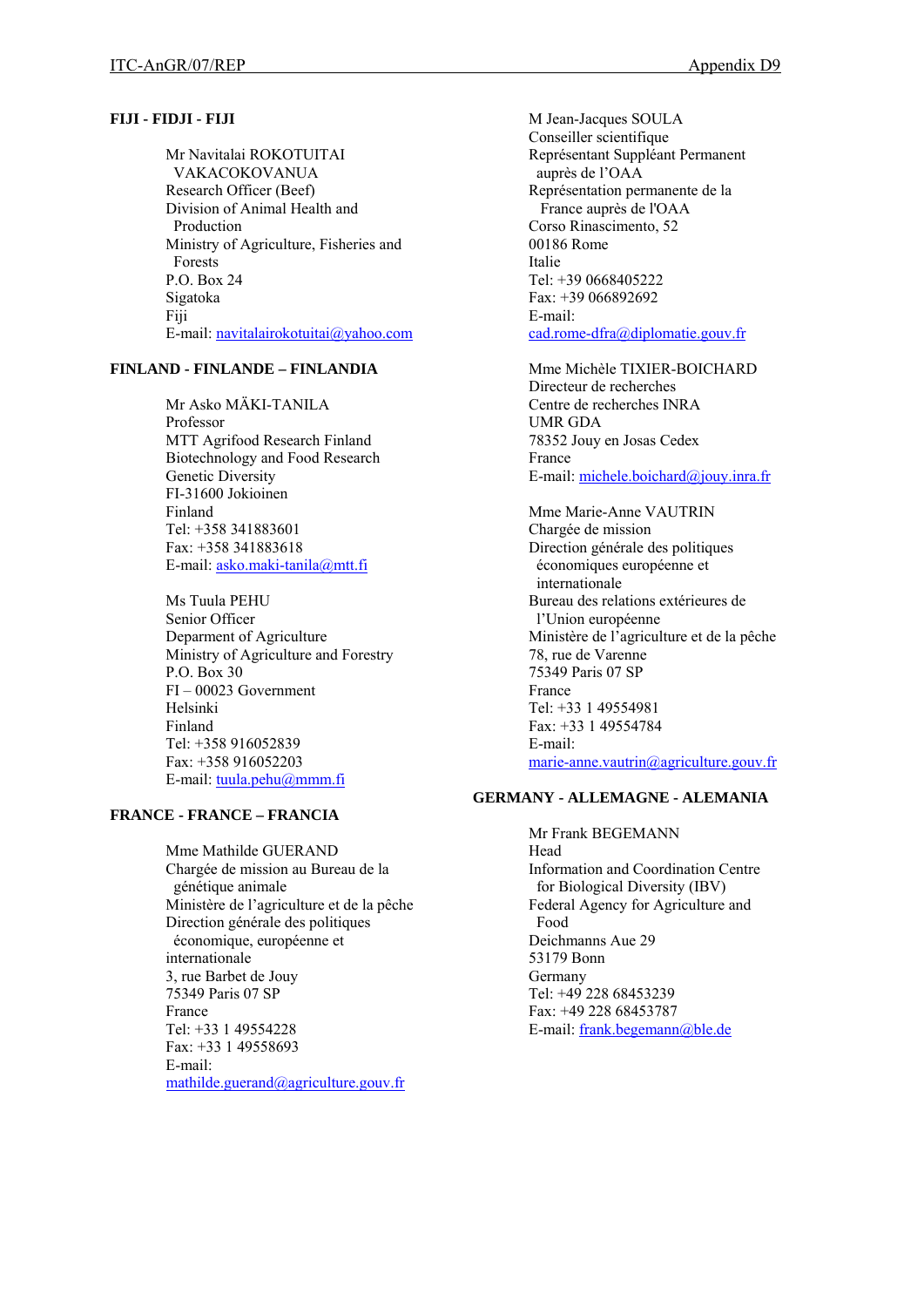**FIJI - FIDJI - FIJI**

Mr Navitalai ROKOTUITAI VAKACOKOVANUA
Research Officer (Beef)
Division of Animal Health and Production
Ministry of Agriculture, Fisheries and Forests
P.O. Box 24
Sigatoka
Fiji
E-mail: navitalairokotuitai@yahoo.com

**FINLAND - FINLANDE – FINLANDIA**

Mr Asko MÄKI-TANILA
Professor
MTT Agrifood Research Finland
Biotechnology and Food Research
Genetic Diversity
FI-31600 Jokioinen
Finland
Tel: +358 341883601
Fax: +358 341883618
E-mail: asko.maki-tanila@mtt.fi

Ms Tuula PEHU
Senior Officer
Deparment of Agriculture
Ministry of Agriculture and Forestry
P.O. Box 30
FI – 00023 Government
Helsinki
Finland
Tel: +358 916052839
Fax: +358 916052203
E-mail: tuula.pehu@mmm.fi

**FRANCE - FRANCE – FRANCIA**

Mme Mathilde GUERAND
Chargée de mission au Bureau de la génétique animale
Ministère de l'agriculture et de la pêche
Direction générale des politiques économique, européenne et internationale
3, rue Barbet de Jouy
75349 Paris 07 SP
France
Tel: +33 1 49554228
Fax: +33 1 49558693
E-mail: mathilde.guerand@agriculture.gouv.fr

M Jean-Jacques SOULA
Conseiller scientifique
Représentant Suppléant Permanent auprès de l'OAA
Représentation permanente de la France auprès de l'OAA
Corso Rinascimento, 52
00186 Rome
Italie
Tel: +39 0668405222
Fax: +39 066892692
E-mail: cad.rome-dfra@diplomatie.gouv.fr

Mme Michèle TIXIER-BOICHARD
Directeur de recherches
Centre de recherches INRA
UMR GDA
78352 Jouy en Josas Cedex
France
E-mail: michele.boichard@jouy.inra.fr

Mme Marie-Anne VAUTRIN
Chargée de mission
Direction générale des politiques économiques européenne et internationale
Bureau des relations extérieures de l'Union européenne
Ministère de l'agriculture et de la pêche
78, rue de Varenne
75349 Paris 07 SP
France
Tel: +33 1 49554981
Fax: +33 1 49554784
E-mail: marie-anne.vautrin@agriculture.gouv.fr

**GERMANY - ALLEMAGNE - ALEMANIA**

Mr Frank BEGEMANN
Head
Information and Coordination Centre for Biological Diversity (IBV)
Federal Agency for Agriculture and Food
Deichmanns Aue 29
53179 Bonn
Germany
Tel: +49 228 68453239
Fax: +49 228 68453787
E-mail: frank.begemann@ble.de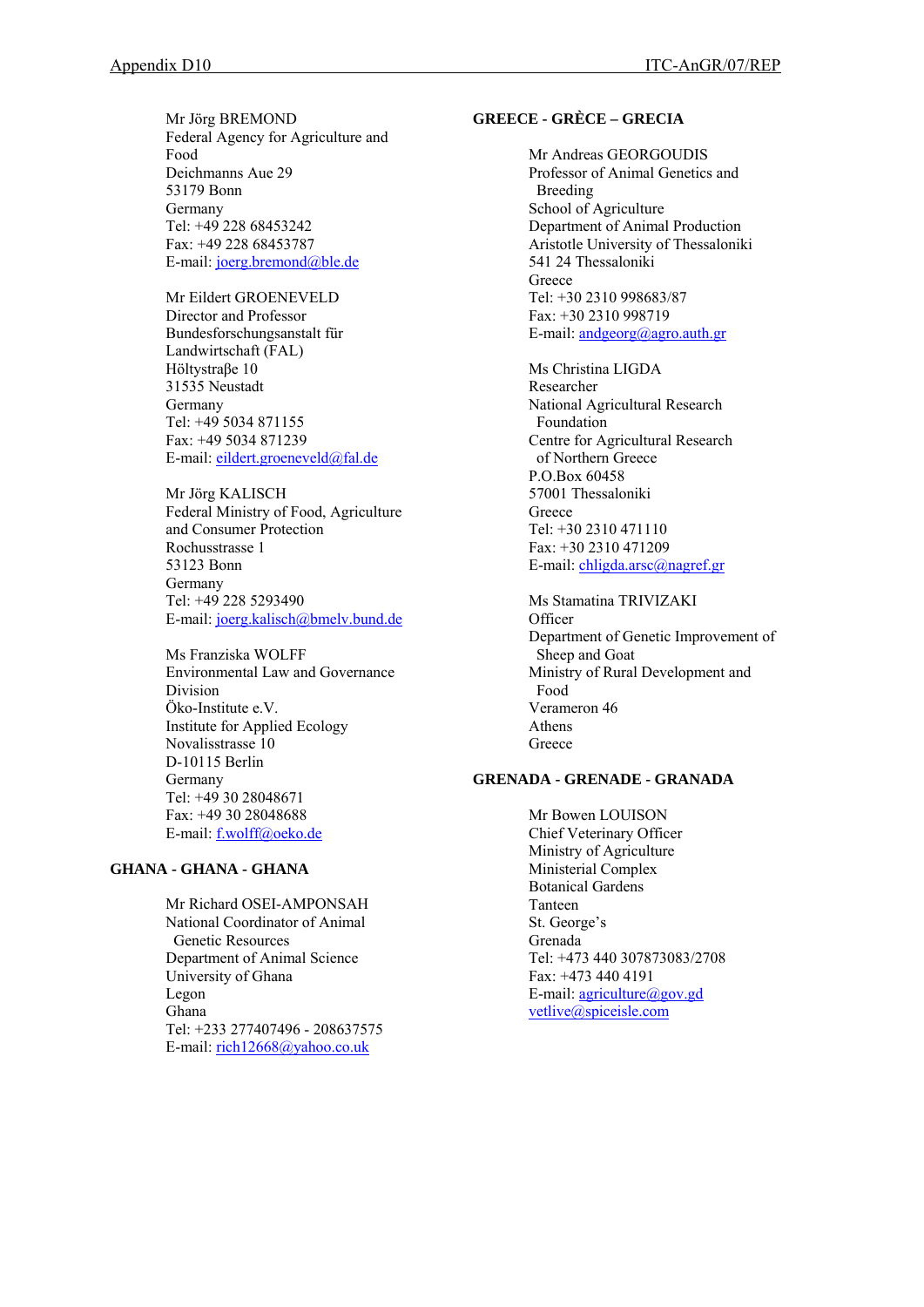Mr Jörg BREMOND
Federal Agency for Agriculture and Food
Deichmanns Aue 29
53179 Bonn
Germany
Tel: +49 228 68453242
Fax: +49 228 68453787
E-mail: joerg.bremond@ble.de

Mr Eildert GROENEVELD
Director and Professor
Bundesforschungsanstalt für Landwirtschaft (FAL)
Höltystraβe 10
31535 Neustadt
Germany
Tel: +49 5034 871155
Fax: +49 5034 871239
E-mail: eildert.groeneveld@fal.de

Mr Jörg KALISCH
Federal Ministry of Food, Agriculture and Consumer Protection
Rochusstrasse 1
53123 Bonn
Germany
Tel: +49 228 5293490
E-mail: joerg.kalisch@bmelv.bund.de

Ms Franziska WOLFF
Environmental Law and Governance Division
Öko-Institute e.V.
Institute for Applied Ecology
Novalisstrasse 10
D-10115 Berlin
Germany
Tel: +49 30 28048671
Fax: +49 30 28048688
E-mail: f.wolff@oeko.de

**GHANA - GHANA - GHANA**

Mr Richard OSEI-AMPONSAH
National Coordinator of Animal Genetic Resources
Department of Animal Science
University of Ghana
Legon
Ghana
Tel: +233 277407496 - 208637575
E-mail: rich12668@yahoo.co.uk

**GREECE - GRÈCE – GRECIA**

Mr Andreas GEORGOUDIS
Professor of Animal Genetics and Breeding
School of Agriculture
Department of Animal Production
Aristotle University of Thessaloniki
541 24 Thessaloniki
Greece
Tel: +30 2310 998683/87
Fax: +30 2310 998719
E-mail: andgeorg@agro.auth.gr

Ms Christina LIGDA
Researcher
National Agricultural Research Foundation
Centre for Agricultural Research of Northern Greece
P.O.Box 60458
57001 Thessaloniki
Greece
Tel: +30 2310 471110
Fax: +30 2310 471209
E-mail: chligda.arsc@nagref.gr

Ms Stamatina TRIVIZAKI
Officer
Department of Genetic Improvement of Sheep and Goat
Ministry of Rural Development and Food
Verameron 46
Athens
Greece

**GRENADA - GRENADE - GRANADA**

Mr Bowen LOUISON
Chief Veterinary Officer
Ministry of Agriculture
Ministerial Complex
Botanical Gardens
Tanteen
St. George's
Grenada
Tel: +473 440 307873083/2708
Fax: +473 440 4191
E-mail: agriculture@gov.gd
vetlive@spiceisle.com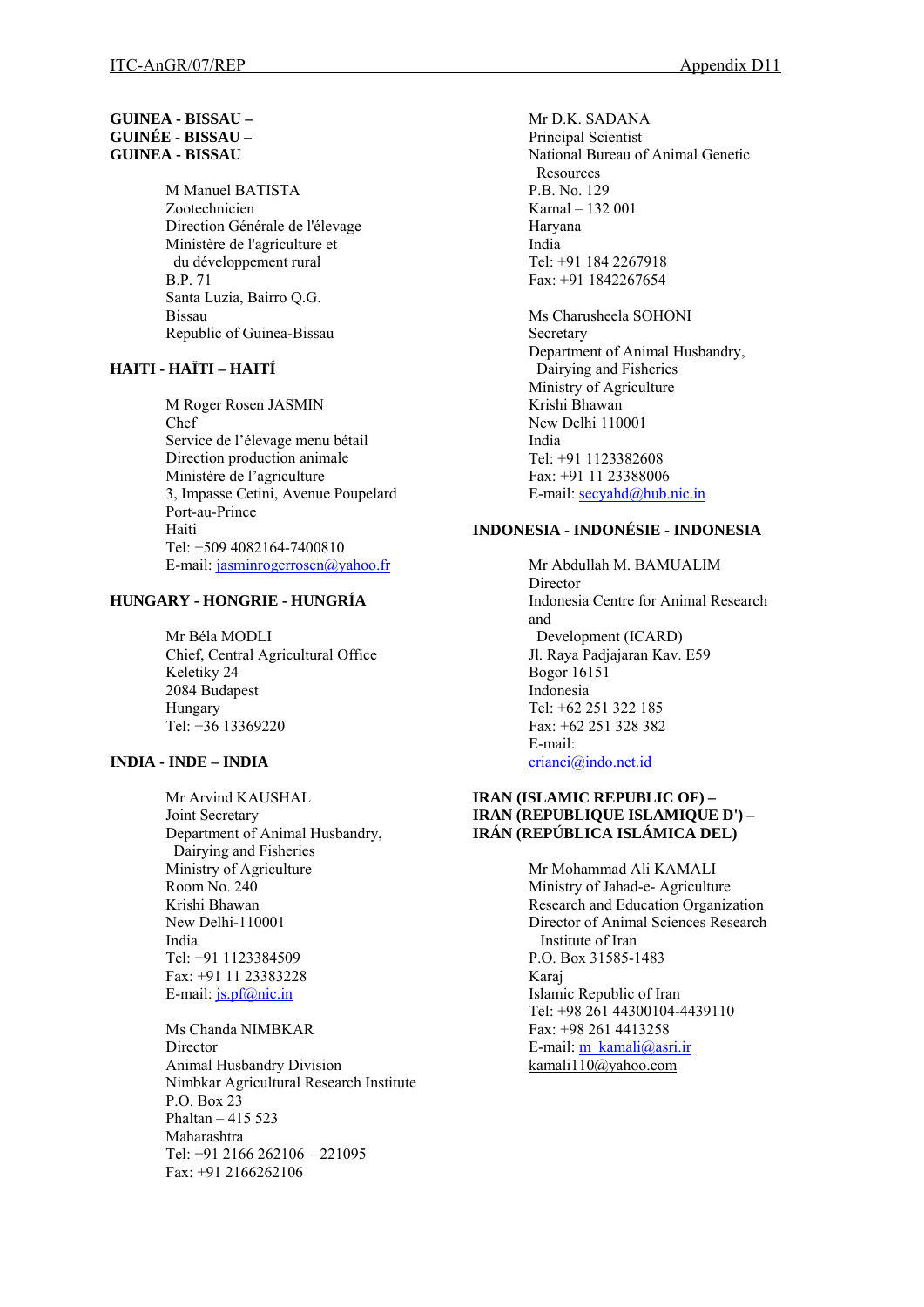**GUINEA - BISSAU –**
**GUINÉE - BISSAU –**
**GUINEA - BISSAU**

M Manuel BATISTA
Zootechnicien
Direction Générale de l'élevage
Ministère de l'agriculture et du développement rural
B.P. 71
Santa Luzia, Bairro Q.G.
Bissau
Republic of Guinea-Bissau

**HAITI - HAÏTI – HAITÍ**

M Roger Rosen JASMIN
Chef
Service de l'élevage menu bétail
Direction production animale
Ministère de l'agriculture
3, Impasse Cetini, Avenue Poupelard
Port-au-Prince
Haiti
Tel: +509 4082164-7400810
E-mail: jasminrogerrosen@yahoo.fr

**HUNGARY - HONGRIE - HUNGRÍA**

Mr Béla MODLI
Chief, Central Agricultural Office
Keletiky 24
2084 Budapest
Hungary
Tel: +36 13369220

**INDIA - INDE – INDIA**

Mr Arvind KAUSHAL
Joint Secretary
Department of Animal Husbandry, Dairying and Fisheries
Ministry of Agriculture
Room No. 240
Krishi Bhawan
New Delhi-110001
India
Tel: +91 1123384509
Fax: +91 11 23383228
E-mail: js.pf@nic.in

Ms Chanda NIMBKAR
Director
Animal Husbandry Division
Nimbkar Agricultural Research Institute
P.O. Box 23
Phaltan – 415 523
Maharashtra
Tel: +91 2166 262106 – 221095
Fax: +91 2166262106

Mr D.K. SADANA
Principal Scientist
National Bureau of Animal Genetic Resources
P.B. No. 129
Karnal – 132 001
Haryana
India
Tel: +91 184 2267918
Fax: +91 1842267654

Ms Charusheela SOHONI
Secretary
Department of Animal Husbandry, Dairying and Fisheries
Ministry of Agriculture
Krishi Bhawan
New Delhi 110001
India
Tel: +91 1123382608
Fax: +91 11 23388006
E-mail: secyahd@hub.nic.in

**INDONESIA - INDONÉSIE - INDONESIA**

Mr Abdullah M. BAMUALIM
Director
Indonesia Centre for Animal Research and Development (ICARD)
Jl. Raya Padjajaran Kav. E59
Bogor 16151
Indonesia
Tel: +62 251 322 185
Fax: +62 251 328 382
E-mail: crianci@indo.net.id

**IRAN (ISLAMIC REPUBLIC OF) –**
**IRAN (REPUBLIQUE ISLAMIQUE D') –**
**IRÁN (REPÚBLICA ISLÁMICA DEL)**

Mr Mohammad Ali KAMALI
Ministry of Jahad-e- Agriculture
Research and Education Organization
Director of Animal Sciences Research Institute of Iran
P.O. Box 31585-1483
Karaj
Islamic Republic of Iran
Tel: +98 261 44300104-4439110
Fax: +98 261 4413258
E-mail: m_kamali@asri.ir
kamali110@yahoo.com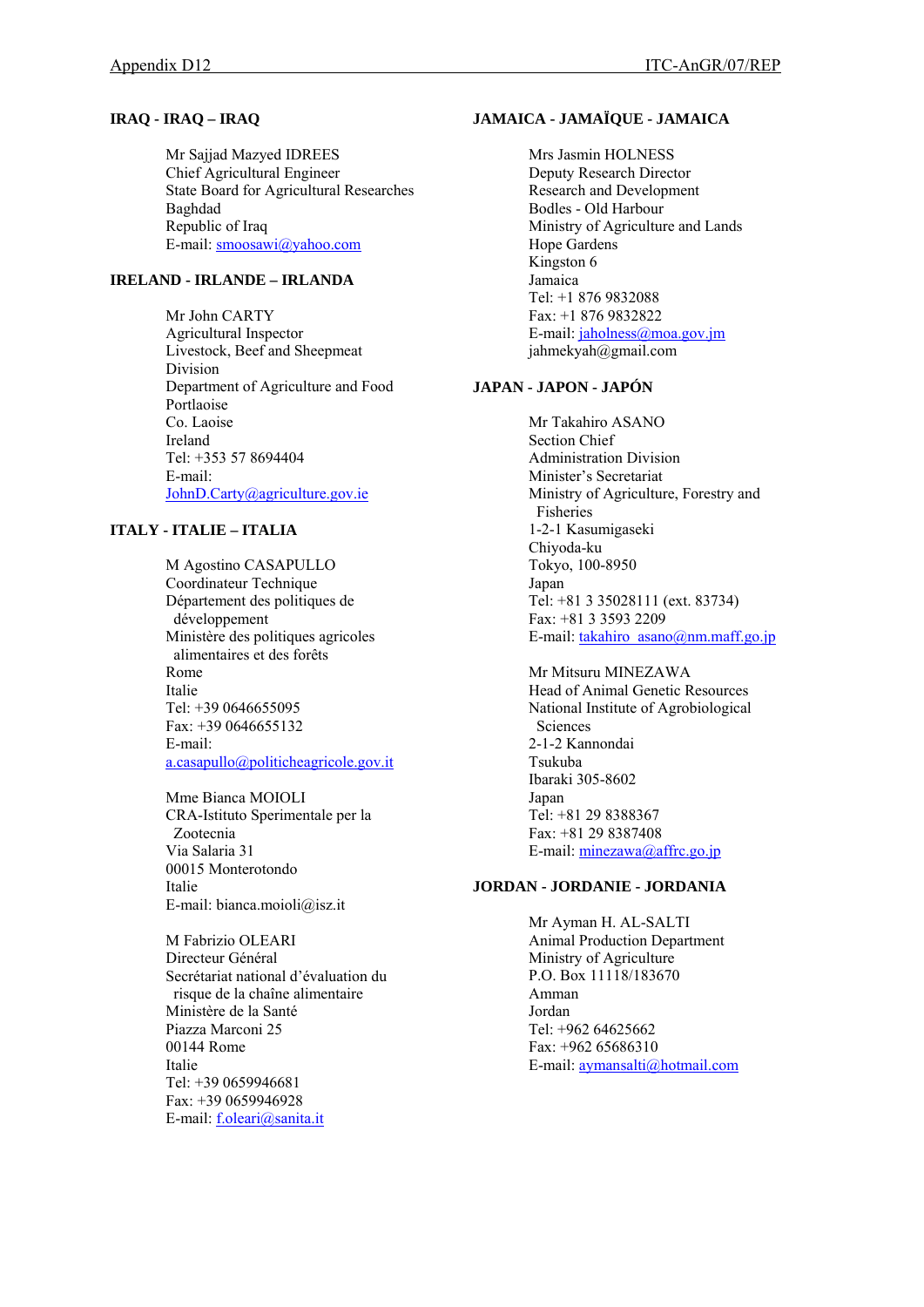**IRAQ - IRAQ – IRAQ**

Mr Sajjad Mazyed IDREES
Chief Agricultural Engineer
State Board for Agricultural Researches
Baghdad
Republic of Iraq
E-mail: smoosawi@yahoo.com

**IRELAND - IRLANDE – IRLANDA**

Mr John CARTY
Agricultural Inspector
Livestock, Beef and Sheepmeat Division
Department of Agriculture and Food
Portlaoise
Co. Laoise
Ireland
Tel: +353 57 8694404
E-mail: JohnD.Carty@agriculture.gov.ie

**ITALY - ITALIE – ITALIA**

M Agostino CASAPULLO
Coordinateur Technique
Département des politiques de développement
Ministère des politiques agricoles alimentaires et des forêts
Rome
Italie
Tel: +39 0646655095
Fax: +39 0646655132
E-mail: a.casapullo@politicheagricole.gov.it

Mme Bianca MOIOLI
CRA-Istituto Sperimentale per la Zootecnia
Via Salaria 31
00015 Monterotondo
Italie
E-mail: bianca.moioli@isz.it

M Fabrizio OLEARI
Directeur Général
Secrétariat national d'évaluation du risque de la chaîne alimentaire
Ministère de la Santé
Piazza Marconi 25
00144 Rome
Italie
Tel: +39 0659946681
Fax: +39 0659946928
E-mail: f.oleari@sanita.it

**JAMAICA - JAMAÏQUE - JAMAICA**

Mrs Jasmin HOLNESS
Deputy Research Director
Research and Development
Bodles - Old Harbour
Ministry of Agriculture and Lands
Hope Gardens
Kingston 6
Jamaica
Tel: +1 876 9832088
Fax: +1 876 9832822
E-mail: jaholness@moa.gov.jm
jahmekyah@gmail.com

**JAPAN - JAPON - JAPÓN**

Mr Takahiro ASANO
Section Chief
Administration Division
Minister's Secretariat
Ministry of Agriculture, Forestry and Fisheries
1-2-1 Kasumigaseki
Chiyoda-ku
Tokyo, 100-8950
Japan
Tel: +81 3 35028111 (ext. 83734)
Fax: +81 3 3593 2209
E-mail: takahiro_asano@nm.maff.go.jp

Mr Mitsuru MINEZAWA
Head of Animal Genetic Resources
National Institute of Agrobiological Sciences
2-1-2 Kannondai
Tsukuba
Ibaraki 305-8602
Japan
Tel: +81 29 8388367
Fax: +81 29 8387408
E-mail: minezawa@affrc.go.jp

**JORDAN - JORDANIE - JORDANIA**

Mr Ayman H. AL-SALTI
Animal Production Department
Ministry of Agriculture
P.O. Box 11118/183670
Amman
Jordan
Tel: +962 64625662
Fax: +962 65686310
E-mail: aymansalti@hotmail.com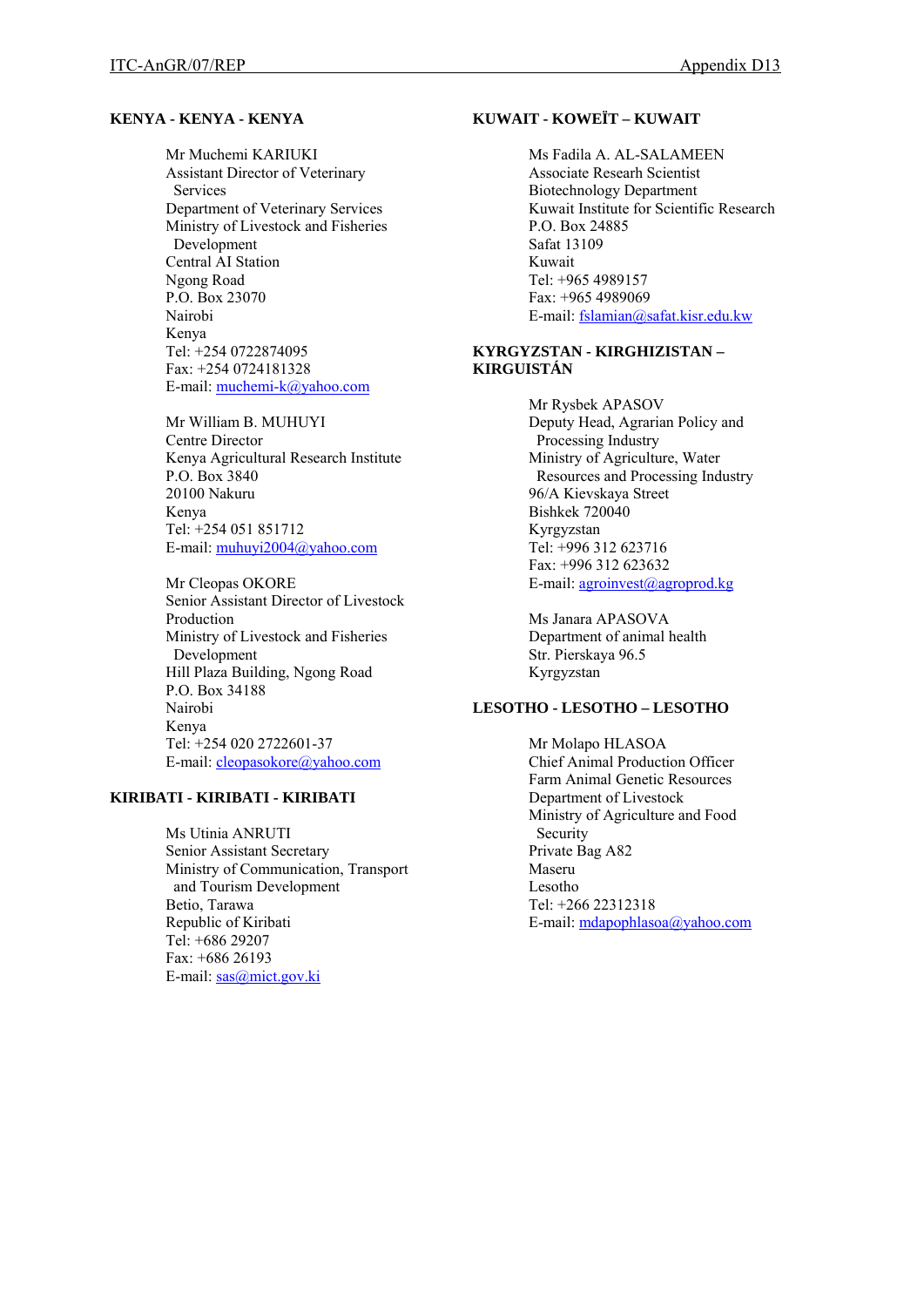**KENYA - KENYA - KENYA**

Mr Muchemi KARIUKI
Assistant Director of Veterinary Services
Department of Veterinary Services
Ministry of Livestock and Fisheries Development
Central AI Station
Ngong Road
P.O. Box 23070
Nairobi
Kenya
Tel: +254 0722874095
Fax: +254 0724181328
E-mail: muchemi-k@yahoo.com

Mr William B. MUHUYI
Centre Director
Kenya Agricultural Research Institute
P.O. Box 3840
20100 Nakuru
Kenya
Tel: +254 051 851712
E-mail: muhuyi2004@yahoo.com

Mr Cleopas OKORE
Senior Assistant Director of Livestock Production
Ministry of Livestock and Fisheries Development
Hill Plaza Building, Ngong Road
P.O. Box 34188
Nairobi
Kenya
Tel: +254 020 2722601-37
E-mail: cleopasokore@yahoo.com

**KIRIBATI - KIRIBATI - KIRIBATI**

Ms Utinia ANRUTI
Senior Assistant Secretary
Ministry of Communication, Transport and Tourism Development
Betio, Tarawa
Republic of Kiribati
Tel: +686 29207
Fax: +686 26193
E-mail: sas@mict.gov.ki

**KUWAIT - KOWEÏT – KUWAIT**

Ms Fadila A. AL-SALAMEEN
Associate Research Scientist
Biotechnology Department
Kuwait Institute for Scientific Research
P.O. Box 24885
Safat 13109
Kuwait
Tel: +965 4989157
Fax: +965 4989069
E-mail: fslamian@safat.kisr.edu.kw

**KYRGYZSTAN - KIRGHIZISTAN – KIRGUISTÁN**

Mr Rysbek APASOV
Deputy Head, Agrarian Policy and Processing Industry
Ministry of Agriculture, Water Resources and Processing Industry
96/A Kievskaya Street
Bishkek 720040
Kyrgyzstan
Tel: +996 312 623716
Fax: +996 312 623632
E-mail: agroinvest@agroprod.kg

Ms Janara APASOVA
Department of animal health
Str. Pierskaya 96.5
Kyrgyzstan

**LESOTHO - LESOTHO – LESOTHO**

Mr Molapo HLASOA
Chief Animal Production Officer
Farm Animal Genetic Resources
Department of Livestock
Ministry of Agriculture and Food Security
Private Bag A82
Maseru
Lesotho
Tel: +266 22312318
E-mail: mdapophlasoa@yahoo.com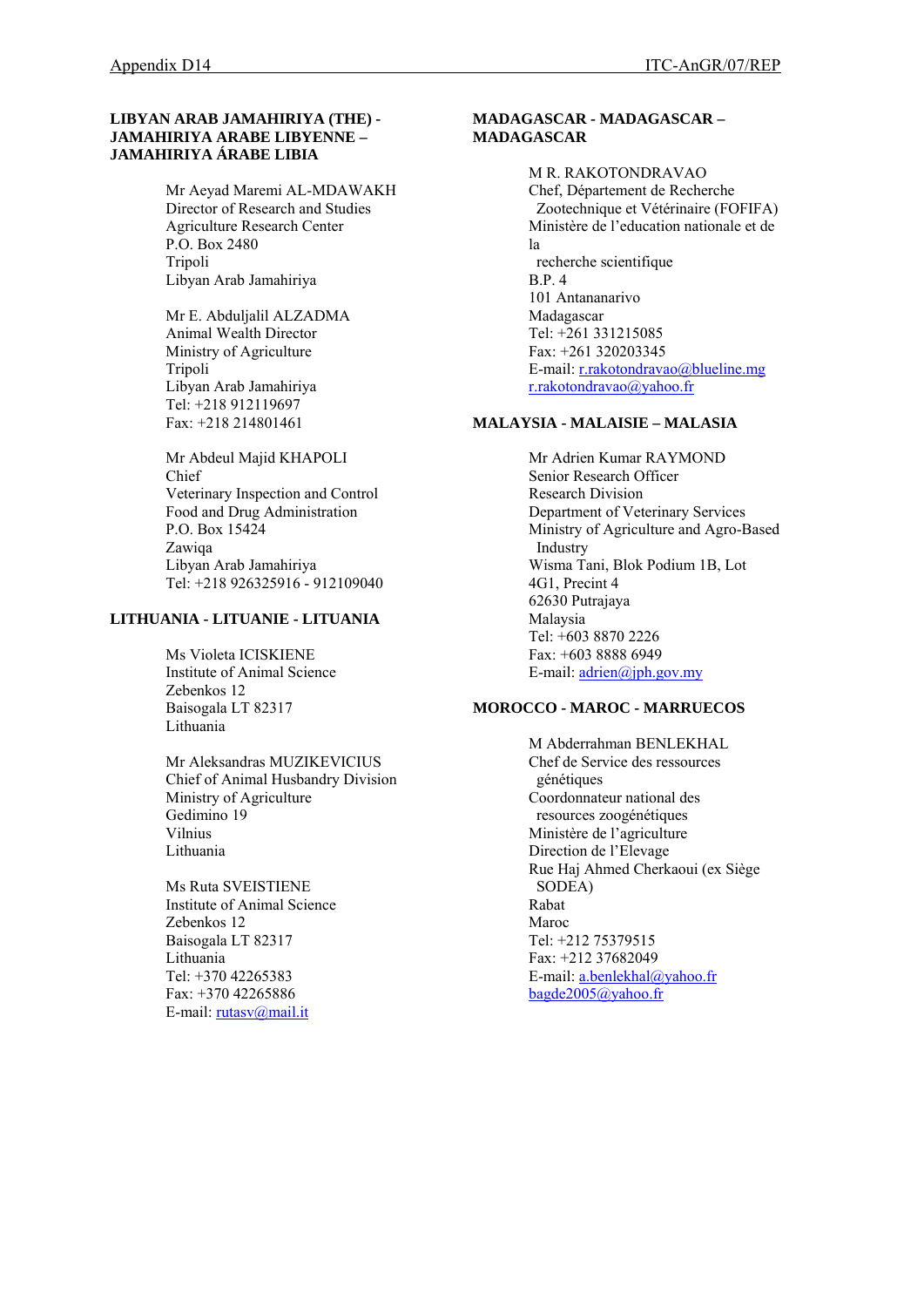**LIBYAN ARAB JAMAHIRIYA (THE) - JAMAHIRIYA ARABE LIBYENNE – JAMAHIRIYA ÁRABE LIBIA**

Mr Aeyad Maremi AL-MDAWAKH
Director of Research and Studies
Agriculture Research Center
P.O. Box 2480
Tripoli
Libyan Arab Jamahiriya

Mr E. Abduljalil ALZADMA
Animal Wealth Director
Ministry of Agriculture
Tripoli
Libyan Arab Jamahiriya
Tel: +218 912119697
Fax: +218 214801461

Mr Abdeul Majid KHAPOLI
Chief
Veterinary Inspection and Control
Food and Drug Administration
P.O. Box 15424
Zawiqa
Libyan Arab Jamahiriya
Tel: +218 926325916 - 912109040

**LITHUANIA - LITUANIE - LITUANIA**

Ms Violeta ICISKIENE
Institute of Animal Science
Zebenkos 12
Baisogala LT 82317
Lithuania

Mr Aleksandras MUZIKEVICIUS
Chief of Animal Husbandry Division
Ministry of Agriculture
Gedimino 19
Vilnius
Lithuania

Ms Ruta SVEISTIENE
Institute of Animal Science
Zebenkos 12
Baisogala LT 82317
Lithuania
Tel: +370 42265383
Fax: +370 42265886
E-mail: rutasv@mail.it

**MADAGASCAR - MADAGASCAR – MADAGASCAR**

M R. RAKOTONDRAVAO
Chef, Département de Recherche Zootechnique et Vétérinaire (FOFIFA)
Ministère de l'education nationale et de la recherche scientifique
B.P. 4
101 Antananarivo
Madagascar
Tel: +261 331215085
Fax: +261 320203345
E-mail: r.rakotondravao@blueline.mg
r.rakotondravao@yahoo.fr

**MALAYSIA - MALAISIE – MALASIA**

Mr Adrien Kumar RAYMOND
Senior Research Officer
Research Division
Department of Veterinary Services
Ministry of Agriculture and Agro-Based Industry
Wisma Tani, Blok Podium 1B, Lot 4G1, Precint 4
62630 Putrajaya
Malaysia
Tel: +603 8870 2226
Fax: +603 8888 6949
E-mail: adrien@jph.gov.my

**MOROCCO - MAROC - MARRUECOS**

M Abderrahman BENLEKHAL
Chef de Service des ressources génétiques
Coordonnateur national des resources zoogénétiques
Ministère de l'agriculture
Direction de l'Elevage
Rue Haj Ahmed Cherkaoui (ex Siège SODEA)
Rabat
Maroc
Tel: +212 75379515
Fax: +212 37682049
E-mail: a.benlekhal@yahoo.fr
bagde2005@yahoo.fr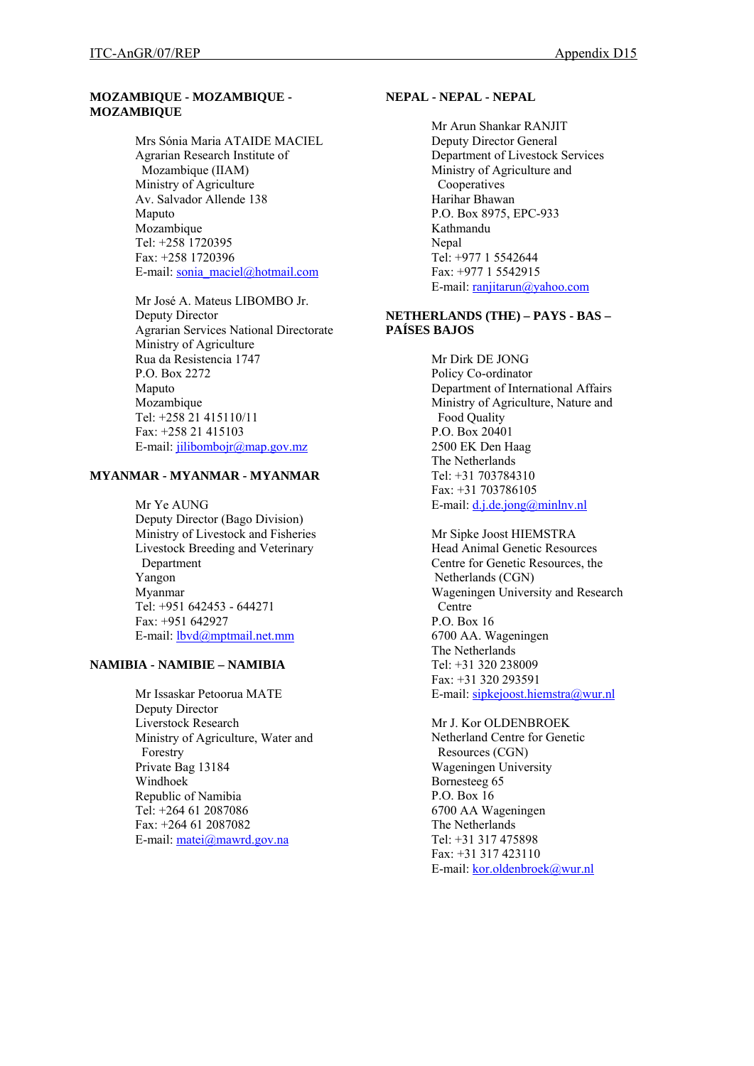**MOZAMBIQUE - MOZAMBIQUE - MOZAMBIQUE**

Mrs Sónia Maria ATAIDE MACIEL
Agrarian Research Institute of Mozambique (IIAM)
Ministry of Agriculture
Av. Salvador Allende 138
Maputo
Mozambique
Tel: +258 1720395
Fax: +258 1720396
E-mail: sonia_maciel@hotmail.com

Mr José A. Mateus LIBOMBO Jr.
Deputy Director
Agrarian Services National Directorate
Ministry of Agriculture
Rua da Resistencia 1747
P.O. Box 2272
Maputo
Mozambique
Tel: +258 21 415110/11
Fax: +258 21 415103
E-mail: jilibombojr@map.gov.mz

**MYANMAR - MYANMAR - MYANMAR**

Mr Ye AUNG
Deputy Director (Bago Division)
Ministry of Livestock and Fisheries
Livestock Breeding and Veterinary Department
Yangon
Myanmar
Tel: +951 642453 - 644271
Fax: +951 642927
E-mail: lbvd@mptmail.net.mm

**NAMIBIA - NAMIBIE – NAMIBIA**

Mr Issaskar Petoorua MATE
Deputy Director
Liverstock Research
Ministry of Agriculture, Water and Forestry
Private Bag 13184
Windhoek
Republic of Namibia
Tel: +264 61 2087086
Fax: +264 61 2087082
E-mail: matei@mawrd.gov.na

**NEPAL - NEPAL - NEPAL**

Mr Arun Shankar RANJIT
Deputy Director General
Department of Livestock Services
Ministry of Agriculture and Cooperatives
Harihar Bhawan
P.O. Box 8975, EPC-933
Kathmandu
Nepal
Tel: +977 1 5542644
Fax: +977 1 5542915
E-mail: ranjitarun@yahoo.com

**NETHERLANDS (THE) – PAYS - BAS – PAÍSES BAJOS**

Mr Dirk DE JONG
Policy Co-ordinator
Department of International Affairs
Ministry of Agriculture, Nature and Food Quality
P.O. Box 20401
2500 EK Den Haag
The Netherlands
Tel: +31 703784310
Fax: +31 703786105
E-mail: d.j.de.jong@minlnv.nl

Mr Sipke Joost HIEMSTRA
Head Animal Genetic Resources
Centre for Genetic Resources, the Netherlands (CGN)
Wageningen University and Research Centre
P.O. Box 16
6700 AA. Wageningen
The Netherlands
Tel: +31 320 238009
Fax: +31 320 293591
E-mail: sipkejoost.hiemstra@wur.nl

Mr J. Kor OLDENBROEK
Netherland Centre for Genetic Resources (CGN)
Wageningen University
Bornesteeg 65
P.O. Box 16
6700 AA Wageningen
The Netherlands
Tel: +31 317 475898
Fax: +31 317 423110
E-mail: kor.oldenbroek@wur.nl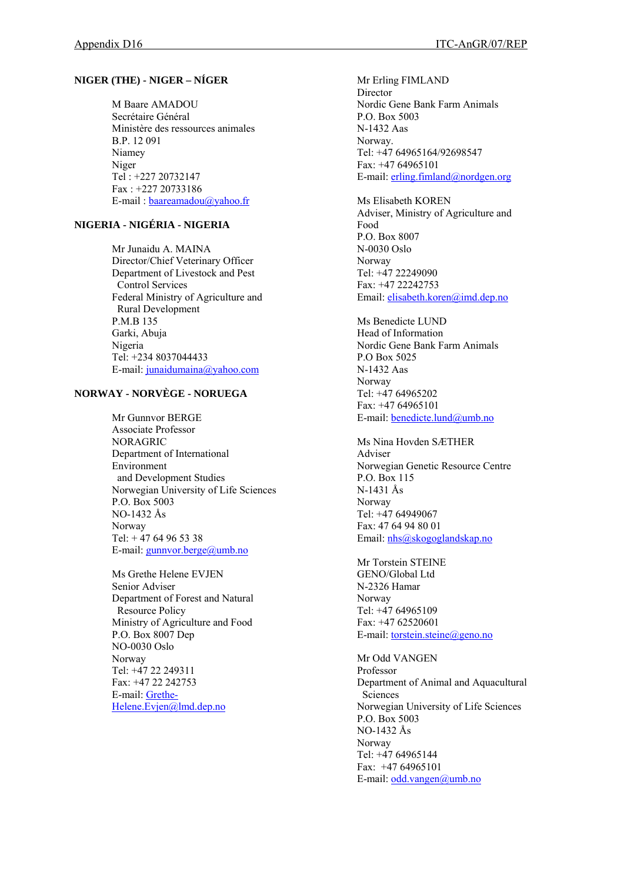**NIGER (THE) - NIGER – NÍGER**

M Baare AMADOU
Secrétaire Général
Ministère des ressources animales
B.P. 12 091
Niamey
Niger
Tel : +227 20732147
Fax : +227 20733186
E-mail : baareamadou@yahoo.fr

**NIGERIA - NIGÉRIA - NIGERIA**

Mr Junaidu A. MAINA
Director/Chief Veterinary Officer
Department of Livestock and Pest Control Services
Federal Ministry of Agriculture and Rural Development
P.M.B 135
Garki, Abuja
Nigeria
Tel: +234 8037044433
E-mail: junaidumaina@yahoo.com

**NORWAY - NORVÈGE - NORUEGA**

Mr Gunnvor BERGE
Associate Professor
NORAGRIC
Department of International Environment and Development Studies
Norwegian University of Life Sciences
P.O. Box 5003
NO-1432 Ås
Norway
Tel: + 47 64 96 53 38
E-mail: gunnvor.berge@umb.no

Ms Grethe Helene EVJEN
Senior Adviser
Department of Forest and Natural Resource Policy
Ministry of Agriculture and Food
P.O. Box 8007 Dep
NO-0030 Oslo
Norway
Tel: +47 22 249311
Fax: +47 22 242753
E-mail: Grethe-Helene.Evjen@lmd.dep.no

Mr Erling FIMLAND
Director
Nordic Gene Bank Farm Animals
P.O. Box 5003
N-1432 Aas
Norway.
Tel: +47 64965164/92698547
Fax: +47 64965101
E-mail: erling.fimland@nordgen.org

Ms Elisabeth KOREN
Adviser, Ministry of Agriculture and Food
P.O. Box 8007
N-0030 Oslo
Norway
Tel: +47 22249090
Fax: +47 22242753
Email: elisabeth.koren@imd.dep.no

Ms Benedicte LUND
Head of Information
Nordic Gene Bank Farm Animals
P.O Box 5025
N-1432 Aas
Norway
Tel: +47 64965202
Fax: +47 64965101
E-mail: benedicte.lund@umb.no

Ms Nina Hovden SÆTHER
Adviser
Norwegian Genetic Resource Centre
P.O. Box 115
N-1431 Ås
Norway
Tel: +47 64949067
Fax: 47 64 94 80 01
Email: nhs@skogoglandskap.no

Mr Torstein STEINE
GENO/Global Ltd
N-2326 Hamar
Norway
Tel: +47 64965109
Fax: +47 62520601
E-mail: torstein.steine@geno.no

Mr Odd VANGEN
Professor
Department of Animal and Aquacultural Sciences
Norwegian University of Life Sciences
P.O. Box 5003
NO-1432 Ås
Norway
Tel: +47 64965144
Fax: +47 64965101
E-mail: odd.vangen@umb.no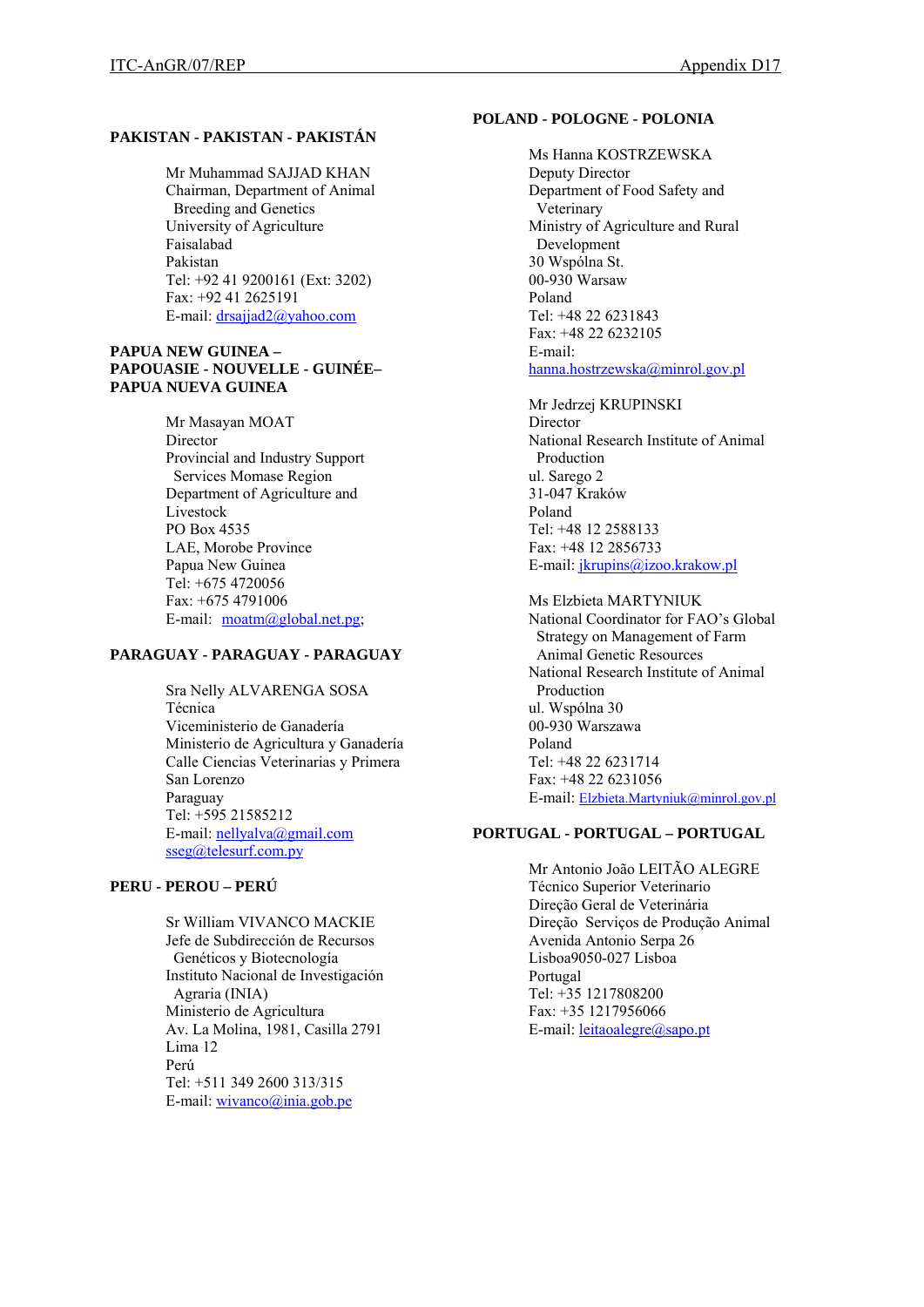**PAKISTAN - PAKISTAN - PAKISTÁN**

Mr Muhammad SAJJAD KHAN
Chairman, Department of Animal Breeding and Genetics
University of Agriculture
Faisalabad
Pakistan
Tel: +92 41 9200161 (Ext: 3202)
Fax: +92 41 2625191
E-mail: drsajjad2@yahoo.com

**PAPUA NEW GUINEA – PAPOUASIE - NOUVELLE - GUINÉE– PAPUA NUEVA GUINEA**

Mr Masayan MOAT
Director
Provincial and Industry Support Services Momase Region
Department of Agriculture and Livestock
PO Box 4535
LAE, Morobe Province
Papua New Guinea
Tel: +675 4720056
Fax: +675 4791006
E-mail: moatm@global.net.pg;

**PARAGUAY - PARAGUAY - PARAGUAY**

Sra Nelly ALVARENGA SOSA
Técnica
Viceministerio de Ganadería
Ministerio de Agricultura y Ganadería
Calle Ciencias Veterinarias y Primera
San Lorenzo
Paraguay
Tel: +595 21585212
E-mail: nellyalva@gmail.com
sseg@telesurf.com.py

**PERU - PEROU – PERÚ**

Sr William VIVANCO MACKIE
Jefe de Subdirección de Recursos Genéticos y Biotecnología
Instituto Nacional de Investigación Agraria (INIA)
Ministerio de Agricultura
Av. La Molina, 1981, Casilla 2791
Lima 12
Perú
Tel: +511 349 2600 313/315
E-mail: wivanco@inia.gob.pe

**POLAND - POLOGNE - POLONIA**

Ms Hanna KOSTRZEWSKA
Deputy Director
Department of Food Safety and Veterinary
Ministry of Agriculture and Rural Development
30 Wspólna St.
00-930 Warsaw
Poland
Tel: +48 22 6231843
Fax: +48 22 6232105
E-mail:
hanna.hostrzewska@minrol.gov.pl

Mr Jedrzej KRUPINSKI
Director
National Research Institute of Animal Production
ul. Sarego 2
31-047 Kraków
Poland
Tel: +48 12 2588133
Fax: +48 12 2856733
E-mail: jkrupins@izoo.krakow.pl

Ms Elzbieta MARTYNIUK
National Coordinator for FAO's Global Strategy on Management of Farm Animal Genetic Resources
National Research Institute of Animal Production
ul. Wspólna 30
00-930 Warszawa
Poland
Tel: +48 22 6231714
Fax: +48 22 6231056
E-mail: Elzbieta.Martyniuk@minrol.gov.pl

**PORTUGAL - PORTUGAL – PORTUGAL**

Mr Antonio João LEITÃO ALEGRE
Técnico Superior Veterinario
Direção Geral de Veterinária
Direção Serviços de Produção Animal
Avenida Antonio Serpa 26
Lisboa9050-027 Lisboa
Portugal
Tel: +35 1217808200
Fax: +35 1217956066
E-mail: leitaoalegre@sapo.pt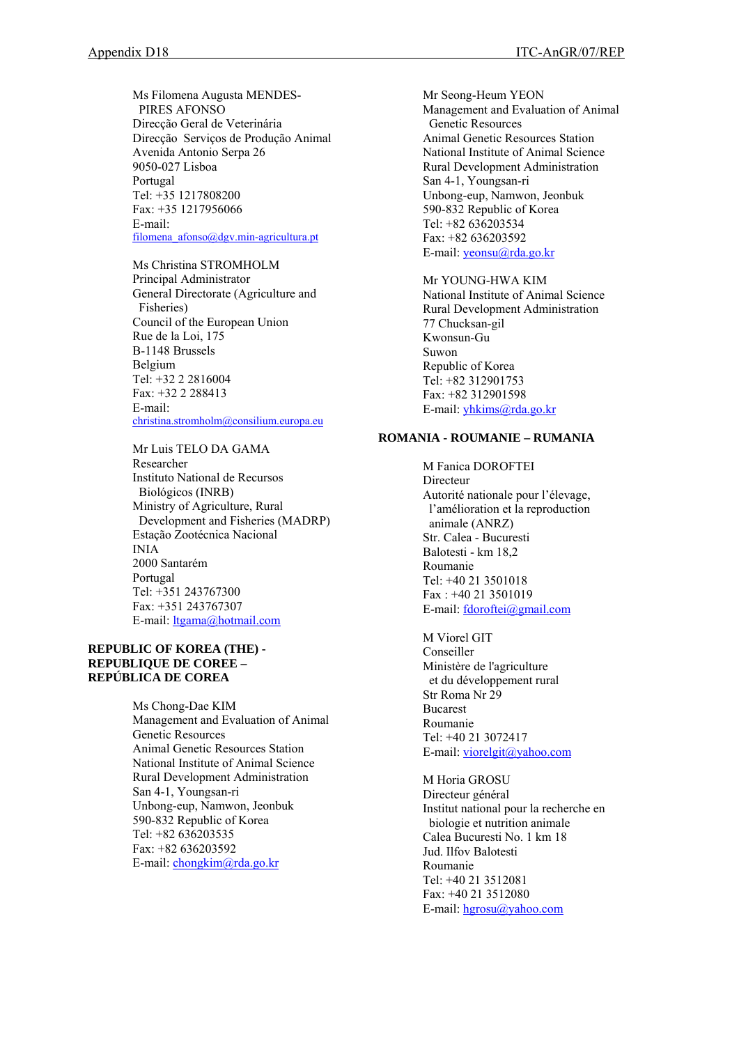Ms Filomena Augusta MENDES-PIRES AFONSO
Direcção Geral de Veterinária
Direcção  Serviços de Produção Animal
Avenida Antonio Serpa 26
9050-027 Lisboa
Portugal
Tel: +35 1217808200
Fax: +35 1217956066
E-mail:
filomena_afonso@dgv.min-agricultura.pt

Ms Christina STROMHOLM
Principal Administrator
General Directorate (Agriculture and Fisheries)
Council of the European Union
Rue de la Loi, 175
B-1148 Brussels
Belgium
Tel: +32 2 2816004
Fax: +32 2 288413
E-mail:
christina.stromholm@consilium.europa.eu

Mr Luis TELO DA GAMA
Researcher
Instituto National de Recursos Biológicos (INRB)
Ministry of Agriculture, Rural Development and Fisheries (MADRP)
Estação Zootécnica Nacional
INIA
2000 Santarém
Portugal
Tel: +351 243767300
Fax: +351 243767307
E-mail: ltgama@hotmail.com

**REPUBLIC OF KOREA (THE) - REPUBLIQUE DE COREE – REPÚBLICA DE COREA**

Ms Chong-Dae KIM
Management and Evaluation of Animal Genetic Resources
Animal Genetic Resources Station
National Institute of Animal Science
Rural Development Administration
San 4-1, Youngsan-ri
Unbong-eup, Namwon, Jeonbuk
590-832 Republic of Korea
Tel: +82 636203535
Fax: +82 636203592
E-mail: chongkim@rda.go.kr

Mr Seong-Heum YEON
Management and Evaluation of Animal Genetic Resources
Animal Genetic Resources Station
National Institute of Animal Science
Rural Development Administration
San 4-1, Youngsan-ri
Unbong-eup, Namwon, Jeonbuk
590-832 Republic of Korea
Tel: +82 636203534
Fax: +82 636203592
E-mail: yeonsu@rda.go.kr

Mr YOUNG-HWA KIM
National Institute of Animal Science
Rural Development Administration
77 Chucksan-gil
Kwonsun-Gu
Suwon
Republic of Korea
Tel: +82 312901753
Fax: +82 312901598
E-mail: yhkims@rda.go.kr

**ROMANIA - ROUMANIE – RUMANIA**

M Fanica DOROFTEI
Directeur
Autorité nationale pour l'élevage, l'amélioration et la reproduction animale (ANRZ)
Str. Calea - Bucuresti
Balotesti - km 18,2
Roumanie
Tel: +40 21 3501018
Fax : +40 21 3501019
E-mail: fdoroftei@gmail.com

M Viorel GIT
Conseiller
Ministère de l'agriculture et du développement rural
Str Roma Nr 29
Bucarest
Roumanie
Tel: +40 21 3072417
E-mail: viorelgit@yahoo.com

M Horia GROSU
Directeur général
Institut national pour la recherche en biologie et nutrition animale
Calea Bucuresti No. 1 km 18
Jud. Ilfov Balotesti
Roumanie
Tel: +40 21 3512081
Fax: +40 21 3512080
E-mail: hgrosu@yahoo.com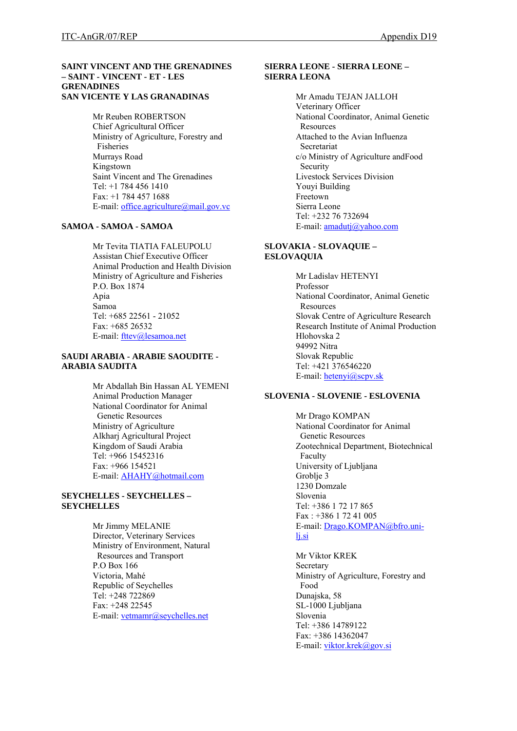**SAINT VINCENT AND THE GRENADINES – SAINT - VINCENT - ET - LES GRENADINES SAN VICENTE Y LAS GRANADINAS**

Mr Reuben ROBERTSON
Chief Agricultural Officer
Ministry of Agriculture, Forestry and Fisheries
Murrays Road
Kingstown
Saint Vincent and The Grenadines
Tel: +1 784 456 1410
Fax: +1 784 457 1688
E-mail: office.agriculture@mail.gov.vc

**SAMOA - SAMOA - SAMOA**

Mr Tevita TIATIA FALEUPOLU
Assistan Chief Executive Officer
Animal Production and Health Division
Ministry of Agriculture and Fisheries
P.O. Box 1874
Apia
Samoa
Tel: +685 22561 - 21052
Fax: +685 26532
E-mail: fttev@lesamoa.net

**SAUDI ARABIA - ARABIE SAOUDITE - ARABIA SAUDITA**

Mr Abdallah Bin Hassan AL YEMENI
Animal Production Manager
National Coordinator for Animal Genetic Resources
Ministry of Agriculture
Alkharj Agricultural Project
Kingdom of Saudi Arabia
Tel: +966 15452316
Fax: +966 154521
E-mail: AHAHY@hotmail.com

**SEYCHELLES - SEYCHELLES – SEYCHELLES**

Mr Jimmy MELANIE
Director, Veterinary Services
Ministry of Environment, Natural Resources and Transport
P.O Box 166
Victoria, Mahé
Republic of Seychelles
Tel: +248 722869
Fax: +248 22545
E-mail: vetmamr@seychelles.net

**SIERRA LEONE - SIERRA LEONE – SIERRA LEONA**

Mr Amadu TEJAN JALLOH
Veterinary Officer
National Coordinator, Animal Genetic Resources
Attached to the Avian Influenza Secretariat
c/o Ministry of Agriculture andFood Security
Livestock Services Division
Youyi Building
Freetown
Sierra Leone
Tel: +232 76 732694
E-mail: amadutj@yahoo.com

**SLOVAKIA - SLOVAQUIE – ESLOVAQUIA**

Mr Ladislav HETENYI
Professor
National Coordinator, Animal Genetic Resources
Slovak Centre of Agriculture Research
Research Institute of Animal Production
Hlohovska 2
94992 Nitra
Slovak Republic
Tel: +421 376546220
E-mail: hetenyi@scpv.sk

**SLOVENIA - SLOVENIE - ESLOVENIA**

Mr Drago KOMPAN
National Coordinator for Animal Genetic Resources
Zootechnical Department, Biotechnical Faculty
University of Ljubljana
Groblje 3
1230 Domzale
Slovenia
Tel: +386 1 72 17 865
Fax : +386 1 72 41 005
E-mail: Drago.KOMPAN@bfro.uni-lj.si

Mr Viktor KREK
Secretary
Ministry of Agriculture, Forestry and Food
Dunajska, 58
SL-1000 Ljubljana
Slovenia
Tel: +386 14789122
Fax: +386 14362047
E-mail: viktor.krek@gov.si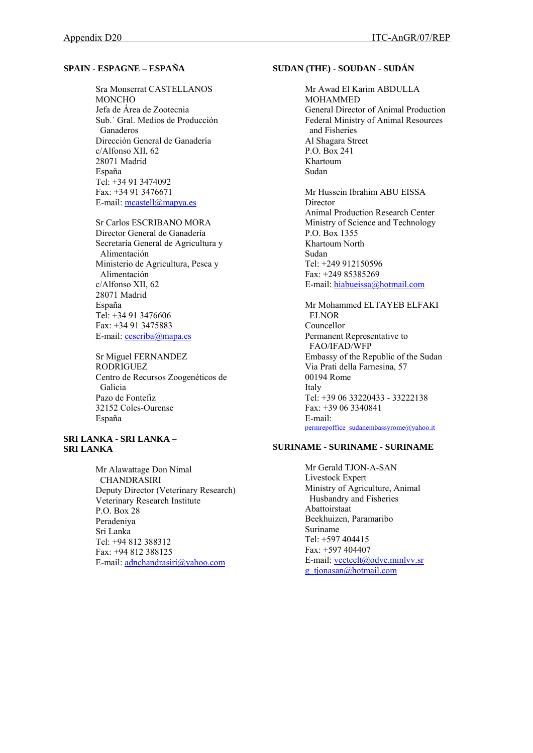## SPAIN - ESPAGNE – ESPAÑA

Sra Monserrat CASTELLANOS MONCHO
Jefa de Área de Zootecnia
Sub.´ Gral. Medios de Producción Ganaderos
Dirección General de Ganadería
c/Alfonso XII, 62
28071 Madrid
España
Tel: +34 91 3474092
Fax: +34 91 3476671
E-mail: mcastell@mapya.es

Sr Carlos ESCRIBANO MORA
Director General de Ganadería
Secretaría General de Agricultura y Alimentación
Ministerio de Agricultura, Pesca y Alimentación
c/Alfonso XII, 62
28071 Madrid
España
Tel: +34 91 3476606
Fax: +34 91 3475883
E-mail: cescriba@mapa.es

Sr Miguel FERNANDEZ RODRIGUEZ
Centro de Recursos Zoogenéticos de Galicia
Pazo de Fontefiz
32152 Coles-Ourense
España

## SRI LANKA - SRI LANKA – SRI LANKA

Mr Alawattage Don Nimal CHANDRASIRI
Deputy Director (Veterinary Research)
Veterinary Research Institute
P.O. Box 28
Peradeniya
Sri Lanka
Tel: +94 812 388312
Fax: +94 812 388125
E-mail: adnchandrasiri@yahoo.com

## SUDAN (THE) - SOUDAN - SUDÁN

Mr Awad El Karim ABDULLA MOHAMMED
General Director of Animal Production
Federal Ministry of Animal Resources and Fisheries
Al Shagara Street
P.O. Box 241
Khartoum
Sudan

Mr Hussein Ibrahim ABU EISSA
Director
Animal Production Research Center
Ministry of Science and Technology
P.O. Box 1355
Khartoum North
Sudan
Tel: +249 912150596
Fax: +249 85385269
E-mail: hiabueissa@hotmail.com

Mr Mohammed ELTAYEB ELFAKI ELNOR
Councellor
Permanent Representative to FAO/IFAD/WFP
Embassy of the Republic of the Sudan
Via Prati della Farnesina, 57
00194 Rome
Italy
Tel: +39 06 33220433 - 33222138
Fax: +39 06 3340841
E-mail: permrepoffice_sudanembassyrome@yahoo.it

## SURINAME - SURINAME - SURINAME

Mr Gerald TJON-A-SAN
Livestock Expert
Ministry of Agriculture, Animal Husbandry and Fisheries
Abattoirstaat
Beekhuizen, Paramaribo
Suriname
Tel: +597 404415
Fax: +597 404407
E-mail: veeteelt@odve.minlvv.sr
g_tjonasan@hotmail.com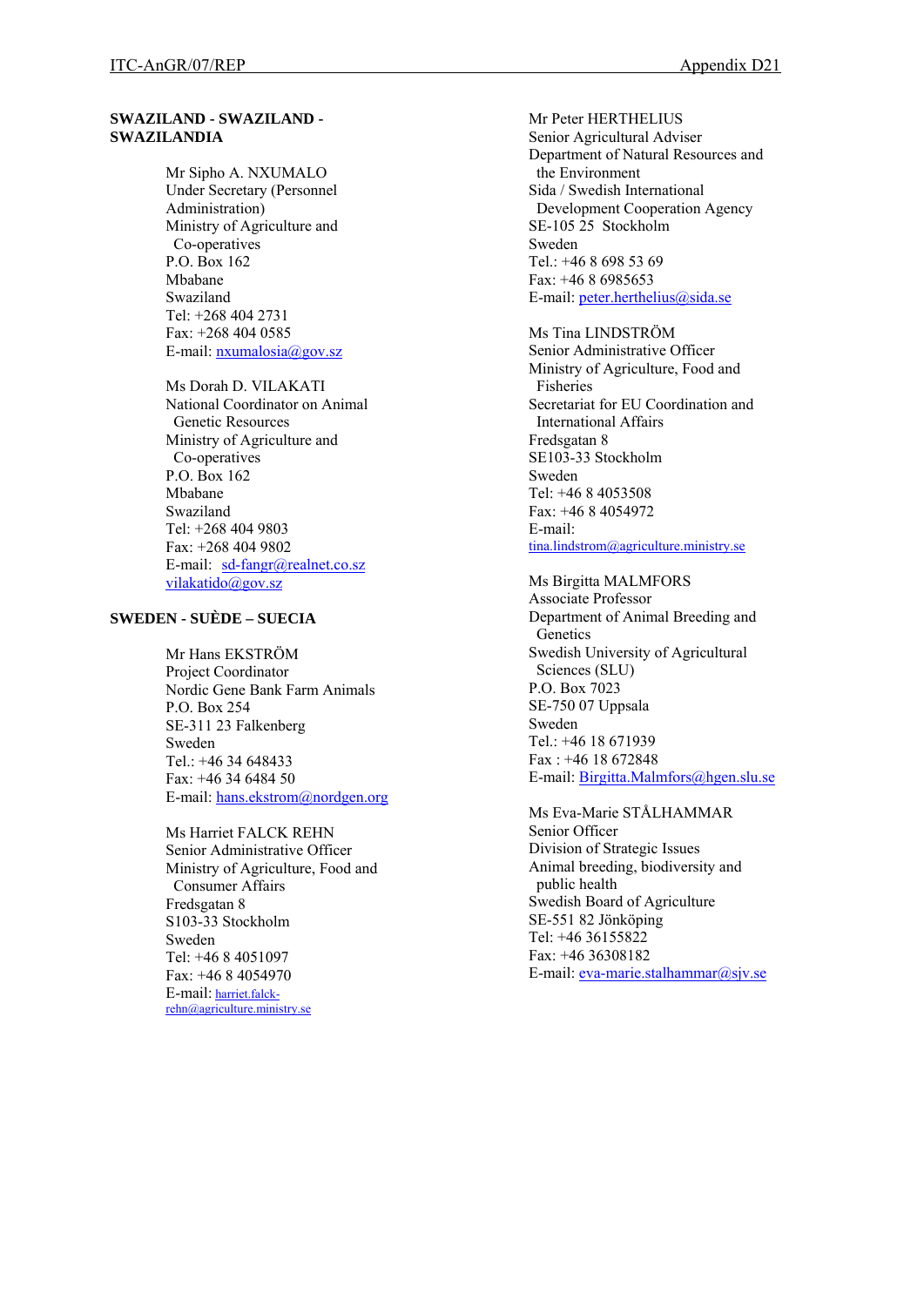**SWAZILAND - SWAZILAND - SWAZILANDIA**

Mr Sipho A. NXUMALO
Under Secretary (Personnel Administration)
Ministry of Agriculture and Co-operatives
P.O. Box 162
Mbabane
Swaziland
Tel: +268 404 2731
Fax: +268 404 0585
E-mail: nxumalosia@gov.sz

Ms Dorah D. VILAKATI
National Coordinator on Animal Genetic Resources
Ministry of Agriculture and Co-operatives
P.O. Box 162
Mbabane
Swaziland
Tel: +268 404 9803
Fax: +268 404 9802
E-mail: sd-fangr@realnet.co.sz
vilakatido@gov.sz

**SWEDEN - SUÈDE – SUECIA**

Mr Hans EKSTRÖM
Project Coordinator
Nordic Gene Bank Farm Animals
P.O. Box 254
SE-311 23 Falkenberg
Sweden
Tel.: +46 34 648433
Fax: +46 34 6484 50
E-mail: hans.ekstrom@nordgen.org

Ms Harriet FALCK REHN
Senior Administrative Officer
Ministry of Agriculture, Food and Consumer Affairs
Fredsgatan 8
S103-33 Stockholm
Sweden
Tel: +46 8 4051097
Fax: +46 8 4054970
E-mail: harriet.falck-rehn@agriculture.ministry.se

Mr Peter HERTHELIUS
Senior Agricultural Adviser
Department of Natural Resources and the Environment
Sida / Swedish International Development Cooperation Agency
SE-105 25 Stockholm
Sweden
Tel.: +46 8 698 53 69
Fax: +46 8 6985653
E-mail: peter.herthelius@sida.se

Ms Tina LINDSTRÖM
Senior Administrative Officer
Ministry of Agriculture, Food and Fisheries
Secretariat for EU Coordination and International Affairs
Fredsgatan 8
SE103-33 Stockholm
Sweden
Tel: +46 8 4053508
Fax: +46 8 4054972
E-mail:
tina.lindstrom@agriculture.ministry.se

Ms Birgitta MALMFORS
Associate Professor
Department of Animal Breeding and Genetics
Swedish University of Agricultural Sciences (SLU)
P.O. Box 7023
SE-750 07 Uppsala
Sweden
Tel.: +46 18 671939
Fax : +46 18 672848
E-mail: Birgitta.Malmfors@hgen.slu.se

Ms Eva-Marie STÅLHAMMAR
Senior Officer
Division of Strategic Issues
Animal breeding, biodiversity and public health
Swedish Board of Agriculture
SE-551 82 Jönköping
Tel: +46 36155822
Fax: +46 36308182
E-mail: eva-marie.stalhammar@sjv.se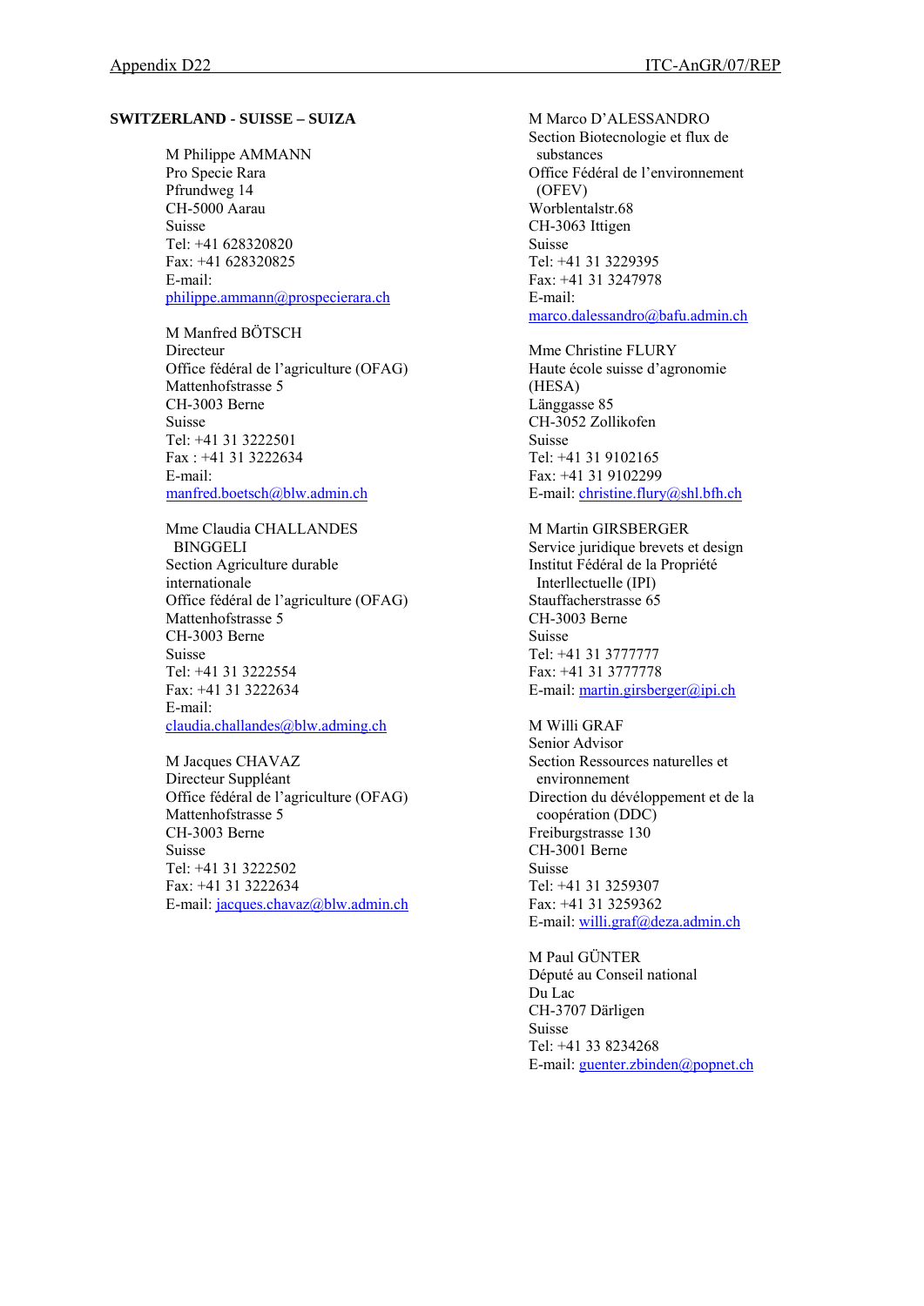**SWITZERLAND - SUISSE – SUIZA**

M Philippe AMMANN
Pro Specie Rara
Pfrundweg 14
CH-5000 Aarau
Suisse
Tel: +41 628320820
Fax: +41 628320825
E-mail:
philippe.ammann@prospecierara.ch

M Manfred BÖTSCH
Directeur
Office fédéral de l'agriculture (OFAG)
Mattenhofstrasse 5
CH-3003 Berne
Suisse
Tel: +41 31 3222501
Fax : +41 31 3222634
E-mail:
manfred.boetsch@blw.admin.ch

Mme Claudia CHALLANDES BINGGELI
Section Agriculture durable internationale
Office fédéral de l'agriculture (OFAG)
Mattenhofstrasse 5
CH-3003 Berne
Suisse
Tel: +41 31 3222554
Fax: +41 31 3222634
E-mail:
claudia.challandes@blw.adming.ch

M Jacques CHAVAZ
Directeur Suppléant
Office fédéral de l'agriculture (OFAG)
Mattenhofstrasse 5
CH-3003 Berne
Suisse
Tel: +41 31 3222502
Fax: +41 31 3222634
E-mail: jacques.chavaz@blw.admin.ch

M Marco D'ALESSANDRO
Section Biotecnologie et flux de substances
Office Fédéral de l'environnement (OFEV)
Worblentalstr.68
CH-3063 Ittigen
Suisse
Tel: +41 31 3229395
Fax: +41 31 3247978
E-mail:
marco.dalessandro@bafu.admin.ch

Mme Christine FLURY
Haute école suisse d'agronomie (HESA)
Länggasse 85
CH-3052 Zollikofen
Suisse
Tel: +41 31 9102165
Fax: +41 31 9102299
E-mail: christine.flury@shl.bfh.ch

M Martin GIRSBERGER
Service juridique brevets et design
Institut Fédéral de la Propriété Interllectuelle (IPI)
Stauffacherstrasse 65
CH-3003 Berne
Suisse
Tel: +41 31 3777777
Fax: +41 31 3777778
E-mail: martin.girsberger@ipi.ch

M Willi GRAF
Senior Advisor
Section Ressources naturelles et environnement
Direction du dévéloppement et de la coopération (DDC)
Freiburgstrasse 130
CH-3001 Berne
Suisse
Tel: +41 31 3259307
Fax: +41 31 3259362
E-mail: willi.graf@deza.admin.ch

M Paul GÜNTER
Député au Conseil national
Du Lac
CH-3707 Därligen
Suisse
Tel: +41 33 8234268
E-mail: guenter.zbinden@popnet.ch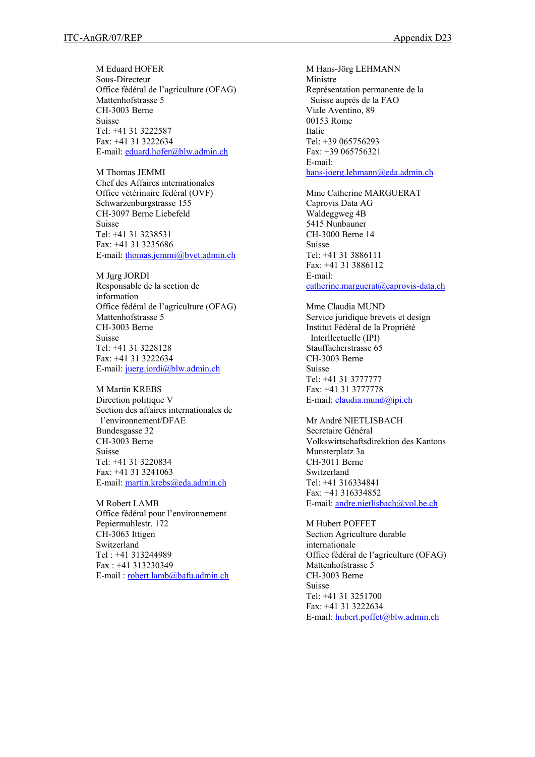M Eduard HOFER
Sous-Directeur
Office fédéral de l'agriculture (OFAG)
Mattenhofstrasse 5
CH-3003 Berne
Suisse
Tel: +41 31 3222587
Fax: +41 31 3222634
E-mail: eduard.hofer@blw.admin.ch

M Thomas JEMMI
Chef des Affaires internationales
Office vétérinaire fédéral (OVF)
Schwarzenburgstrasse 155
CH-3097 Berne Liebefeld
Suisse
Tel: +41 31 3238531
Fax: +41 31 3235686
E-mail: thomas.jemmi@bvet.admin.ch

M Jurg JORDI
Responsable de la section de information
Office fédéral de l'agriculture (OFAG)
Mattenhofstrasse 5
CH-3003 Berne
Suisse
Tel: +41 31 3228128
Fax: +41 31 3222634
E-mail: juerg.jordi@blw.admin.ch

M Martin KREBS
Direction politique V
Section des affaires internationales de l'environnement/DFAE
Bundesgasse 32
CH-3003 Berne
Suisse
Tel: +41 31 3220834
Fax: +41 31 3241063
E-mail: martin.krebs@eda.admin.ch

M Robert LAMB
Office fédéral pour l'environnement
Pepiermuhlestr. 172
CH-3063 Ittigen
Switzerland
Tel : +41 313244989
Fax : +41 313230349
E-mail : robert.lamb@bafu.admin.ch

M Hans-Jörg LEHMANN
Ministre
Représentation permanente de la Suisse auprès de la FAO
Viale Aventino, 89
00153 Rome
Italie
Tel: +39 065756293
Fax: +39 065756321
E-mail:
hans-joerg.lehmann@eda.admin.ch

Mme Catherine MARGUERAT
Caprovis Data AG
Waldeggweg 4B
5415 Nunbauner
CH-3000 Berne 14
Suisse
Tel: +41 31 3886111
Fax: +41 31 3886112
E-mail:
catherine.marguerat@caprovis-data.ch

Mme Claudia MUND
Service juridique brevets et design
Institut Fédéral de la Propriété Interllectuelle (IPI)
Stauffacherstrasse 65
CH-3003 Berne
Suisse
Tel: +41 31 3777777
Fax: +41 31 3777778
E-mail: claudia.mund@ipi.ch

Mr André NIETLISBACH
Secretaire Général
Volkswirtschaftsdirektion des Kantons
Munsterplatz 3a
CH-3011 Berne
Switzerland
Tel: +41 316334841
Fax: +41 316334852
E-mail: andre.nietlisbach@vol.be.ch

M Hubert POFFET
Section Agriculture durable internationale
Office fédéral de l'agriculture (OFAG)
Mattenhofstrasse 5
CH-3003 Berne
Suisse
Tel: +41 31 3251700
Fax: +41 31 3222634
E-mail: hubert.poffet@blw.admin.ch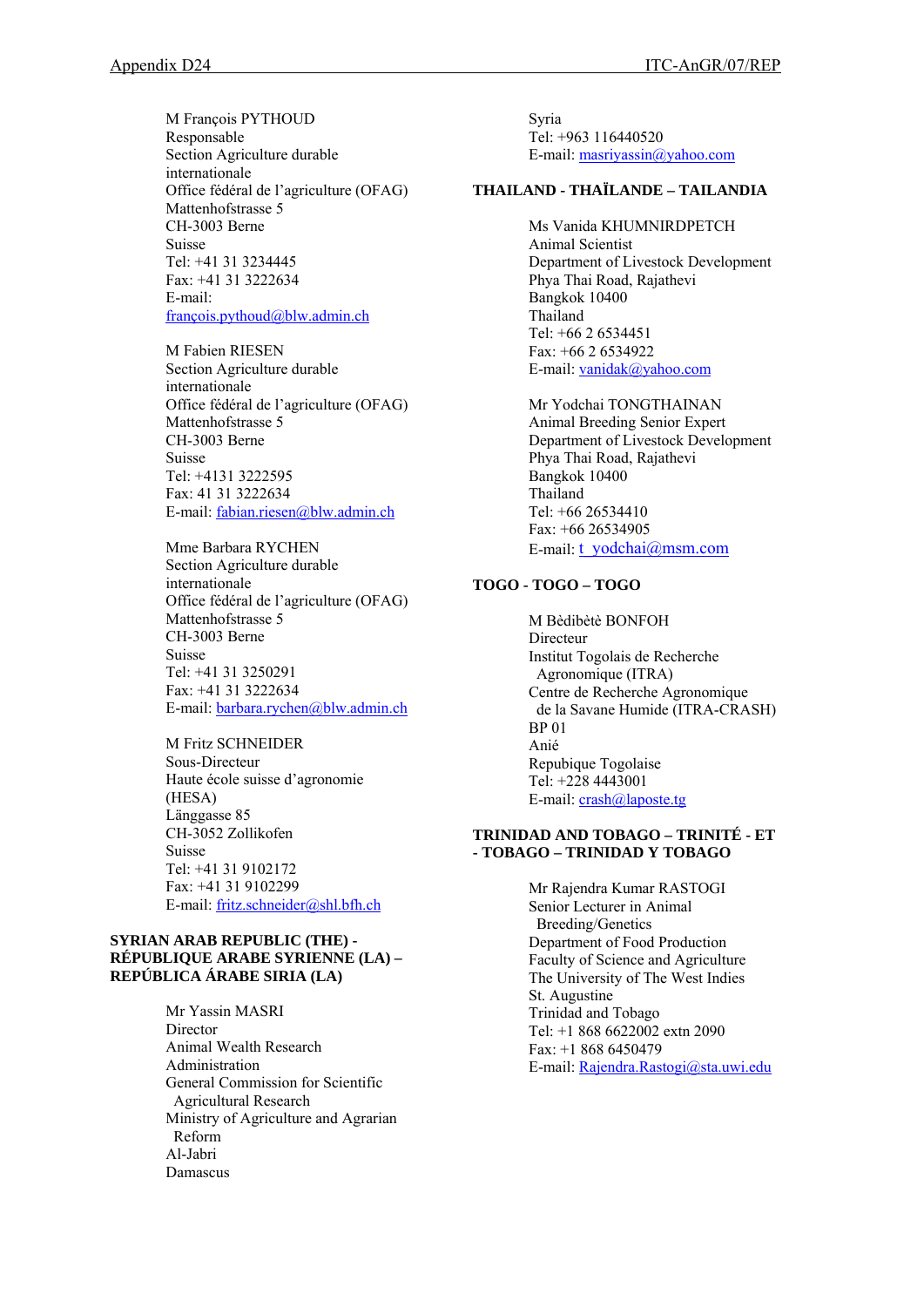M François PYTHOUD
Responsable
Section Agriculture durable internationale
Office fédéral de l'agriculture (OFAG)
Mattenhofstrasse 5
CH-3003 Berne
Suisse
Tel: +41 31 3234445
Fax: +41 31 3222634
E-mail: françois.pythoud@blw.admin.ch

M Fabien RIESEN
Section Agriculture durable internationale
Office fédéral de l'agriculture (OFAG)
Mattenhofstrasse 5
CH-3003 Berne
Suisse
Tel: +4131 3222595
Fax: 41 31 3222634
E-mail: fabian.riesen@blw.admin.ch

Mme Barbara RYCHEN
Section Agriculture durable internationale
Office fédéral de l'agriculture (OFAG)
Mattenhofstrasse 5
CH-3003 Berne
Suisse
Tel: +41 31 3250291
Fax: +41 31 3222634
E-mail: barbara.rychen@blw.admin.ch

M Fritz SCHNEIDER
Sous-Directeur
Haute école suisse d'agronomie (HESA)
Länggasse 85
CH-3052 Zollikofen
Suisse
Tel: +41 31 9102172
Fax: +41 31 9102299
E-mail: fritz.schneider@shl.bfh.ch

**SYRIAN ARAB REPUBLIC (THE) - RÉPUBLIQUE ARABE SYRIENNE (LA) – REPÚBLICA ÁRABE SIRIA (LA)**

Mr Yassin MASRI
Director
Animal Wealth Research Administration
General Commission for Scientific Agricultural Research
Ministry of Agriculture and Agrarian Reform
Al-Jabri
Damascus
Syria
Tel: +963 116440520
E-mail: masriyassin@yahoo.com

**THAILAND - THAÏLANDE – TAILANDIA**

Ms Vanida KHUMNIRDPETCH
Animal Scientist
Department of Livestock Development
Phya Thai Road, Rajathevi
Bangkok 10400
Thailand
Tel: +66 2 6534451
Fax: +66 2 6534922
E-mail: vanidak@yahoo.com

Mr Yodchai TONGTHAINAN
Animal Breeding Senior Expert
Department of Livestock Development
Phya Thai Road, Rajathevi
Bangkok 10400
Thailand
Tel: +66 26534410
Fax: +66 26534905
E-mail: t_yodchai@msm.com

**TOGO - TOGO – TOGO**

M Bèdibètè BONFOH
Directeur
Institut Togolais de Recherche Agronomique (ITRA)
Centre de Recherche Agronomique de la Savane Humide (ITRA-CRASH)
BP 01
Anié
Repubique Togolaise
Tel: +228 4443001
E-mail: crash@laposte.tg

**TRINIDAD AND TOBAGO – TRINITÉ - ET - TOBAGO – TRINIDAD Y TOBAGO**

Mr Rajendra Kumar RASTOGI
Senior Lecturer in Animal Breeding/Genetics
Department of Food Production
Faculty of Science and Agriculture
The University of The West Indies
St. Augustine
Trinidad and Tobago
Tel: +1 868 6622002 extn 2090
Fax: +1 868 6450479
E-mail: Rajendra.Rastogi@sta.uwi.edu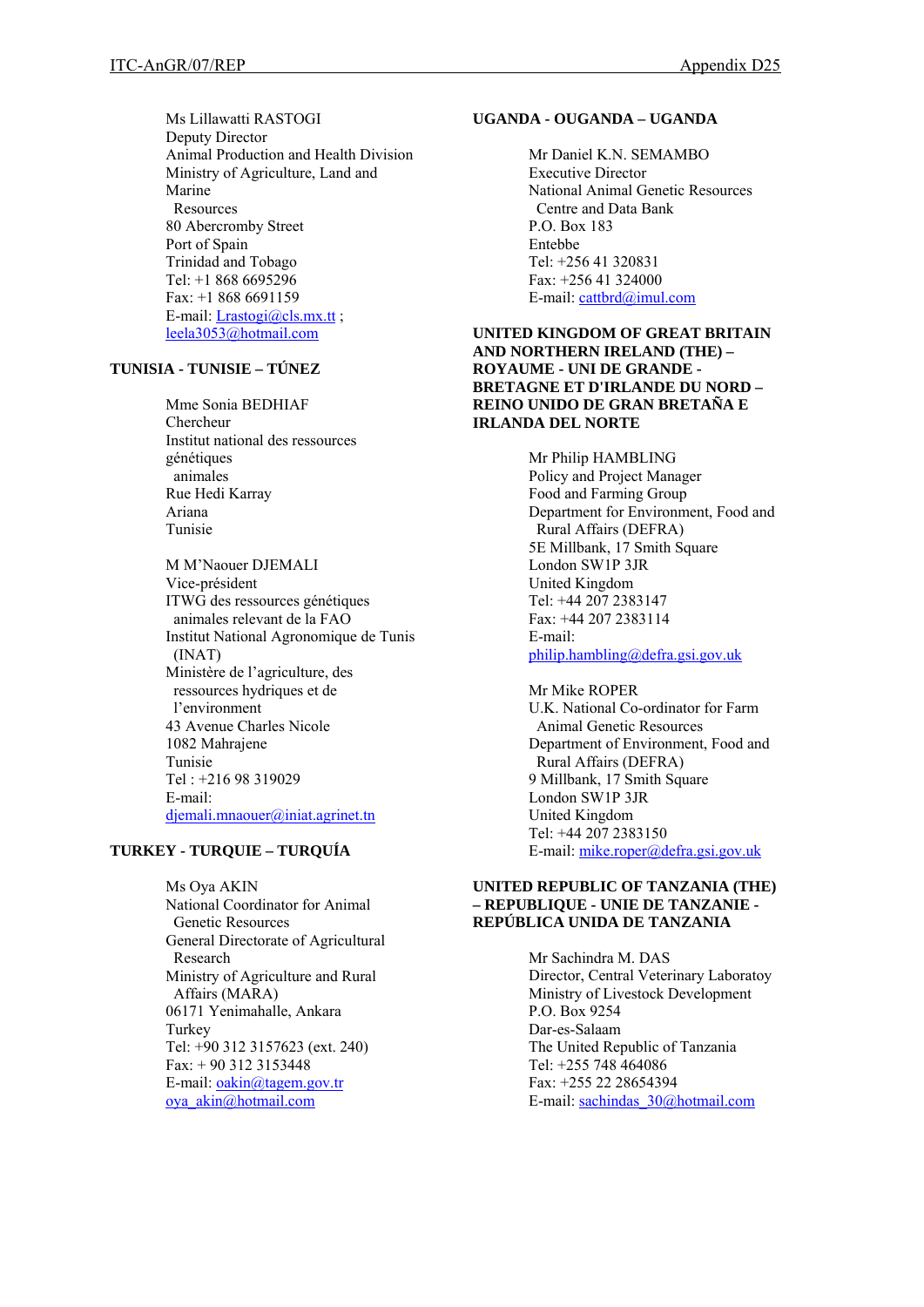Ms Lillawatti RASTOGI
Deputy Director
Animal Production and Health Division
Ministry of Agriculture, Land and Marine Resources
80 Abercromby Street
Port of Spain
Trinidad and Tobago
Tel: +1 868 6695296
Fax: +1 868 6691159
E-mail: Lrastogi@cls.mx.tt ; leela3053@hotmail.com

**TUNISIA - TUNISIE – TÚNEZ**

Mme Sonia BEDHIAF
Chercheur
Institut national des ressources génétiques animales
Rue Hedi Karray
Ariana
Tunisie

M M'Naouer DJEMALI
Vice-président
ITWG des ressources génétiques animales relevant de la FAO
Institut National Agronomique de Tunis (INAT)
Ministère de l'agriculture, des ressources hydriques et de l'environment
43 Avenue Charles Nicole
1082 Mahrajene
Tunisie
Tel : +216 98 319029
E-mail: djemali.mnaouer@iniat.agrinet.tn

**TURKEY - TURQUIE – TURQUÍA**

Ms Oya AKIN
National Coordinator for Animal Genetic Resources
General Directorate of Agricultural Research
Ministry of Agriculture and Rural Affairs (MARA)
06171 Yenimahalle, Ankara
Turkey
Tel: +90 312 3157623 (ext. 240)
Fax: + 90 312 3153448
E-mail: oakin@tagem.gov.tr
oya_akin@hotmail.com

**UGANDA - OUGANDA – UGANDA**

Mr Daniel K.N. SEMAMBO
Executive Director
National Animal Genetic Resources Centre and Data Bank
P.O. Box 183
Entebbe
Tel: +256 41 320831
Fax: +256 41 324000
E-mail: cattbrd@imul.com

**UNITED KINGDOM OF GREAT BRITAIN AND NORTHERN IRELAND (THE) – ROYAUME - UNI DE GRANDE - BRETAGNE ET D'IRLANDE DU NORD – REINO UNIDO DE GRAN BRETAÑA E IRLANDA DEL NORTE**

Mr Philip HAMBLING
Policy and Project Manager
Food and Farming Group
Department for Environment, Food and Rural Affairs (DEFRA)
5E Millbank, 17 Smith Square
London SW1P 3JR
United Kingdom
Tel: +44 207 2383147
Fax: +44 207 2383114
E-mail: philip.hambling@defra.gsi.gov.uk

Mr Mike ROPER
U.K. National Co-ordinator for Farm Animal Genetic Resources
Department of Environment, Food and Rural Affairs (DEFRA)
9 Millbank, 17 Smith Square
London SW1P 3JR
United Kingdom
Tel: +44 207 2383150
E-mail: mike.roper@defra.gsi.gov.uk

**UNITED REPUBLIC OF TANZANIA (THE) – REPUBLIQUE - UNIE DE TANZANIE - REPÚBLICA UNIDA DE TANZANIA**

Mr Sachindra M. DAS
Director, Central Veterinary Laboratoy
Ministry of Livestock Development
P.O. Box 9254
Dar-es-Salaam
The United Republic of Tanzania
Tel: +255 748 464086
Fax: +255 22 28654394
E-mail: sachindas_30@hotmail.com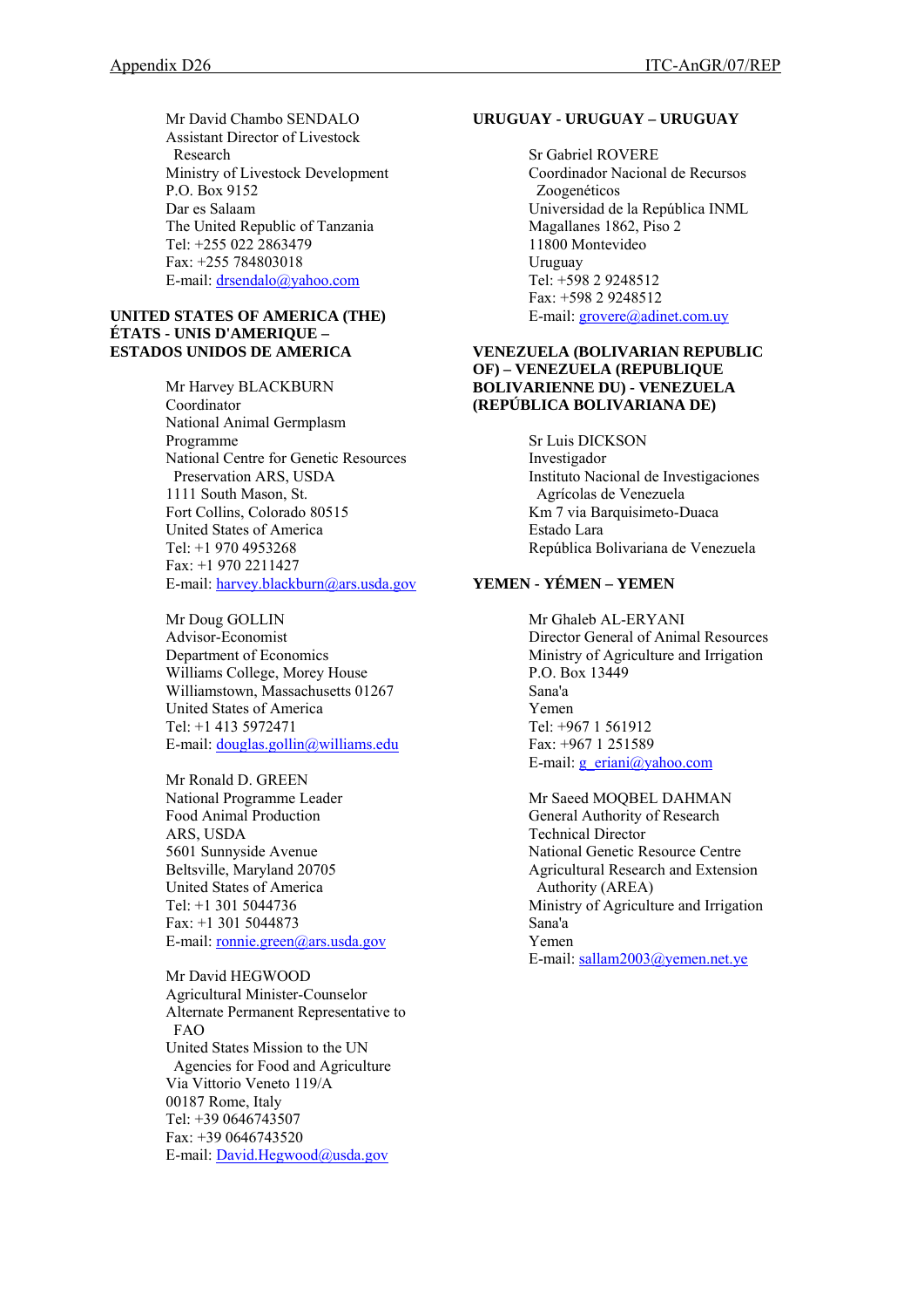Mr David Chambo SENDALO
Assistant Director of Livestock Research
Ministry of Livestock Development
P.O. Box 9152
Dar es Salaam
The United Republic of Tanzania
Tel: +255 022 2863479
Fax: +255 784803018
E-mail: drsendalo@yahoo.com

**UNITED STATES OF AMERICA (THE)
ÉTATS - UNIS D'AMERIQUE –
ESTADOS UNIDOS DE AMERICA**

Mr Harvey BLACKBURN
Coordinator
National Animal Germplasm Programme
National Centre for Genetic Resources Preservation ARS, USDA
1111 South Mason, St.
Fort Collins, Colorado 80515
United States of America
Tel: +1 970 4953268
Fax: +1 970 2211427
E-mail: harvey.blackburn@ars.usda.gov

Mr Doug GOLLIN
Advisor-Economist
Department of Economics
Williams College, Morey House
Williamstown, Massachusetts 01267
United States of America
Tel: +1 413 5972471
E-mail: douglas.gollin@williams.edu

Mr Ronald D. GREEN
National Programme Leader
Food Animal Production
ARS, USDA
5601 Sunnyside Avenue
Beltsville, Maryland 20705
United States of America
Tel: +1 301 5044736
Fax: +1 301 5044873
E-mail: ronnie.green@ars.usda.gov

Mr David HEGWOOD
Agricultural Minister-Counselor
Alternate Permanent Representative to FAO
United States Mission to the UN Agencies for Food and Agriculture
Via Vittorio Veneto 119/A
00187 Rome, Italy
Tel: +39 0646743507
Fax: +39 0646743520
E-mail: David.Hegwood@usda.gov

**URUGUAY - URUGUAY – URUGUAY**

Sr Gabriel ROVERE
Coordinador Nacional de Recursos Zoogenéticos
Universidad de la República INML
Magallanes 1862, Piso 2
11800 Montevideo
Uruguay
Tel: +598 2 9248512
Fax: +598 2 9248512
E-mail: grovere@adinet.com.uy

**VENEZUELA (BOLIVARIAN REPUBLIC OF) – VENEZUELA (REPUBLIQUE BOLIVARIENNE DU) - VENEZUELA (REPÚBLICA BOLIVARIANA DE)**

Sr Luis DICKSON
Investigador
Instituto Nacional de Investigaciones Agrícolas de Venezuela
Km 7 via Barquisimeto-Duaca
Estado Lara
República Bolivariana de Venezuela

**YEMEN - YÉMEN – YEMEN**

Mr Ghaleb AL-ERYANI
Director General of Animal Resources
Ministry of Agriculture and Irrigation
P.O. Box 13449
Sana'a
Yemen
Tel: +967 1 561912
Fax: +967 1 251589
E-mail: g_eriani@yahoo.com

Mr Saeed MOQBEL DAHMAN
General Authority of Research
Technical Director
National Genetic Resource Centre
Agricultural Research and Extension Authority (AREA)
Ministry of Agriculture and Irrigation
Sana'a
Yemen
E-mail: sallam2003@yemen.net.ye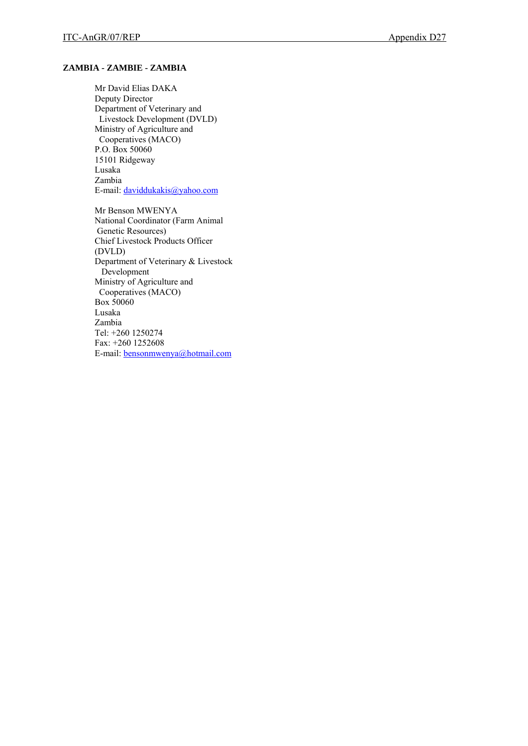**ZAMBIA - ZAMBIE - ZAMBIA**

Mr David Elias DAKA
Deputy Director
Department of Veterinary and
Livestock Development (DVLD)
Ministry of Agriculture and
Cooperatives (MACO)
P.O. Box 50060
15101 Ridgeway
Lusaka
Zambia
E-mail: daviddukakis@yahoo.com

Mr Benson MWENYA
National Coordinator (Farm Animal
Genetic Resources)
Chief Livestock Products Officer
(DVLD)
Department of Veterinary & Livestock
Development
Ministry of Agriculture and
Cooperatives (MACO)
Box 50060
Lusaka
Zambia
Tel: +260 1250274
Fax: +260 1252608
E-mail: bensonmwenya@hotmail.com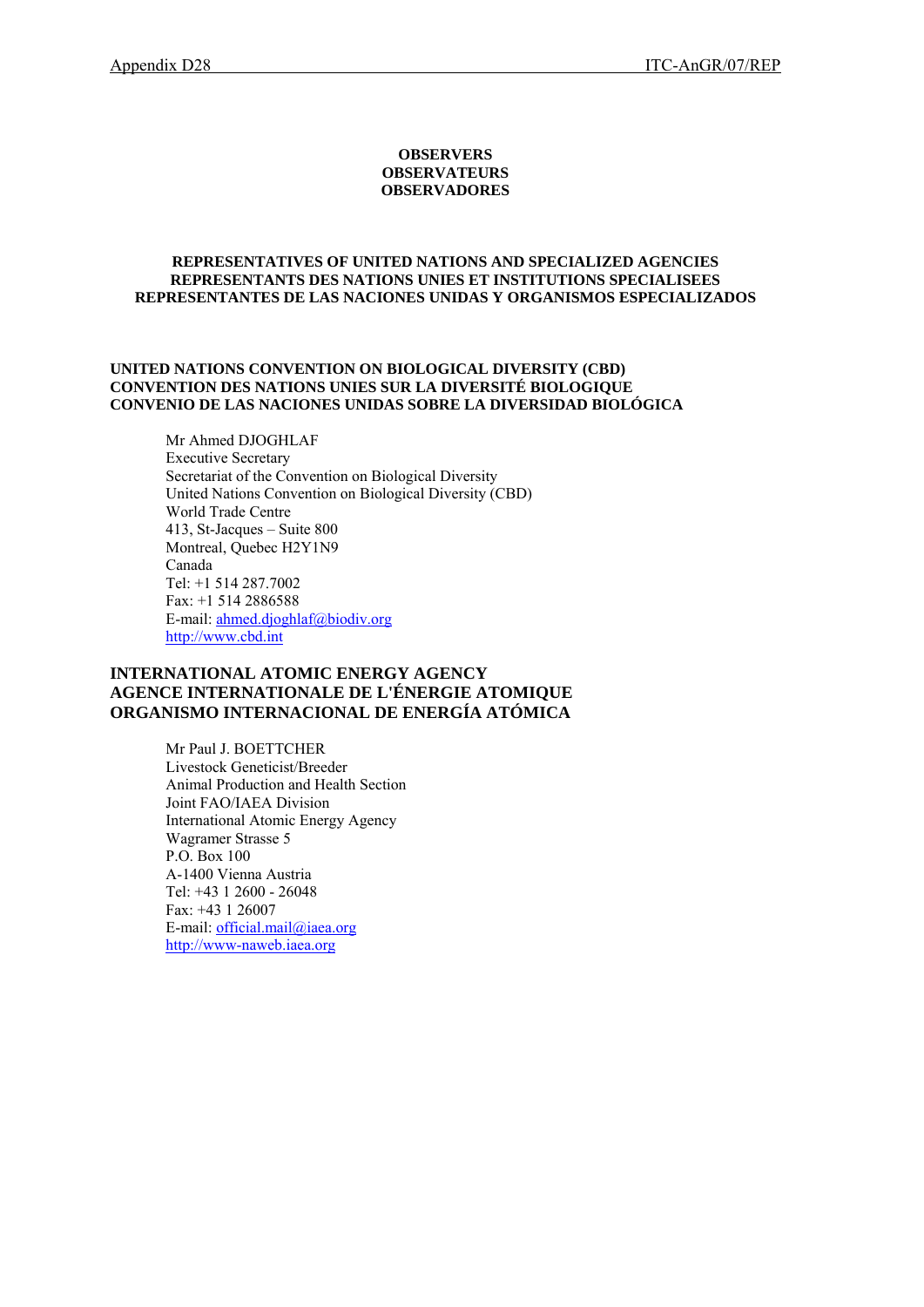**OBSERVERS**
**OBSERVATEURS**
**OBSERVADORES**

**REPRESENTATIVES OF UNITED NATIONS AND SPECIALIZED AGENCIES**
**REPRESENTANTS DES NATIONS UNIES ET INSTITUTIONS SPECIALISEES**
**REPRESENTANTES DE LAS NACIONES UNIDAS Y ORGANISMOS ESPECIALIZADOS**

**UNITED NATIONS CONVENTION ON BIOLOGICAL DIVERSITY (CBD)**
**CONVENTION DES NATIONS UNIES SUR LA DIVERSITÉ BIOLOGIQUE**
**CONVENIO DE LAS NACIONES UNIDAS SOBRE LA DIVERSIDAD BIOLÓGICA**

Mr Ahmed DJOGHLAF
Executive Secretary
Secretariat of the Convention on Biological Diversity
United Nations Convention on Biological Diversity (CBD)
World Trade Centre
413, St-Jacques – Suite 800
Montreal, Quebec H2Y1N9
Canada
Tel: +1 514 287.7002
Fax: +1 514 2886588
E-mail: ahmed.djoghlaf@biodiv.org
http://www.cbd.int

**INTERNATIONAL ATOMIC ENERGY AGENCY**
**AGENCE INTERNATIONALE DE L'ÉNERGIE ATOMIQUE**
**ORGANISMO INTERNACIONAL DE ENERGÍA ATÓMICA**

Mr Paul J. BOETTCHER
Livestock Geneticist/Breeder
Animal Production and Health Section
Joint FAO/IAEA Division
International Atomic Energy Agency
Wagramer Strasse 5
P.O. Box 100
A-1400 Vienna Austria
Tel: +43 1 2600 - 26048
Fax: +43 1 26007
E-mail: official.mail@iaea.org
http://www-naweb.iaea.org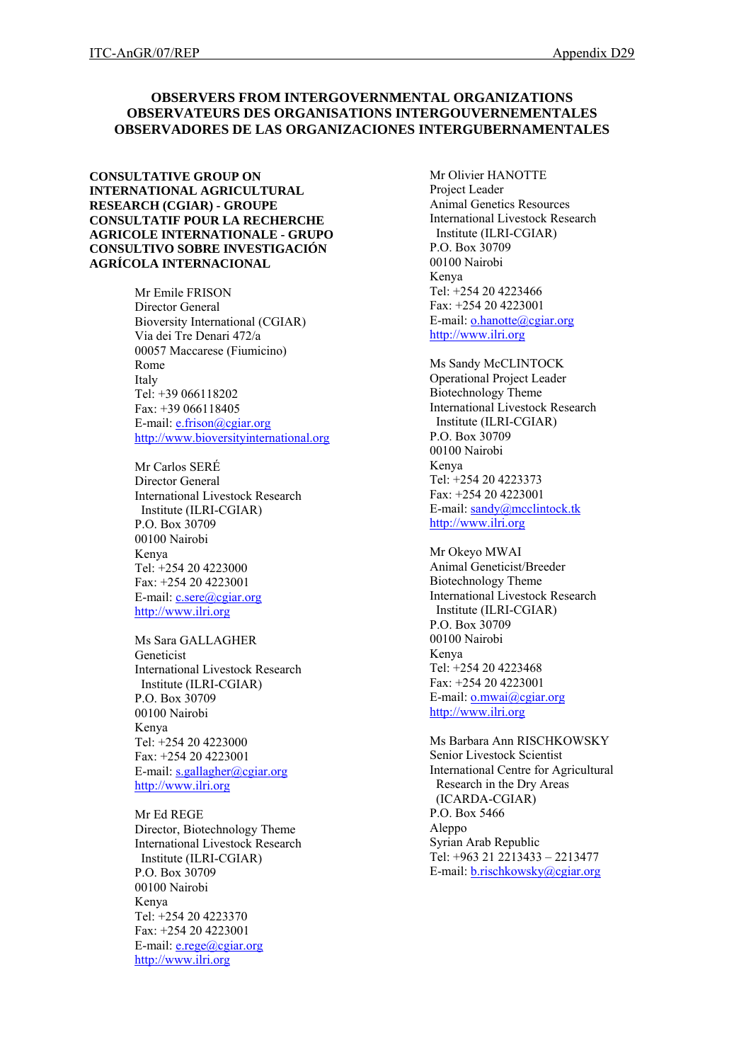## OBSERVERS FROM INTERGOVERNMENTAL ORGANIZATIONS
## OBSERVATEURS DES ORGANISATIONS INTERGOUVERNEMENTALES
## OBSERVADORES DE LAS ORGANIZACIONES INTERGUBERNAMENTALES

**CONSULTATIVE GROUP ON INTERNATIONAL AGRICULTURAL RESEARCH (CGIAR) - GROUPE CONSULTATIF POUR LA RECHERCHE AGRICOLE INTERNATIONALE - GRUPO CONSULTIVO SOBRE INVESTIGACIÓN AGRÍCOLA INTERNACIONAL**

Mr Emile FRISON
Director General
Bioversity International (CGIAR)
Via dei Tre Denari 472/a
00057 Maccarese (Fiumicino)
Rome
Italy
Tel: +39 066118202
Fax: +39 066118405
E-mail: e.frison@cgiar.org
http://www.bioversityinternational.org

Mr Carlos SERÉ
Director General
International Livestock Research Institute (ILRI-CGIAR)
P.O. Box 30709
00100 Nairobi
Kenya
Tel: +254 20 4223000
Fax: +254 20 4223001
E-mail: c.sere@cgiar.org
http://www.ilri.org

Ms Sara GALLAGHER
Geneticist
International Livestock Research Institute (ILRI-CGIAR)
P.O. Box 30709
00100 Nairobi
Kenya
Tel: +254 20 4223000
Fax: +254 20 4223001
E-mail: s.gallagher@cgiar.org
http://www.ilri.org

Mr Ed REGE
Director, Biotechnology Theme
International Livestock Research Institute (ILRI-CGIAR)
P.O. Box 30709
00100 Nairobi
Kenya
Tel: +254 20 4223370
Fax: +254 20 4223001
E-mail: e.rege@cgiar.org
http://www.ilri.org

Mr Olivier HANOTTE
Project Leader
Animal Genetics Resources
International Livestock Research Institute (ILRI-CGIAR)
P.O. Box 30709
00100 Nairobi
Kenya
Tel: +254 20 4223466
Fax: +254 20 4223001
E-mail: o.hanotte@cgiar.org
http://www.ilri.org

Ms Sandy McCLINTOCK
Operational Project Leader
Biotechnology Theme
International Livestock Research Institute (ILRI-CGIAR)
P.O. Box 30709
00100 Nairobi
Kenya
Tel: +254 20 4223373
Fax: +254 20 4223001
E-mail: sandy@mcclintock.tk
http://www.ilri.org

Mr Okeyo MWAI
Animal Geneticist/Breeder
Biotechnology Theme
International Livestock Research Institute (ILRI-CGIAR)
P.O. Box 30709
00100 Nairobi
Kenya
Tel: +254 20 4223468
Fax: +254 20 4223001
E-mail: o.mwai@cgiar.org
http://www.ilri.org

Ms Barbara Ann RISCHKOWSKY
Senior Livestock Scientist
International Centre for Agricultural Research in the Dry Areas (ICARDA-CGIAR)
P.O. Box 5466
Aleppo
Syrian Arab Republic
Tel: +963 21 2213433 – 2213477
E-mail: b.rischkowsky@cgiar.org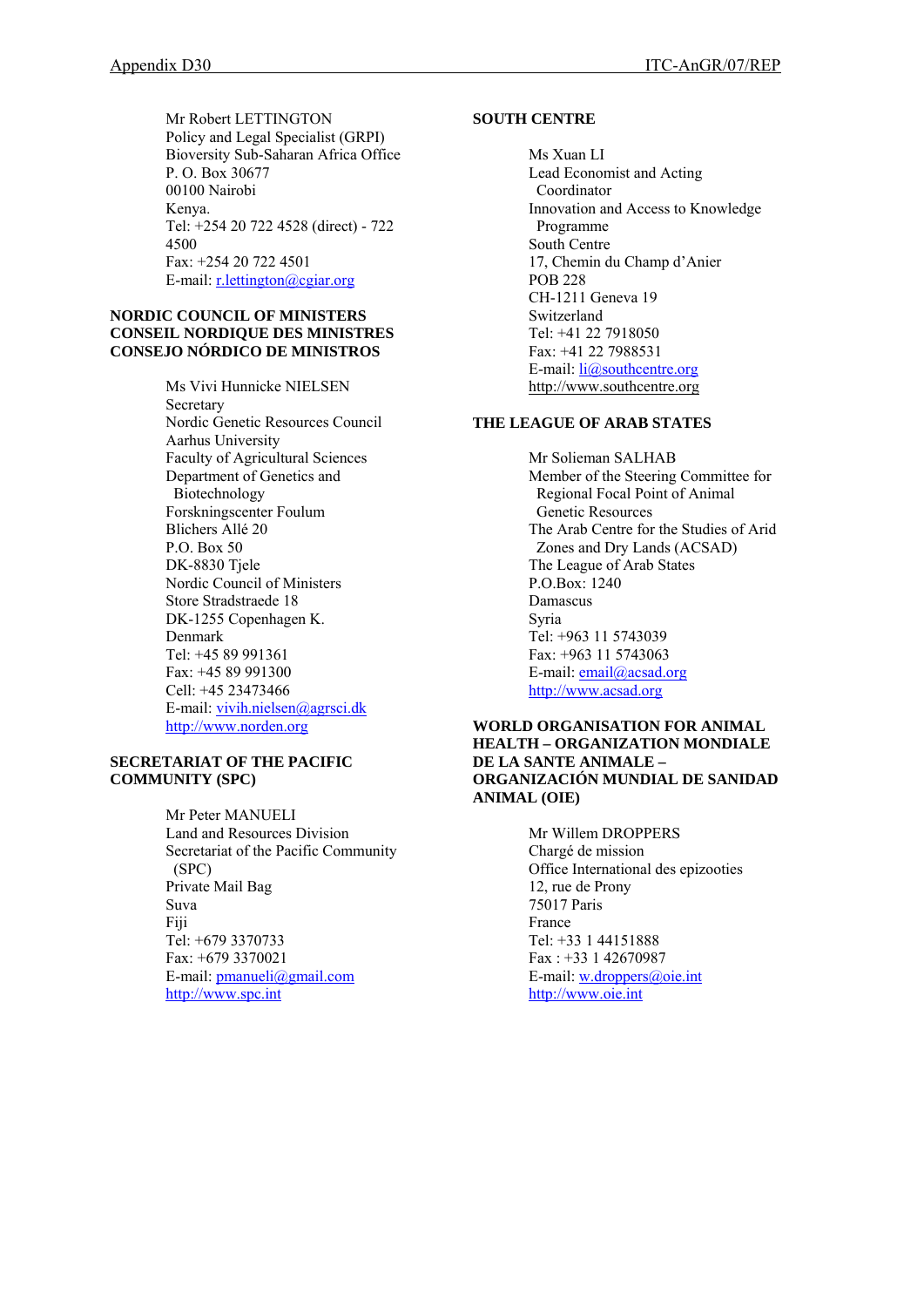Mr Robert LETTINGTON
Policy and Legal Specialist (GRPI)
Bioversity Sub-Saharan Africa Office
P. O. Box 30677
00100 Nairobi
Kenya.
Tel: +254 20 722 4528 (direct) - 722 4500
Fax: +254 20 722 4501
E-mail: r.lettington@cgiar.org

**NORDIC COUNCIL OF MINISTERS**
**CONSEIL NORDIQUE DES MINISTRES**
**CONSEJO NÓRDICO DE MINISTROS**

Ms Vivi Hunnicke NIELSEN
Secretary
Nordic Genetic Resources Council
Aarhus University
Faculty of Agricultural Sciences
Department of Genetics and Biotechnology
Forskningscenter Foulum
Blichers Allé 20
P.O. Box 50
DK-8830 Tjele
Nordic Council of Ministers
Store Stradstraede 18
DK-1255 Copenhagen K.
Denmark
Tel: +45 89 991361
Fax: +45 89 991300
Cell: +45 23473466
E-mail: vivih.nielsen@agrsci.dk
http://www.norden.org

**SECRETARIAT OF THE PACIFIC COMMUNITY (SPC)**

Mr Peter MANUELI
Land and Resources Division
Secretariat of the Pacific Community (SPC)
Private Mail Bag
Suva
Fiji
Tel: +679 3370733
Fax: +679 3370021
E-mail: pmanueli@gmail.com
http://www.spc.int

**SOUTH CENTRE**

Ms Xuan LI
Lead Economist and Acting Coordinator
Innovation and Access to Knowledge Programme
South Centre
17, Chemin du Champ d'Anier
POB 228
CH-1211 Geneva 19
Switzerland
Tel: +41 22 7918050
Fax: +41 22 7988531
E-mail: li@southcentre.org
http://www.southcentre.org

**THE LEAGUE OF ARAB STATES**

Mr Solieman SALHAB
Member of the Steering Committee for Regional Focal Point of Animal Genetic Resources
The Arab Centre for the Studies of Arid Zones and Dry Lands (ACSAD)
The League of Arab States
P.O.Box: 1240
Damascus
Syria
Tel: +963 11 5743039
Fax: +963 11 5743063
E-mail: email@acsad.org
http://www.acsad.org

**WORLD ORGANISATION FOR ANIMAL HEALTH – ORGANIZATION MONDIALE DE LA SANTE ANIMALE – ORGANIZACIÓN MUNDIAL DE SANIDAD ANIMAL (OIE)**

Mr Willem DROPPERS
Chargé de mission
Office International des epizooties
12, rue de Prony
75017 Paris
France
Tel: +33 1 44151888
Fax : +33 1 42670987
E-mail: w.droppers@oie.int
http://www.oie.int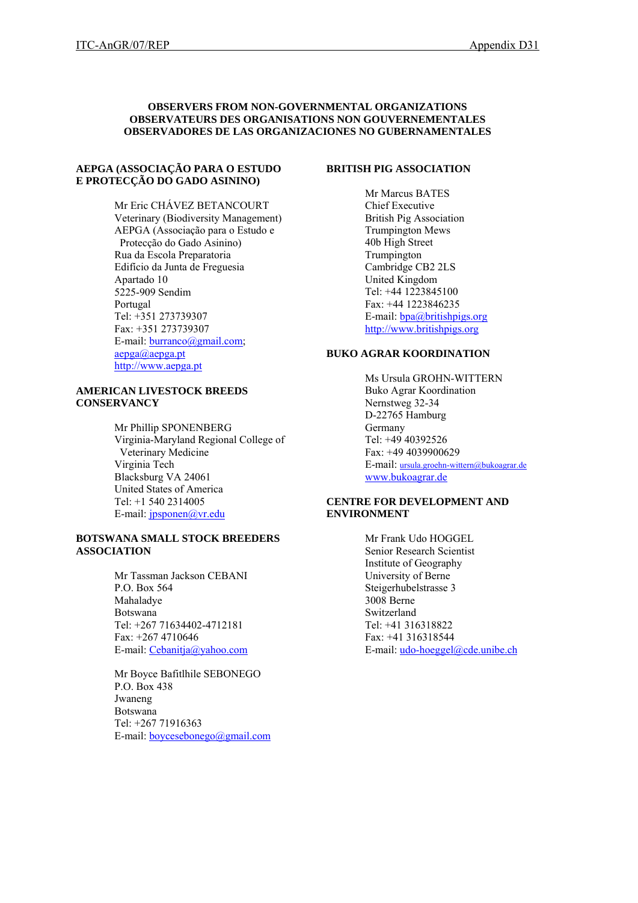**OBSERVERS FROM NON-GOVERNMENTAL ORGANIZATIONS**
**OBSERVATEURS DES ORGANISATIONS NON GOUVERNEMENTALES**
**OBSERVADORES DE LAS ORGANIZACIONES NO GUBERNAMENTALES**

**AEPGA (ASSOCIAÇÃO PARA O ESTUDO E PROTECÇÃO DO GADO ASININO)**

Mr Eric CHÁVEZ BETANCOURT
Veterinary (Biodiversity Management)
AEPGA (Associação para o Estudo e Protecção do Gado Asinino)
Rua da Escola Preparatoria
Edificio da Junta de Freguesia
Apartado 10
5225-909 Sendim
Portugal
Tel: +351 273739307
Fax: +351 273739307
E-mail: burranco@gmail.com; aepga@aepga.pt
http://www.aepga.pt

**AMERICAN LIVESTOCK BREEDS CONSERVANCY**

Mr Phillip SPONENBERG
Virginia-Maryland Regional College of Veterinary Medicine
Virginia Tech
Blacksburg VA 24061
United States of America
Tel: +1 540 2314005
E-mail: jpsponen@vr.edu

**BOTSWANA SMALL STOCK BREEDERS ASSOCIATION**

Mr Tassman Jackson CEBANI
P.O. Box 564
Mahaladye
Botswana
Tel: +267 71634402-4712181
Fax: +267 4710646
E-mail: Cebanitja@yahoo.com

Mr Boyce Bafitlhile SEBONEGO
P.O. Box 438
Jwaneng
Botswana
Tel: +267 71916363
E-mail: boycesebonego@gmail.com

**BRITISH PIG ASSOCIATION**

Mr Marcus BATES
Chief Executive
British Pig Association
Trumpington Mews
40b High Street
Trumpington
Cambridge CB2 2LS
United Kingdom
Tel: +44 1223845100
Fax: +44 1223846235
E-mail: bpa@britishpigs.org
http://www.britishpigs.org

**BUKO AGRAR KOORDINATION**

Ms Ursula GROHN-WITTERN
Buko Agrar Koordination
Nernstweg 32-34
D-22765 Hamburg
Germany
Tel: +49 40392526
Fax: +49 4039900629
E-mail: ursula.groehn-wittern@bukoagrar.de
www.bukoagrar.de

**CENTRE FOR DEVELOPMENT AND ENVIRONMENT**

Mr Frank Udo HOGGEL
Senior Research Scientist
Institute of Geography
University of Berne
Steigerhubelstrasse 3
3008 Berne
Switzerland
Tel: +41 316318822
Fax: +41 316318544
E-mail: udo-hoeggel@cde.unibe.ch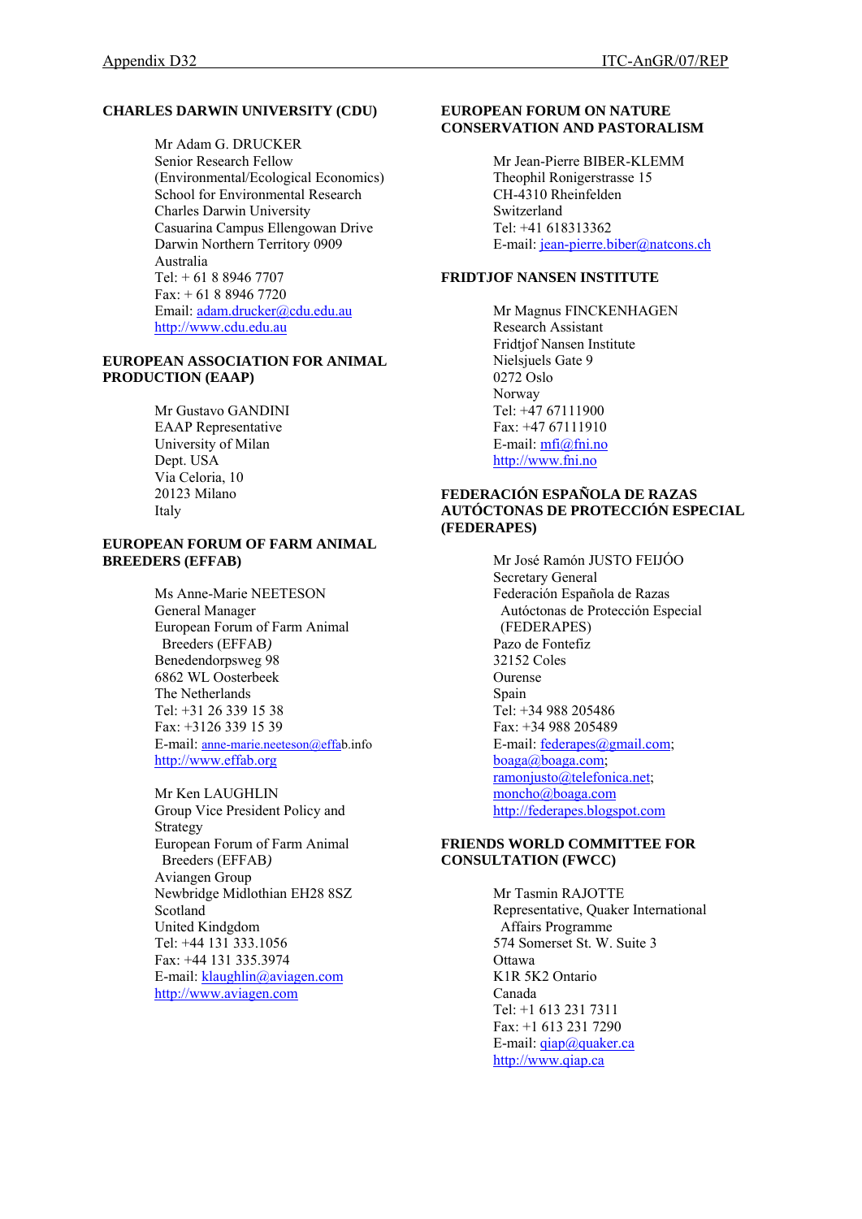**CHARLES DARWIN UNIVERSITY (CDU)**

Mr Adam G. DRUCKER
Senior Research Fellow
(Environmental/Ecological Economics)
School for Environmental Research
Charles Darwin University
Casuarina Campus Ellengowan Drive
Darwin Northern Territory 0909
Australia
Tel: + 61 8 8946 7707
Fax: + 61 8 8946 7720
Email: adam.drucker@cdu.edu.au
http://www.cdu.edu.au

**EUROPEAN ASSOCIATION FOR ANIMAL PRODUCTION (EAAP)**

Mr Gustavo GANDINI
EAAP Representative
University of Milan
Dept. USA
Via Celoria, 10
20123 Milano
Italy

**EUROPEAN FORUM OF FARM ANIMAL BREEDERS (EFFAB)**

Ms Anne-Marie NEETESON
General Manager
European Forum of Farm Animal Breeders (EFFAB*)*
Benedendorpsweg 98
6862 WL Oosterbeek
The Netherlands
Tel: +31 26 339 15 38
Fax: +3126 339 15 39
E-mail: anne-marie.neeteson@effab.info
http://www.effab.org

Mr Ken LAUGHLIN
Group Vice President Policy and Strategy
European Forum of Farm Animal Breeders (EFFAB*)*
Aviangen Group
Newbridge Midlothian EH28 8SZ
Scotland
United Kindgdom
Tel: +44 131 333.1056
Fax: +44 131 335.3974
E-mail: klaughlin@aviagen.com
http://www.aviagen.com

**EUROPEAN FORUM ON NATURE CONSERVATION AND PASTORALISM**

Mr Jean-Pierre BIBER-KLEMM
Theophil Ronigerstrasse 15
CH-4310 Rheinfelden
Switzerland
Tel: +41 618313362
E-mail: jean-pierre.biber@natcons.ch

**FRIDTJOF NANSEN INSTITUTE**

Mr Magnus FINCKENHAGEN
Research Assistant
Fridtjof Nansen Institute
Nielsjuels Gate 9
0272 Oslo
Norway
Tel: +47 67111900
Fax: +47 67111910
E-mail: mfi@fni.no
http://www.fni.no

**FEDERACIÓN ESPAÑOLA DE RAZAS AUTÓCTONAS DE PROTECCIÓN ESPECIAL (FEDERAPES)**

Mr José Ramón JUSTO FEIJÓO
Secretary General
Federación Española de Razas Autóctonas de Protección Especial (FEDERAPES)
Pazo de Fontefiz
32152 Coles
Ourense
Spain
Tel: +34 988 205486
Fax: +34 988 205489
E-mail: federapes@gmail.com; boaga@boaga.com; ramonjusto@telefonica.net; moncho@boaga.com
http://federapes.blogspot.com

**FRIENDS WORLD COMMITTEE FOR CONSULTATION (FWCC)**

Mr Tasmin RAJOTTE
Representative, Quaker International Affairs Programme
574 Somerset St. W. Suite 3
Ottawa
K1R 5K2 Ontario
Canada
Tel: +1 613 231 7311
Fax: +1 613 231 7290
E-mail: qiap@quaker.ca
http://www.qiap.ca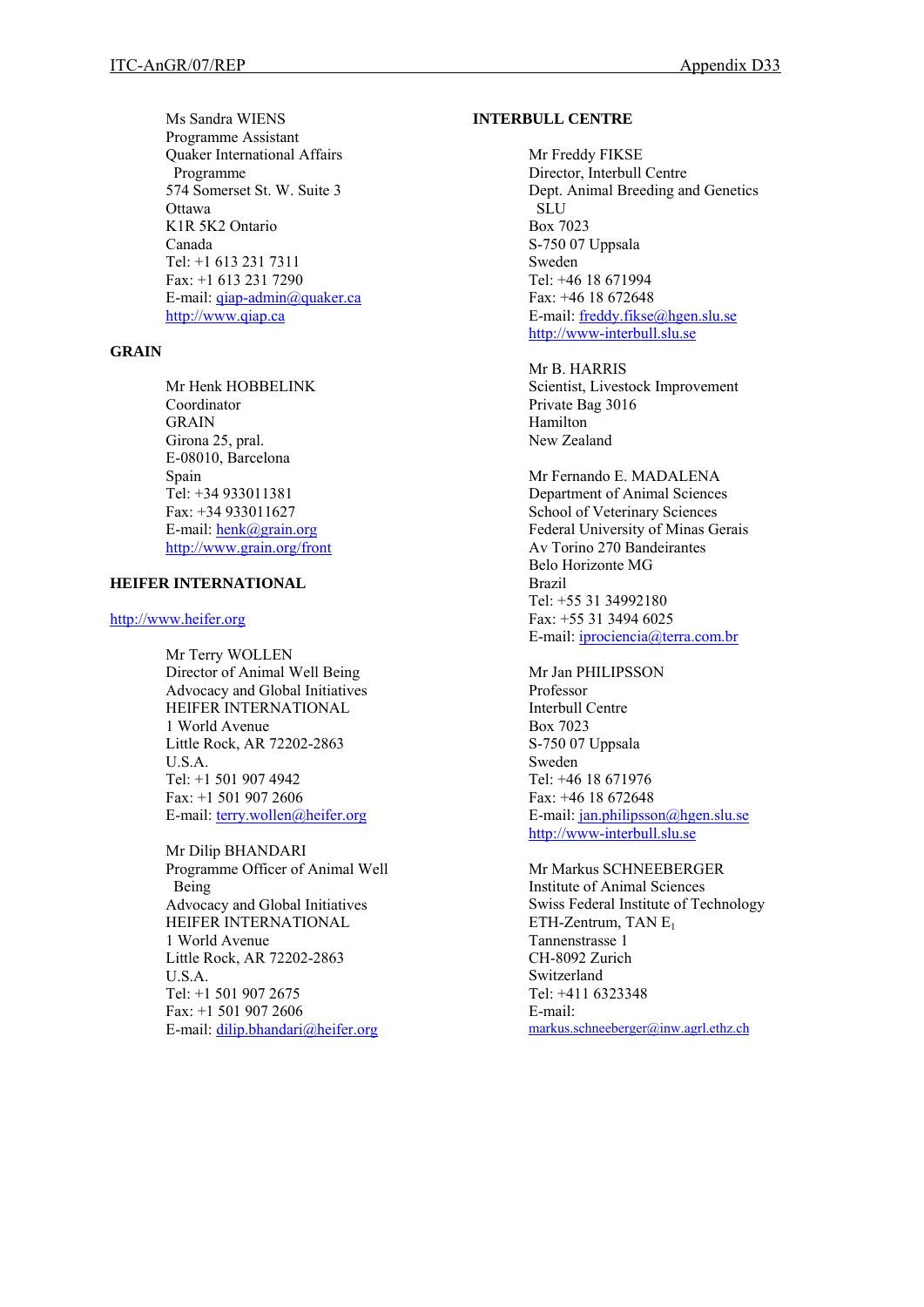Ms Sandra WIENS
Programme Assistant
Quaker International Affairs Programme
574 Somerset St. W. Suite 3
Ottawa
K1R 5K2 Ontario
Canada
Tel: +1 613 231 7311
Fax: +1 613 231 7290
E-mail: qiap-admin@quaker.ca
http://www.qiap.ca

**GRAIN**

Mr Henk HOBBELINK
Coordinator
GRAIN
Girona 25, pral.
E-08010, Barcelona
Spain
Tel: +34 933011381
Fax: +34 933011627
E-mail: henk@grain.org
http://www.grain.org/front

**HEIFER INTERNATIONAL**

http://www.heifer.org

Mr Terry WOLLEN
Director of Animal Well Being
Advocacy and Global Initiatives
HEIFER INTERNATIONAL
1 World Avenue
Little Rock, AR 72202-2863
U.S.A.
Tel: +1 501 907 4942
Fax: +1 501 907 2606
E-mail: terry.wollen@heifer.org

Mr Dilip BHANDARI
Programme Officer of Animal Well Being
Advocacy and Global Initiatives
HEIFER INTERNATIONAL
1 World Avenue
Little Rock, AR 72202-2863
U.S.A.
Tel: +1 501 907 2675
Fax: +1 501 907 2606
E-mail: dilip.bhandari@heifer.org

**INTERBULL CENTRE**

Mr Freddy FIKSE
Director, Interbull Centre
Dept. Animal Breeding and Genetics SLU
Box 7023
S-750 07 Uppsala
Sweden
Tel: +46 18 671994
Fax: +46 18 672648
E-mail: freddy.fikse@hgen.slu.se
http://www-interbull.slu.se

Mr B. HARRIS
Scientist, Livestock Improvement
Private Bag 3016
Hamilton
New Zealand

Mr Fernando E. MADALENA
Department of Animal Sciences
School of Veterinary Sciences
Federal University of Minas Gerais
Av Torino 270 Bandeirantes
Belo Horizonte MG
Brazil
Tel: +55 31 34992180
Fax: +55 31 3494 6025
E-mail: iprociencia@terra.com.br

Mr Jan PHILIPSSON
Professor
Interbull Centre
Box 7023
S-750 07 Uppsala
Sweden
Tel: +46 18 671976
Fax: +46 18 672648
E-mail: jan.philipsson@hgen.slu.se
http://www-interbull.slu.se

Mr Markus SCHNEEBERGER
Institute of Animal Sciences
Swiss Federal Institute of Technology
ETH-Zentrum, TAN $E_1$
Tannenstrasse 1
CH-8092 Zurich
Switzerland
Tel: +411 6323348
E-mail: markus.schneeberger@inw.agrl.ethz.ch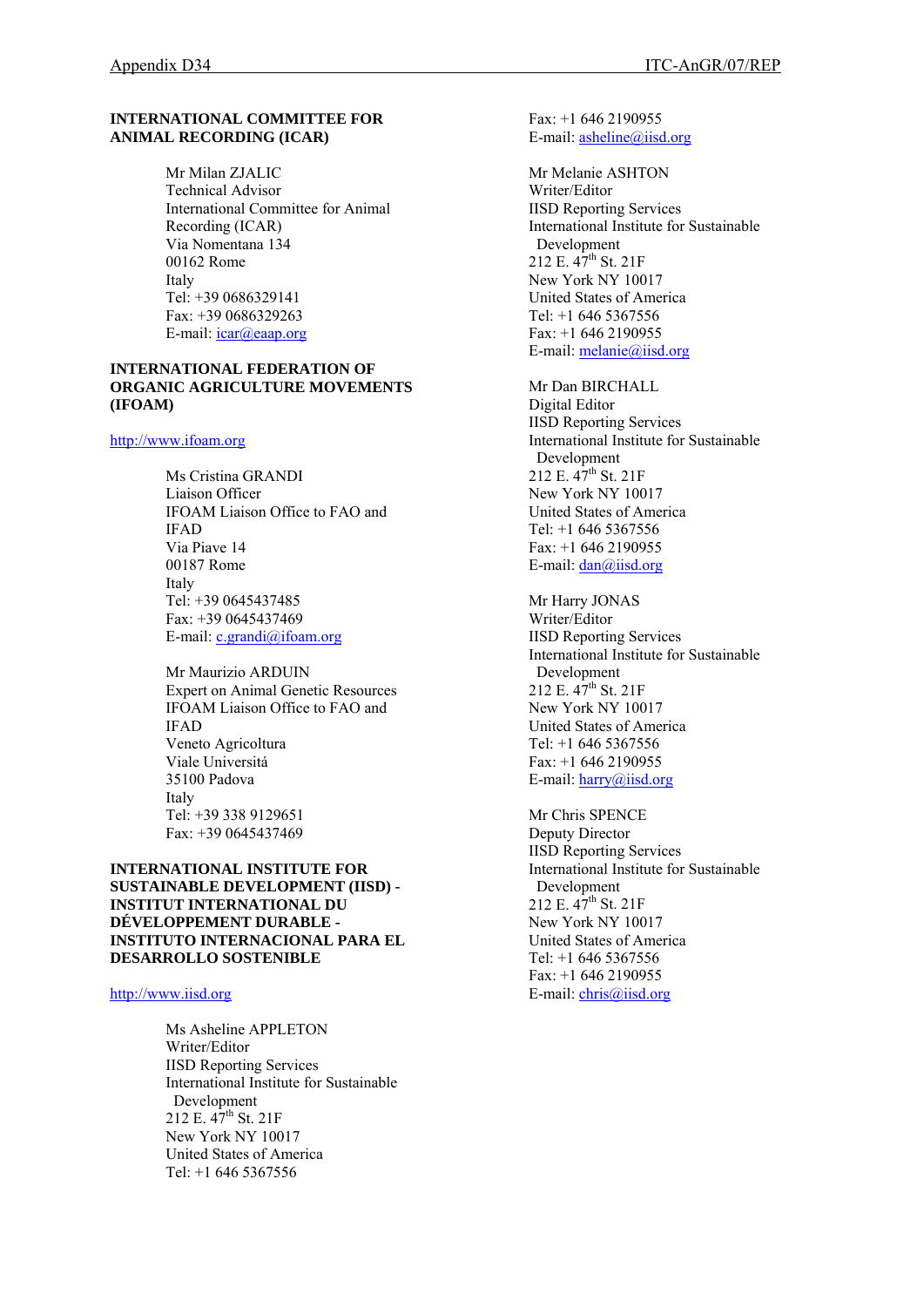**INTERNATIONAL COMMITTEE FOR ANIMAL RECORDING (ICAR)**

Mr Milan ZJALIC
Technical Advisor
International Committee for Animal Recording (ICAR)
Via Nomentana 134
00162 Rome
Italy
Tel: +39 0686329141
Fax: +39 0686329263
E-mail: icar@eaap.org

**INTERNATIONAL FEDERATION OF ORGANIC AGRICULTURE MOVEMENTS (IFOAM)**

http://www.ifoam.org

Ms Cristina GRANDI
Liaison Officer
IFOAM Liaison Office to FAO and IFAD
Via Piave 14
00187 Rome
Italy
Tel: +39 0645437485
Fax: +39 0645437469
E-mail: c.grandi@ifoam.org

Mr Maurizio ARDUIN
Expert on Animal Genetic Resources
IFOAM Liaison Office to FAO and IFAD
Veneto Agricoltura
Viale Universitá
35100 Padova
Italy
Tel: +39 338 9129651
Fax: +39 0645437469

**INTERNATIONAL INSTITUTE FOR SUSTAINABLE DEVELOPMENT (IISD) - INSTITUT INTERNATIONAL DU DÉVELOPPEMENT DURABLE - INSTITUTO INTERNACIONAL PARA EL DESARROLLO SOSTENIBLE**

http://www.iisd.org

Ms Asheline APPLETON
Writer/Editor
IISD Reporting Services
International Institute for Sustainable Development
212 E. 47th St. 21F
New York NY 10017
United States of America
Tel: +1 646 5367556
Fax: +1 646 2190955
E-mail: asheline@iisd.org

Mr Melanie ASHTON
Writer/Editor
IISD Reporting Services
International Institute for Sustainable Development
212 E. 47th St. 21F
New York NY 10017
United States of America
Tel: +1 646 5367556
Fax: +1 646 2190955
E-mail: melanie@iisd.org

Mr Dan BIRCHALL
Digital Editor
IISD Reporting Services
International Institute for Sustainable Development
212 E. 47th St. 21F
New York NY 10017
United States of America
Tel: +1 646 5367556
Fax: +1 646 2190955
E-mail: dan@iisd.org

Mr Harry JONAS
Writer/Editor
IISD Reporting Services
International Institute for Sustainable Development
212 E. 47th St. 21F
New York NY 10017
United States of America
Tel: +1 646 5367556
Fax: +1 646 2190955
E-mail: harry@iisd.org

Mr Chris SPENCE
Deputy Director
IISD Reporting Services
International Institute for Sustainable Development
212 E. 47th St. 21F
New York NY 10017
United States of America
Tel: +1 646 5367556
Fax: +1 646 2190955
E-mail: chris@iisd.org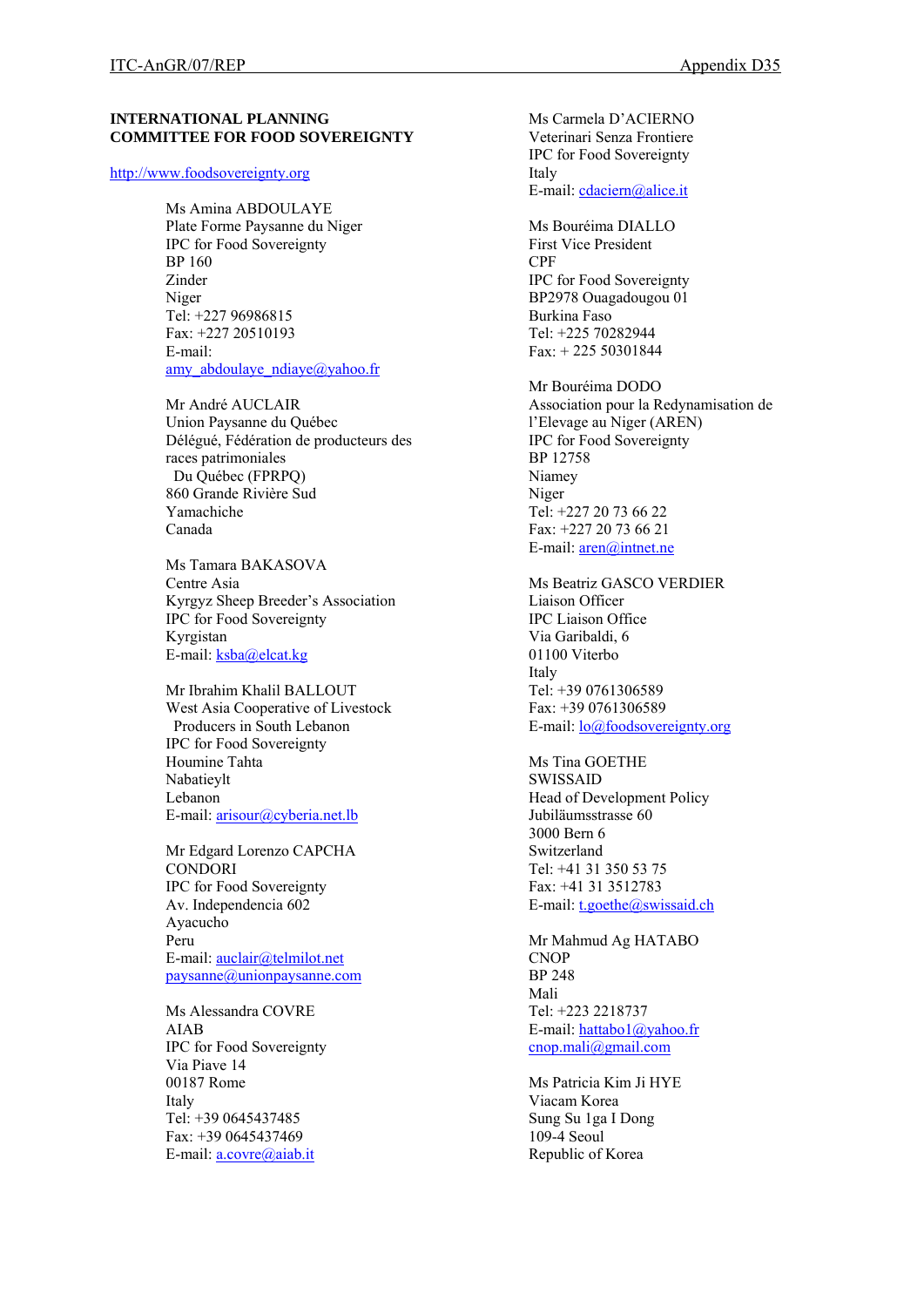**INTERNATIONAL PLANNING COMMITTEE FOR FOOD SOVEREIGNTY**

http://www.foodsovereignty.org

Ms Amina ABDOULAYE
Plate Forme Paysanne du Niger
IPC for Food Sovereignty
BP 160
Zinder
Niger
Tel: +227 96986815
Fax: +227 20510193
E-mail:
amy_abdoulaye_ndiaye@yahoo.fr

Mr André AUCLAIR
Union Paysanne du Québec
Délégué, Fédération de producteurs des races patrimoniales
Du Québec (FPRPQ)
860 Grande Rivière Sud
Yamachiche
Canada

Ms Tamara BAKASOVA
Centre Asia
Kyrgyz Sheep Breeder's Association
IPC for Food Sovereignty
Kyrgistan
E-mail: ksba@elcat.kg

Mr Ibrahim Khalil BALLOUT
West Asia Cooperative of Livestock Producers in South Lebanon
IPC for Food Sovereignty
Houmine Tahta
Nabatieylt
Lebanon
E-mail: arisour@cyberia.net.lb

Mr Edgard Lorenzo CAPCHA CONDORI
IPC for Food Sovereignty
Av. Independencia 602
Ayacucho
Peru
E-mail: auclair@telmilot.net
paysanne@unionpaysanne.com

Ms Alessandra COVRE
AIAB
IPC for Food Sovereignty
Via Piave 14
00187 Rome
Italy
Tel: +39 0645437485
Fax: +39 0645437469
E-mail: a.covre@aiab.it

Ms Carmela D'ACIERNO
Veterinari Senza Frontiere
IPC for Food Sovereignty
Italy
E-mail: cdaciern@alice.it

Ms Bouréima DIALLO
First Vice President
CPF
IPC for Food Sovereignty
BP2978 Ouagadougou 01
Burkina Faso
Tel: +225 70282944
Fax: + 225 50301844

Mr Bouréima DODO
Association pour la Redynamisation de l'Elevage au Niger (AREN)
IPC for Food Sovereignty
BP 12758
Niamey
Niger
Tel: +227 20 73 66 22
Fax: +227 20 73 66 21
E-mail: aren@intnet.ne

Ms Beatriz GASCO VERDIER
Liaison Officer
IPC Liaison Office
Via Garibaldi, 6
01100 Viterbo
Italy
Tel: +39 0761306589
Fax: +39 0761306589
E-mail: lo@foodsovereignty.org

Ms Tina GOETHE
SWISSAID
Head of Development Policy
Jubiläumsstrasse 60
3000 Bern 6
Switzerland
Tel: +41 31 350 53 75
Fax: +41 31 3512783
E-mail: t.goethe@swissaid.ch

Mr Mahmud Ag HATABO
CNOP
BP 248
Mali
Tel: +223 2218737
E-mail: hattabo1@yahoo.fr
cnop.mali@gmail.com

Ms Patricia Kim Ji HYE
Viacam Korea
Sung Su 1ga I Dong
109-4 Seoul
Republic of Korea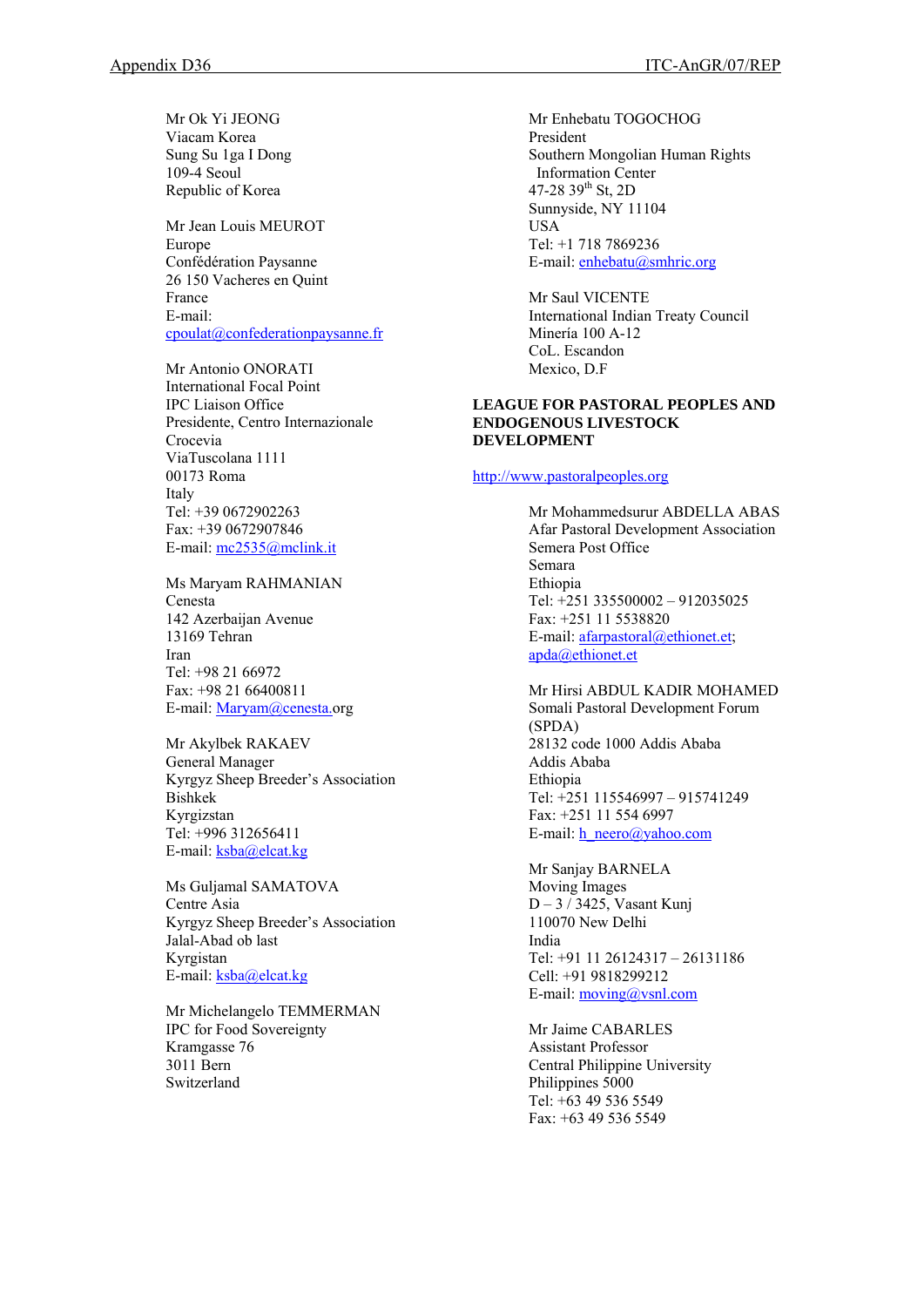Mr Ok Yi JEONG
Viacam Korea
Sung Su 1ga I Dong
109-4 Seoul
Republic of Korea

Mr Jean Louis MEUROT
Europe
Confédération Paysanne
26 150 Vacheres en Quint
France
E-mail:
cpoulat@confederationpaysanne.fr

Mr Antonio ONORATI
International Focal Point
IPC Liaison Office
Presidente, Centro Internazionale
Crocevia
ViaTuscolana 1111
00173 Roma
Italy
Tel: +39 0672902263
Fax: +39 0672907846
E-mail: mc2535@mclink.it

Ms Maryam RAHMANIAN
Cenesta
142 Azerbaijan Avenue
13169 Tehran
Iran
Tel: +98 21 66972
Fax: +98 21 66400811
E-mail: Maryam@cenesta.org

Mr Akylbek RAKAEV
General Manager
Kyrgyz Sheep Breeder's Association
Bishkek
Kyrgizstan
Tel: +996 312656411
E-mail: ksba@elcat.kg

Ms Guljamal SAMATOVA
Centre Asia
Kyrgyz Sheep Breeder's Association
Jalal-Abad ob last
Kyrgistan
E-mail: ksba@elcat.kg

Mr Michelangelo TEMMERMAN
IPC for Food Sovereignty
Kramgasse 76
3011 Bern
Switzerland

Mr Enhebatu TOGOCHOG
President
Southern Mongolian Human Rights Information Center
47-28 39th St, 2D
Sunnyside, NY 11104
USA
Tel: +1 718 7869236
E-mail: enhebatu@smhric.org

Mr Saul VICENTE
International Indian Treaty Council
Minería 100 A-12
CoL. Escandon
Mexico, D.F

**LEAGUE FOR PASTORAL PEOPLES AND ENDOGENOUS LIVESTOCK DEVELOPMENT**

http://www.pastoralpeoples.org

Mr Mohammedsurur ABDELLA ABAS
Afar Pastoral Development Association
Semera Post Office
Semara
Ethiopia
Tel: +251 335500002 – 912035025
Fax: +251 11 5538820
E-mail: afarpastoral@ethionet.et; apda@ethionet.et

Mr Hirsi ABDUL KADIR MOHAMED
Somali Pastoral Development Forum (SPDA)
28132 code 1000 Addis Ababa
Addis Ababa
Ethiopia
Tel: +251 115546997 – 915741249
Fax: +251 11 554 6997
E-mail: h_neero@yahoo.com

Mr Sanjay BARNELA
Moving Images
D – 3 / 3425, Vasant Kunj
110070 New Delhi
India
Tel: +91 11 26124317 – 26131186
Cell: +91 9818299212
E-mail: moving@vsnl.com

Mr Jaime CABARLES
Assistant Professor
Central Philippine University
Philippines 5000
Tel: +63 49 536 5549
Fax: +63 49 536 5549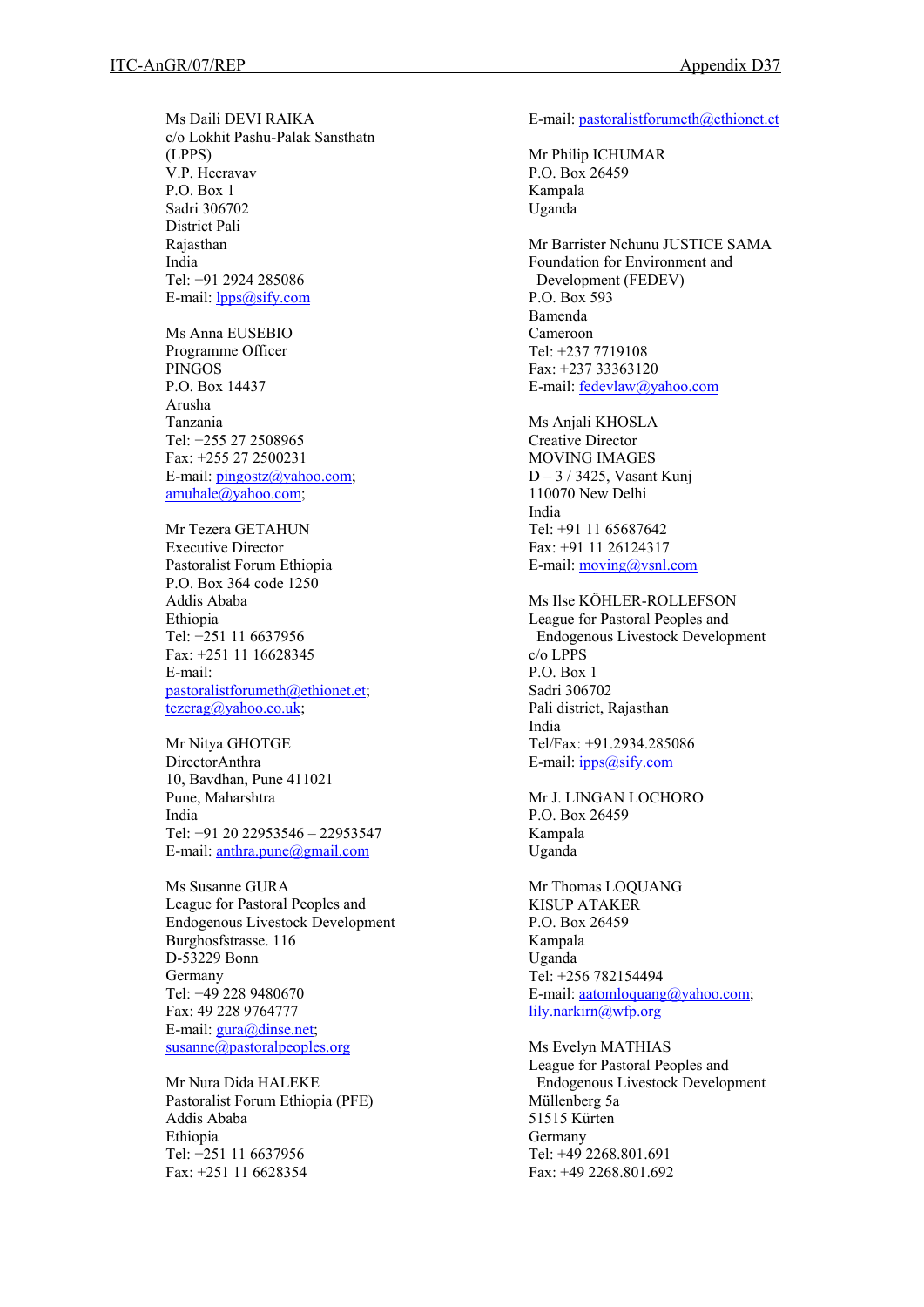Ms Daili DEVI RAIKA
c/o Lokhit Pashu-Palak Sansthatn (LPPS)
V.P. Heeravav
P.O. Box 1
Sadri 306702
District Pali
Rajasthan
India
Tel: +91 2924 285086
E-mail: lpps@sify.com

Ms Anna EUSEBIO
Programme Officer
PINGOS
P.O. Box 14437
Arusha
Tanzania
Tel: +255 27 2508965
Fax: +255 27 2500231
E-mail: pingostz@yahoo.com; amuhale@yahoo.com;

Mr Tezera GETAHUN
Executive Director
Pastoralist Forum Ethiopia
P.O. Box 364 code 1250
Addis Ababa
Ethiopia
Tel: +251 11 6637956
Fax: +251 11 16628345
E-mail: pastoralistforumeth@ethionet.et; tezerag@yahoo.co.uk;

Mr Nitya GHOTGE
DirectorAnthra
10, Bavdhan, Pune 411021
Pune, Maharshtra
India
Tel: +91 20 22953546 – 22953547
E-mail: anthra.pune@gmail.com

Ms Susanne GURA
League for Pastoral Peoples and Endogenous Livestock Development
Burghosfstrasse. 116
D-53229 Bonn
Germany
Tel: +49 228 9480670
Fax: 49 228 9764777
E-mail: gura@dinse.net; susanne@pastoralpeoples.org

Mr Nura Dida HALEKE
Pastoralist Forum Ethiopia (PFE)
Addis Ababa
Ethiopia
Tel: +251 11 6637956
Fax: +251 11 6628354
E-mail: pastoralistforumeth@ethionet.et

Mr Philip ICHUMAR
P.O. Box 26459
Kampala
Uganda

Mr Barrister Nchunu JUSTICE SAMA
Foundation for Environment and Development (FEDEV)
P.O. Box 593
Bamenda
Cameroon
Tel: +237 7719108
Fax: +237 33363120
E-mail: fedevlaw@yahoo.com

Ms Anjali KHOSLA
Creative Director
MOVING IMAGES
D – 3 / 3425, Vasant Kunj
110070 New Delhi
India
Tel: +91 11 65687642
Fax: +91 11 26124317
E-mail: moving@vsnl.com

Ms Ilse KÖHLER-ROLLEFSON
League for Pastoral Peoples and Endogenous Livestock Development
c/o LPPS
P.O. Box 1
Sadri 306702
Pali district, Rajasthan
India
Tel/Fax: +91.2934.285086
E-mail: ipps@sify.com

Mr J. LINGAN LOCHORO
P.O. Box 26459
Kampala
Uganda

Mr Thomas LOQUANG
KISUP ATAKER
P.O. Box 26459
Kampala
Uganda
Tel: +256 782154494
E-mail: aatomloquang@yahoo.com; lily.narkirn@wfp.org

Ms Evelyn MATHIAS
League for Pastoral Peoples and Endogenous Livestock Development
Müllenberg 5a
51515 Kürten
Germany
Tel: +49 2268.801.691
Fax: +49 2268.801.692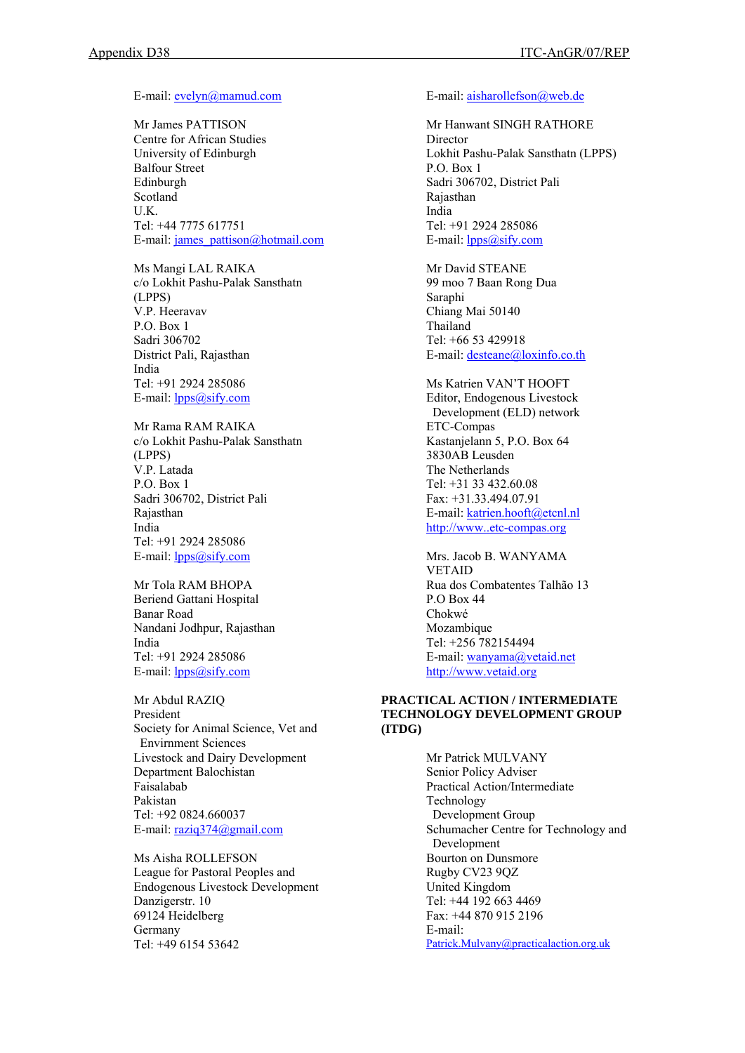E-mail: evelyn@mamud.com

Mr James PATTISON
Centre for African Studies
University of Edinburgh
Balfour Street
Edinburgh
Scotland
U.K.
Tel: +44 7775 617751
E-mail: james_pattison@hotmail.com

Ms Mangi LAL RAIKA
c/o Lokhit Pashu-Palak Sansthatn
(LPPS)
V.P. Heeravav
P.O. Box 1
Sadri 306702
District Pali, Rajasthan
India
Tel: +91 2924 285086
E-mail: lpps@sify.com

Mr Rama RAM RAIKA
c/o Lokhit Pashu-Palak Sansthatn
(LPPS)
V.P. Latada
P.O. Box 1
Sadri 306702, District Pali
Rajasthan
India
Tel: +91 2924 285086
E-mail: lpps@sify.com

Mr Tola RAM BHOPA
Beriend Gattani Hospital
Banar Road
Nandani Jodhpur, Rajasthan
India
Tel: +91 2924 285086
E-mail: lpps@sify.com

Mr Abdul RAZIQ
President
Society for Animal Science, Vet and
Envirnment Sciences
Livestock and Dairy Development
Department Balochistan
Faisalabab
Pakistan
Tel: +92 0824.660037
E-mail: raziq374@gmail.com

Ms Aisha ROLLEFSON
League for Pastoral Peoples and
Endogenous Livestock Development
Danzigerstr. 10
69124 Heidelberg
Germany
Tel: +49 6154 53642
E-mail: aisharollefson@web.de

Mr Hanwant SINGH RATHORE
Director
Lokhit Pashu-Palak Sansthatn (LPPS)
P.O. Box 1
Sadri 306702, District Pali
Rajasthan
India
Tel: +91 2924 285086
E-mail: lpps@sify.com

Mr David STEANE
99 moo 7 Baan Rong Dua
Saraphi
Chiang Mai 50140
Thailand
Tel: +66 53 429918
E-mail: desteane@loxinfo.co.th

Ms Katrien VAN'T HOOFT
Editor, Endogenous Livestock
Development (ELD) network
ETC-Compas
Kastanjelann 5, P.O. Box 64
3830AB Leusden
The Netherlands
Tel: +31 33 432.60.08
Fax: +31.33.494.07.91
E-mail: katrien.hooft@etcnl.nl
http://www..etc-compas.org

Mrs. Jacob B. WANYAMA
VETAID
Rua dos Combatentes Talhão 13
P.O Box 44
Chokwé
Mozambique
Tel: +256 782154494
E-mail: wanyama@vetaid.net
http://www.vetaid.org

**PRACTICAL ACTION / INTERMEDIATE TECHNOLOGY DEVELOPMENT GROUP (ITDG)**

Mr Patrick MULVANY
Senior Policy Adviser
Practical Action/Intermediate
Technology
Development Group
Schumacher Centre for Technology and
Development
Bourton on Dunsmore
Rugby CV23 9QZ
United Kingdom
Tel: +44 192 663 4469
Fax: +44 870 915 2196
E-mail:
Patrick.Mulvany@practicalaction.org.uk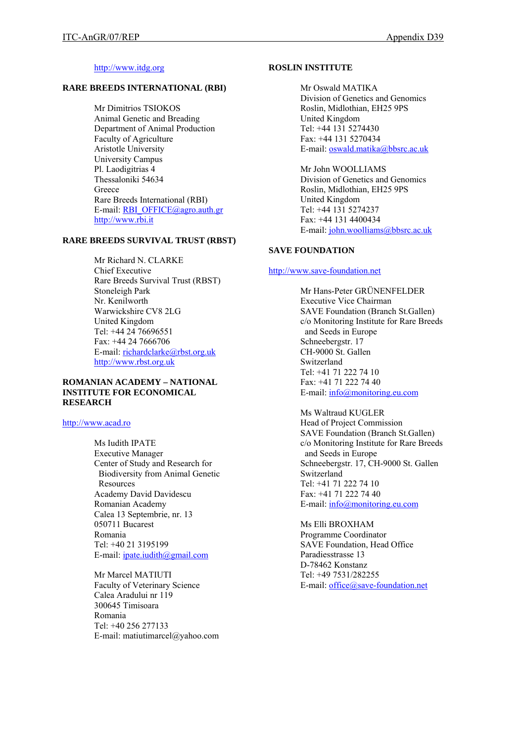http://www.itdg.org

**RARE BREEDS INTERNATIONAL (RBI)**

Mr Dimitrios TSIOKOS
Animal Genetic and Breading
Department of Animal Production
Faculty of Agriculture
Aristotle University
University Campus
Pl. Laodigitrias 4
Thessaloniki 54634
Greece
Rare Breeds International (RBI)
E-mail: RBI_OFFICE@agro.auth.gr
http://www.rbi.it

**RARE BREEDS SURVIVAL TRUST (RBST)**

Mr Richard N. CLARKE
Chief Executive
Rare Breeds Survival Trust (RBST)
Stoneleigh Park
Nr. Kenilworth
Warwickshire CV8 2LG
United Kingdom
Tel: +44 24 76696551
Fax: +44 24 7666706
E-mail: richardclarke@rbst.org.uk
http://www.rbst.org.uk

**ROMANIAN ACADEMY – NATIONAL INSTITUTE FOR ECONOMICAL RESEARCH**

http://www.acad.ro

Ms Iudith IPATE
Executive Manager
Center of Study and Research for Biodiversity from Animal Genetic Resources
Academy David Davidescu
Romanian Academy
Calea 13 Septembrie, nr. 13
050711 Bucarest
Romania
Tel: +40 21 3195199
E-mail: ipate.iudith@gmail.com

Mr Marcel MATIUTI
Faculty of Veterinary Science
Calea Aradului nr 119
300645 Timisoara
Romania
Tel: +40 256 277133
E-mail: matiutimarcel@yahoo.com

**ROSLIN INSTITUTE**

Mr Oswald MATIKA
Division of Genetics and Genomics
Roslin, Midlothian, EH25 9PS
United Kingdom
Tel: +44 131 5274430
Fax: +44 131 5270434
E-mail: oswald.matika@bbsrc.ac.uk

Mr John WOOLLIAMS
Division of Genetics and Genomics
Roslin, Midlothian, EH25 9PS
United Kingdom
Tel: +44 131 5274237
Fax: +44 131 4400434
E-mail: john.woolliams@bbsrc.ac.uk

**SAVE FOUNDATION**

http://www.save-foundation.net

Mr Hans-Peter GRÜNENFELDER
Executive Vice Chairman
SAVE Foundation (Branch St.Gallen)
c/o Monitoring Institute for Rare Breeds and Seeds in Europe
Schneebergstr. 17
CH-9000 St. Gallen
Switzerland
Tel: +41 71 222 74 10
Fax: +41 71 222 74 40
E-mail: info@monitoring.eu.com

Ms Waltraud KUGLER
Head of Project Commission
SAVE Foundation (Branch St.Gallen)
c/o Monitoring Institute for Rare Breeds and Seeds in Europe
Schneebergstr. 17, CH-9000 St. Gallen
Switzerland
Tel: +41 71 222 74 10
Fax: +41 71 222 74 40
E-mail: info@monitoring.eu.com

Ms Elli BROXHAM
Programme Coordinator
SAVE Foundation, Head Office
Paradiesstrasse 13
D-78462 Konstanz
Tel: +49 7531/282255
E-mail: office@save-foundation.net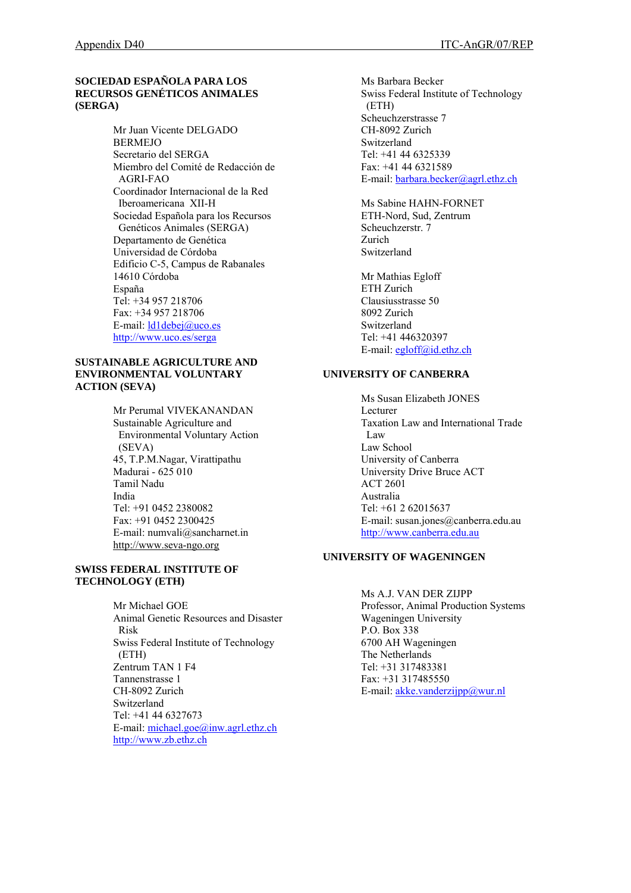**SOCIEDAD ESPAÑOLA PARA LOS RECURSOS GENÉTICOS ANIMALES (SERGA)**

Mr Juan Vicente DELGADO BERMEJO
Secretario del SERGA
Miembro del Comité de Redacción de AGRI-FAO
Coordinador Internacional de la Red Iberoamericana XII-H
Sociedad Española para los Recursos Genéticos Animales (SERGA)
Departamento de Genética
Universidad de Córdoba
Edificio C-5, Campus de Rabanales
14610 Córdoba
España
Tel: +34 957 218706
Fax: +34 957 218706
E-mail: ld1debej@uco.es
http://www.uco.es/serga

**SUSTAINABLE AGRICULTURE AND ENVIRONMENTAL VOLUNTARY ACTION (SEVA)**

Mr Perumal VIVEKANANDAN
Sustainable Agriculture and Environmental Voluntary Action (SEVA)
45, T.P.M.Nagar, Virattipathu
Madurai - 625 010
Tamil Nadu
India
Tel: +91 0452 2380082
Fax: +91 0452 2300425
E-mail: numvali@sancharnet.in
http://www.seva-ngo.org

**SWISS FEDERAL INSTITUTE OF TECHNOLOGY (ETH)**

Mr Michael GOE
Animal Genetic Resources and Disaster Risk
Swiss Federal Institute of Technology (ETH)
Zentrum TAN 1 F4
Tannenstrasse 1
CH-8092 Zurich
Switzerland
Tel: +41 44 6327673
E-mail: michael.goe@inw.agrl.ethz.ch
http://www.zb.ethz.ch

Ms Barbara Becker
Swiss Federal Institute of Technology (ETH)
Scheuchzerstrasse 7
CH-8092 Zurich
Switzerland
Tel: +41 44 6325339
Fax: +41 44 6321589
E-mail: barbara.becker@agrl.ethz.ch

Ms Sabine HAHN-FORNET
ETH-Nord, Sud, Zentrum
Scheuchzerstr. 7
Zurich
Switzerland

Mr Mathias Egloff
ETH Zurich
Clausiusstrasse 50
8092 Zurich
Switzerland
Tel: +41 446320397
E-mail: egloff@id.ethz.ch

**UNIVERSITY OF CANBERRA**

Ms Susan Elizabeth JONES
Lecturer
Taxation Law and International Trade Law
Law School
University of Canberra
University Drive Bruce ACT
ACT 2601
Australia
Tel: +61 2 62015637
E-mail: susan.jones@canberra.edu.au
http://www.canberra.edu.au

**UNIVERSITY OF WAGENINGEN**

Ms A.J. VAN DER ZIJPP
Professor, Animal Production Systems
Wageningen University
P.O. Box 338
6700 AH Wageningen
The Netherlands
Tel: +31 317483381
Fax: +31 317485550
E-mail: akke.vanderzijpp@wur.nl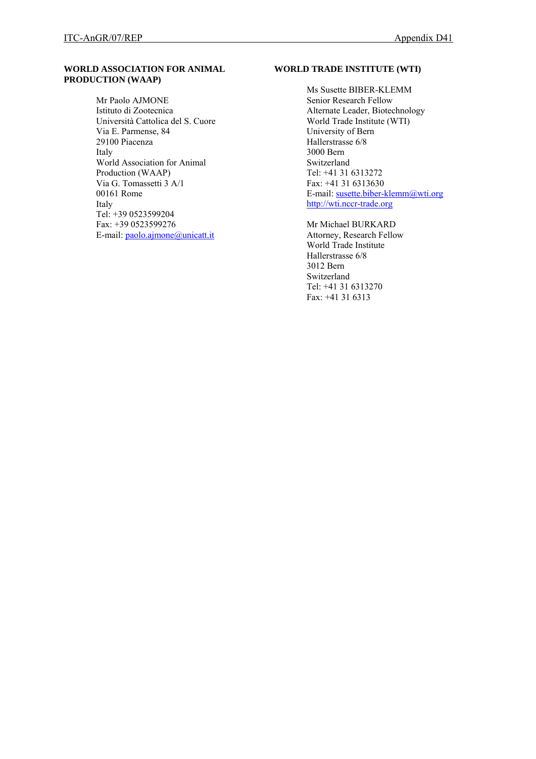**WORLD ASSOCIATION FOR ANIMAL PRODUCTION (WAAP)**

Mr Paolo AJMONE
Istituto di Zootecnica
Università Cattolica del S. Cuore
Via E. Parmense, 84
29100 Piacenza
Italy
World Association for Animal Production (WAAP)
Via G. Tomassetti 3 A/1
00161 Rome
Italy
Tel: +39 0523599204
Fax: +39 0523599276
E-mail: paolo.ajmone@unicatt.it

**WORLD TRADE INSTITUTE (WTI)**

Ms Susette BIBER-KLEMM
Senior Research Fellow
Alternate Leader, Biotechnology
World Trade Institute (WTI)
University of Bern
Hallerstrasse 6/8
3000 Bern
Switzerland
Tel: +41 31 6313272
Fax: +41 31 6313630
E-mail: susette.biber-klemm@wti.org
http://wti.nccr-trade.org

Mr Michael BURKARD
Attorney, Research Fellow
World Trade Institute
Hallerstrasse 6/8
3012 Bern
Switzerland
Tel: +41 31 6313270
Fax: +41 31 6313